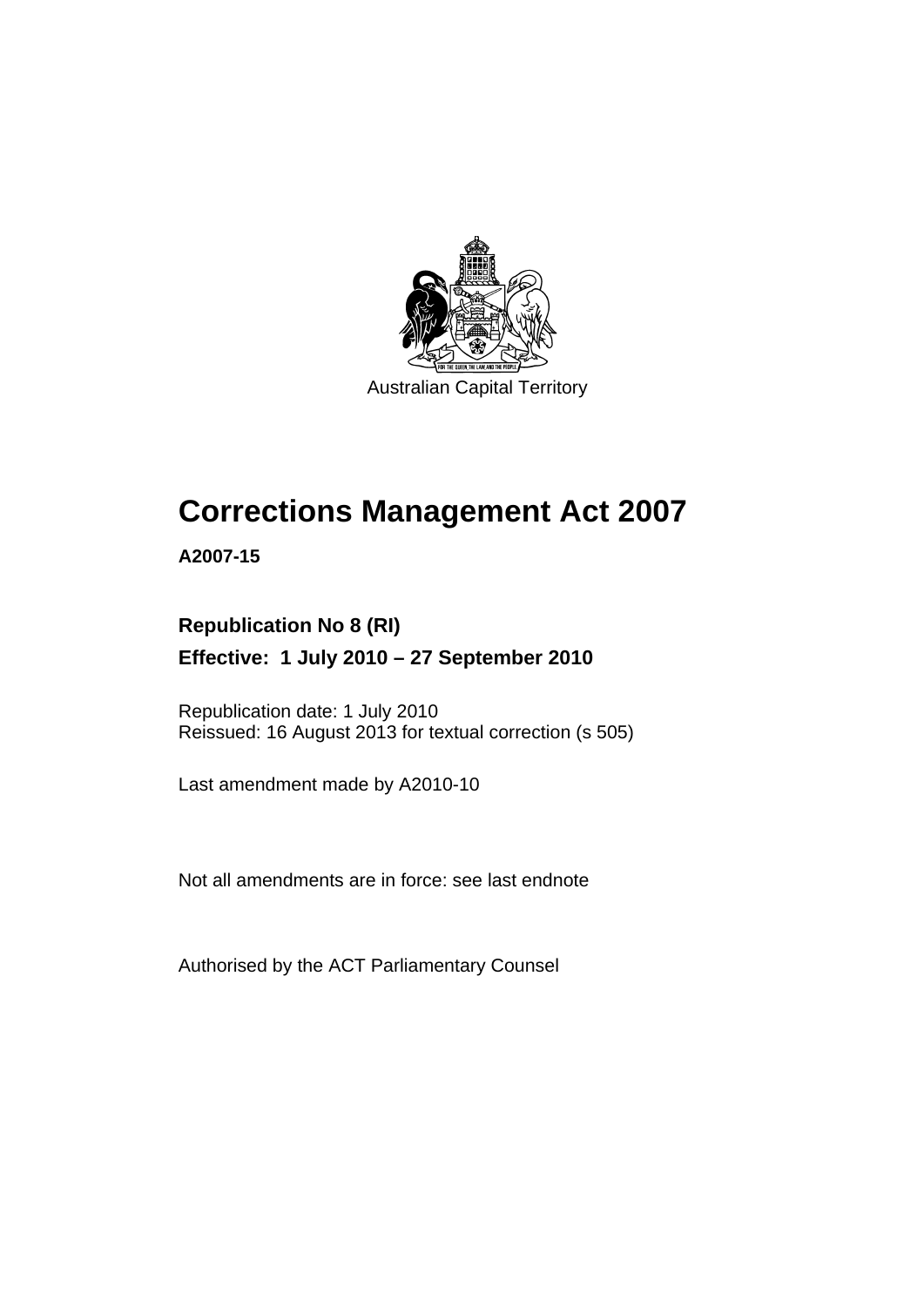Australian Capital Territory

# Corrections Management Act 2007

**A2007-15**

**Republication No 8 (RI)**

**Effective: 1 July 2010 – 27 September 2010**

Republication date: 1 July 2010

Reissued: 16 August 2013 for textual correction (s 505)

Last amendment made by A2010-10

Not all amendments are in force: see last endnote

Authorised by the ACT Parliamentary Counsel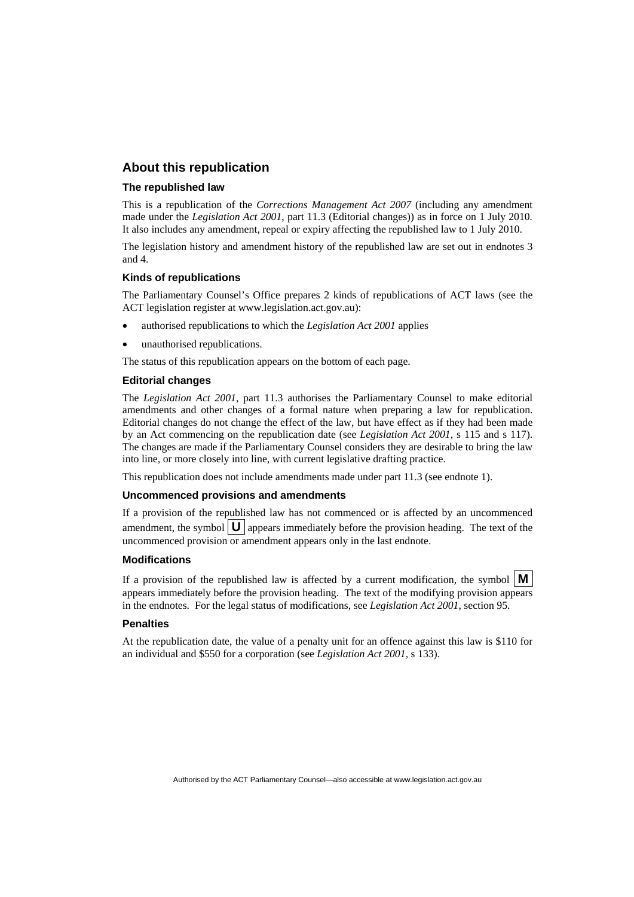## About this republication

### The republished law

This is a republication of the *Corrections Management Act 2007* (including any amendment made under the *Legislation Act 2001*, part 11.3 (Editorial changes)) as in force on 1 July 2010*.* It also includes any amendment, repeal or expiry affecting the republished law to 1 July 2010.

The legislation history and amendment history of the republished law are set out in endnotes 3 and 4.

### Kinds of republications

The Parliamentary Counsel's Office prepares 2 kinds of republications of ACT laws (see the ACT legislation register at www.legislation.act.gov.au):

- authorised republications to which the *Legislation Act 2001* applies
- unauthorised republications.

The status of this republication appears on the bottom of each page.

### Editorial changes

The *Legislation Act 2001*, part 11.3 authorises the Parliamentary Counsel to make editorial amendments and other changes of a formal nature when preparing a law for republication. Editorial changes do not change the effect of the law, but have effect as if they had been made by an Act commencing on the republication date (see *Legislation Act 2001*, s 115 and s 117). The changes are made if the Parliamentary Counsel considers they are desirable to bring the law into line, or more closely into line, with current legislative drafting practice.

This republication does not include amendments made under part 11.3 (see endnote 1).

### Uncommenced provisions and amendments

If a provision of the republished law has not commenced or is affected by an uncommenced amendment, the symbol **U** appears immediately before the provision heading. The text of the uncommenced provision or amendment appears only in the last endnote.

### Modifications

If a provision of the republished law is affected by a current modification, the symbol **M** appears immediately before the provision heading. The text of the modifying provision appears in the endnotes. For the legal status of modifications, see *Legislation Act 2001*, section 95.

### Penalties

At the republication date, the value of a penalty unit for an offence against this law is $110 for an individual and $550 for a corporation (see *Legislation Act 2001*, s 133).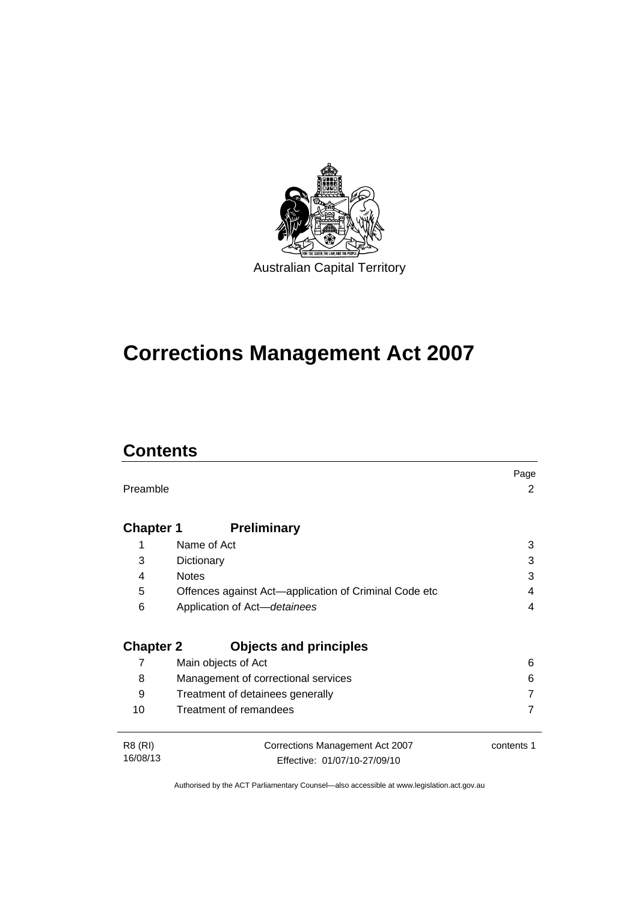Australian Capital Territory

# Corrections Management Act 2007

## Contents

| | | Page |
|---|---|---|
| Preamble | | 2 |
| **Chapter 1** | **Preliminary** | |
| 1 | Name of Act | 3 |
| 3 | Dictionary | 3 |
| 4 | Notes | 3 |
| 5 | Offences against Act—application of Criminal Code etc | 4 |
| 6 | Application of Act—*detainees* | 4 |
| **Chapter 2** | **Objects and principles** | |
| 7 | Main objects of Act | 6 |
| 8 | Management of correctional services | 6 |
| 9 | Treatment of detainees generally | 7 |
| 10 | Treatment of remandees | 7 |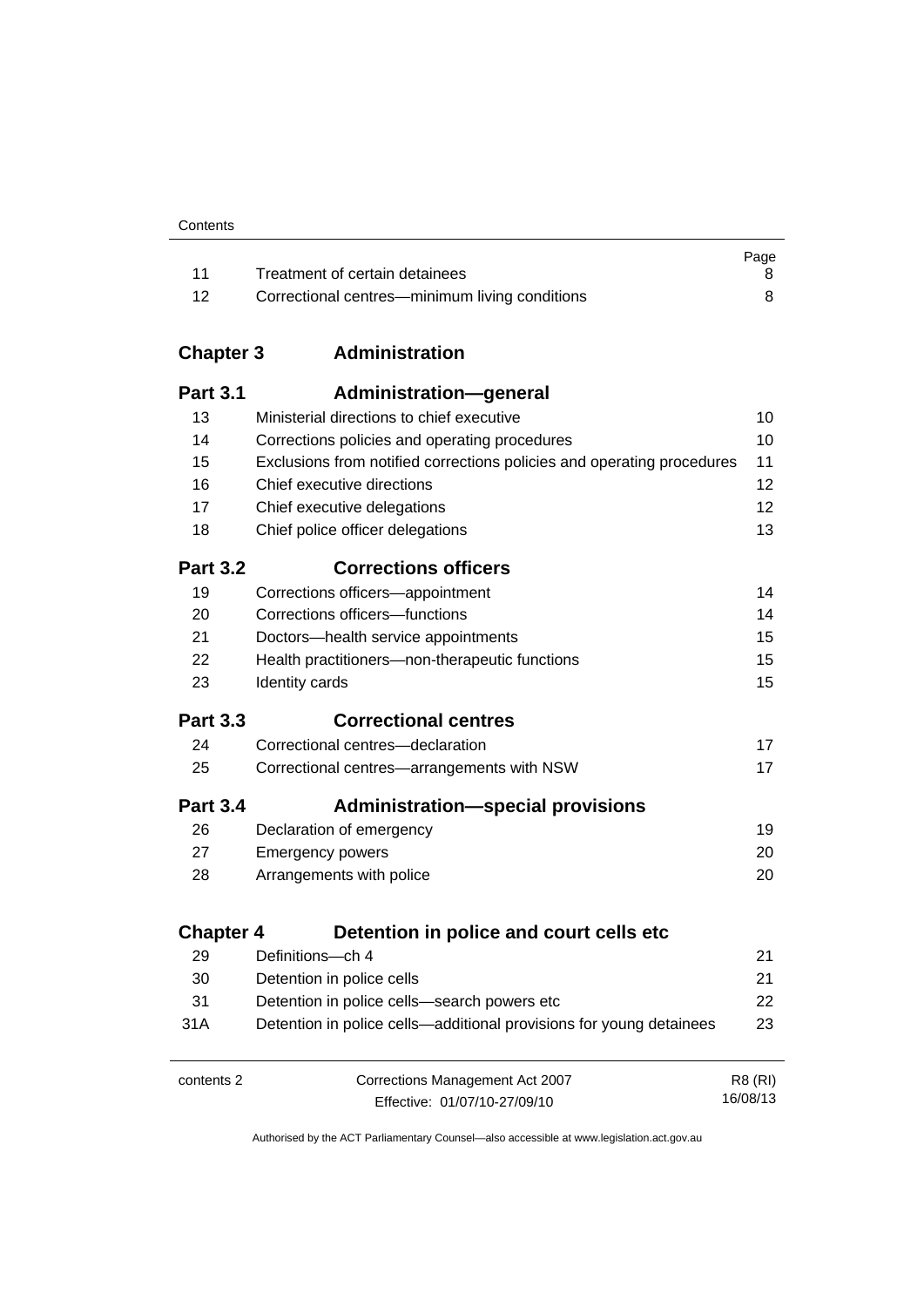| | | Page |
|---|---|---|
| 11 | Treatment of certain detainees | 8 |
| 12 | Correctional centres—minimum living conditions | 8 |

## Chapter 3 Administration

### Part 3.1 Administration—general

| | | |
|---|---|---|
| 13 | Ministerial directions to chief executive | 10 |
| 14 | Corrections policies and operating procedures | 10 |
| 15 | Exclusions from notified corrections policies and operating procedures | 11 |
| 16 | Chief executive directions | 12 |
| 17 | Chief executive delegations | 12 |
| 18 | Chief police officer delegations | 13 |

### Part 3.2 Corrections officers

| | | |
|---|---|---|
| 19 | Corrections officers—appointment | 14 |
| 20 | Corrections officers—functions | 14 |
| 21 | Doctors—health service appointments | 15 |
| 22 | Health practitioners—non-therapeutic functions | 15 |
| 23 | Identity cards | 15 |

### Part 3.3 Correctional centres

| | | |
|---|---|---|
| 24 | Correctional centres—declaration | 17 |
| 25 | Correctional centres—arrangements with NSW | 17 |

### Part 3.4 Administration—special provisions

| | | |
|---|---|---|
| 26 | Declaration of emergency | 19 |
| 27 | Emergency powers | 20 |
| 28 | Arrangements with police | 20 |

## Chapter 4 Detention in police and court cells etc

| | | |
|---|---|---|
| 29 | Definitions—ch 4 | 21 |
| 30 | Detention in police cells | 21 |
| 31 | Detention in police cells—search powers etc | 22 |
| 31A | Detention in police cells—additional provisions for young detainees | 23 |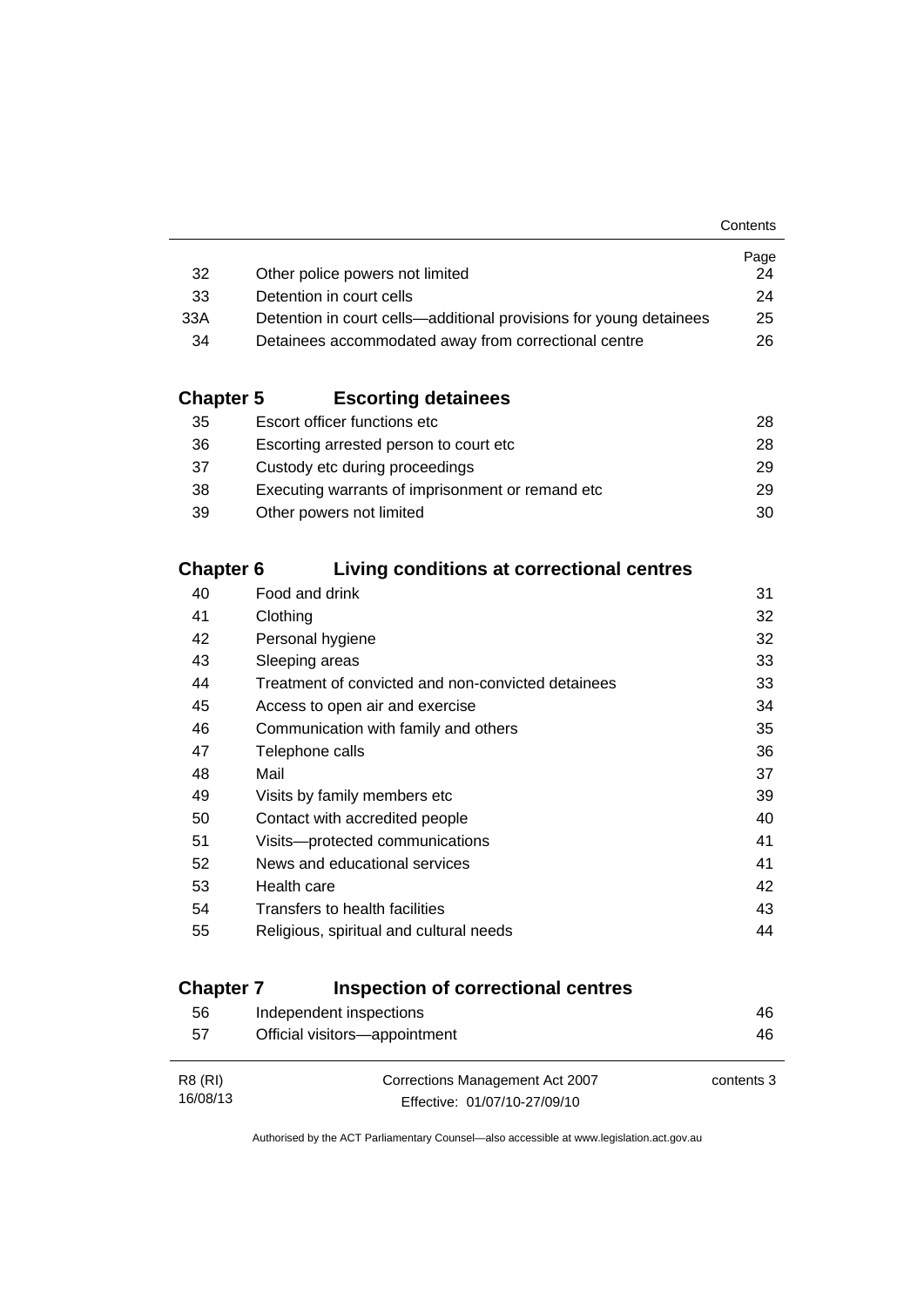| | | Page |
|---|---|---|
| 32 | Other police powers not limited | 24 |
| 33 | Detention in court cells | 24 |
| 33A | Detention in court cells—additional provisions for young detainees | 25 |
| 34 | Detainees accommodated away from correctional centre | 26 |

## Chapter 5 Escorting detainees

| | | |
|---|---|---|
| 35 | Escort officer functions etc | 28 |
| 36 | Escorting arrested person to court etc | 28 |
| 37 | Custody etc during proceedings | 29 |
| 38 | Executing warrants of imprisonment or remand etc | 29 |
| 39 | Other powers not limited | 30 |

## Chapter 6 Living conditions at correctional centres

| | | |
|---|---|---|
| 40 | Food and drink | 31 |
| 41 | Clothing | 32 |
| 42 | Personal hygiene | 32 |
| 43 | Sleeping areas | 33 |
| 44 | Treatment of convicted and non-convicted detainees | 33 |
| 45 | Access to open air and exercise | 34 |
| 46 | Communication with family and others | 35 |
| 47 | Telephone calls | 36 |
| 48 | Mail | 37 |
| 49 | Visits by family members etc | 39 |
| 50 | Contact with accredited people | 40 |
| 51 | Visits—protected communications | 41 |
| 52 | News and educational services | 41 |
| 53 | Health care | 42 |
| 54 | Transfers to health facilities | 43 |
| 55 | Religious, spiritual and cultural needs | 44 |

## Chapter 7 Inspection of correctional centres

| | | |
|---|---|---|
| 56 | Independent inspections | 46 |
| 57 | Official visitors—appointment | 46 |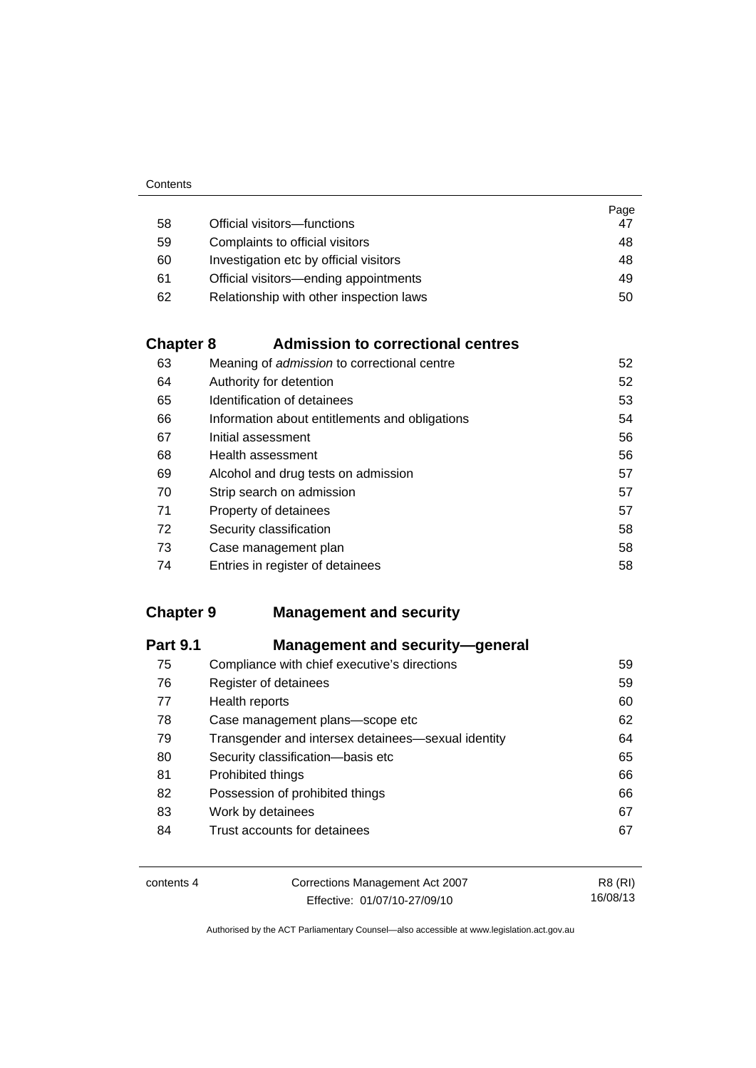| | | Page |
|---|---|---|
| 58 | Official visitors—functions | 47 |
| 59 | Complaints to official visitors | 48 |
| 60 | Investigation etc by official visitors | 48 |
| 61 | Official visitors—ending appointments | 49 |
| 62 | Relationship with other inspection laws | 50 |

## Chapter 8 Admission to correctional centres

| | | |
|---|---|---|
| 63 | Meaning of *admission* to correctional centre | 52 |
| 64 | Authority for detention | 52 |
| 65 | Identification of detainees | 53 |
| 66 | Information about entitlements and obligations | 54 |
| 67 | Initial assessment | 56 |
| 68 | Health assessment | 56 |
| 69 | Alcohol and drug tests on admission | 57 |
| 70 | Strip search on admission | 57 |
| 71 | Property of detainees | 57 |
| 72 | Security classification | 58 |
| 73 | Case management plan | 58 |
| 74 | Entries in register of detainees | 58 |

## Chapter 9 Management and security

### Part 9.1 Management and security—general

| | | |
|---|---|---|
| 75 | Compliance with chief executive's directions | 59 |
| 76 | Register of detainees | 59 |
| 77 | Health reports | 60 |
| 78 | Case management plans—scope etc | 62 |
| 79 | Transgender and intersex detainees—sexual identity | 64 |
| 80 | Security classification—basis etc | 65 |
| 81 | Prohibited things | 66 |
| 82 | Possession of prohibited things | 66 |
| 83 | Work by detainees | 67 |
| 84 | Trust accounts for detainees | 67 |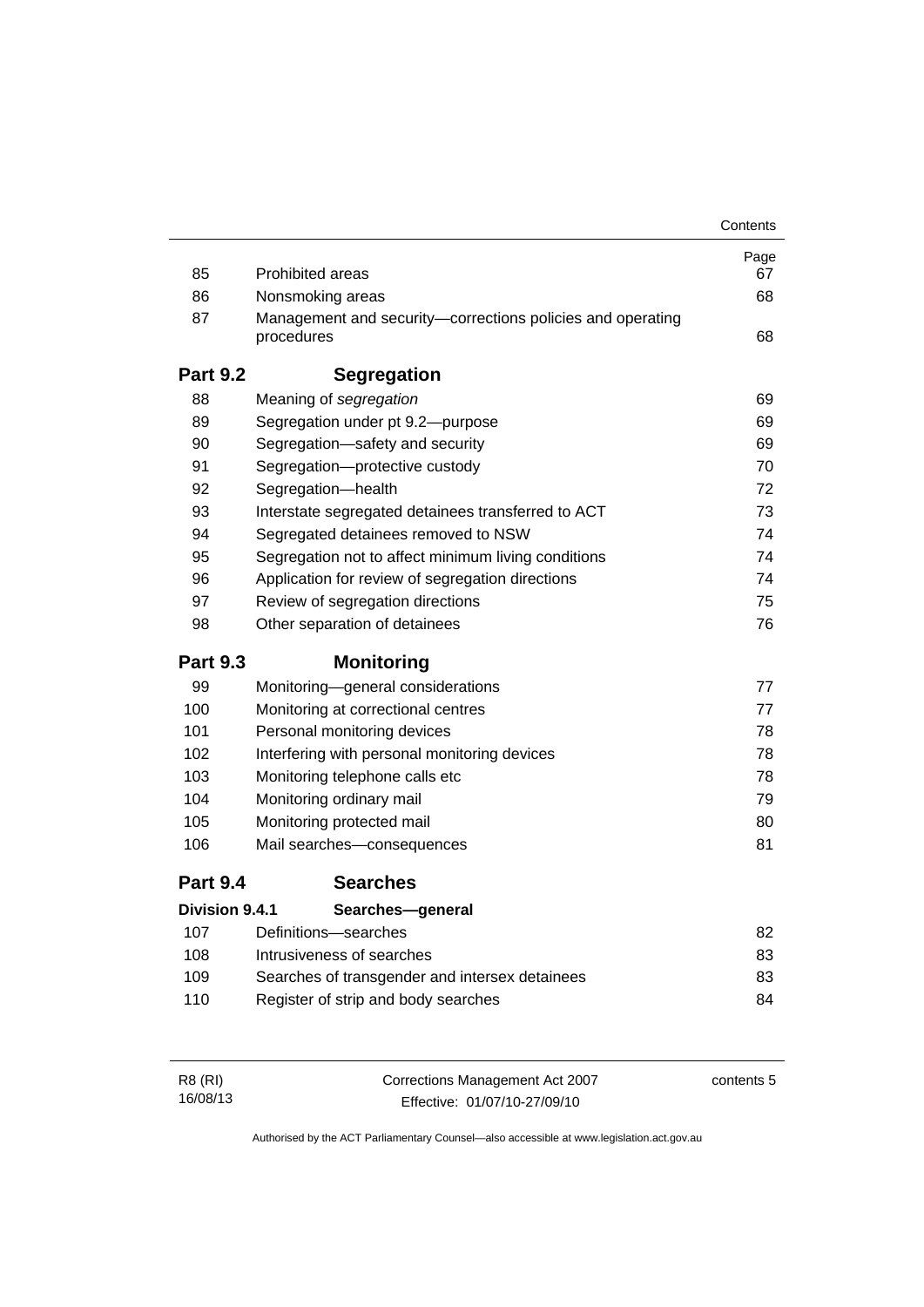| | | Page |
|---|---|---|
| 85 | Prohibited areas | 67 |
| 86 | Nonsmoking areas | 68 |
| 87 | Management and security—corrections policies and operating procedures | 68 |

## Part 9.2 Segregation

| | | |
|---|---|---|
| 88 | Meaning of *segregation* | 69 |
| 89 | Segregation under pt 9.2—purpose | 69 |
| 90 | Segregation—safety and security | 69 |
| 91 | Segregation—protective custody | 70 |
| 92 | Segregation—health | 72 |
| 93 | Interstate segregated detainees transferred to ACT | 73 |
| 94 | Segregated detainees removed to NSW | 74 |
| 95 | Segregation not to affect minimum living conditions | 74 |
| 96 | Application for review of segregation directions | 74 |
| 97 | Review of segregation directions | 75 |
| 98 | Other separation of detainees | 76 |

## Part 9.3 Monitoring

| | | |
|---|---|---|
| 99 | Monitoring—general considerations | 77 |
| 100 | Monitoring at correctional centres | 77 |
| 101 | Personal monitoring devices | 78 |
| 102 | Interfering with personal monitoring devices | 78 |
| 103 | Monitoring telephone calls etc | 78 |
| 104 | Monitoring ordinary mail | 79 |
| 105 | Monitoring protected mail | 80 |
| 106 | Mail searches—consequences | 81 |

## Part 9.4 Searches

### Division 9.4.1 Searches—general

| | | |
|---|---|---|
| 107 | Definitions—searches | 82 |
| 108 | Intrusiveness of searches | 83 |
| 109 | Searches of transgender and intersex detainees | 83 |
| 110 | Register of strip and body searches | 84 |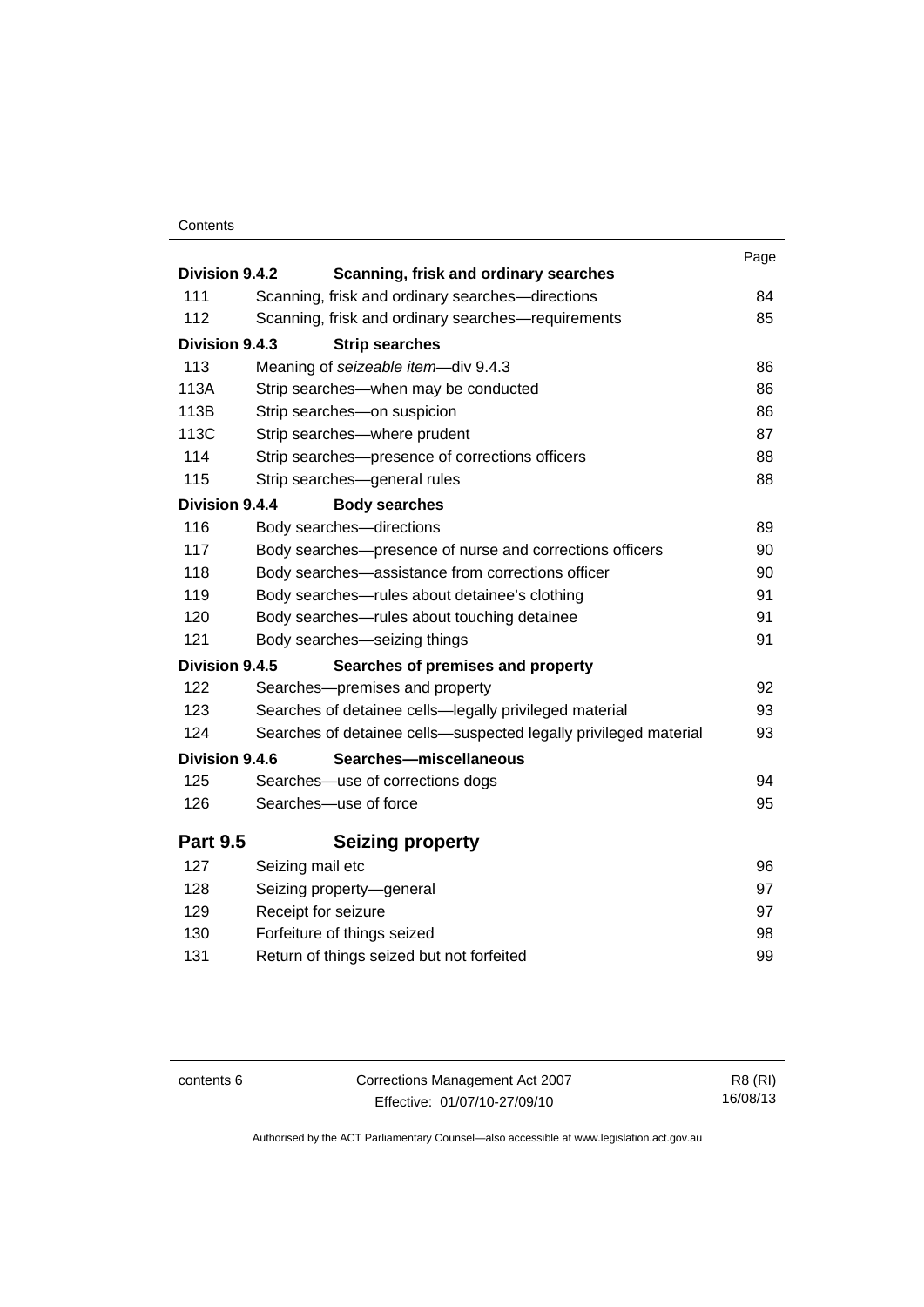| | | Page |
|---|---|---|
| **Division 9.4.2** | **Scanning, frisk and ordinary searches** | |
| 111 | Scanning, frisk and ordinary searches—directions | 84 |
| 112 | Scanning, frisk and ordinary searches—requirements | 85 |
| **Division 9.4.3** | **Strip searches** | |
| 113 | Meaning of *seizeable item*—div 9.4.3 | 86 |
| 113A | Strip searches—when may be conducted | 86 |
| 113B | Strip searches—on suspicion | 86 |
| 113C | Strip searches—where prudent | 87 |
| 114 | Strip searches—presence of corrections officers | 88 |
| 115 | Strip searches—general rules | 88 |
| **Division 9.4.4** | **Body searches** | |
| 116 | Body searches—directions | 89 |
| 117 | Body searches—presence of nurse and corrections officers | 90 |
| 118 | Body searches—assistance from corrections officer | 90 |
| 119 | Body searches—rules about detainee's clothing | 91 |
| 120 | Body searches—rules about touching detainee | 91 |
| 121 | Body searches—seizing things | 91 |
| **Division 9.4.5** | **Searches of premises and property** | |
| 122 | Searches—premises and property | 92 |
| 123 | Searches of detainee cells—legally privileged material | 93 |
| 124 | Searches of detainee cells—suspected legally privileged material | 93 |
| **Division 9.4.6** | **Searches—miscellaneous** | |
| 125 | Searches—use of corrections dogs | 94 |
| 126 | Searches—use of force | 95 |
| **Part 9.5** | **Seizing property** | |
| 127 | Seizing mail etc | 96 |
| 128 | Seizing property—general | 97 |
| 129 | Receipt for seizure | 97 |
| 130 | Forfeiture of things seized | 98 |
| 131 | Return of things seized but not forfeited | 99 |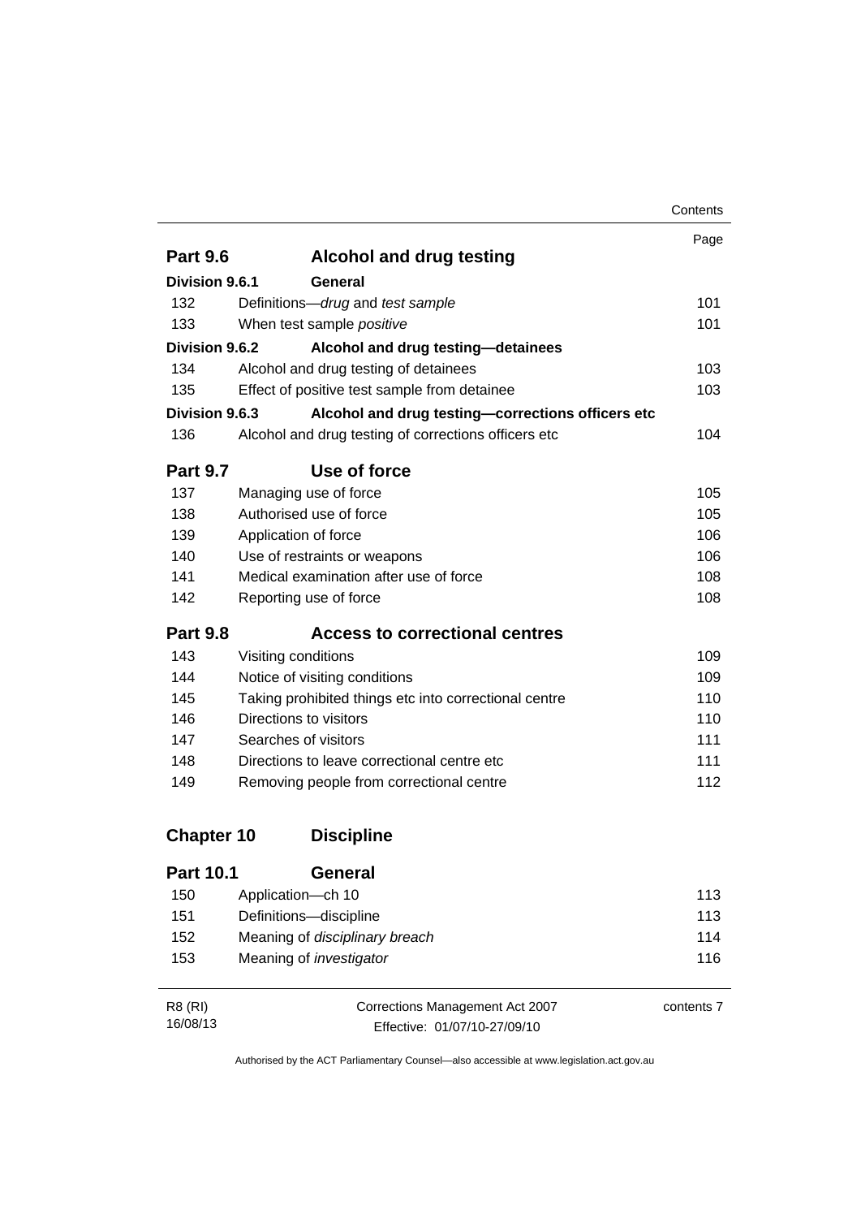| | | Page |
|---|---|---|
| **Part 9.6** | **Alcohol and drug testing** | |
| **Division 9.6.1** | **General** | |
| 132 | Definitions—*drug* and *test sample* | 101 |
| 133 | When test sample *positive* | 101 |
| **Division 9.6.2** | **Alcohol and drug testing—detainees** | |
| 134 | Alcohol and drug testing of detainees | 103 |
| 135 | Effect of positive test sample from detainee | 103 |
| **Division 9.6.3** | **Alcohol and drug testing—corrections officers etc** | |
| 136 | Alcohol and drug testing of corrections officers etc | 104 |
| **Part 9.7** | **Use of force** | |
| 137 | Managing use of force | 105 |
| 138 | Authorised use of force | 105 |
| 139 | Application of force | 106 |
| 140 | Use of restraints or weapons | 106 |
| 141 | Medical examination after use of force | 108 |
| 142 | Reporting use of force | 108 |
| **Part 9.8** | **Access to correctional centres** | |
| 143 | Visiting conditions | 109 |
| 144 | Notice of visiting conditions | 109 |
| 145 | Taking prohibited things etc into correctional centre | 110 |
| 146 | Directions to visitors | 110 |
| 147 | Searches of visitors | 111 |
| 148 | Directions to leave correctional centre etc | 111 |
| 149 | Removing people from correctional centre | 112 |
| **Chapter 10** | **Discipline** | |
| **Part 10.1** | **General** | |
| 150 | Application—ch 10 | 113 |
| 151 | Definitions—discipline | 113 |
| 152 | Meaning of *disciplinary breach* | 114 |
| 153 | Meaning of *investigator* | 116 |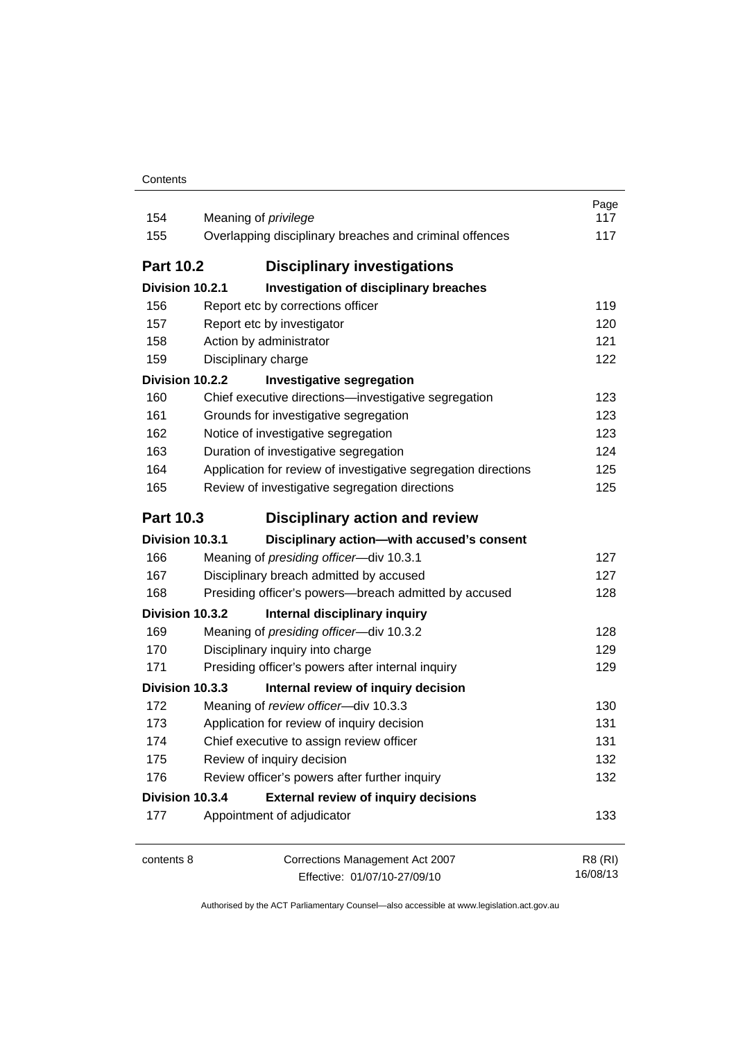| | | Page |
|---|---|---|
| 154 | Meaning of *privilege* | 117 |
| 155 | Overlapping disciplinary breaches and criminal offences | 117 |
| **Part 10.2** | **Disciplinary investigations** | |
| **Division 10.2.1** | **Investigation of disciplinary breaches** | |
| 156 | Report etc by corrections officer | 119 |
| 157 | Report etc by investigator | 120 |
| 158 | Action by administrator | 121 |
| 159 | Disciplinary charge | 122 |
| **Division 10.2.2** | **Investigative segregation** | |
| 160 | Chief executive directions—investigative segregation | 123 |
| 161 | Grounds for investigative segregation | 123 |
| 162 | Notice of investigative segregation | 123 |
| 163 | Duration of investigative segregation | 124 |
| 164 | Application for review of investigative segregation directions | 125 |
| 165 | Review of investigative segregation directions | 125 |
| **Part 10.3** | **Disciplinary action and review** | |
| **Division 10.3.1** | **Disciplinary action—with accused's consent** | |
| 166 | Meaning of *presiding officer*—div 10.3.1 | 127 |
| 167 | Disciplinary breach admitted by accused | 127 |
| 168 | Presiding officer's powers—breach admitted by accused | 128 |
| **Division 10.3.2** | **Internal disciplinary inquiry** | |
| 169 | Meaning of *presiding officer*—div 10.3.2 | 128 |
| 170 | Disciplinary inquiry into charge | 129 |
| 171 | Presiding officer's powers after internal inquiry | 129 |
| **Division 10.3.3** | **Internal review of inquiry decision** | |
| 172 | Meaning of *review officer*—div 10.3.3 | 130 |
| 173 | Application for review of inquiry decision | 131 |
| 174 | Chief executive to assign review officer | 131 |
| 175 | Review of inquiry decision | 132 |
| 176 | Review officer's powers after further inquiry | 132 |
| **Division 10.3.4** | **External review of inquiry decisions** | |
| 177 | Appointment of adjudicator | 133 |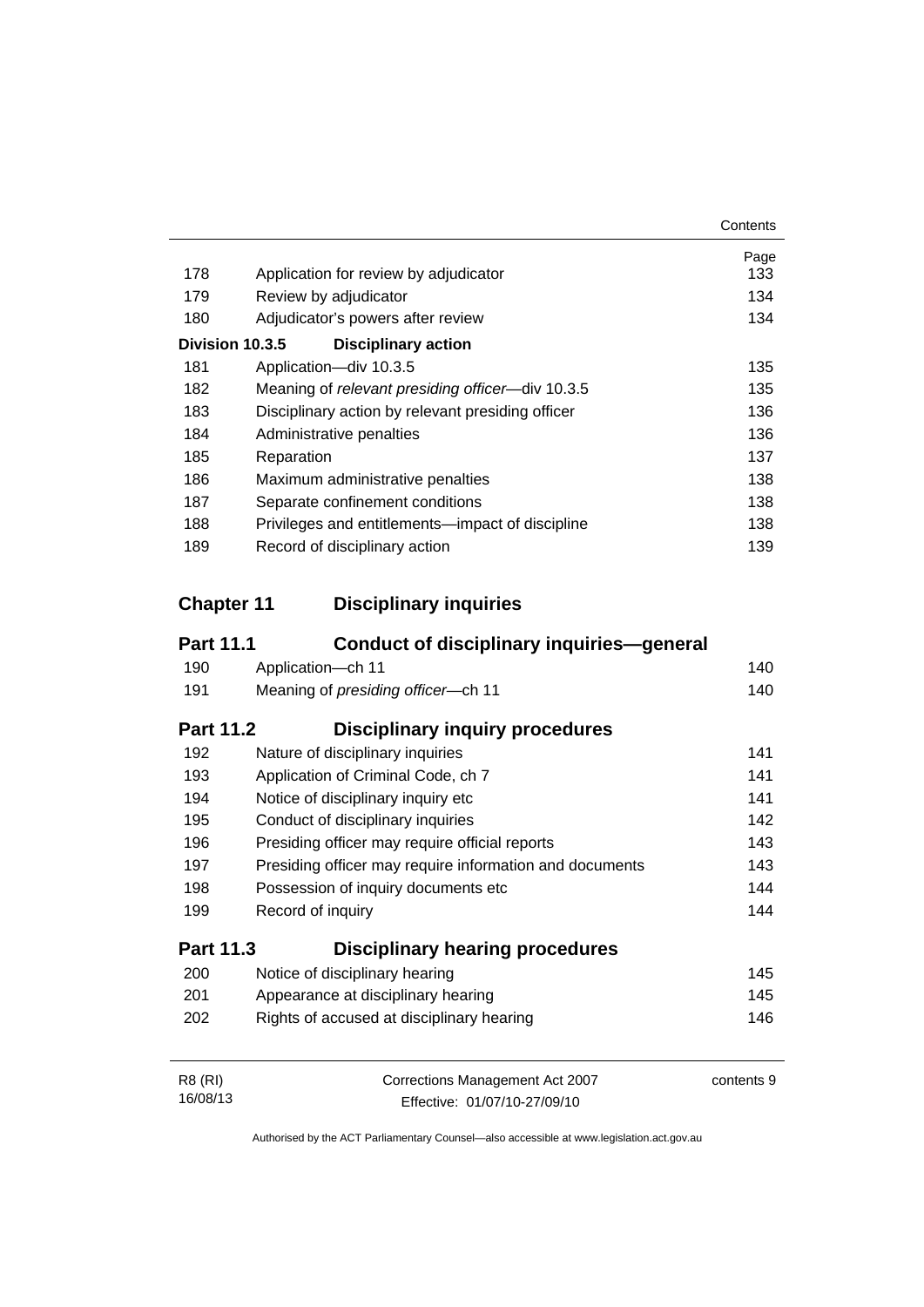| | | Page |
|---|---|---|
| 178 | Application for review by adjudicator | 133 |
| 179 | Review by adjudicator | 134 |
| 180 | Adjudicator's powers after review | 134 |
| **Division 10.3.5** | **Disciplinary action** | |
| 181 | Application—div 10.3.5 | 135 |
| 182 | Meaning of *relevant presiding officer*—div 10.3.5 | 135 |
| 183 | Disciplinary action by relevant presiding officer | 136 |
| 184 | Administrative penalties | 136 |
| 185 | Reparation | 137 |
| 186 | Maximum administrative penalties | 138 |
| 187 | Separate confinement conditions | 138 |
| 188 | Privileges and entitlements—impact of discipline | 138 |
| 189 | Record of disciplinary action | 139 |

## Chapter 11 Disciplinary inquiries

### Part 11.1 Conduct of disciplinary inquiries—general

| | | |
|---|---|---|
| 190 | Application—ch 11 | 140 |
| 191 | Meaning of *presiding officer*—ch 11 | 140 |

### Part 11.2 Disciplinary inquiry procedures

| | | |
|---|---|---|
| 192 | Nature of disciplinary inquiries | 141 |
| 193 | Application of Criminal Code, ch 7 | 141 |
| 194 | Notice of disciplinary inquiry etc | 141 |
| 195 | Conduct of disciplinary inquiries | 142 |
| 196 | Presiding officer may require official reports | 143 |
| 197 | Presiding officer may require information and documents | 143 |
| 198 | Possession of inquiry documents etc | 144 |
| 199 | Record of inquiry | 144 |

### Part 11.3 Disciplinary hearing procedures

| | | |
|---|---|---|
| 200 | Notice of disciplinary hearing | 145 |
| 201 | Appearance at disciplinary hearing | 145 |
| 202 | Rights of accused at disciplinary hearing | 146 |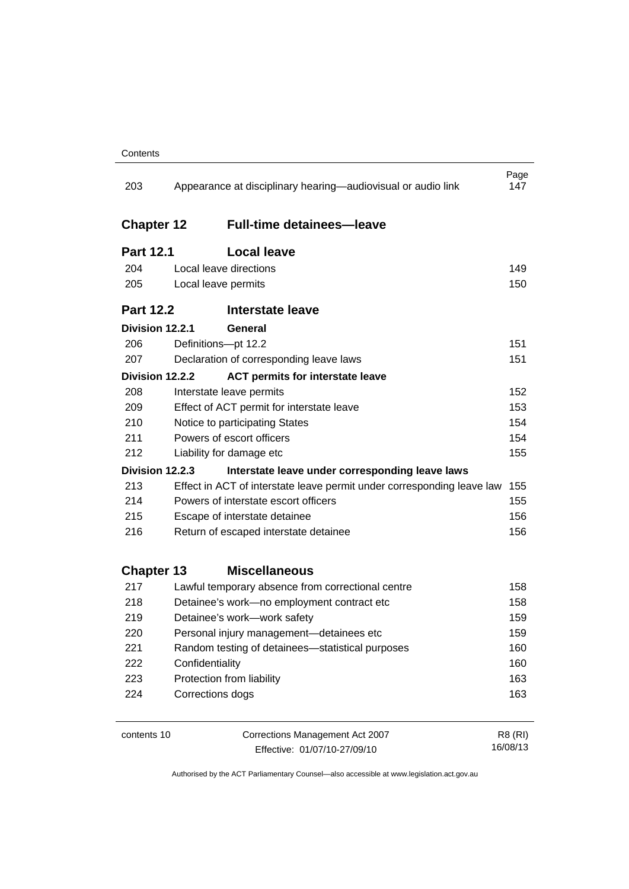| | | Page |
|---|---|---|
| 203 | Appearance at disciplinary hearing—audiovisual or audio link | 147 |

## Chapter 12 Full-time detainees—leave

### Part 12.1 Local leave

| | | |
|---|---|---|
| 204 | Local leave directions | 149 |
| 205 | Local leave permits | 150 |

### Part 12.2 Interstate leave

**Division 12.2.1 General**

| | | |
|---|---|---|
| 206 | Definitions—pt 12.2 | 151 |
| 207 | Declaration of corresponding leave laws | 151 |

**Division 12.2.2 ACT permits for interstate leave**

| | | |
|---|---|---|
| 208 | Interstate leave permits | 152 |
| 209 | Effect of ACT permit for interstate leave | 153 |
| 210 | Notice to participating States | 154 |
| 211 | Powers of escort officers | 154 |
| 212 | Liability for damage etc | 155 |

**Division 12.2.3 Interstate leave under corresponding leave laws**

| | | |
|---|---|---|
| 213 | Effect in ACT of interstate leave permit under corresponding leave law | 155 |
| 214 | Powers of interstate escort officers | 155 |
| 215 | Escape of interstate detainee | 156 |
| 216 | Return of escaped interstate detainee | 156 |

## Chapter 13 Miscellaneous

| | | |
|---|---|---|
| 217 | Lawful temporary absence from correctional centre | 158 |
| 218 | Detainee's work—no employment contract etc | 158 |
| 219 | Detainee's work—work safety | 159 |
| 220 | Personal injury management—detainees etc | 159 |
| 221 | Random testing of detainees—statistical purposes | 160 |
| 222 | Confidentiality | 160 |
| 223 | Protection from liability | 163 |
| 224 | Corrections dogs | 163 |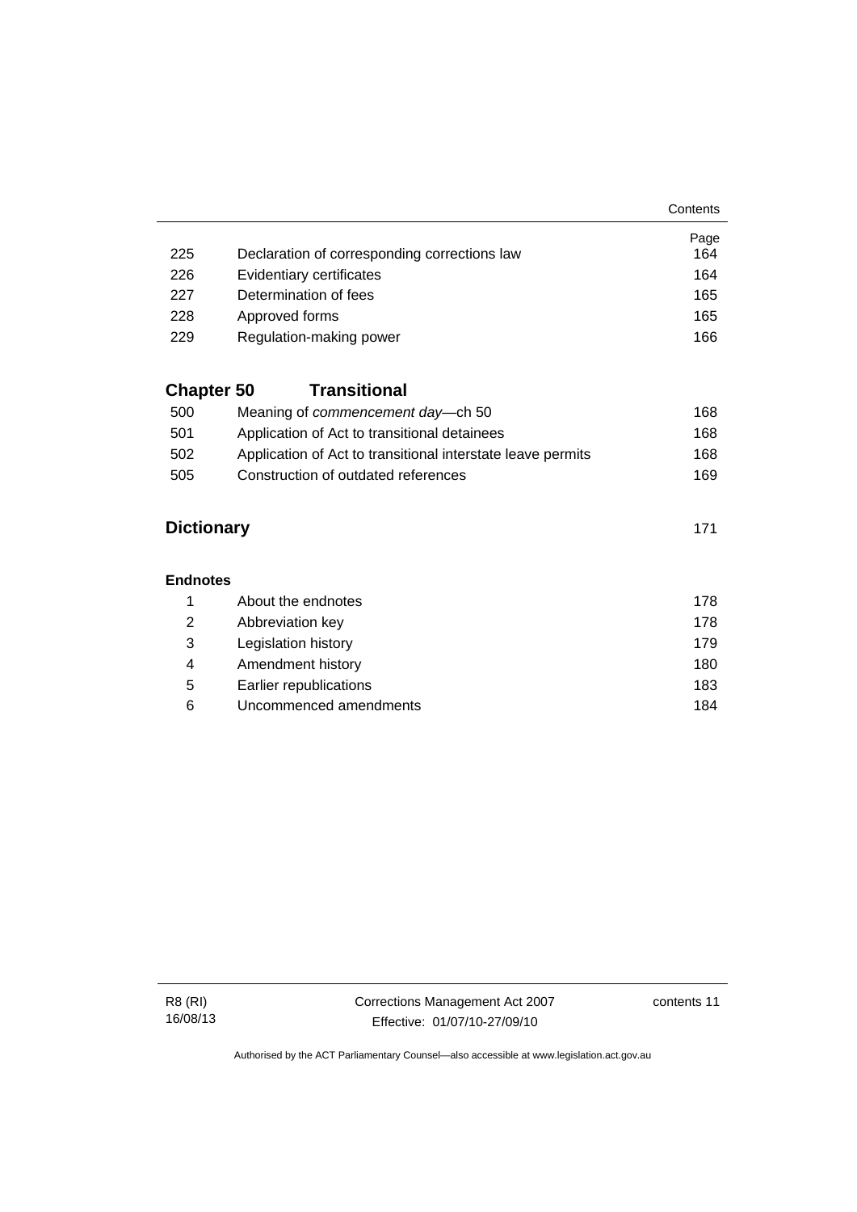| | | Page |
|---|---|---|
| 225 | Declaration of corresponding corrections law | 164 |
| 226 | Evidentiary certificates | 164 |
| 227 | Determination of fees | 165 |
| 228 | Approved forms | 165 |
| 229 | Regulation-making power | 166 |

## Chapter 50 Transitional

| | | |
|---|---|---|
| 500 | Meaning of *commencement day*—ch 50 | 168 |
| 501 | Application of Act to transitional detainees | 168 |
| 502 | Application of Act to transitional interstate leave permits | 168 |
| 505 | Construction of outdated references | 169 |

## Dictionary 171

### Endnotes

| | | |
|---|---|---|
| 1 | About the endnotes | 178 |
| 2 | Abbreviation key | 178 |
| 3 | Legislation history | 179 |
| 4 | Amendment history | 180 |
| 5 | Earlier republications | 183 |
| 6 | Uncommenced amendments | 184 |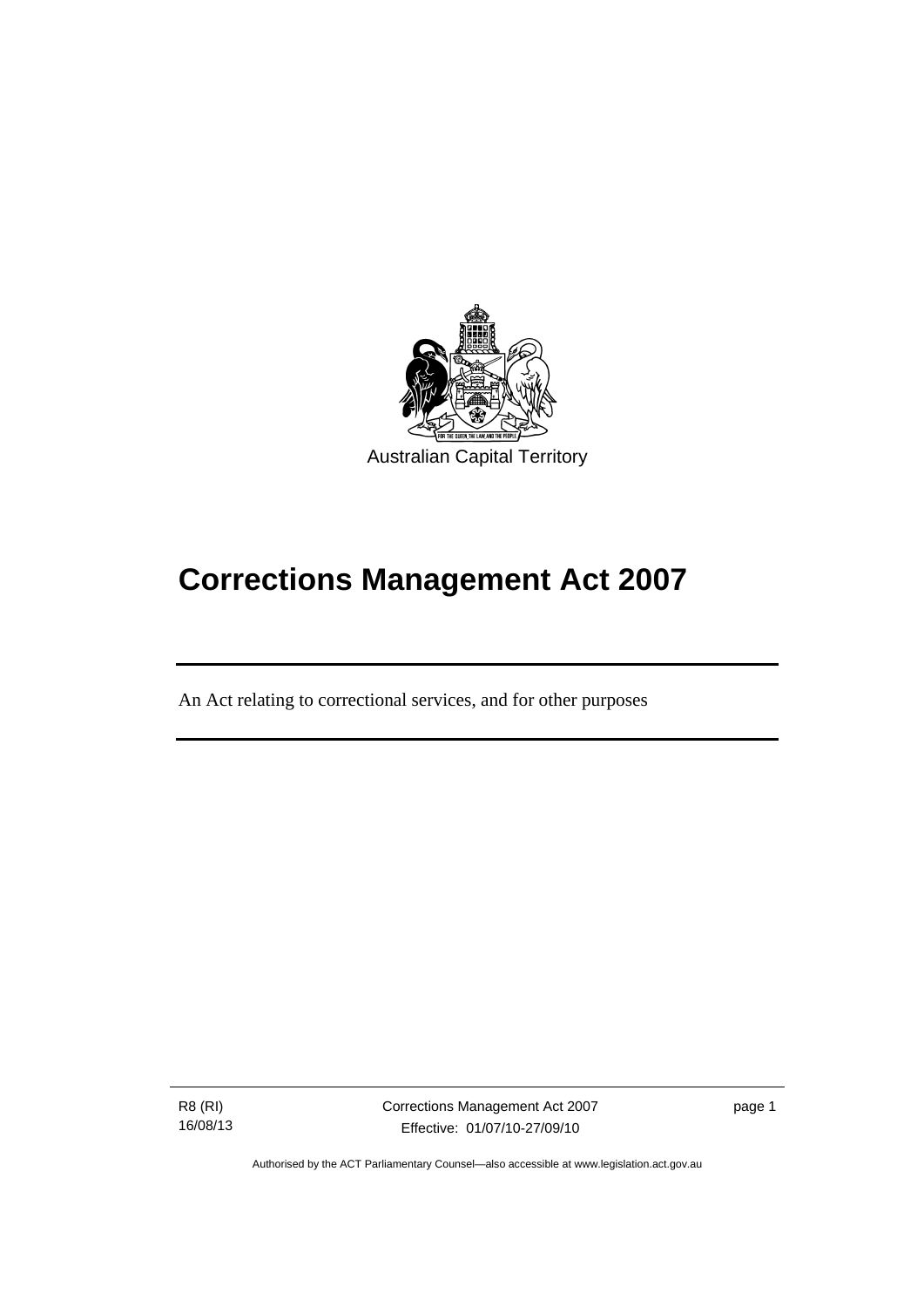Australian Capital Territory

# Corrections Management Act 2007

An Act relating to correctional services, and for other purposes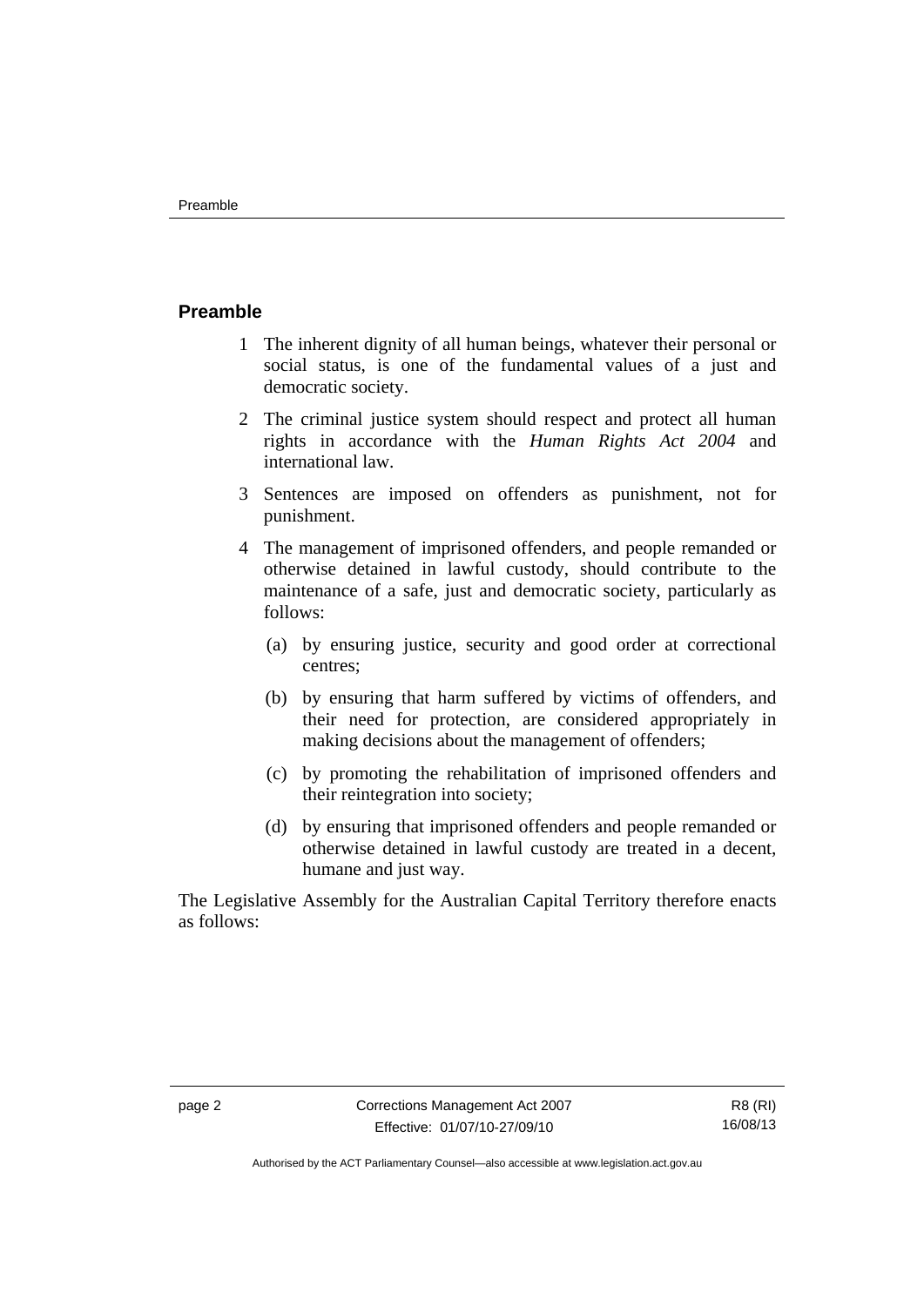## Preamble

1 The inherent dignity of all human beings, whatever their personal or social status, is one of the fundamental values of a just and democratic society.

2 The criminal justice system should respect and protect all human rights in accordance with the *Human Rights Act 2004* and international law.

3 Sentences are imposed on offenders as punishment, not for punishment.

4 The management of imprisoned offenders, and people remanded or otherwise detained in lawful custody, should contribute to the maintenance of a safe, just and democratic society, particularly as follows:

   (a) by ensuring justice, security and good order at correctional centres;

   (b) by ensuring that harm suffered by victims of offenders, and their need for protection, are considered appropriately in making decisions about the management of offenders;

   (c) by promoting the rehabilitation of imprisoned offenders and their reintegration into society;

   (d) by ensuring that imprisoned offenders and people remanded or otherwise detained in lawful custody are treated in a decent, humane and just way.

The Legislative Assembly for the Australian Capital Territory therefore enacts as follows: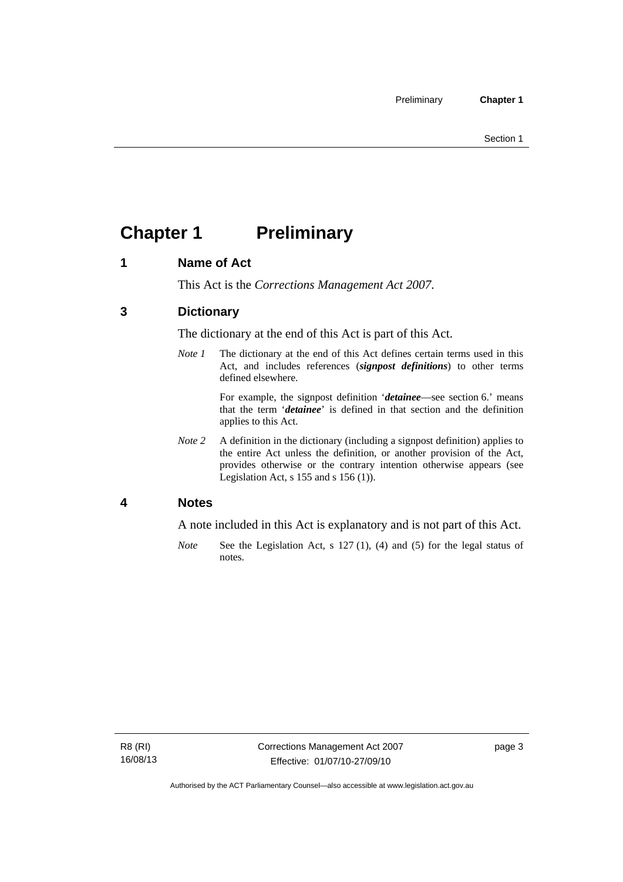# Chapter 1 Preliminary

## 1 Name of Act

This Act is the *Corrections Management Act 2007*.

## 3 Dictionary

The dictionary at the end of this Act is part of this Act.

*Note 1* The dictionary at the end of this Act defines certain terms used in this Act, and includes references (***signpost definitions***) to other terms defined elsewhere.

For example, the signpost definition '***detainee***—see section 6.' means that the term '***detainee***' is defined in that section and the definition applies to this Act.

*Note 2* A definition in the dictionary (including a signpost definition) applies to the entire Act unless the definition, or another provision of the Act, provides otherwise or the contrary intention otherwise appears (see Legislation Act, s 155 and s 156 (1)).

## 4 Notes

A note included in this Act is explanatory and is not part of this Act.

*Note* See the Legislation Act, s 127 (1), (4) and (5) for the legal status of notes.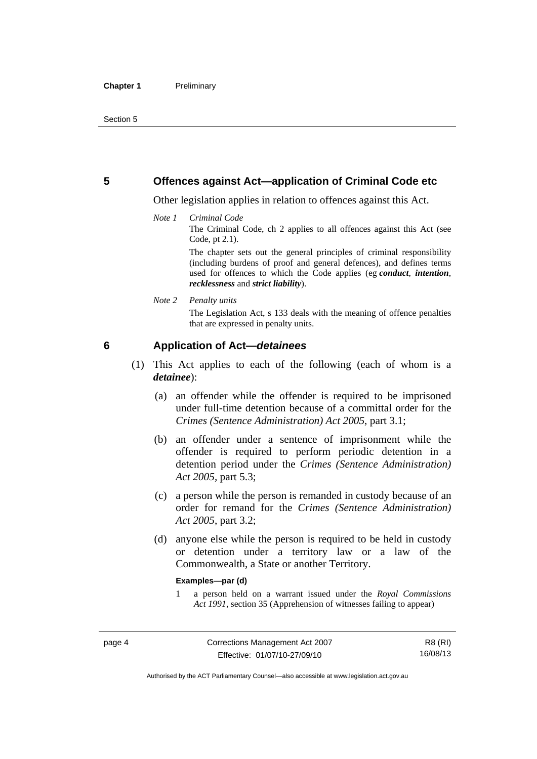## 5 Offences against Act—application of Criminal Code etc

Other legislation applies in relation to offences against this Act.

*Note 1 Criminal Code*

The Criminal Code, ch 2 applies to all offences against this Act (see Code, pt 2.1).

The chapter sets out the general principles of criminal responsibility (including burdens of proof and general defences), and defines terms used for offences to which the Code applies (eg ***conduct***, ***intention***, ***recklessness*** and ***strict liability***).

*Note 2 Penalty units*

The Legislation Act, s 133 deals with the meaning of offence penalties that are expressed in penalty units.

## 6 Application of Act—*detainees*

(1) This Act applies to each of the following (each of whom is a ***detainee***):

(a) an offender while the offender is required to be imprisoned under full-time detention because of a committal order for the *Crimes (Sentence Administration) Act 2005*, part 3.1;

(b) an offender under a sentence of imprisonment while the offender is required to perform periodic detention in a detention period under the *Crimes (Sentence Administration) Act 2005*, part 5.3;

(c) a person while the person is remanded in custody because of an order for remand for the *Crimes (Sentence Administration) Act 2005*, part 3.2;

(d) anyone else while the person is required to be held in custody or detention under a territory law or a law of the Commonwealth, a State or another Territory.

**Examples—par (d)**

1 a person held on a warrant issued under the *Royal Commissions Act 1991*, section 35 (Apprehension of witnesses failing to appear)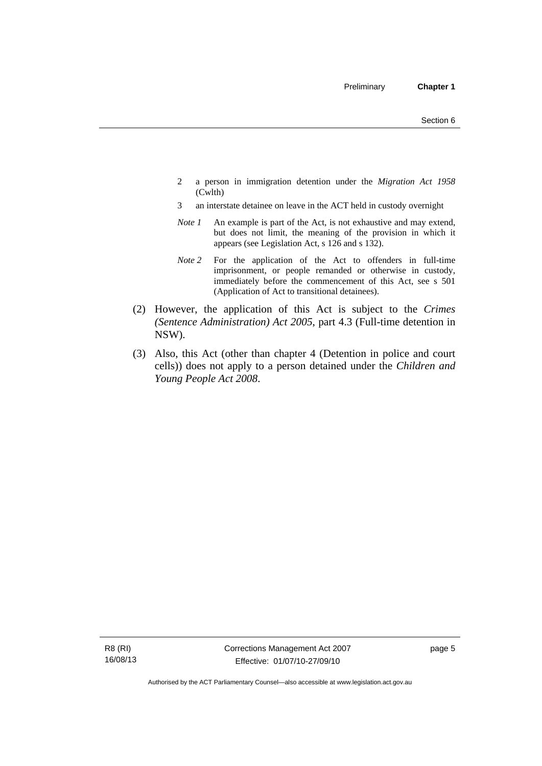2 a person in immigration detention under the *Migration Act 1958* (Cwlth)

3 an interstate detainee on leave in the ACT held in custody overnight

*Note 1* An example is part of the Act, is not exhaustive and may extend, but does not limit, the meaning of the provision in which it appears (see Legislation Act, s 126 and s 132).

*Note 2* For the application of the Act to offenders in full-time imprisonment, or people remanded or otherwise in custody, immediately before the commencement of this Act, see s 501 (Application of Act to transitional detainees).

(2) However, the application of this Act is subject to the *Crimes (Sentence Administration) Act 2005*, part 4.3 (Full-time detention in NSW).

(3) Also, this Act (other than chapter 4 (Detention in police and court cells)) does not apply to a person detained under the *Children and Young People Act 2008*.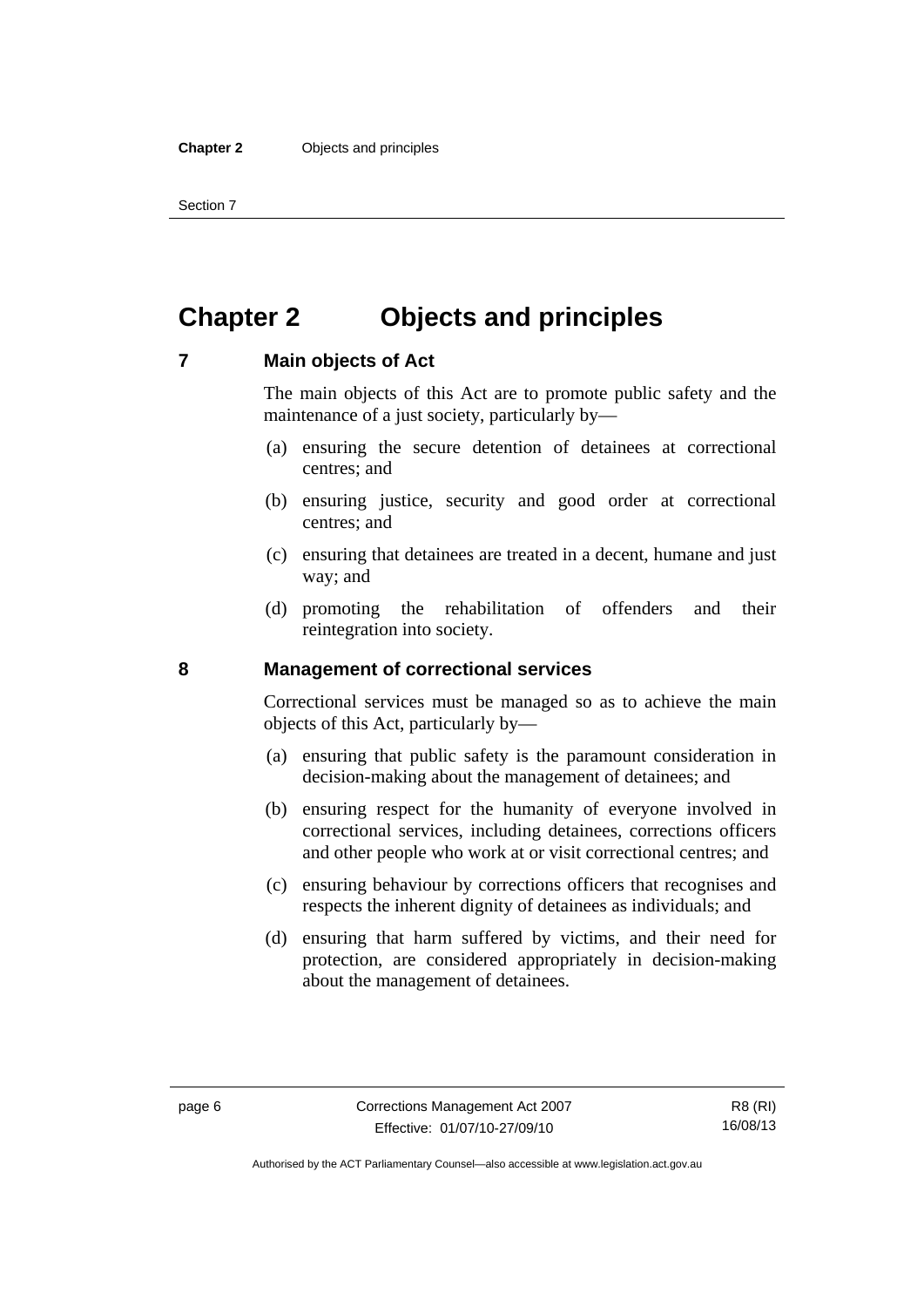# Chapter 2 Objects and principles

## 7 Main objects of Act

The main objects of this Act are to promote public safety and the maintenance of a just society, particularly by—

(a) ensuring the secure detention of detainees at correctional centres; and

(b) ensuring justice, security and good order at correctional centres; and

(c) ensuring that detainees are treated in a decent, humane and just way; and

(d) promoting the rehabilitation of offenders and their reintegration into society.

## 8 Management of correctional services

Correctional services must be managed so as to achieve the main objects of this Act, particularly by—

(a) ensuring that public safety is the paramount consideration in decision-making about the management of detainees; and

(b) ensuring respect for the humanity of everyone involved in correctional services, including detainees, corrections officers and other people who work at or visit correctional centres; and

(c) ensuring behaviour by corrections officers that recognises and respects the inherent dignity of detainees as individuals; and

(d) ensuring that harm suffered by victims, and their need for protection, are considered appropriately in decision-making about the management of detainees.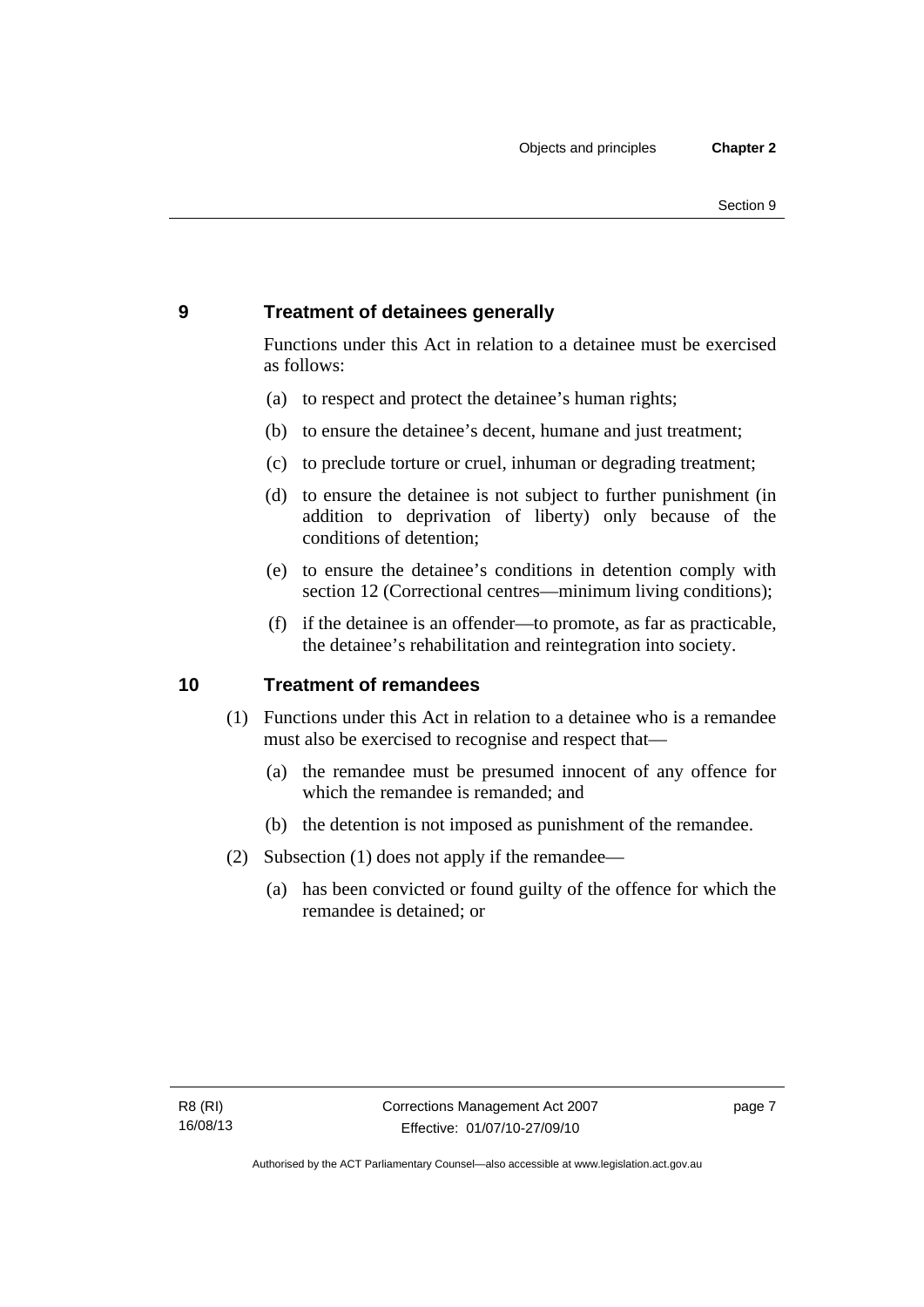## 9 Treatment of detainees generally

Functions under this Act in relation to a detainee must be exercised as follows:

(a) to respect and protect the detainee's human rights;

(b) to ensure the detainee's decent, humane and just treatment;

(c) to preclude torture or cruel, inhuman or degrading treatment;

(d) to ensure the detainee is not subject to further punishment (in addition to deprivation of liberty) only because of the conditions of detention;

(e) to ensure the detainee's conditions in detention comply with section 12 (Correctional centres—minimum living conditions);

(f) if the detainee is an offender—to promote, as far as practicable, the detainee's rehabilitation and reintegration into society.

## 10 Treatment of remandees

(1) Functions under this Act in relation to a detainee who is a remandee must also be exercised to recognise and respect that—

(a) the remandee must be presumed innocent of any offence for which the remandee is remanded; and

(b) the detention is not imposed as punishment of the remandee.

(2) Subsection (1) does not apply if the remandee—

(a) has been convicted or found guilty of the offence for which the remandee is detained; or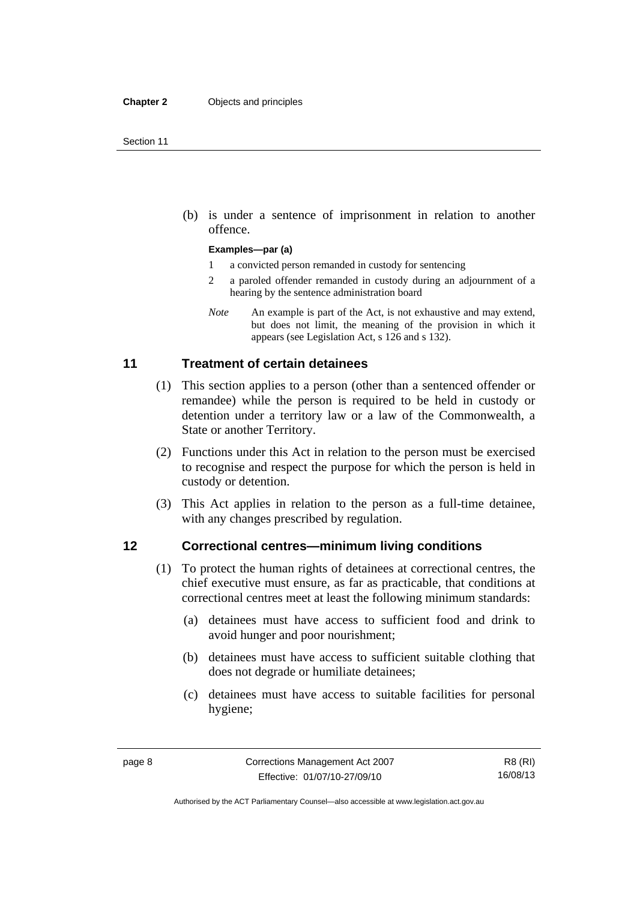(b) is under a sentence of imprisonment in relation to another offence.

**Examples—par (a)**

1 a convicted person remanded in custody for sentencing

2 a paroled offender remanded in custody during an adjournment of a hearing by the sentence administration board

*Note* An example is part of the Act, is not exhaustive and may extend, but does not limit, the meaning of the provision in which it appears (see Legislation Act, s 126 and s 132).

## 11 Treatment of certain detainees

(1) This section applies to a person (other than a sentenced offender or remandee) while the person is required to be held in custody or detention under a territory law or a law of the Commonwealth, a State or another Territory.

(2) Functions under this Act in relation to the person must be exercised to recognise and respect the purpose for which the person is held in custody or detention.

(3) This Act applies in relation to the person as a full-time detainee, with any changes prescribed by regulation.

## 12 Correctional centres—minimum living conditions

(1) To protect the human rights of detainees at correctional centres, the chief executive must ensure, as far as practicable, that conditions at correctional centres meet at least the following minimum standards:

(a) detainees must have access to sufficient food and drink to avoid hunger and poor nourishment;

(b) detainees must have access to sufficient suitable clothing that does not degrade or humiliate detainees;

(c) detainees must have access to suitable facilities for personal hygiene;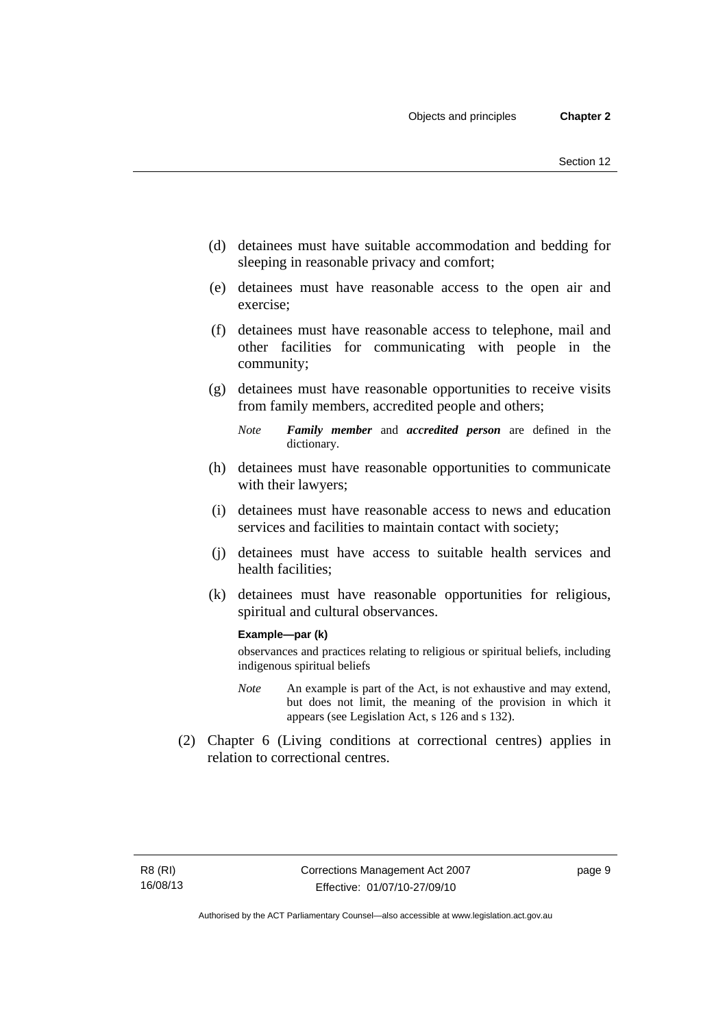(d) detainees must have suitable accommodation and bedding for sleeping in reasonable privacy and comfort;

(e) detainees must have reasonable access to the open air and exercise;

(f) detainees must have reasonable access to telephone, mail and other facilities for communicating with people in the community;

(g) detainees must have reasonable opportunities to receive visits from family members, accredited people and others;

*Note* ***Family member*** and ***accredited person*** are defined in the dictionary.

(h) detainees must have reasonable opportunities to communicate with their lawyers;

(i) detainees must have reasonable access to news and education services and facilities to maintain contact with society;

(j) detainees must have access to suitable health services and health facilities;

(k) detainees must have reasonable opportunities for religious, spiritual and cultural observances.

**Example—par (k)**

observances and practices relating to religious or spiritual beliefs, including indigenous spiritual beliefs

*Note* An example is part of the Act, is not exhaustive and may extend, but does not limit, the meaning of the provision in which it appears (see Legislation Act, s 126 and s 132).

(2) Chapter 6 (Living conditions at correctional centres) applies in relation to correctional centres.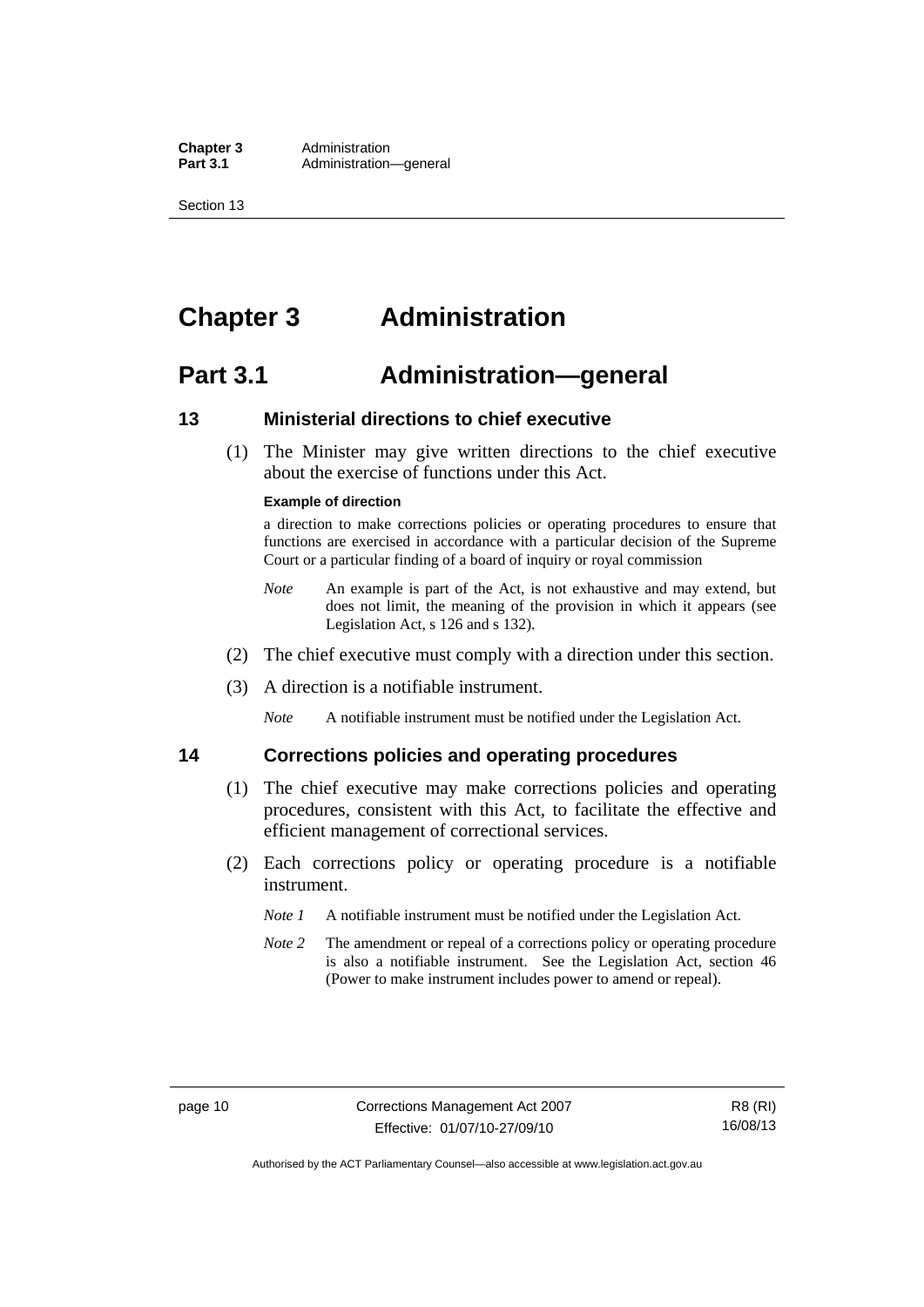# Chapter 3 Administration

## Part 3.1 Administration—general

### 13 Ministerial directions to chief executive

(1) The Minister may give written directions to the chief executive about the exercise of functions under this Act.

**Example of direction**

a direction to make corrections policies or operating procedures to ensure that functions are exercised in accordance with a particular decision of the Supreme Court or a particular finding of a board of inquiry or royal commission

*Note* An example is part of the Act, is not exhaustive and may extend, but does not limit, the meaning of the provision in which it appears (see Legislation Act, s 126 and s 132).

(2) The chief executive must comply with a direction under this section.

(3) A direction is a notifiable instrument.

*Note* A notifiable instrument must be notified under the Legislation Act.

### 14 Corrections policies and operating procedures

(1) The chief executive may make corrections policies and operating procedures, consistent with this Act, to facilitate the effective and efficient management of correctional services.

(2) Each corrections policy or operating procedure is a notifiable instrument.

*Note 1* A notifiable instrument must be notified under the Legislation Act.

*Note 2* The amendment or repeal of a corrections policy or operating procedure is also a notifiable instrument. See the Legislation Act, section 46 (Power to make instrument includes power to amend or repeal).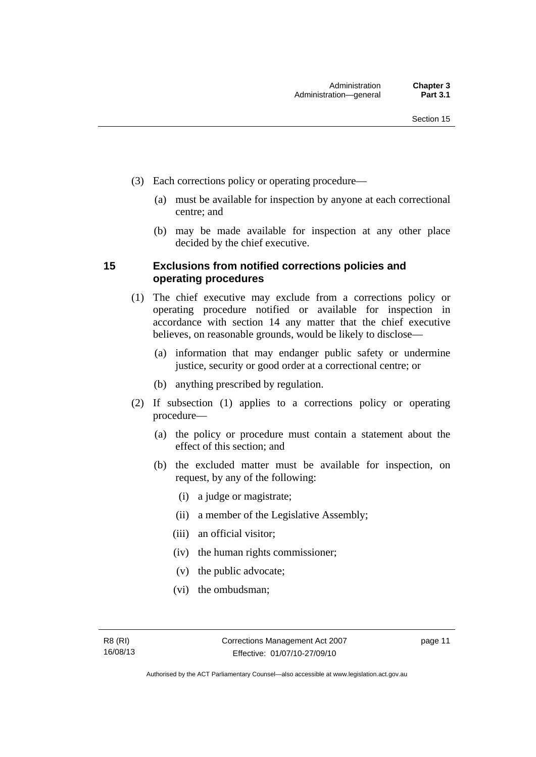(3) Each corrections policy or operating procedure—

(a) must be available for inspection by anyone at each correctional centre; and

(b) may be made available for inspection at any other place decided by the chief executive.

## 15 Exclusions from notified corrections policies and operating procedures

(1) The chief executive may exclude from a corrections policy or operating procedure notified or available for inspection in accordance with section 14 any matter that the chief executive believes, on reasonable grounds, would be likely to disclose—

(a) information that may endanger public safety or undermine justice, security or good order at a correctional centre; or

(b) anything prescribed by regulation.

(2) If subsection (1) applies to a corrections policy or operating procedure—

(a) the policy or procedure must contain a statement about the effect of this section; and

(b) the excluded matter must be available for inspection, on request, by any of the following:

(i) a judge or magistrate;

(ii) a member of the Legislative Assembly;

(iii) an official visitor;

(iv) the human rights commissioner;

(v) the public advocate;

(vi) the ombudsman;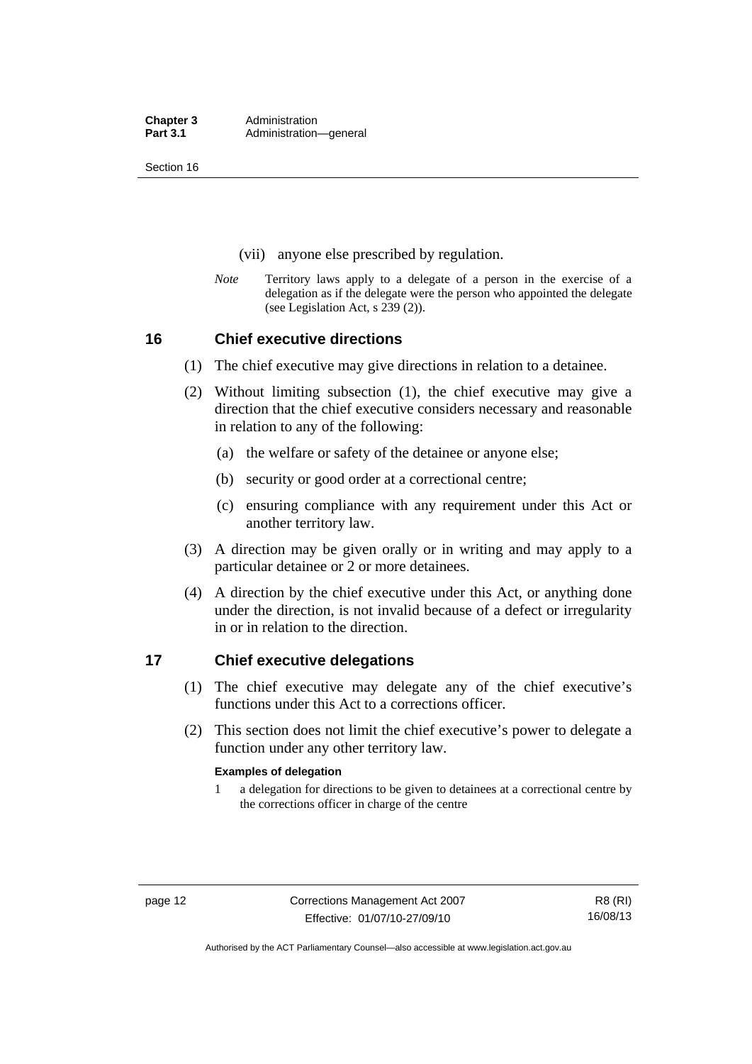(vii) anyone else prescribed by regulation.

*Note* Territory laws apply to a delegate of a person in the exercise of a delegation as if the delegate were the person who appointed the delegate (see Legislation Act, s 239 (2)).

## 16 Chief executive directions

(1) The chief executive may give directions in relation to a detainee.

(2) Without limiting subsection (1), the chief executive may give a direction that the chief executive considers necessary and reasonable in relation to any of the following:

(a) the welfare or safety of the detainee or anyone else;

(b) security or good order at a correctional centre;

(c) ensuring compliance with any requirement under this Act or another territory law.

(3) A direction may be given orally or in writing and may apply to a particular detainee or 2 or more detainees.

(4) A direction by the chief executive under this Act, or anything done under the direction, is not invalid because of a defect or irregularity in or in relation to the direction.

## 17 Chief executive delegations

(1) The chief executive may delegate any of the chief executive's functions under this Act to a corrections officer.

(2) This section does not limit the chief executive's power to delegate a function under any other territory law.

**Examples of delegation**

1 a delegation for directions to be given to detainees at a correctional centre by the corrections officer in charge of the centre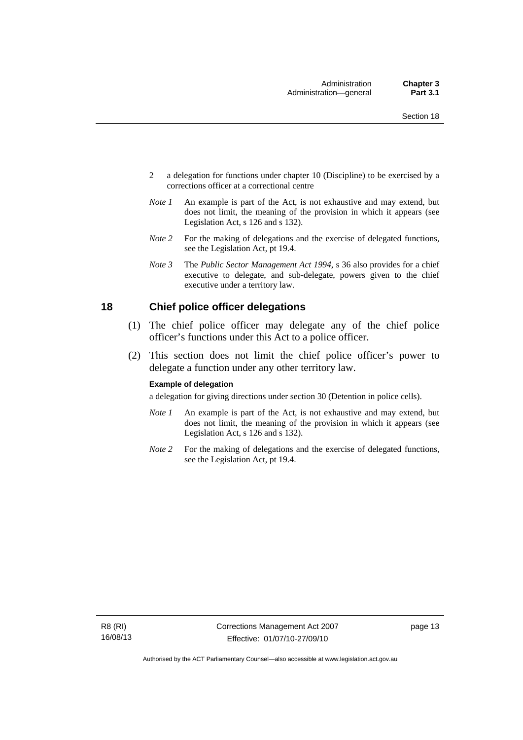2 a delegation for functions under chapter 10 (Discipline) to be exercised by a corrections officer at a correctional centre

*Note 1* An example is part of the Act, is not exhaustive and may extend, but does not limit, the meaning of the provision in which it appears (see Legislation Act, s 126 and s 132).

*Note 2* For the making of delegations and the exercise of delegated functions, see the Legislation Act, pt 19.4.

*Note 3* The *Public Sector Management Act 1994*, s 36 also provides for a chief executive to delegate, and sub-delegate, powers given to the chief executive under a territory law.

## 18 Chief police officer delegations

(1) The chief police officer may delegate any of the chief police officer's functions under this Act to a police officer.

(2) This section does not limit the chief police officer's power to delegate a function under any other territory law.

**Example of delegation**

a delegation for giving directions under section 30 (Detention in police cells).

*Note 1* An example is part of the Act, is not exhaustive and may extend, but does not limit, the meaning of the provision in which it appears (see Legislation Act, s 126 and s 132).

*Note 2* For the making of delegations and the exercise of delegated functions, see the Legislation Act, pt 19.4.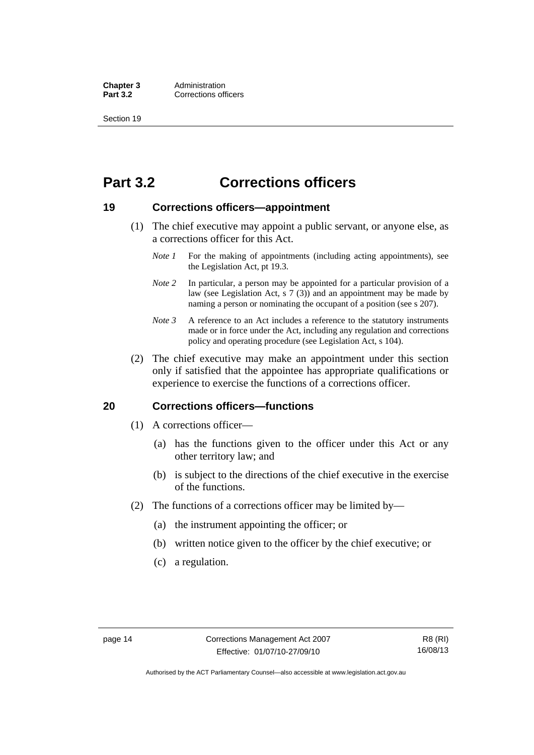# Part 3.2 Corrections officers

## 19 Corrections officers—appointment

(1) The chief executive may appoint a public servant, or anyone else, as a corrections officer for this Act.

*Note 1* For the making of appointments (including acting appointments), see the Legislation Act, pt 19.3.

*Note 2* In particular, a person may be appointed for a particular provision of a law (see Legislation Act, s 7 (3)) and an appointment may be made by naming a person or nominating the occupant of a position (see s 207).

*Note 3* A reference to an Act includes a reference to the statutory instruments made or in force under the Act, including any regulation and corrections policy and operating procedure (see Legislation Act, s 104).

(2) The chief executive may make an appointment under this section only if satisfied that the appointee has appropriate qualifications or experience to exercise the functions of a corrections officer.

## 20 Corrections officers—functions

(1) A corrections officer—

(a) has the functions given to the officer under this Act or any other territory law; and

(b) is subject to the directions of the chief executive in the exercise of the functions.

(2) The functions of a corrections officer may be limited by—

(a) the instrument appointing the officer; or

(b) written notice given to the officer by the chief executive; or

(c) a regulation.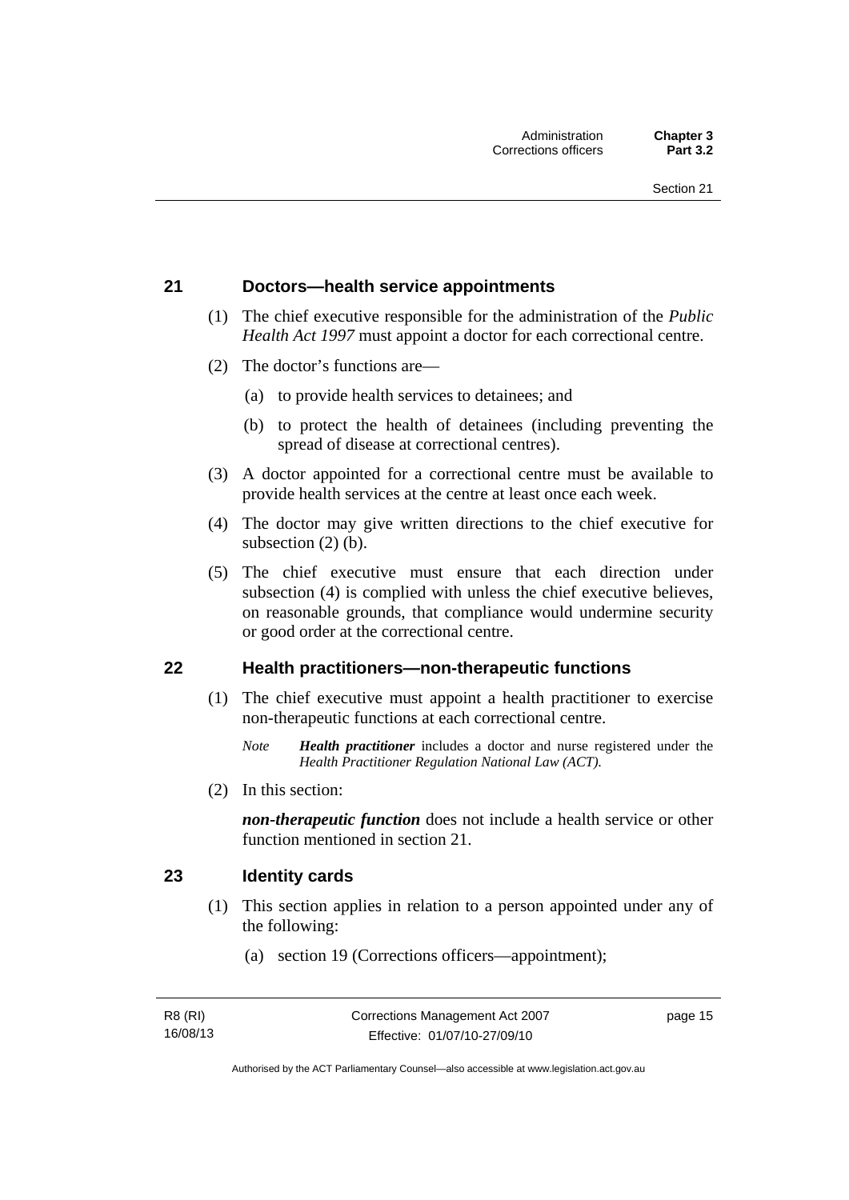## 21 Doctors—health service appointments

(1) The chief executive responsible for the administration of the *Public Health Act 1997* must appoint a doctor for each correctional centre.

(2) The doctor's functions are—

(a) to provide health services to detainees; and

(b) to protect the health of detainees (including preventing the spread of disease at correctional centres).

(3) A doctor appointed for a correctional centre must be available to provide health services at the centre at least once each week.

(4) The doctor may give written directions to the chief executive for subsection (2) (b).

(5) The chief executive must ensure that each direction under subsection (4) is complied with unless the chief executive believes, on reasonable grounds, that compliance would undermine security or good order at the correctional centre.

## 22 Health practitioners—non-therapeutic functions

(1) The chief executive must appoint a health practitioner to exercise non-therapeutic functions at each correctional centre.

*Note* ***Health practitioner*** includes a doctor and nurse registered under the *Health Practitioner Regulation National Law (ACT).*

(2) In this section:

***non-therapeutic function*** does not include a health service or other function mentioned in section 21.

## 23 Identity cards

(1) This section applies in relation to a person appointed under any of the following:

(a) section 19 (Corrections officers—appointment);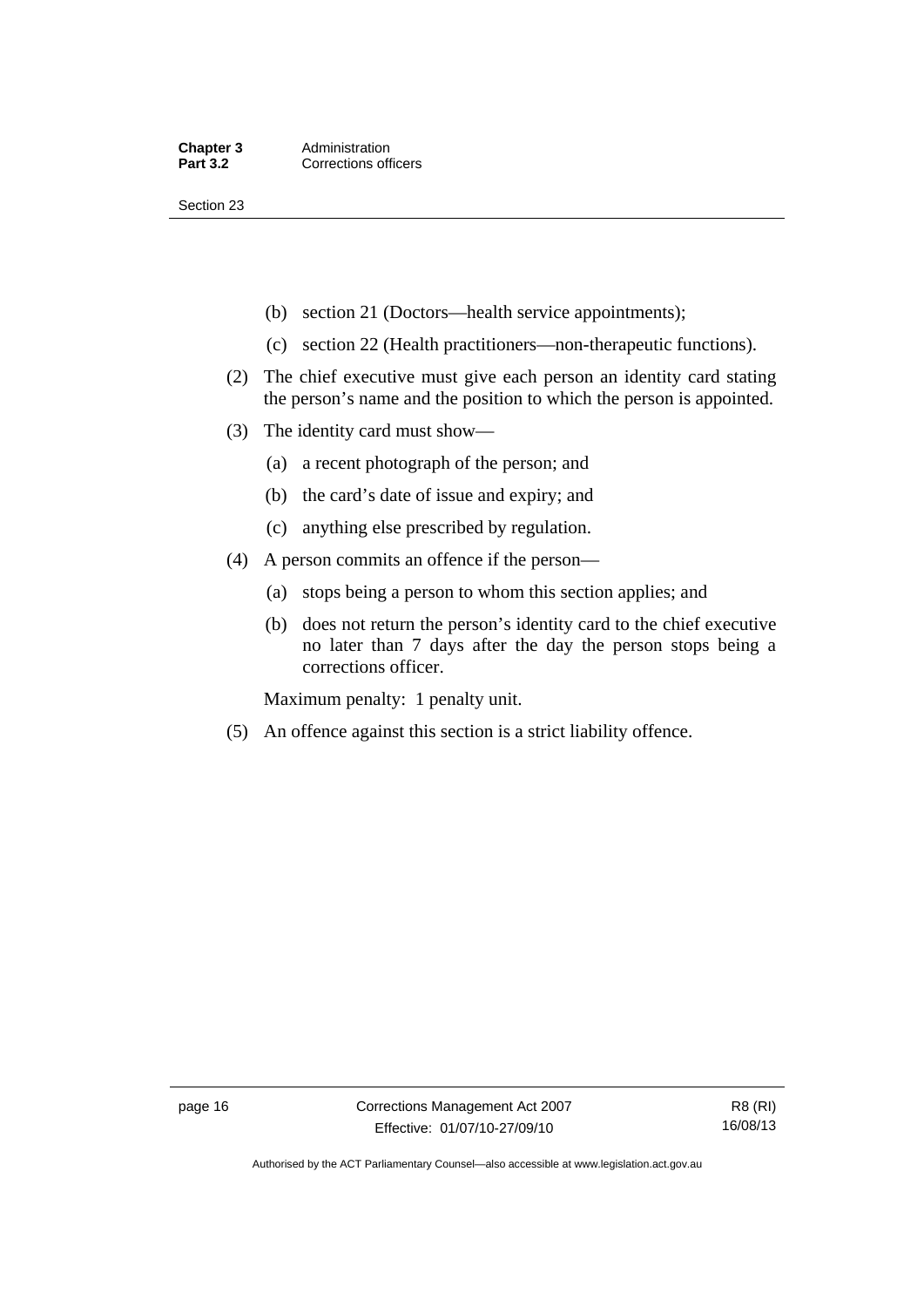(b) section 21 (Doctors—health service appointments);

(c) section 22 (Health practitioners—non-therapeutic functions).

(2) The chief executive must give each person an identity card stating the person's name and the position to which the person is appointed.

(3) The identity card must show—

(a) a recent photograph of the person; and

(b) the card's date of issue and expiry; and

(c) anything else prescribed by regulation.

(4) A person commits an offence if the person—

(a) stops being a person to whom this section applies; and

(b) does not return the person's identity card to the chief executive no later than 7 days after the day the person stops being a corrections officer.

Maximum penalty: 1 penalty unit.

(5) An offence against this section is a strict liability offence.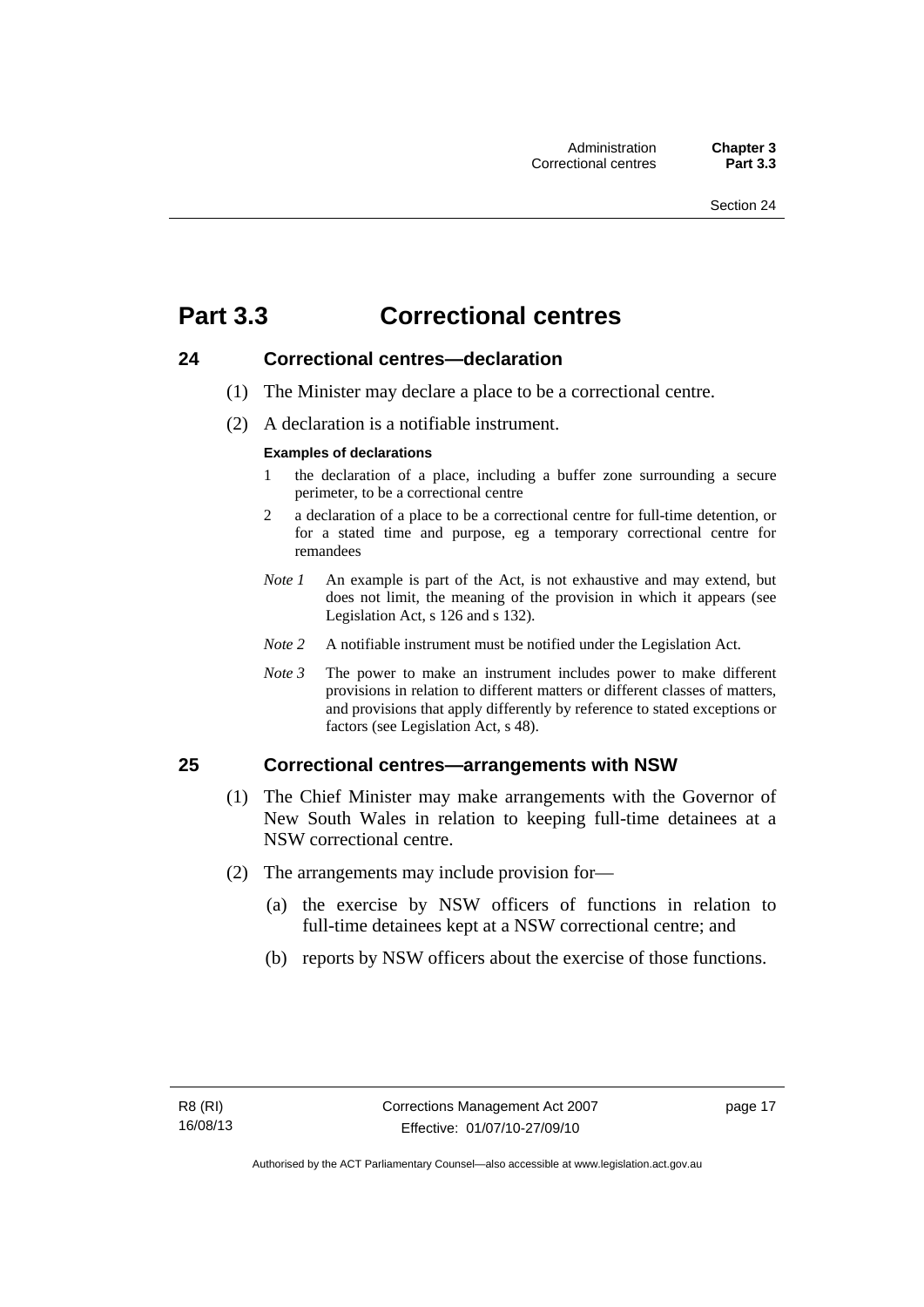# Part 3.3 Correctional centres

## 24 Correctional centres—declaration

(1) The Minister may declare a place to be a correctional centre.

(2) A declaration is a notifiable instrument.

**Examples of declarations**

1 the declaration of a place, including a buffer zone surrounding a secure perimeter, to be a correctional centre

2 a declaration of a place to be a correctional centre for full-time detention, or for a stated time and purpose, eg a temporary correctional centre for remandees

*Note 1* An example is part of the Act, is not exhaustive and may extend, but does not limit, the meaning of the provision in which it appears (see Legislation Act, s 126 and s 132).

*Note 2* A notifiable instrument must be notified under the Legislation Act.

*Note 3* The power to make an instrument includes power to make different provisions in relation to different matters or different classes of matters, and provisions that apply differently by reference to stated exceptions or factors (see Legislation Act, s 48).

## 25 Correctional centres—arrangements with NSW

(1) The Chief Minister may make arrangements with the Governor of New South Wales in relation to keeping full-time detainees at a NSW correctional centre.

(2) The arrangements may include provision for—

(a) the exercise by NSW officers of functions in relation to full-time detainees kept at a NSW correctional centre; and

(b) reports by NSW officers about the exercise of those functions.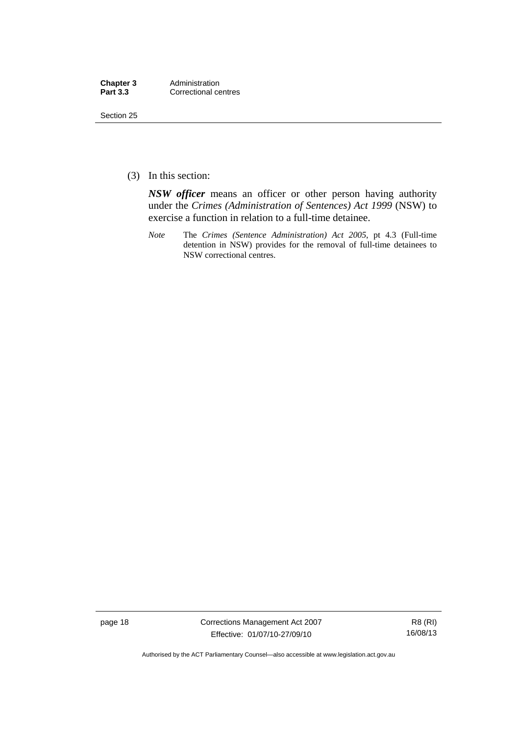(3) In this section:

***NSW officer*** means an officer or other person having authority under the *Crimes (Administration of Sentences) Act 1999* (NSW) to exercise a function in relation to a full-time detainee.

*Note* The *Crimes (Sentence Administration) Act 2005*, pt 4.3 (Full-time detention in NSW) provides for the removal of full-time detainees to NSW correctional centres.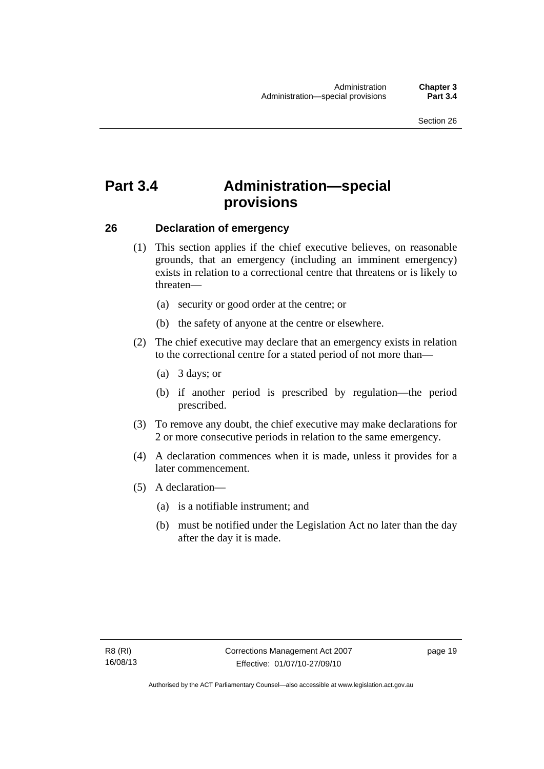# Part 3.4 Administration—special provisions

## 26 Declaration of emergency

(1) This section applies if the chief executive believes, on reasonable grounds, that an emergency (including an imminent emergency) exists in relation to a correctional centre that threatens or is likely to threaten—

(a) security or good order at the centre; or

(b) the safety of anyone at the centre or elsewhere.

(2) The chief executive may declare that an emergency exists in relation to the correctional centre for a stated period of not more than—

(a) 3 days; or

(b) if another period is prescribed by regulation—the period prescribed.

(3) To remove any doubt, the chief executive may make declarations for 2 or more consecutive periods in relation to the same emergency.

(4) A declaration commences when it is made, unless it provides for a later commencement.

(5) A declaration—

(a) is a notifiable instrument; and

(b) must be notified under the Legislation Act no later than the day after the day it is made.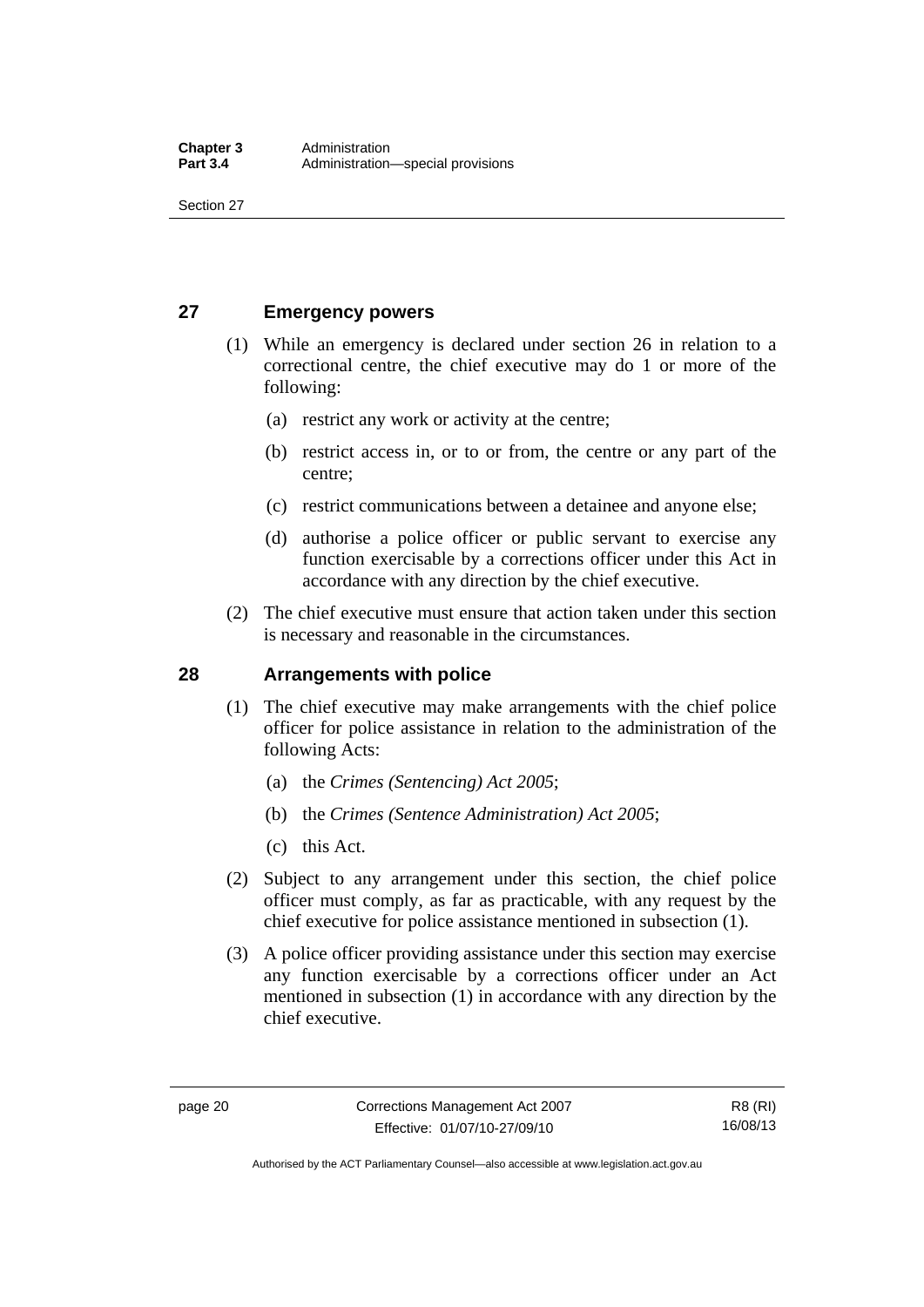## 27 Emergency powers

(1) While an emergency is declared under section 26 in relation to a correctional centre, the chief executive may do 1 or more of the following:

(a) restrict any work or activity at the centre;

(b) restrict access in, or to or from, the centre or any part of the centre;

(c) restrict communications between a detainee and anyone else;

(d) authorise a police officer or public servant to exercise any function exercisable by a corrections officer under this Act in accordance with any direction by the chief executive.

(2) The chief executive must ensure that action taken under this section is necessary and reasonable in the circumstances.

## 28 Arrangements with police

(1) The chief executive may make arrangements with the chief police officer for police assistance in relation to the administration of the following Acts:

(a) the *Crimes (Sentencing) Act 2005*;

(b) the *Crimes (Sentence Administration) Act 2005*;

(c) this Act.

(2) Subject to any arrangement under this section, the chief police officer must comply, as far as practicable, with any request by the chief executive for police assistance mentioned in subsection (1).

(3) A police officer providing assistance under this section may exercise any function exercisable by a corrections officer under an Act mentioned in subsection (1) in accordance with any direction by the chief executive.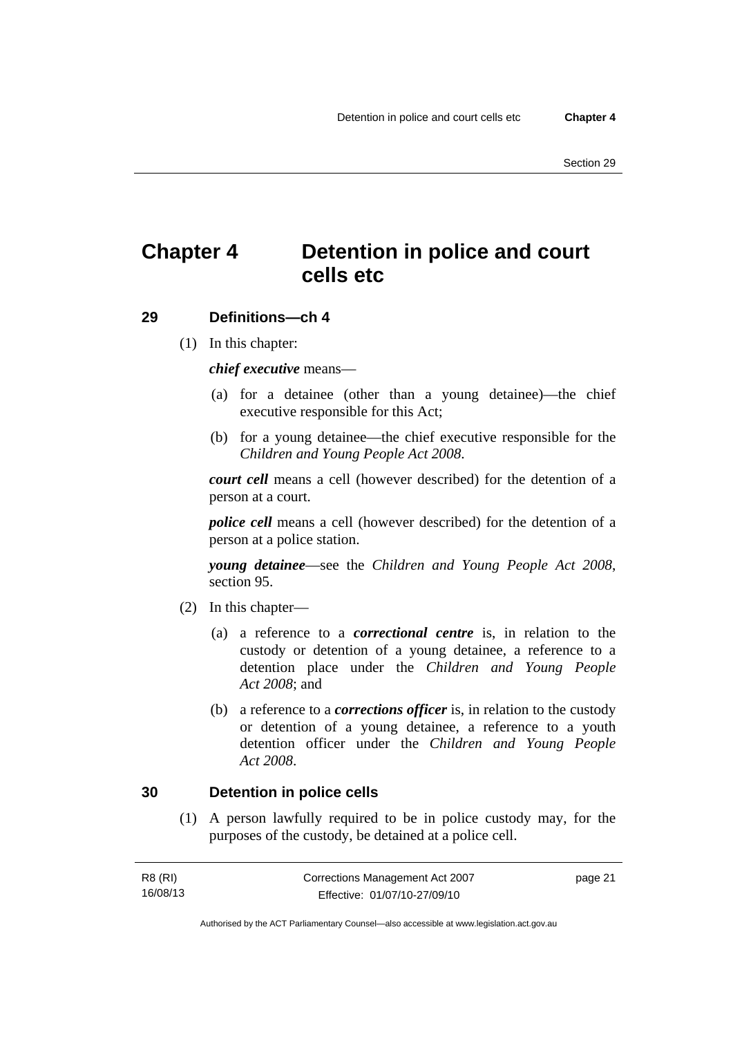# Chapter 4 Detention in police and court cells etc

## 29 Definitions—ch 4

(1) In this chapter:

***chief executive*** means—

(a) for a detainee (other than a young detainee)—the chief executive responsible for this Act;

(b) for a young detainee—the chief executive responsible for the *Children and Young People Act 2008*.

***court cell*** means a cell (however described) for the detention of a person at a court.

***police cell*** means a cell (however described) for the detention of a person at a police station.

***young detainee***—see the *Children and Young People Act 2008*, section 95.

(2) In this chapter—

(a) a reference to a ***correctional centre*** is, in relation to the custody or detention of a young detainee, a reference to a detention place under the *Children and Young People Act 2008*; and

(b) a reference to a ***corrections officer*** is, in relation to the custody or detention of a young detainee, a reference to a youth detention officer under the *Children and Young People Act 2008*.

## 30 Detention in police cells

(1) A person lawfully required to be in police custody may, for the purposes of the custody, be detained at a police cell.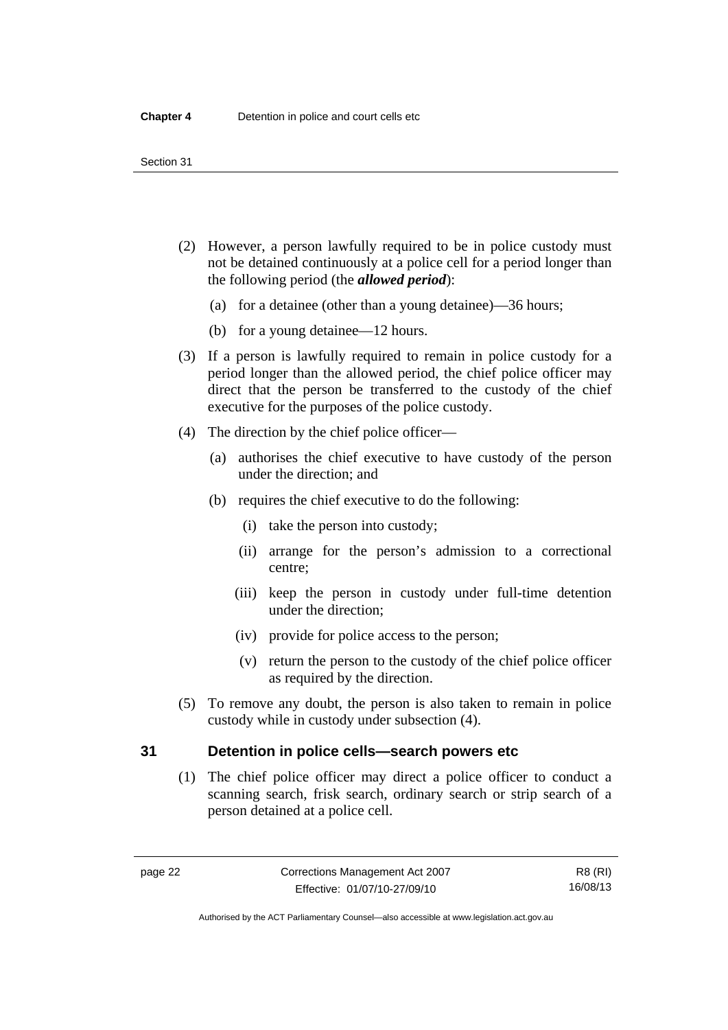(2) However, a person lawfully required to be in police custody must not be detained continuously at a police cell for a period longer than the following period (the ***allowed period***):

  (a) for a detainee (other than a young detainee)—36 hours;

  (b) for a young detainee—12 hours.

(3) If a person is lawfully required to remain in police custody for a period longer than the allowed period, the chief police officer may direct that the person be transferred to the custody of the chief executive for the purposes of the police custody.

(4) The direction by the chief police officer—

  (a) authorises the chief executive to have custody of the person under the direction; and

  (b) requires the chief executive to do the following:

    (i) take the person into custody;

    (ii) arrange for the person's admission to a correctional centre;

    (iii) keep the person in custody under full-time detention under the direction;

    (iv) provide for police access to the person;

    (v) return the person to the custody of the chief police officer as required by the direction.

(5) To remove any doubt, the person is also taken to remain in police custody while in custody under subsection (4).

## 31 Detention in police cells—search powers etc

(1) The chief police officer may direct a police officer to conduct a scanning search, frisk search, ordinary search or strip search of a person detained at a police cell.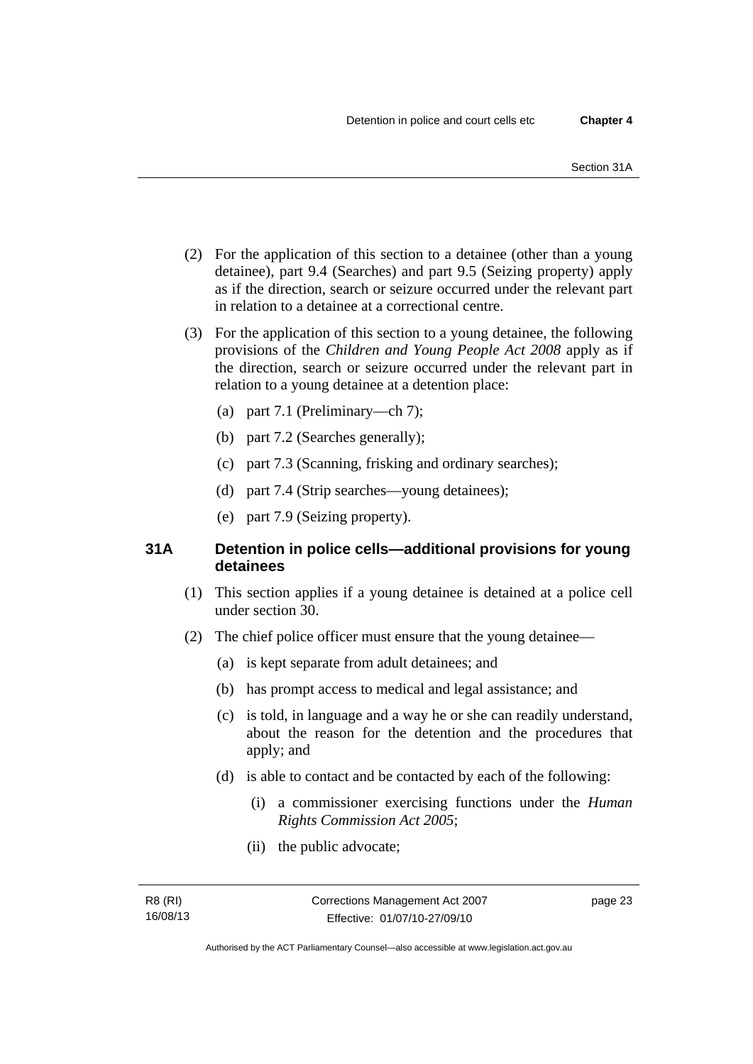(2) For the application of this section to a detainee (other than a young detainee), part 9.4 (Searches) and part 9.5 (Seizing property) apply as if the direction, search or seizure occurred under the relevant part in relation to a detainee at a correctional centre.

(3) For the application of this section to a young detainee, the following provisions of the *Children and Young People Act 2008* apply as if the direction, search or seizure occurred under the relevant part in relation to a young detainee at a detention place:

(a) part 7.1 (Preliminary—ch 7);

(b) part 7.2 (Searches generally);

(c) part 7.3 (Scanning, frisking and ordinary searches);

(d) part 7.4 (Strip searches—young detainees);

(e) part 7.9 (Seizing property).

### 31A Detention in police cells—additional provisions for young detainees

(1) This section applies if a young detainee is detained at a police cell under section 30.

(2) The chief police officer must ensure that the young detainee—

(a) is kept separate from adult detainees; and

(b) has prompt access to medical and legal assistance; and

(c) is told, in language and a way he or she can readily understand, about the reason for the detention and the procedures that apply; and

(d) is able to contact and be contacted by each of the following:

(i) a commissioner exercising functions under the *Human Rights Commission Act 2005*;

(ii) the public advocate;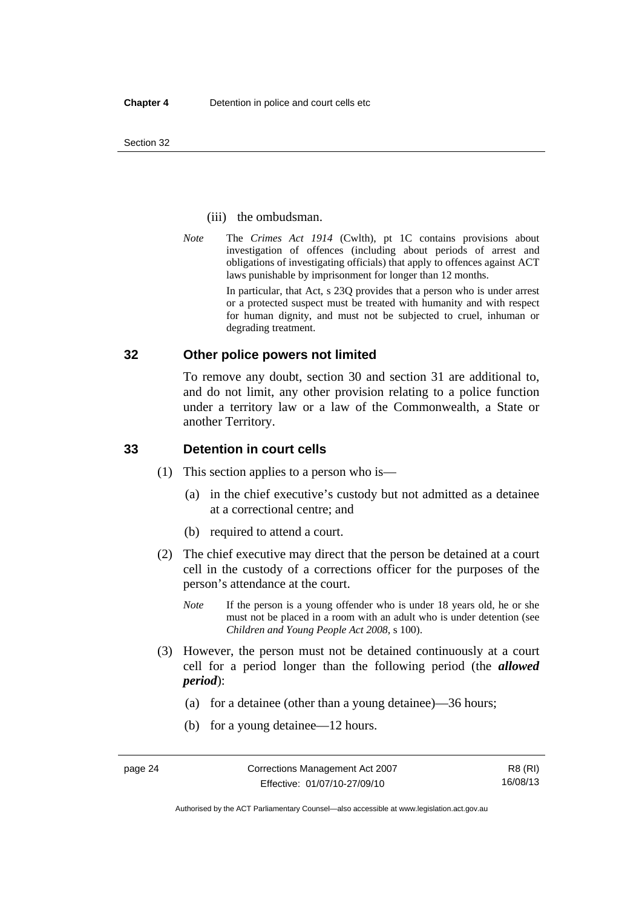(iii) the ombudsman.

*Note* The *Crimes Act 1914* (Cwlth), pt 1C contains provisions about investigation of offences (including about periods of arrest and obligations of investigating officials) that apply to offences against ACT laws punishable by imprisonment for longer than 12 months.

In particular, that Act, s 23Q provides that a person who is under arrest or a protected suspect must be treated with humanity and with respect for human dignity, and must not be subjected to cruel, inhuman or degrading treatment.

### 32 Other police powers not limited

To remove any doubt, section 30 and section 31 are additional to, and do not limit, any other provision relating to a police function under a territory law or a law of the Commonwealth, a State or another Territory.

### 33 Detention in court cells

(1) This section applies to a person who is—

(a) in the chief executive's custody but not admitted as a detainee at a correctional centre; and

(b) required to attend a court.

(2) The chief executive may direct that the person be detained at a court cell in the custody of a corrections officer for the purposes of the person's attendance at the court.

*Note* If the person is a young offender who is under 18 years old, he or she must not be placed in a room with an adult who is under detention (see *Children and Young People Act 2008*, s 100).

(3) However, the person must not be detained continuously at a court cell for a period longer than the following period (the ***allowed period***):

(a) for a detainee (other than a young detainee)—36 hours;

(b) for a young detainee—12 hours.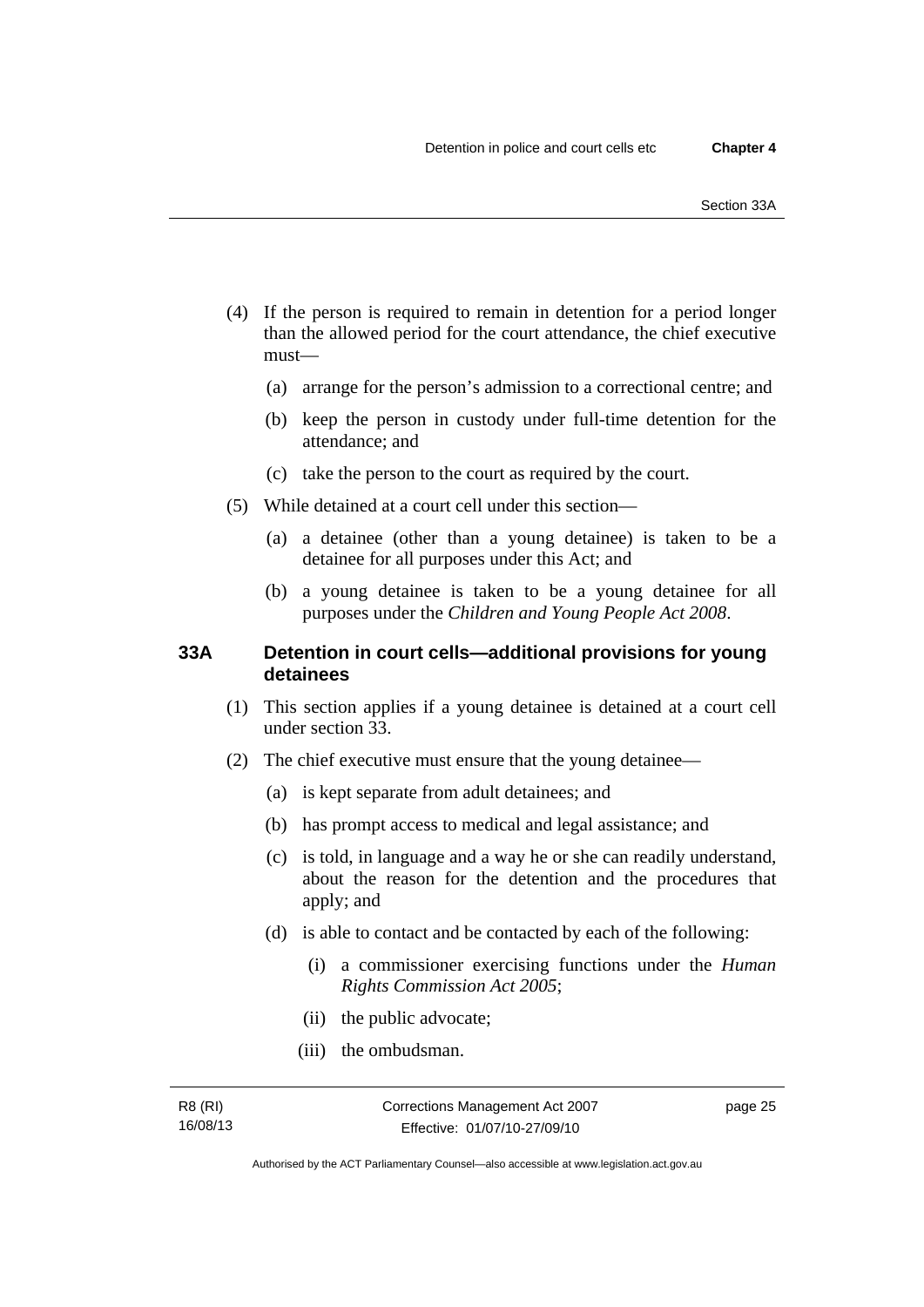(4) If the person is required to remain in detention for a period longer than the allowed period for the court attendance, the chief executive must—

(a) arrange for the person's admission to a correctional centre; and

(b) keep the person in custody under full-time detention for the attendance; and

(c) take the person to the court as required by the court.

(5) While detained at a court cell under this section—

(a) a detainee (other than a young detainee) is taken to be a detainee for all purposes under this Act; and

(b) a young detainee is taken to be a young detainee for all purposes under the *Children and Young People Act 2008*.

### 33A Detention in court cells—additional provisions for young detainees

(1) This section applies if a young detainee is detained at a court cell under section 33.

(2) The chief executive must ensure that the young detainee—

(a) is kept separate from adult detainees; and

(b) has prompt access to medical and legal assistance; and

(c) is told, in language and a way he or she can readily understand, about the reason for the detention and the procedures that apply; and

(d) is able to contact and be contacted by each of the following:

(i) a commissioner exercising functions under the *Human Rights Commission Act 2005*;

(ii) the public advocate;

(iii) the ombudsman.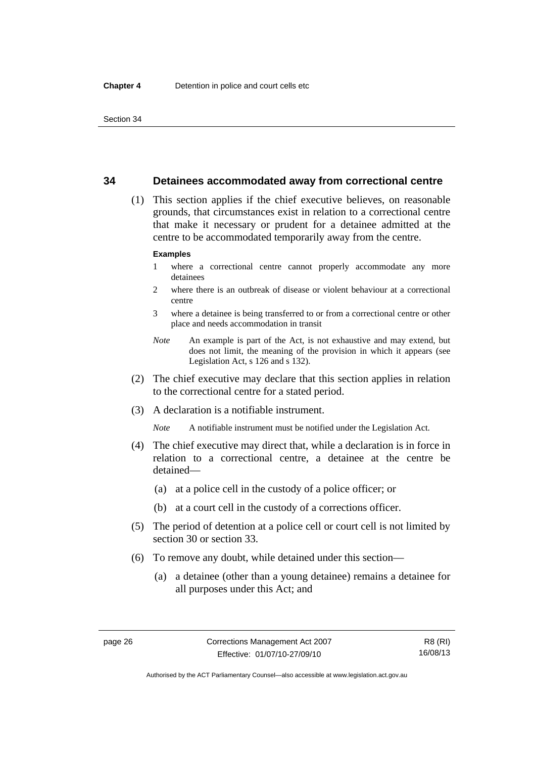## 34 Detainees accommodated away from correctional centre

(1) This section applies if the chief executive believes, on reasonable grounds, that circumstances exist in relation to a correctional centre that make it necessary or prudent for a detainee admitted at the centre to be accommodated temporarily away from the centre.

**Examples**

1 where a correctional centre cannot properly accommodate any more detainees

2 where there is an outbreak of disease or violent behaviour at a correctional centre

3 where a detainee is being transferred to or from a correctional centre or other place and needs accommodation in transit

*Note* An example is part of the Act, is not exhaustive and may extend, but does not limit, the meaning of the provision in which it appears (see Legislation Act, s 126 and s 132).

(2) The chief executive may declare that this section applies in relation to the correctional centre for a stated period.

(3) A declaration is a notifiable instrument.

*Note* A notifiable instrument must be notified under the Legislation Act.

(4) The chief executive may direct that, while a declaration is in force in relation to a correctional centre, a detainee at the centre be detained—

(a) at a police cell in the custody of a police officer; or

(b) at a court cell in the custody of a corrections officer.

(5) The period of detention at a police cell or court cell is not limited by section 30 or section 33.

(6) To remove any doubt, while detained under this section—

(a) a detainee (other than a young detainee) remains a detainee for all purposes under this Act; and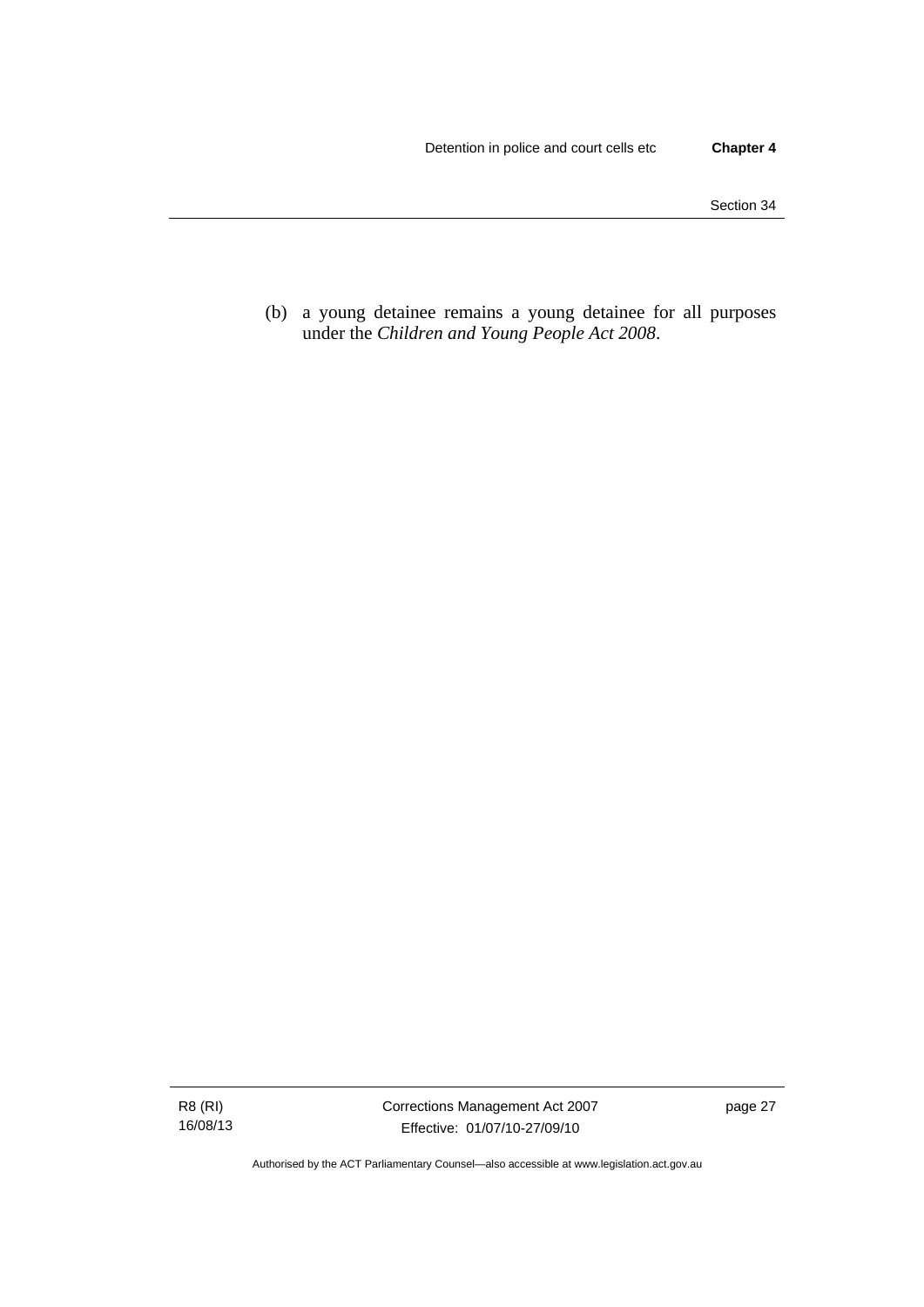(b) a young detainee remains a young detainee for all purposes under the *Children and Young People Act 2008*.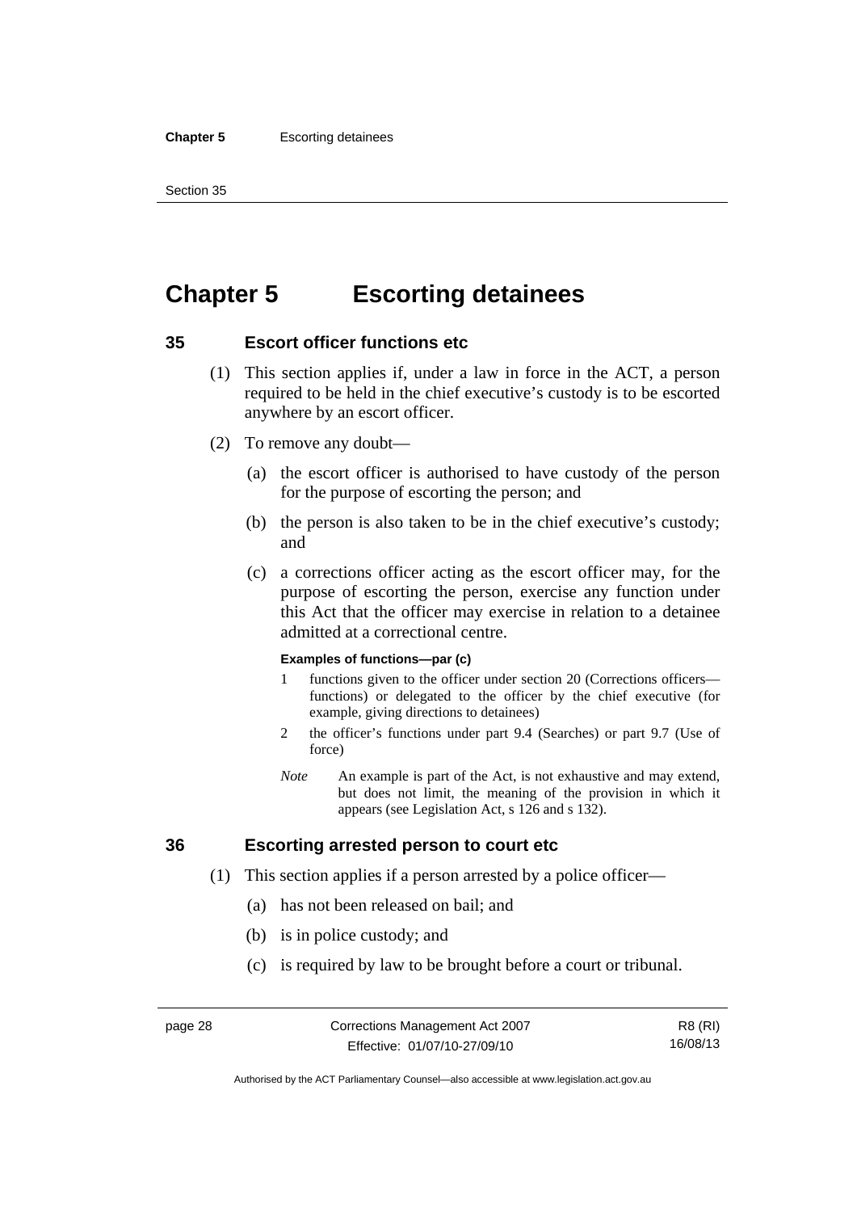# Chapter 5 Escorting detainees

## 35 Escort officer functions etc

(1) This section applies if, under a law in force in the ACT, a person required to be held in the chief executive's custody is to be escorted anywhere by an escort officer.

(2) To remove any doubt—

(a) the escort officer is authorised to have custody of the person for the purpose of escorting the person; and

(b) the person is also taken to be in the chief executive's custody; and

(c) a corrections officer acting as the escort officer may, for the purpose of escorting the person, exercise any function under this Act that the officer may exercise in relation to a detainee admitted at a correctional centre.

**Examples of functions—par (c)**

1 functions given to the officer under section 20 (Corrections officers—functions) or delegated to the officer by the chief executive (for example, giving directions to detainees)

2 the officer's functions under part 9.4 (Searches) or part 9.7 (Use of force)

*Note* An example is part of the Act, is not exhaustive and may extend, but does not limit, the meaning of the provision in which it appears (see Legislation Act, s 126 and s 132).

## 36 Escorting arrested person to court etc

(1) This section applies if a person arrested by a police officer—

(a) has not been released on bail; and

(b) is in police custody; and

(c) is required by law to be brought before a court or tribunal.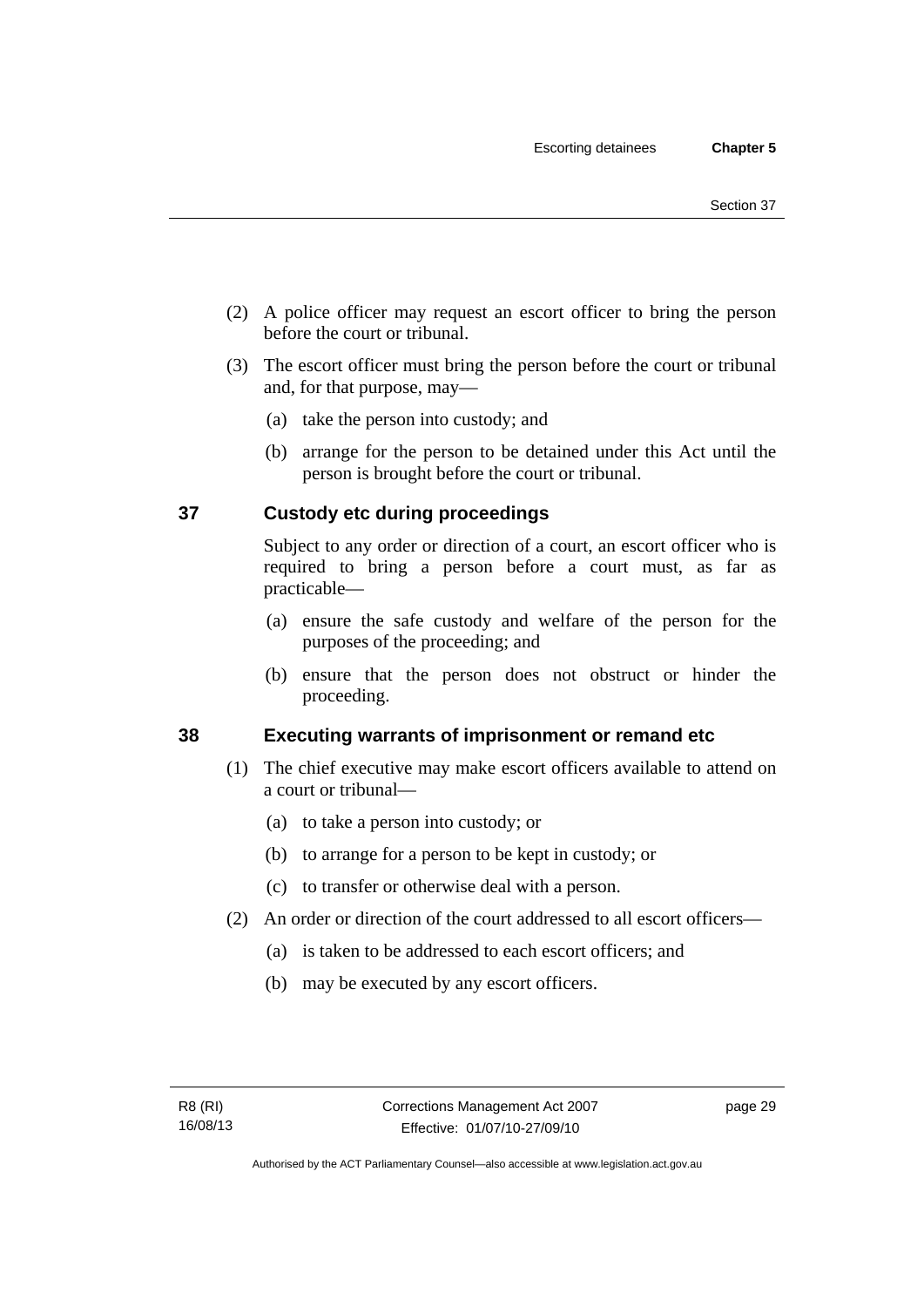(2) A police officer may request an escort officer to bring the person before the court or tribunal.

(3) The escort officer must bring the person before the court or tribunal and, for that purpose, may—

(a) take the person into custody; and

(b) arrange for the person to be detained under this Act until the person is brought before the court or tribunal.

## 37 Custody etc during proceedings

Subject to any order or direction of a court, an escort officer who is required to bring a person before a court must, as far as practicable—

(a) ensure the safe custody and welfare of the person for the purposes of the proceeding; and

(b) ensure that the person does not obstruct or hinder the proceeding.

## 38 Executing warrants of imprisonment or remand etc

(1) The chief executive may make escort officers available to attend on a court or tribunal—

(a) to take a person into custody; or

(b) to arrange for a person to be kept in custody; or

(c) to transfer or otherwise deal with a person.

(2) An order or direction of the court addressed to all escort officers—

(a) is taken to be addressed to each escort officers; and

(b) may be executed by any escort officers.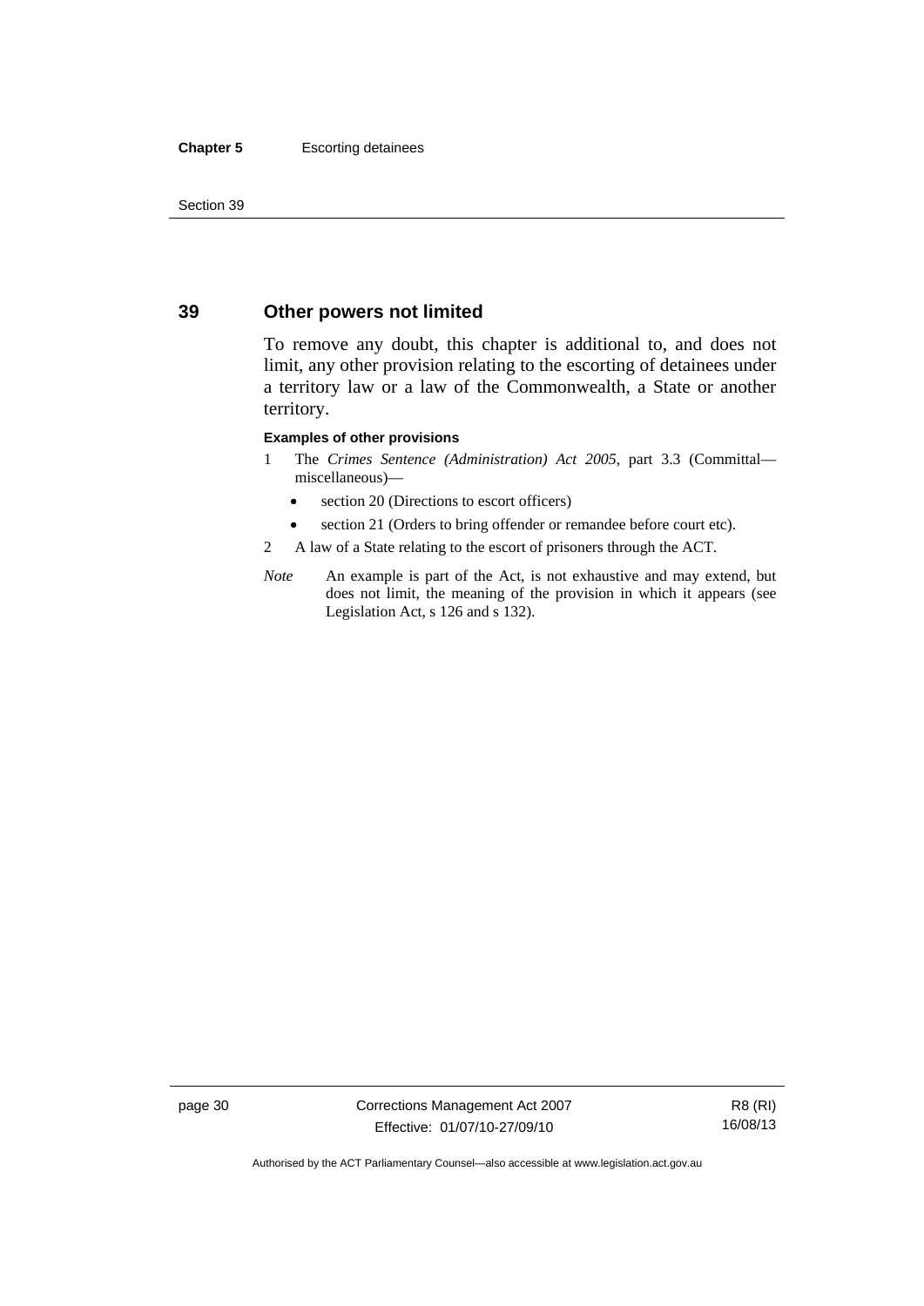## 39 Other powers not limited

To remove any doubt, this chapter is additional to, and does not limit, any other provision relating to the escorting of detainees under a territory law or a law of the Commonwealth, a State or another territory.

**Examples of other provisions**

1 The *Crimes Sentence (Administration) Act 2005*, part 3.3 (Committal—miscellaneous)—

- section 20 (Directions to escort officers)
- section 21 (Orders to bring offender or remandee before court etc).

2 A law of a State relating to the escort of prisoners through the ACT.

*Note* An example is part of the Act, is not exhaustive and may extend, but does not limit, the meaning of the provision in which it appears (see Legislation Act, s 126 and s 132).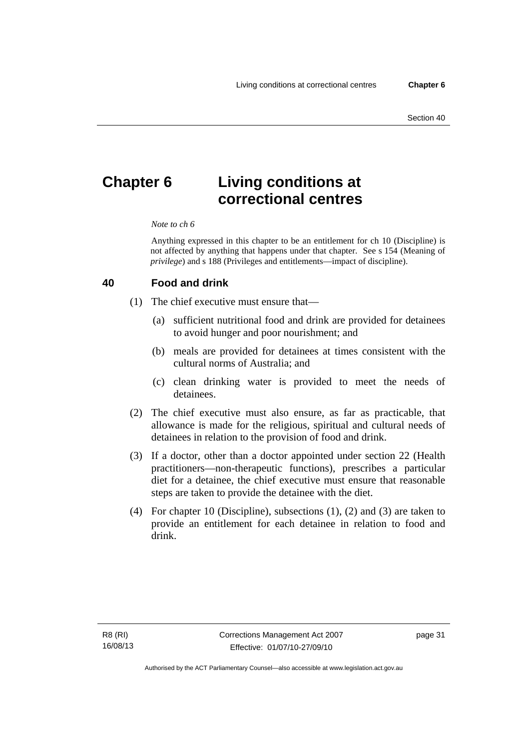# Chapter 6 Living conditions at correctional centres

*Note to ch 6*

Anything expressed in this chapter to be an entitlement for ch 10 (Discipline) is not affected by anything that happens under that chapter. See s 154 (Meaning of *privilege*) and s 188 (Privileges and entitlements—impact of discipline).

## 40 Food and drink

(1) The chief executive must ensure that—

(a) sufficient nutritional food and drink are provided for detainees to avoid hunger and poor nourishment; and

(b) meals are provided for detainees at times consistent with the cultural norms of Australia; and

(c) clean drinking water is provided to meet the needs of detainees.

(2) The chief executive must also ensure, as far as practicable, that allowance is made for the religious, spiritual and cultural needs of detainees in relation to the provision of food and drink.

(3) If a doctor, other than a doctor appointed under section 22 (Health practitioners—non-therapeutic functions), prescribes a particular diet for a detainee, the chief executive must ensure that reasonable steps are taken to provide the detainee with the diet.

(4) For chapter 10 (Discipline), subsections (1), (2) and (3) are taken to provide an entitlement for each detainee in relation to food and drink.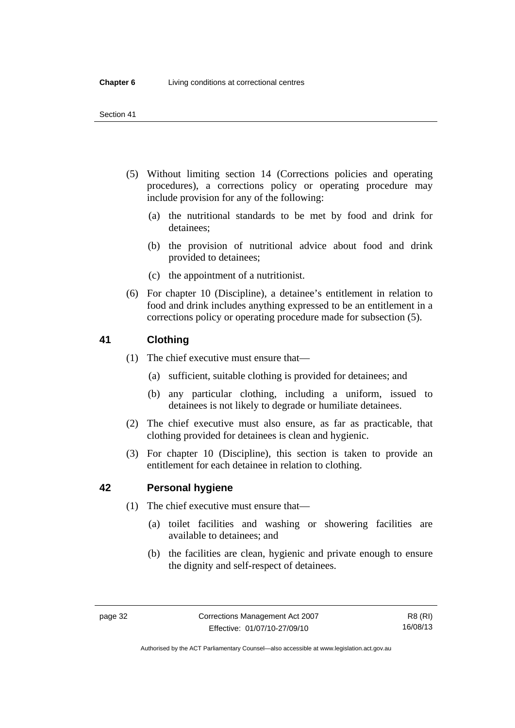(5) Without limiting section 14 (Corrections policies and operating procedures), a corrections policy or operating procedure may include provision for any of the following:

(a) the nutritional standards to be met by food and drink for detainees;

(b) the provision of nutritional advice about food and drink provided to detainees;

(c) the appointment of a nutritionist.

(6) For chapter 10 (Discipline), a detainee's entitlement in relation to food and drink includes anything expressed to be an entitlement in a corrections policy or operating procedure made for subsection (5).

## 41 Clothing

(1) The chief executive must ensure that—

(a) sufficient, suitable clothing is provided for detainees; and

(b) any particular clothing, including a uniform, issued to detainees is not likely to degrade or humiliate detainees.

(2) The chief executive must also ensure, as far as practicable, that clothing provided for detainees is clean and hygienic.

(3) For chapter 10 (Discipline), this section is taken to provide an entitlement for each detainee in relation to clothing.

## 42 Personal hygiene

(1) The chief executive must ensure that—

(a) toilet facilities and washing or showering facilities are available to detainees; and

(b) the facilities are clean, hygienic and private enough to ensure the dignity and self-respect of detainees.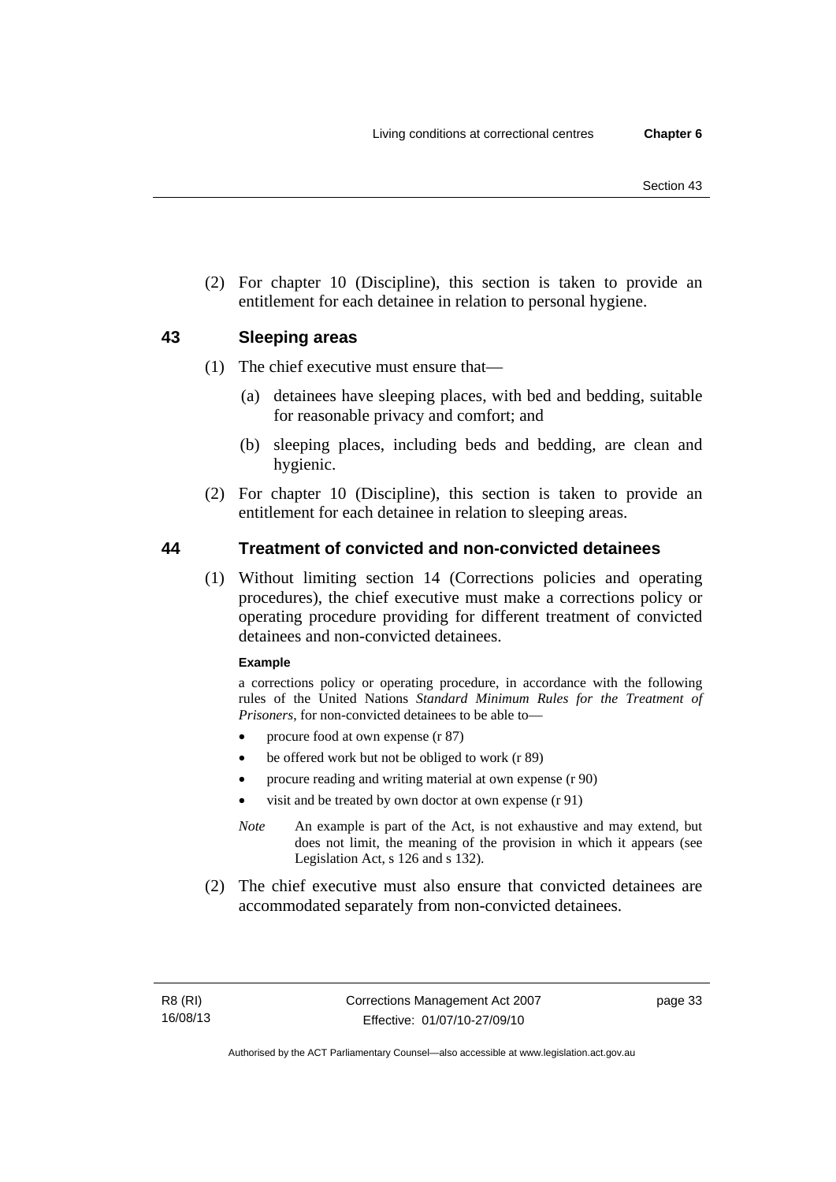(2) For chapter 10 (Discipline), this section is taken to provide an entitlement for each detainee in relation to personal hygiene.

## 43 Sleeping areas

(1) The chief executive must ensure that—

(a) detainees have sleeping places, with bed and bedding, suitable for reasonable privacy and comfort; and

(b) sleeping places, including beds and bedding, are clean and hygienic.

(2) For chapter 10 (Discipline), this section is taken to provide an entitlement for each detainee in relation to sleeping areas.

## 44 Treatment of convicted and non-convicted detainees

(1) Without limiting section 14 (Corrections policies and operating procedures), the chief executive must make a corrections policy or operating procedure providing for different treatment of convicted detainees and non-convicted detainees.

**Example**

a corrections policy or operating procedure, in accordance with the following rules of the United Nations *Standard Minimum Rules for the Treatment of Prisoners*, for non-convicted detainees to be able to—

- procure food at own expense (r 87)
- be offered work but not be obliged to work (r 89)
- procure reading and writing material at own expense (r 90)
- visit and be treated by own doctor at own expense (r 91)

*Note* An example is part of the Act, is not exhaustive and may extend, but does not limit, the meaning of the provision in which it appears (see Legislation Act, s 126 and s 132).

(2) The chief executive must also ensure that convicted detainees are accommodated separately from non-convicted detainees.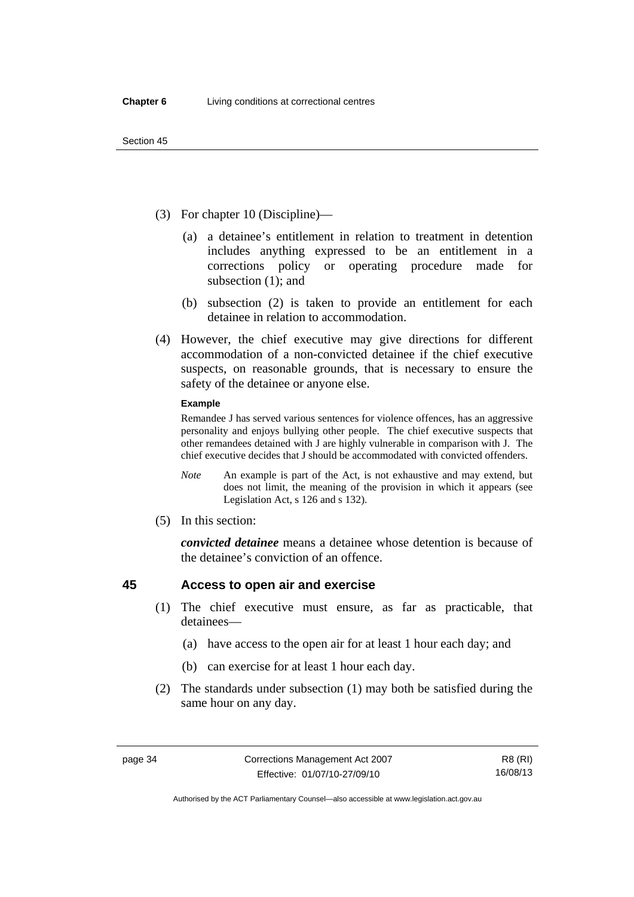(3) For chapter 10 (Discipline)—

(a) a detainee's entitlement in relation to treatment in detention includes anything expressed to be an entitlement in a corrections policy or operating procedure made for subsection (1); and

(b) subsection (2) is taken to provide an entitlement for each detainee in relation to accommodation.

(4) However, the chief executive may give directions for different accommodation of a non-convicted detainee if the chief executive suspects, on reasonable grounds, that is necessary to ensure the safety of the detainee or anyone else.

**Example**

Remandee J has served various sentences for violence offences, has an aggressive personality and enjoys bullying other people. The chief executive suspects that other remandees detained with J are highly vulnerable in comparison with J. The chief executive decides that J should be accommodated with convicted offenders.

*Note* An example is part of the Act, is not exhaustive and may extend, but does not limit, the meaning of the provision in which it appears (see Legislation Act, s 126 and s 132).

(5) In this section:

***convicted detainee*** means a detainee whose detention is because of the detainee's conviction of an offence.

## 45 Access to open air and exercise

(1) The chief executive must ensure, as far as practicable, that detainees—

(a) have access to the open air for at least 1 hour each day; and

(b) can exercise for at least 1 hour each day.

(2) The standards under subsection (1) may both be satisfied during the same hour on any day.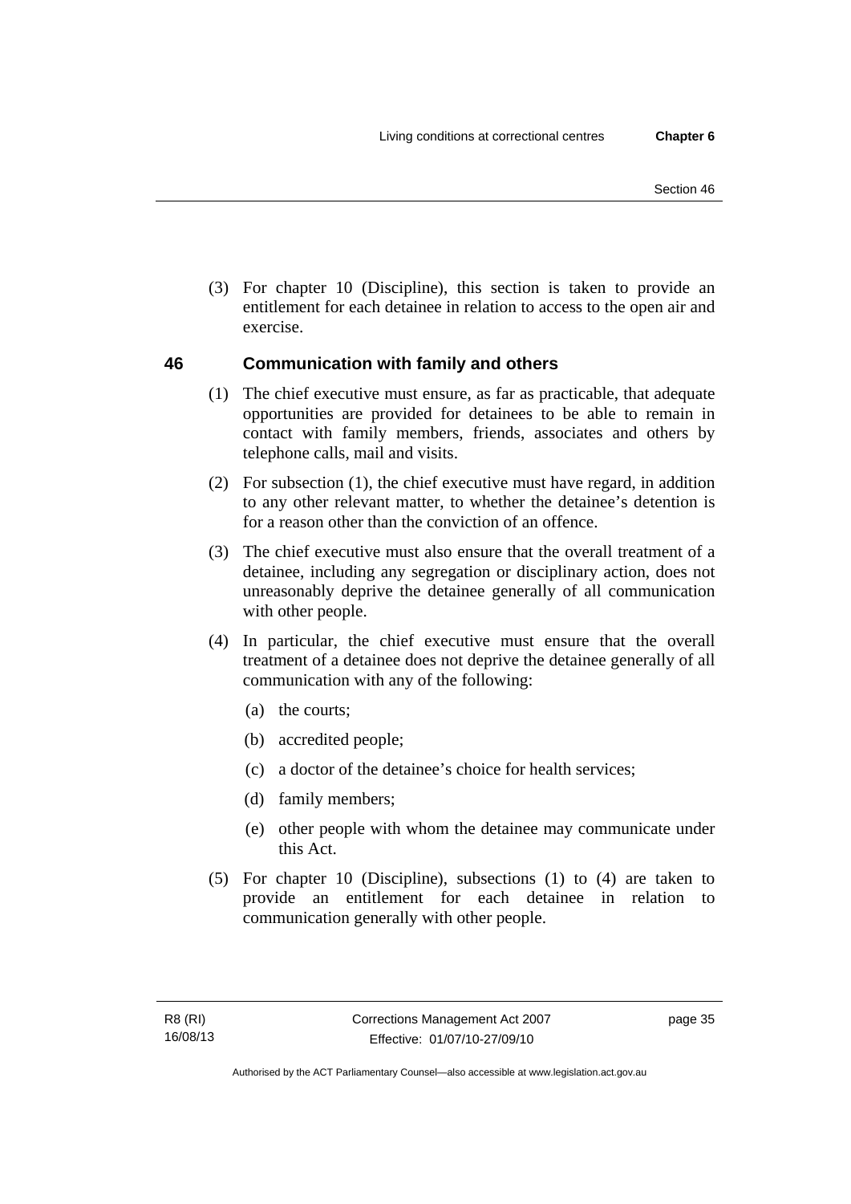(3) For chapter 10 (Discipline), this section is taken to provide an entitlement for each detainee in relation to access to the open air and exercise.

## 46 Communication with family and others

(1) The chief executive must ensure, as far as practicable, that adequate opportunities are provided for detainees to be able to remain in contact with family members, friends, associates and others by telephone calls, mail and visits.

(2) For subsection (1), the chief executive must have regard, in addition to any other relevant matter, to whether the detainee's detention is for a reason other than the conviction of an offence.

(3) The chief executive must also ensure that the overall treatment of a detainee, including any segregation or disciplinary action, does not unreasonably deprive the detainee generally of all communication with other people.

(4) In particular, the chief executive must ensure that the overall treatment of a detainee does not deprive the detainee generally of all communication with any of the following:

(a) the courts;

(b) accredited people;

(c) a doctor of the detainee's choice for health services;

(d) family members;

(e) other people with whom the detainee may communicate under this Act.

(5) For chapter 10 (Discipline), subsections (1) to (4) are taken to provide an entitlement for each detainee in relation to communication generally with other people.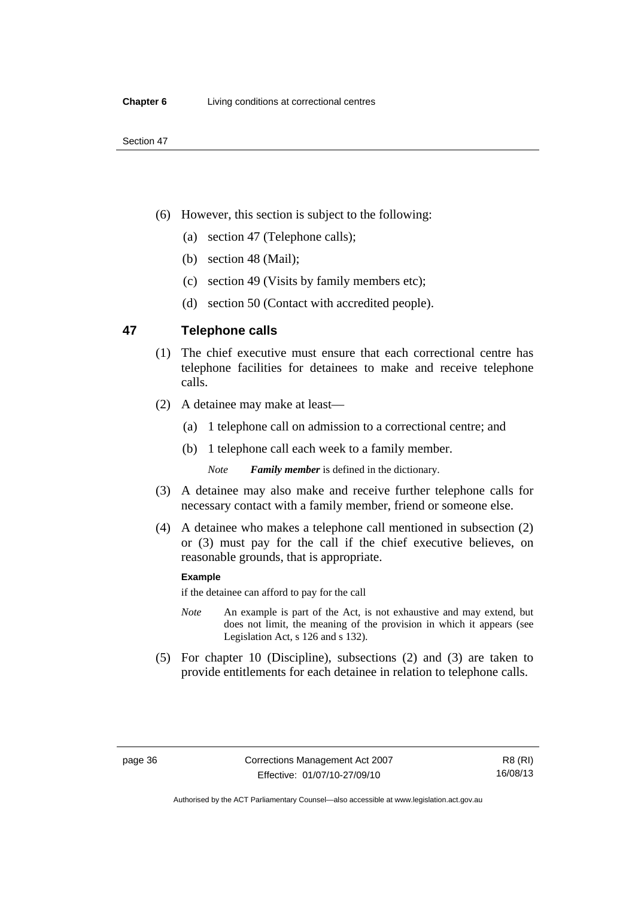(6) However, this section is subject to the following:

(a) section 47 (Telephone calls);

(b) section 48 (Mail);

(c) section 49 (Visits by family members etc);

(d) section 50 (Contact with accredited people).

## 47 Telephone calls

(1) The chief executive must ensure that each correctional centre has telephone facilities for detainees to make and receive telephone calls.

(2) A detainee may make at least—

(a) 1 telephone call on admission to a correctional centre; and

(b) 1 telephone call each week to a family member.

*Note* ***Family member*** is defined in the dictionary.

(3) A detainee may also make and receive further telephone calls for necessary contact with a family member, friend or someone else.

(4) A detainee who makes a telephone call mentioned in subsection (2) or (3) must pay for the call if the chief executive believes, on reasonable grounds, that is appropriate.

**Example**

if the detainee can afford to pay for the call

*Note* An example is part of the Act, is not exhaustive and may extend, but does not limit, the meaning of the provision in which it appears (see Legislation Act, s 126 and s 132).

(5) For chapter 10 (Discipline), subsections (2) and (3) are taken to provide entitlements for each detainee in relation to telephone calls.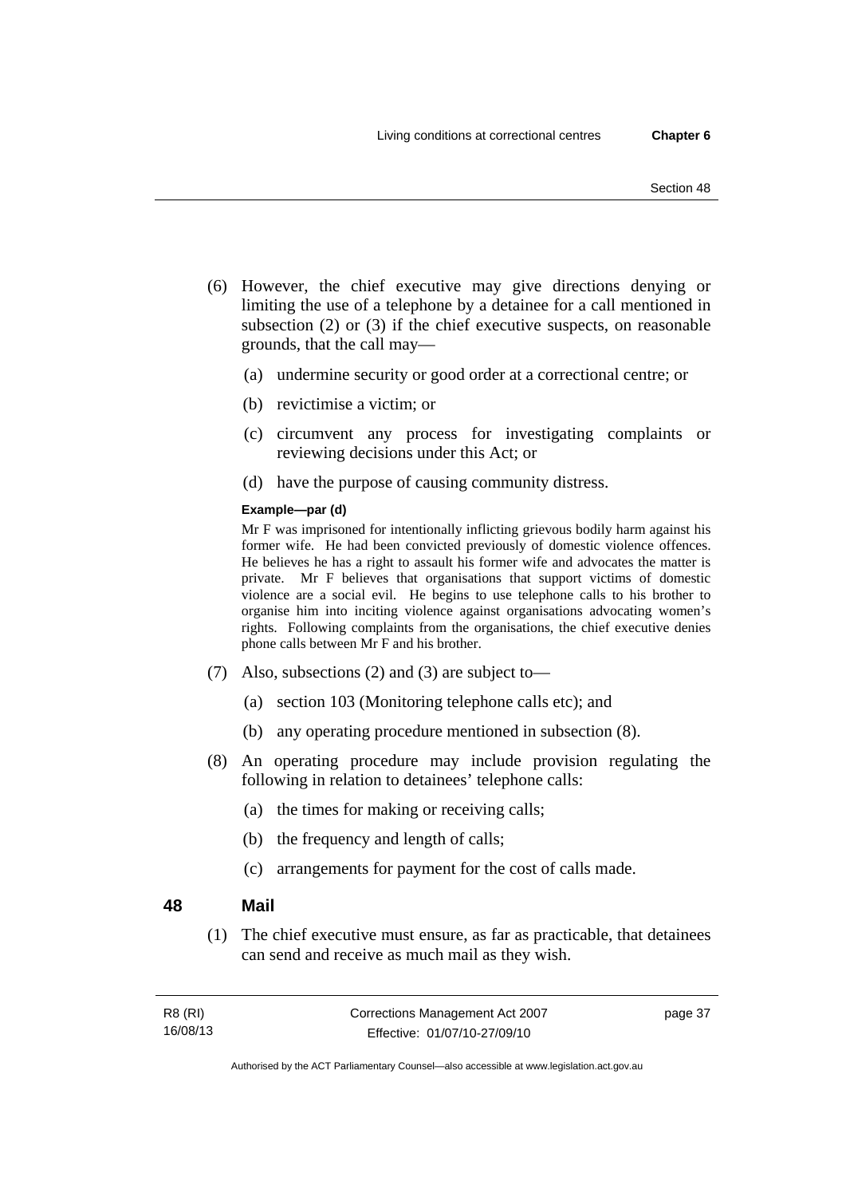(6) However, the chief executive may give directions denying or limiting the use of a telephone by a detainee for a call mentioned in subsection (2) or (3) if the chief executive suspects, on reasonable grounds, that the call may—

(a) undermine security or good order at a correctional centre; or

(b) revictimise a victim; or

(c) circumvent any process for investigating complaints or reviewing decisions under this Act; or

(d) have the purpose of causing community distress.

**Example—par (d)**

Mr F was imprisoned for intentionally inflicting grievous bodily harm against his former wife. He had been convicted previously of domestic violence offences. He believes he has a right to assault his former wife and advocates the matter is private. Mr F believes that organisations that support victims of domestic violence are a social evil. He begins to use telephone calls to his brother to organise him into inciting violence against organisations advocating women's rights. Following complaints from the organisations, the chief executive denies phone calls between Mr F and his brother.

(7) Also, subsections (2) and (3) are subject to—

(a) section 103 (Monitoring telephone calls etc); and

(b) any operating procedure mentioned in subsection (8).

(8) An operating procedure may include provision regulating the following in relation to detainees' telephone calls:

(a) the times for making or receiving calls;

(b) the frequency and length of calls;

(c) arrangements for payment for the cost of calls made.

## 48 Mail

(1) The chief executive must ensure, as far as practicable, that detainees can send and receive as much mail as they wish.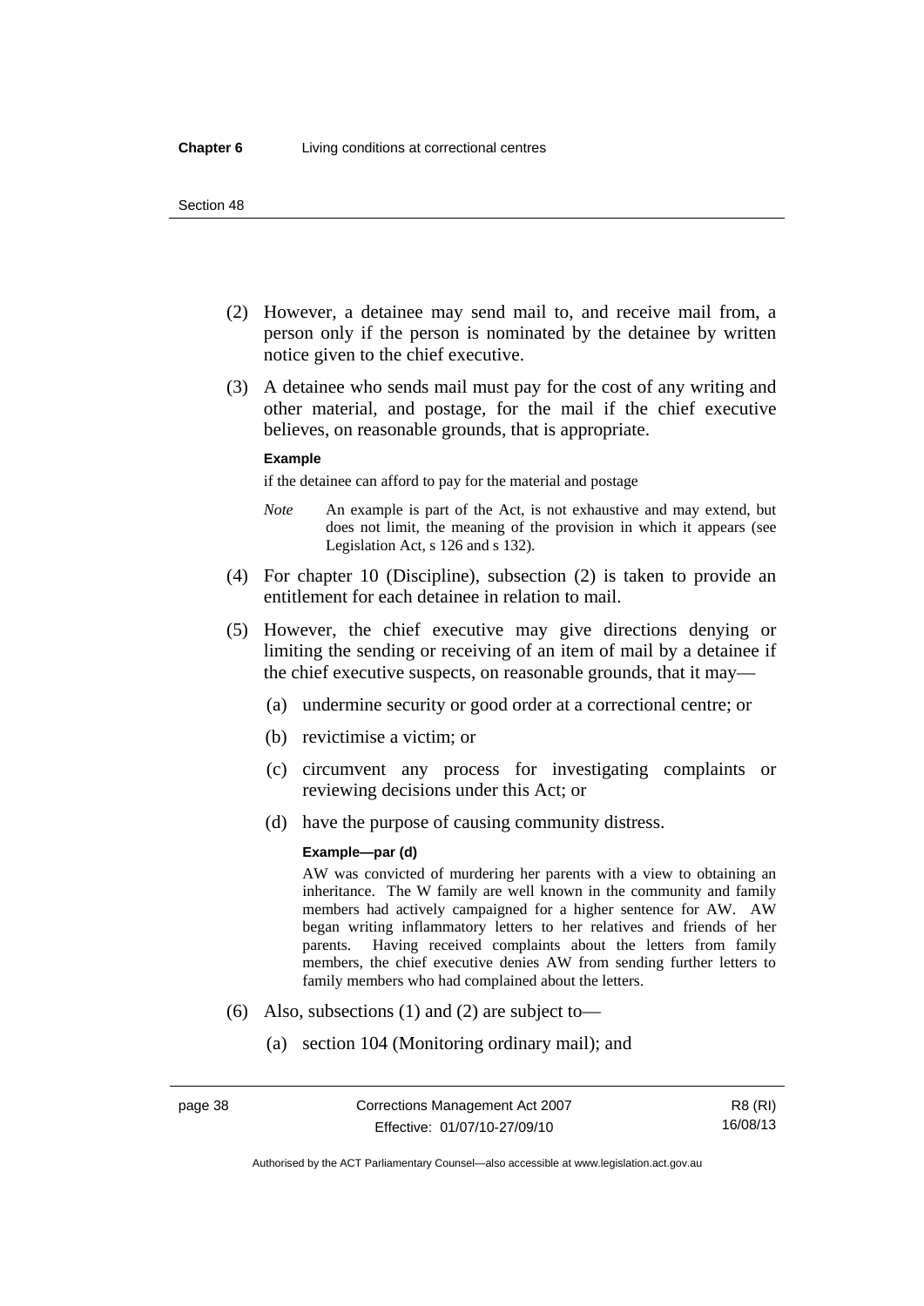(2) However, a detainee may send mail to, and receive mail from, a person only if the person is nominated by the detainee by written notice given to the chief executive.

(3) A detainee who sends mail must pay for the cost of any writing and other material, and postage, for the mail if the chief executive believes, on reasonable grounds, that is appropriate.

**Example**

if the detainee can afford to pay for the material and postage

*Note* An example is part of the Act, is not exhaustive and may extend, but does not limit, the meaning of the provision in which it appears (see Legislation Act, s 126 and s 132).

(4) For chapter 10 (Discipline), subsection (2) is taken to provide an entitlement for each detainee in relation to mail.

(5) However, the chief executive may give directions denying or limiting the sending or receiving of an item of mail by a detainee if the chief executive suspects, on reasonable grounds, that it may—

(a) undermine security or good order at a correctional centre; or

(b) revictimise a victim; or

(c) circumvent any process for investigating complaints or reviewing decisions under this Act; or

(d) have the purpose of causing community distress.

**Example—par (d)**

AW was convicted of murdering her parents with a view to obtaining an inheritance. The W family are well known in the community and family members had actively campaigned for a higher sentence for AW. AW began writing inflammatory letters to her relatives and friends of her parents. Having received complaints about the letters from family members, the chief executive denies AW from sending further letters to family members who had complained about the letters.

(6) Also, subsections (1) and (2) are subject to—

(a) section 104 (Monitoring ordinary mail); and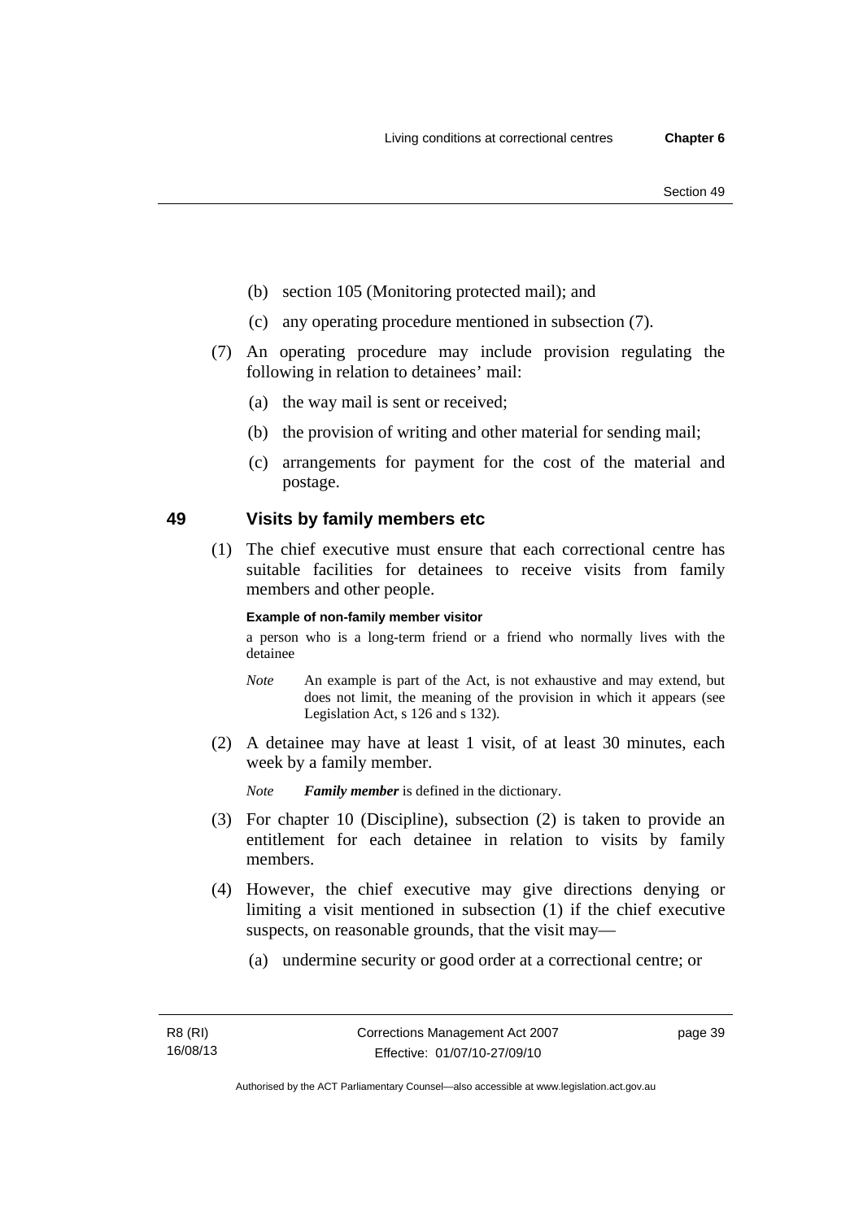(b) section 105 (Monitoring protected mail); and

(c) any operating procedure mentioned in subsection (7).

(7) An operating procedure may include provision regulating the following in relation to detainees' mail:

(a) the way mail is sent or received;

(b) the provision of writing and other material for sending mail;

(c) arrangements for payment for the cost of the material and postage.

## 49 Visits by family members etc

(1) The chief executive must ensure that each correctional centre has suitable facilities for detainees to receive visits from family members and other people.

**Example of non-family member visitor**

a person who is a long-term friend or a friend who normally lives with the detainee

*Note* An example is part of the Act, is not exhaustive and may extend, but does not limit, the meaning of the provision in which it appears (see Legislation Act, s 126 and s 132).

(2) A detainee may have at least 1 visit, of at least 30 minutes, each week by a family member.

*Note* ***Family member*** is defined in the dictionary.

(3) For chapter 10 (Discipline), subsection (2) is taken to provide an entitlement for each detainee in relation to visits by family members.

(4) However, the chief executive may give directions denying or limiting a visit mentioned in subsection (1) if the chief executive suspects, on reasonable grounds, that the visit may—

(a) undermine security or good order at a correctional centre; or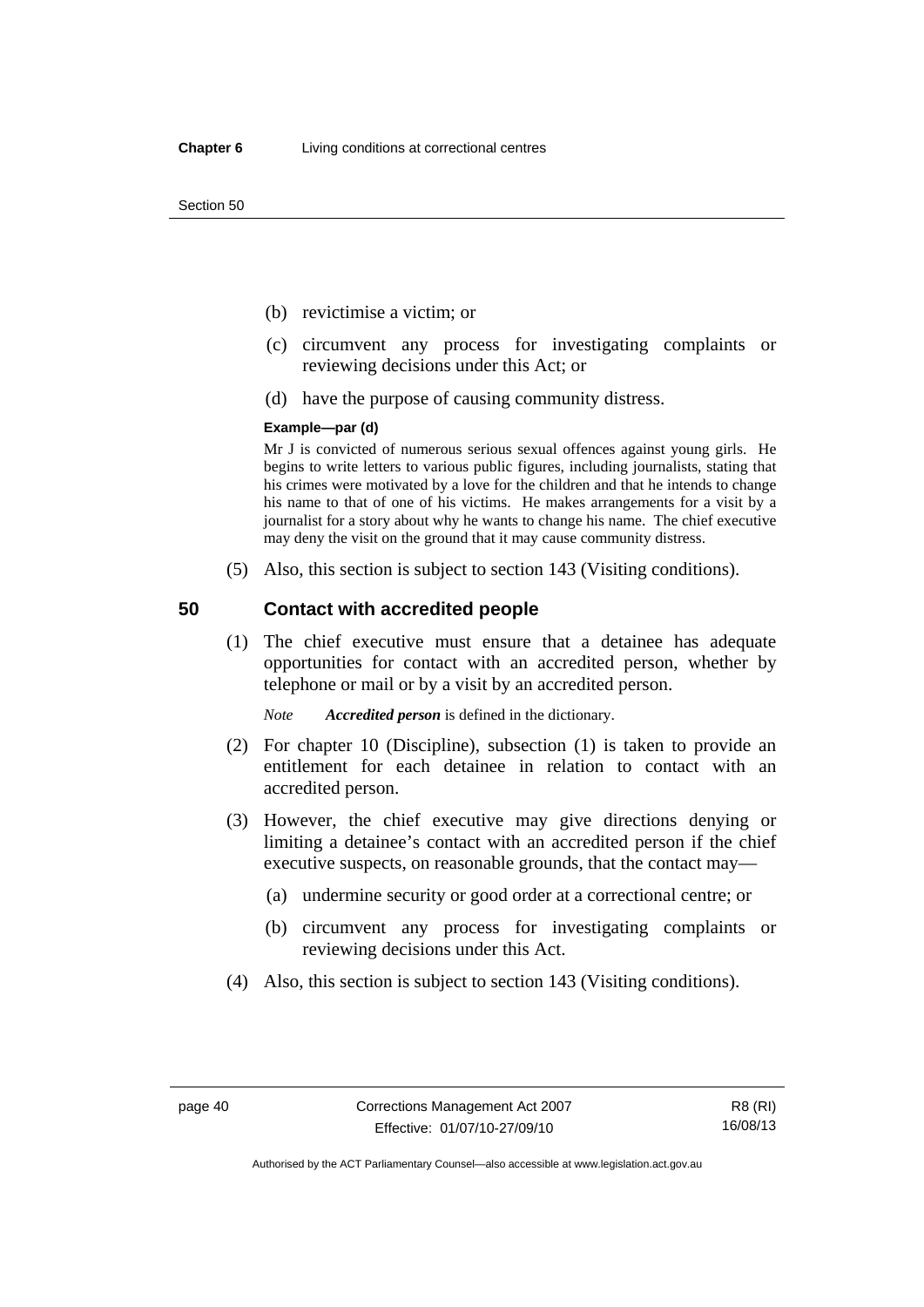(b) revictimise a victim; or

(c) circumvent any process for investigating complaints or reviewing decisions under this Act; or

(d) have the purpose of causing community distress.

**Example—par (d)**

Mr J is convicted of numerous serious sexual offences against young girls. He begins to write letters to various public figures, including journalists, stating that his crimes were motivated by a love for the children and that he intends to change his name to that of one of his victims. He makes arrangements for a visit by a journalist for a story about why he wants to change his name. The chief executive may deny the visit on the ground that it may cause community distress.

(5) Also, this section is subject to section 143 (Visiting conditions).

## 50 Contact with accredited people

(1) The chief executive must ensure that a detainee has adequate opportunities for contact with an accredited person, whether by telephone or mail or by a visit by an accredited person.

*Note* ***Accredited person*** is defined in the dictionary.

(2) For chapter 10 (Discipline), subsection (1) is taken to provide an entitlement for each detainee in relation to contact with an accredited person.

(3) However, the chief executive may give directions denying or limiting a detainee's contact with an accredited person if the chief executive suspects, on reasonable grounds, that the contact may—

(a) undermine security or good order at a correctional centre; or

(b) circumvent any process for investigating complaints or reviewing decisions under this Act.

(4) Also, this section is subject to section 143 (Visiting conditions).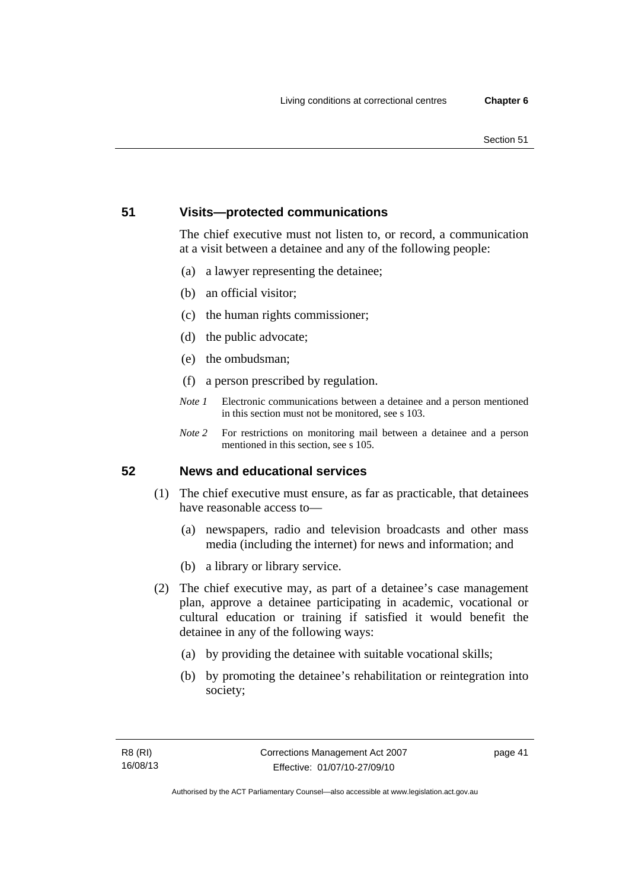## 51 Visits—protected communications

The chief executive must not listen to, or record, a communication at a visit between a detainee and any of the following people:

(a) a lawyer representing the detainee;

(b) an official visitor;

(c) the human rights commissioner;

(d) the public advocate;

(e) the ombudsman;

(f) a person prescribed by regulation.

*Note 1* Electronic communications between a detainee and a person mentioned in this section must not be monitored, see s 103.

*Note 2* For restrictions on monitoring mail between a detainee and a person mentioned in this section, see s 105.

## 52 News and educational services

(1) The chief executive must ensure, as far as practicable, that detainees have reasonable access to—

(a) newspapers, radio and television broadcasts and other mass media (including the internet) for news and information; and

(b) a library or library service.

(2) The chief executive may, as part of a detainee's case management plan, approve a detainee participating in academic, vocational or cultural education or training if satisfied it would benefit the detainee in any of the following ways:

(a) by providing the detainee with suitable vocational skills;

(b) by promoting the detainee's rehabilitation or reintegration into society;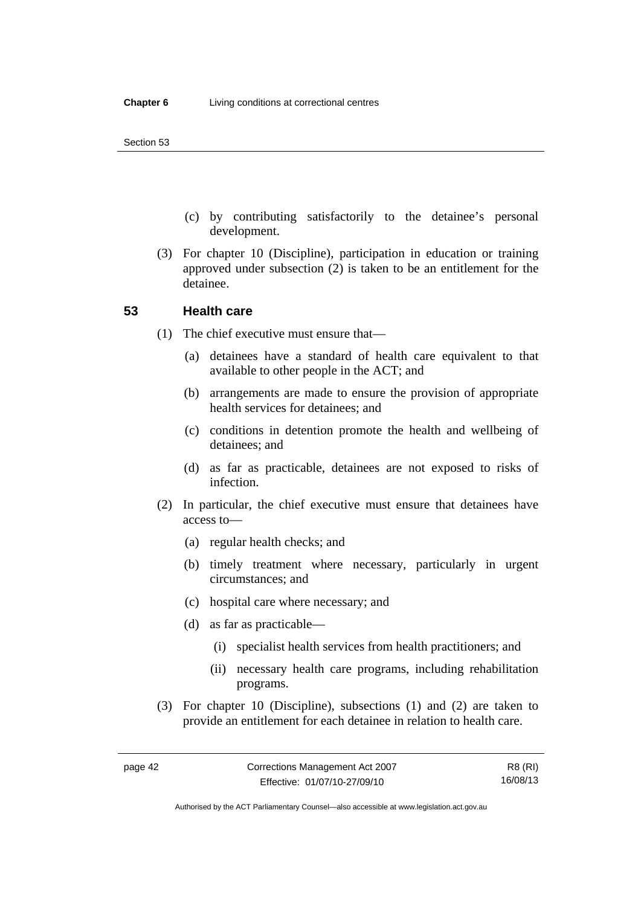(c) by contributing satisfactorily to the detainee's personal development.

(3) For chapter 10 (Discipline), participation in education or training approved under subsection (2) is taken to be an entitlement for the detainee.

## 53 Health care

(1) The chief executive must ensure that—

(a) detainees have a standard of health care equivalent to that available to other people in the ACT; and

(b) arrangements are made to ensure the provision of appropriate health services for detainees; and

(c) conditions in detention promote the health and wellbeing of detainees; and

(d) as far as practicable, detainees are not exposed to risks of infection.

(2) In particular, the chief executive must ensure that detainees have access to—

(a) regular health checks; and

(b) timely treatment where necessary, particularly in urgent circumstances; and

(c) hospital care where necessary; and

(d) as far as practicable—

(i) specialist health services from health practitioners; and

(ii) necessary health care programs, including rehabilitation programs.

(3) For chapter 10 (Discipline), subsections (1) and (2) are taken to provide an entitlement for each detainee in relation to health care.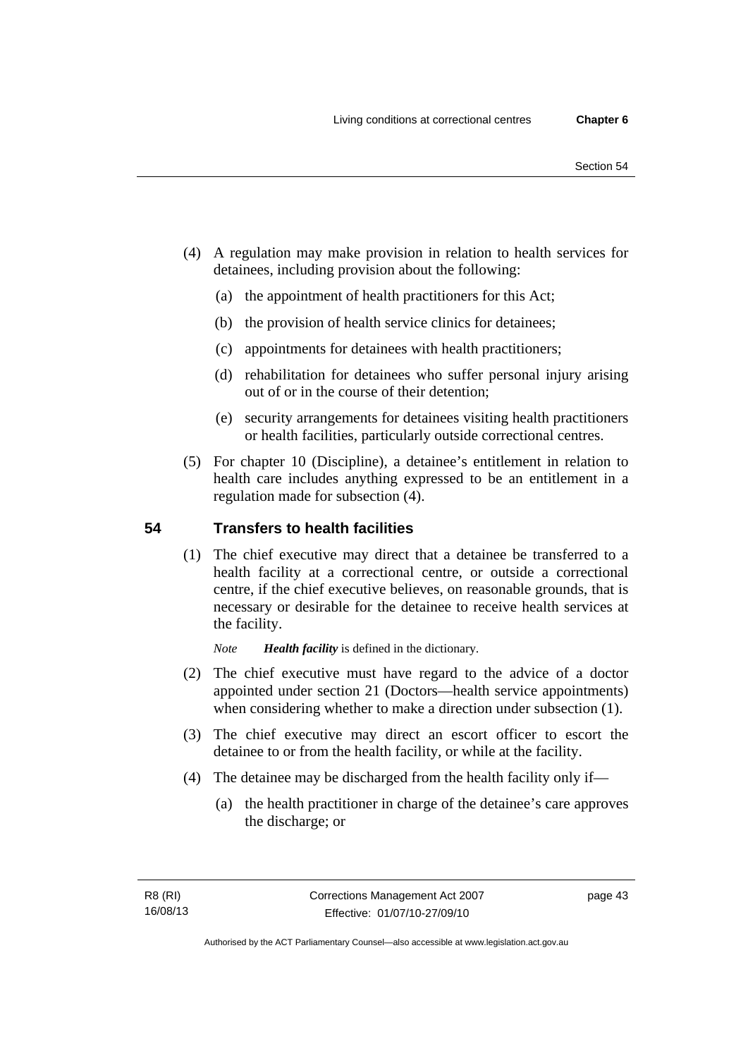(4) A regulation may make provision in relation to health services for detainees, including provision about the following:

(a) the appointment of health practitioners for this Act;

(b) the provision of health service clinics for detainees;

(c) appointments for detainees with health practitioners;

(d) rehabilitation for detainees who suffer personal injury arising out of or in the course of their detention;

(e) security arrangements for detainees visiting health practitioners or health facilities, particularly outside correctional centres.

(5) For chapter 10 (Discipline), a detainee's entitlement in relation to health care includes anything expressed to be an entitlement in a regulation made for subsection (4).

## 54 Transfers to health facilities

(1) The chief executive may direct that a detainee be transferred to a health facility at a correctional centre, or outside a correctional centre, if the chief executive believes, on reasonable grounds, that is necessary or desirable for the detainee to receive health services at the facility.

*Note* ***Health facility*** is defined in the dictionary.

(2) The chief executive must have regard to the advice of a doctor appointed under section 21 (Doctors—health service appointments) when considering whether to make a direction under subsection (1).

(3) The chief executive may direct an escort officer to escort the detainee to or from the health facility, or while at the facility.

(4) The detainee may be discharged from the health facility only if—

(a) the health practitioner in charge of the detainee's care approves the discharge; or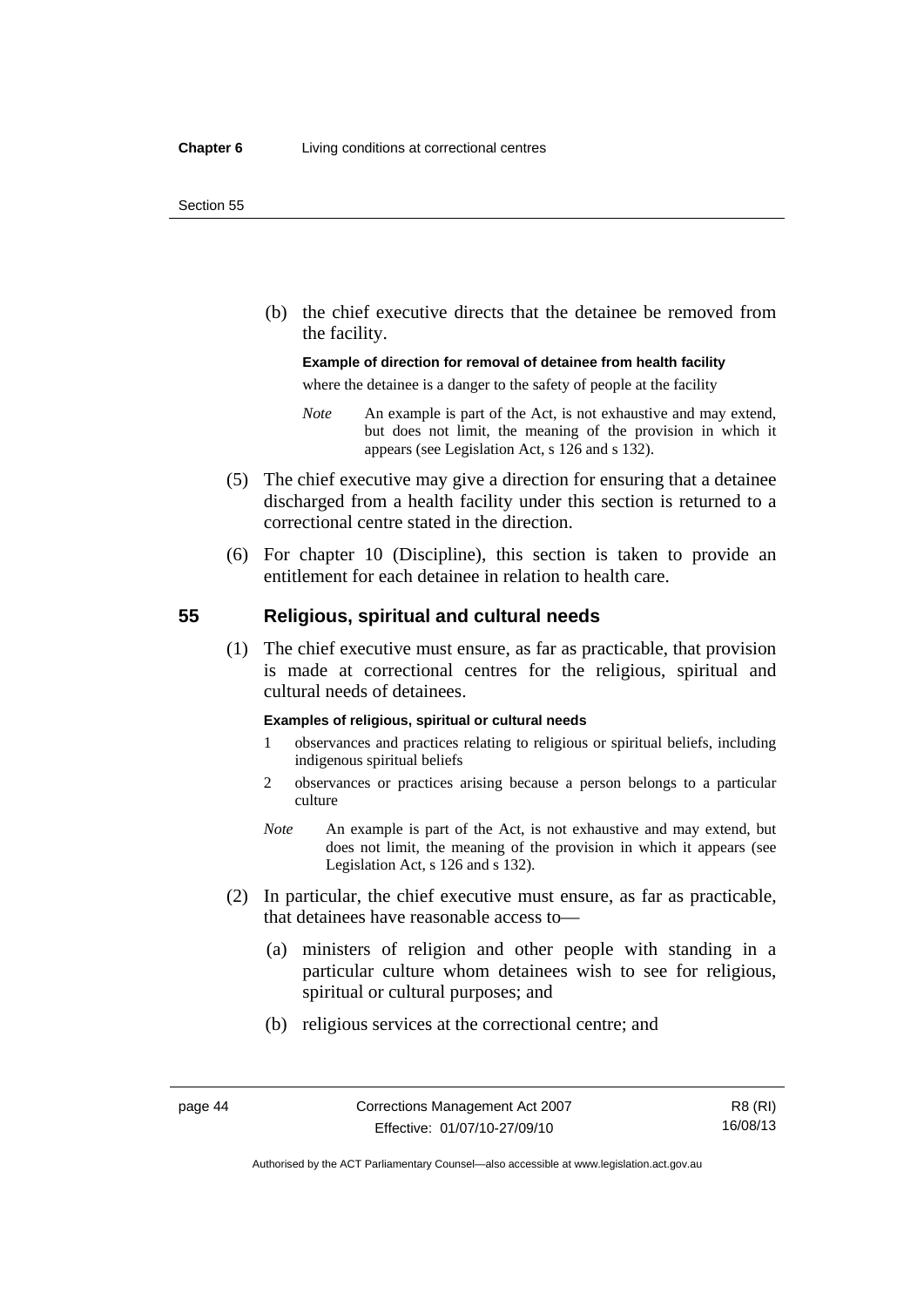(b) the chief executive directs that the detainee be removed from the facility.

**Example of direction for removal of detainee from health facility**

where the detainee is a danger to the safety of people at the facility

*Note* An example is part of the Act, is not exhaustive and may extend, but does not limit, the meaning of the provision in which it appears (see Legislation Act, s 126 and s 132).

(5) The chief executive may give a direction for ensuring that a detainee discharged from a health facility under this section is returned to a correctional centre stated in the direction.

(6) For chapter 10 (Discipline), this section is taken to provide an entitlement for each detainee in relation to health care.

## 55 Religious, spiritual and cultural needs

(1) The chief executive must ensure, as far as practicable, that provision is made at correctional centres for the religious, spiritual and cultural needs of detainees.

**Examples of religious, spiritual or cultural needs**

1 observances and practices relating to religious or spiritual beliefs, including indigenous spiritual beliefs

2 observances or practices arising because a person belongs to a particular culture

*Note* An example is part of the Act, is not exhaustive and may extend, but does not limit, the meaning of the provision in which it appears (see Legislation Act, s 126 and s 132).

(2) In particular, the chief executive must ensure, as far as practicable, that detainees have reasonable access to—

(a) ministers of religion and other people with standing in a particular culture whom detainees wish to see for religious, spiritual or cultural purposes; and

(b) religious services at the correctional centre; and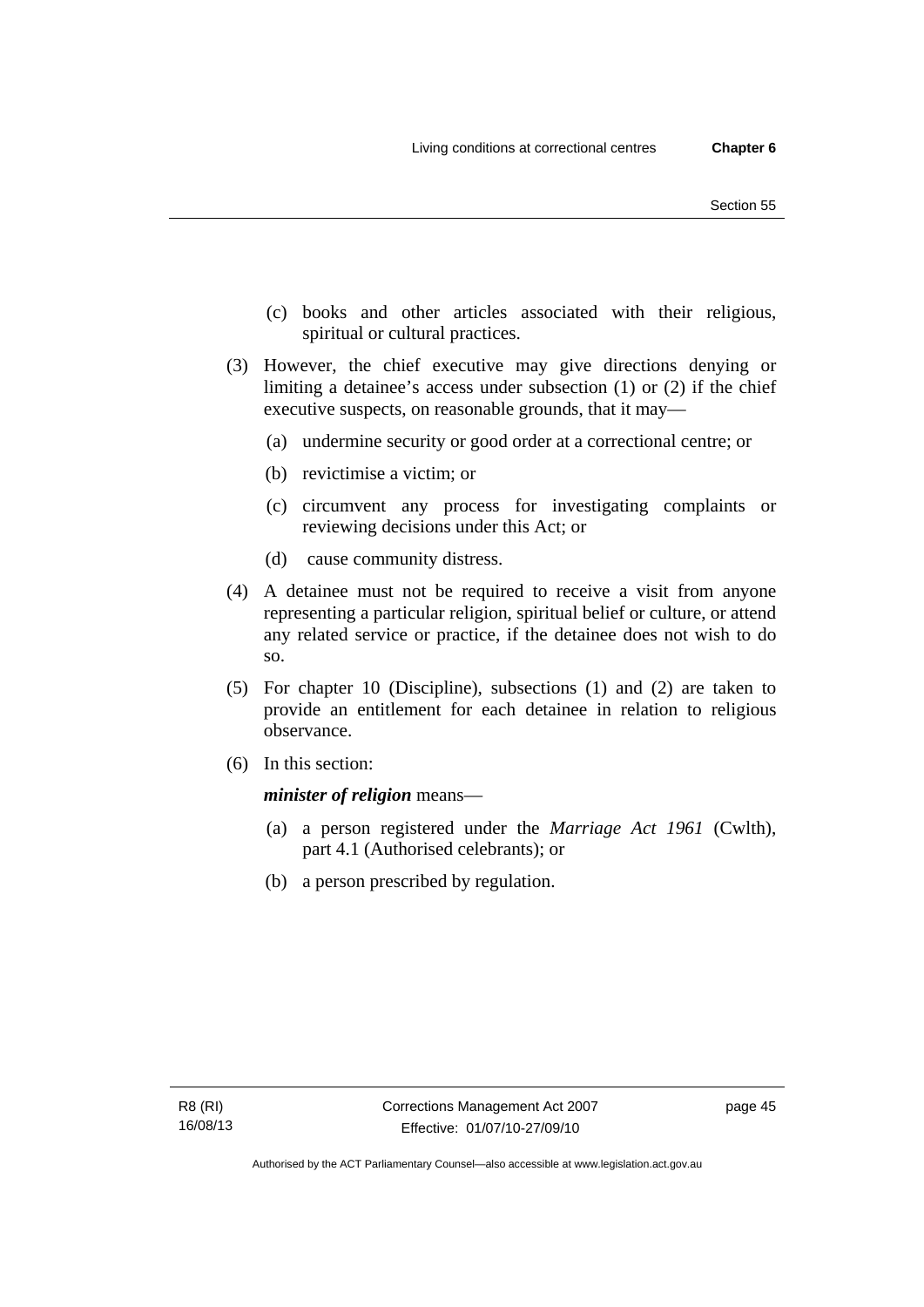(c) books and other articles associated with their religious, spiritual or cultural practices.

(3) However, the chief executive may give directions denying or limiting a detainee's access under subsection (1) or (2) if the chief executive suspects, on reasonable grounds, that it may—

(a) undermine security or good order at a correctional centre; or

(b) revictimise a victim; or

(c) circumvent any process for investigating complaints or reviewing decisions under this Act; or

(d) cause community distress.

(4) A detainee must not be required to receive a visit from anyone representing a particular religion, spiritual belief or culture, or attend any related service or practice, if the detainee does not wish to do so.

(5) For chapter 10 (Discipline), subsections (1) and (2) are taken to provide an entitlement for each detainee in relation to religious observance.

(6) In this section:

***minister of religion*** means—

(a) a person registered under the *Marriage Act 1961* (Cwlth), part 4.1 (Authorised celebrants); or

(b) a person prescribed by regulation.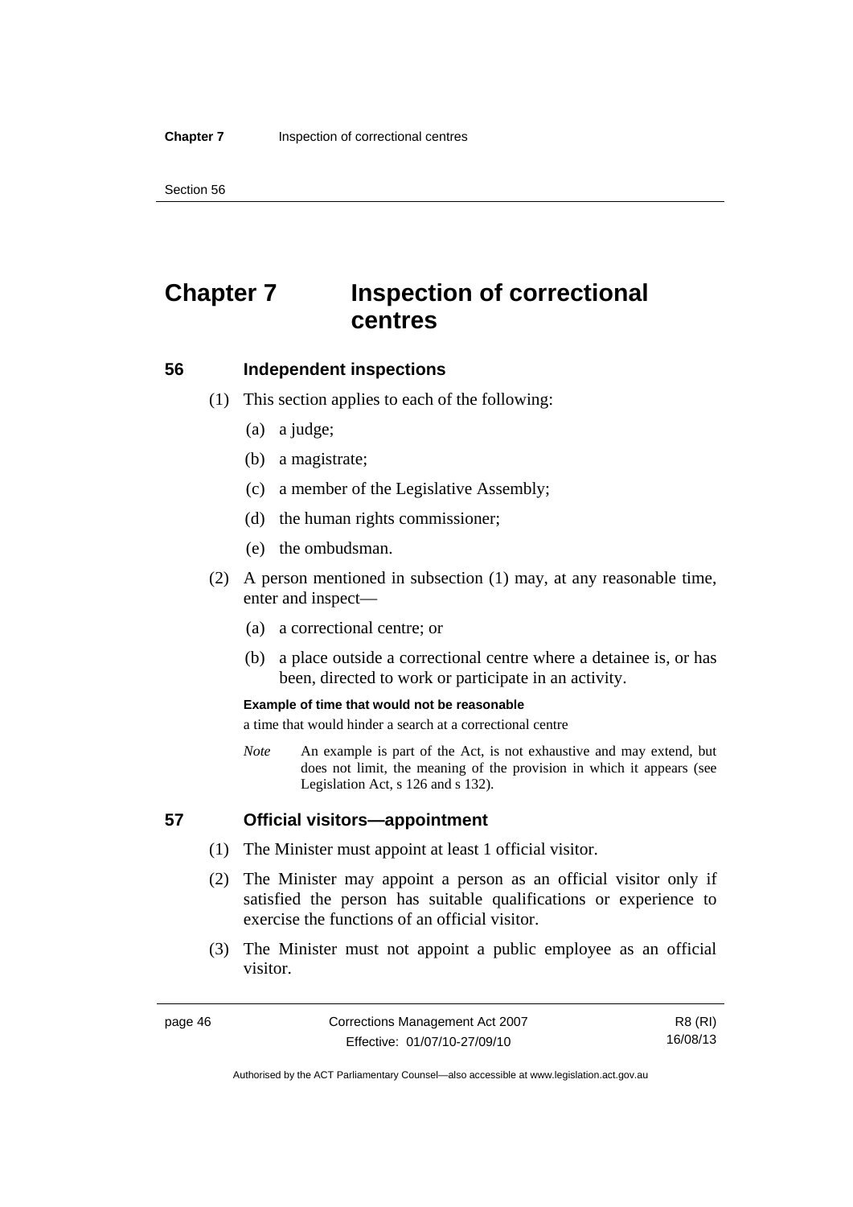# Chapter 7 Inspection of correctional centres

## 56 Independent inspections

(1) This section applies to each of the following:

(a) a judge;

(b) a magistrate;

(c) a member of the Legislative Assembly;

(d) the human rights commissioner;

(e) the ombudsman.

(2) A person mentioned in subsection (1) may, at any reasonable time, enter and inspect—

(a) a correctional centre; or

(b) a place outside a correctional centre where a detainee is, or has been, directed to work or participate in an activity.

**Example of time that would not be reasonable**

a time that would hinder a search at a correctional centre

*Note* An example is part of the Act, is not exhaustive and may extend, but does not limit, the meaning of the provision in which it appears (see Legislation Act, s 126 and s 132).

## 57 Official visitors—appointment

(1) The Minister must appoint at least 1 official visitor.

(2) The Minister may appoint a person as an official visitor only if satisfied the person has suitable qualifications or experience to exercise the functions of an official visitor.

(3) The Minister must not appoint a public employee as an official visitor.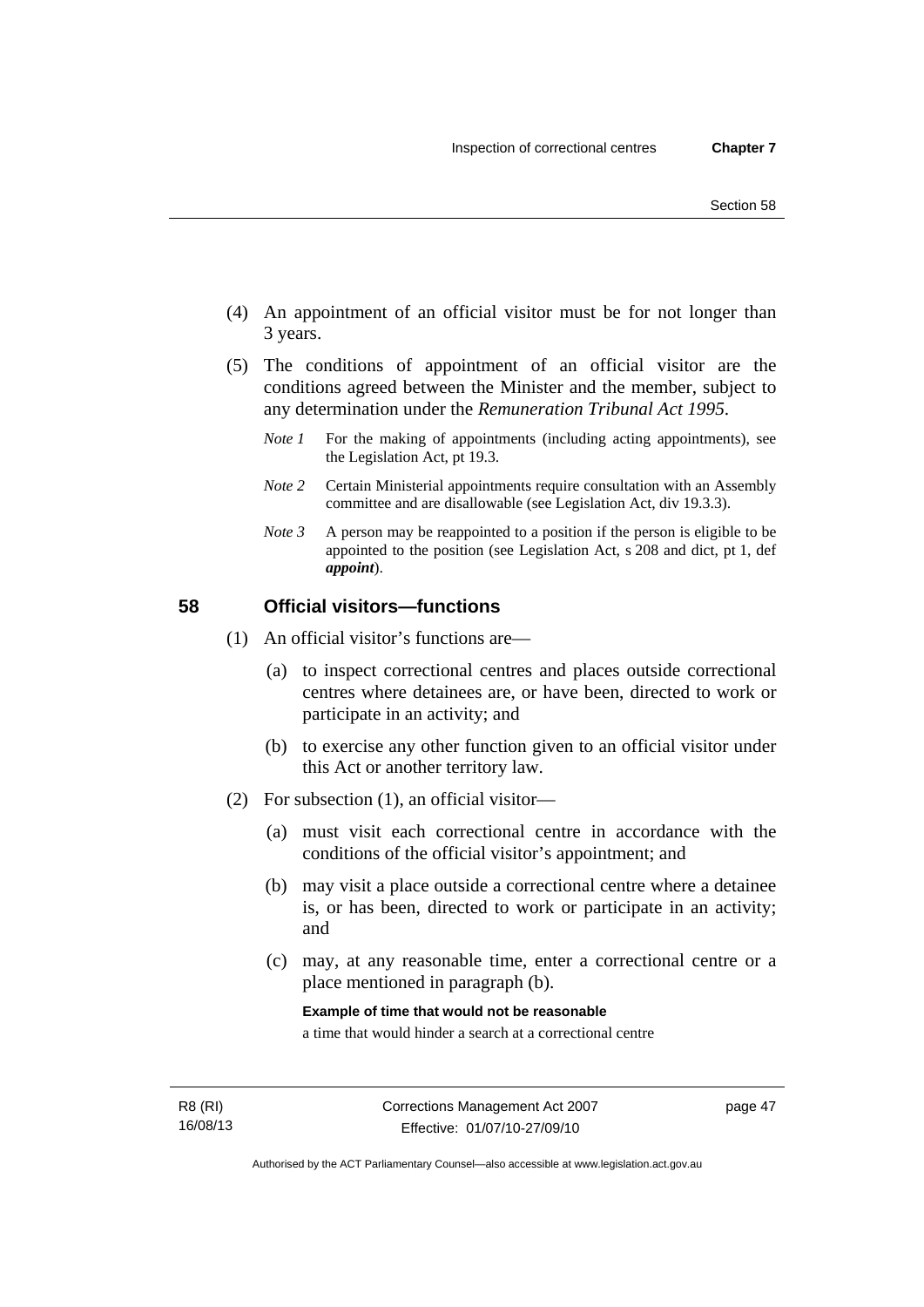(4) An appointment of an official visitor must be for not longer than 3 years.

(5) The conditions of appointment of an official visitor are the conditions agreed between the Minister and the member, subject to any determination under the *Remuneration Tribunal Act 1995*.

*Note 1* For the making of appointments (including acting appointments), see the Legislation Act, pt 19.3.

*Note 2* Certain Ministerial appointments require consultation with an Assembly committee and are disallowable (see Legislation Act, div 19.3.3).

*Note 3* A person may be reappointed to a position if the person is eligible to be appointed to the position (see Legislation Act, s 208 and dict, pt 1, def ***appoint***).

## 58 Official visitors—functions

(1) An official visitor's functions are—

(a) to inspect correctional centres and places outside correctional centres where detainees are, or have been, directed to work or participate in an activity; and

(b) to exercise any other function given to an official visitor under this Act or another territory law.

(2) For subsection (1), an official visitor—

(a) must visit each correctional centre in accordance with the conditions of the official visitor's appointment; and

(b) may visit a place outside a correctional centre where a detainee is, or has been, directed to work or participate in an activity; and

(c) may, at any reasonable time, enter a correctional centre or a place mentioned in paragraph (b).

**Example of time that would not be reasonable**

a time that would hinder a search at a correctional centre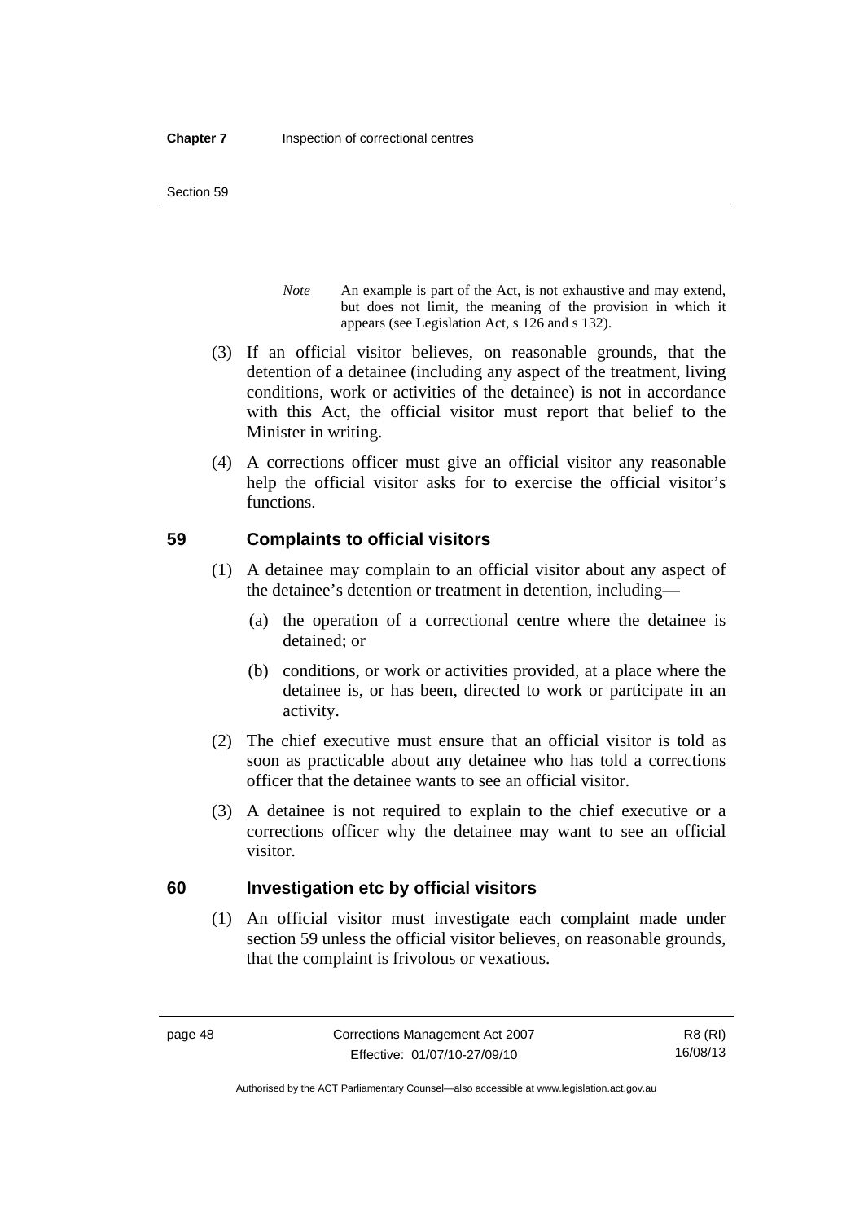*Note* An example is part of the Act, is not exhaustive and may extend, but does not limit, the meaning of the provision in which it appears (see Legislation Act, s 126 and s 132).

(3) If an official visitor believes, on reasonable grounds, that the detention of a detainee (including any aspect of the treatment, living conditions, work or activities of the detainee) is not in accordance with this Act, the official visitor must report that belief to the Minister in writing.

(4) A corrections officer must give an official visitor any reasonable help the official visitor asks for to exercise the official visitor's functions.

## 59 Complaints to official visitors

(1) A detainee may complain to an official visitor about any aspect of the detainee's detention or treatment in detention, including—

(a) the operation of a correctional centre where the detainee is detained; or

(b) conditions, or work or activities provided, at a place where the detainee is, or has been, directed to work or participate in an activity.

(2) The chief executive must ensure that an official visitor is told as soon as practicable about any detainee who has told a corrections officer that the detainee wants to see an official visitor.

(3) A detainee is not required to explain to the chief executive or a corrections officer why the detainee may want to see an official visitor.

## 60 Investigation etc by official visitors

(1) An official visitor must investigate each complaint made under section 59 unless the official visitor believes, on reasonable grounds, that the complaint is frivolous or vexatious.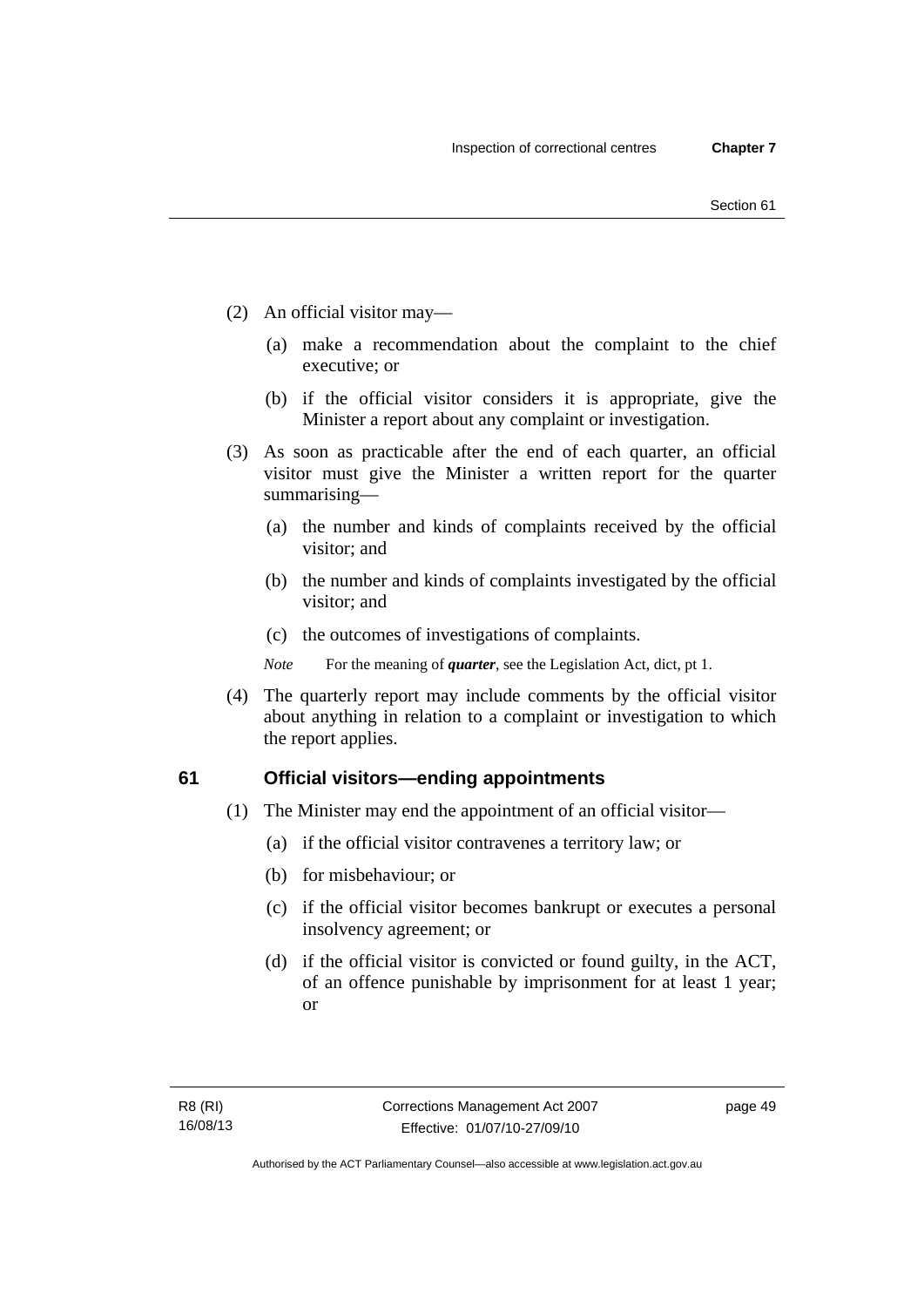(2) An official visitor may—

(a) make a recommendation about the complaint to the chief executive; or

(b) if the official visitor considers it is appropriate, give the Minister a report about any complaint or investigation.

(3) As soon as practicable after the end of each quarter, an official visitor must give the Minister a written report for the quarter summarising—

(a) the number and kinds of complaints received by the official visitor; and

(b) the number and kinds of complaints investigated by the official visitor; and

(c) the outcomes of investigations of complaints.

*Note* For the meaning of ***quarter***, see the Legislation Act, dict, pt 1.

(4) The quarterly report may include comments by the official visitor about anything in relation to a complaint or investigation to which the report applies.

## 61 Official visitors—ending appointments

(1) The Minister may end the appointment of an official visitor—

(a) if the official visitor contravenes a territory law; or

(b) for misbehaviour; or

(c) if the official visitor becomes bankrupt or executes a personal insolvency agreement; or

(d) if the official visitor is convicted or found guilty, in the ACT, of an offence punishable by imprisonment for at least 1 year; or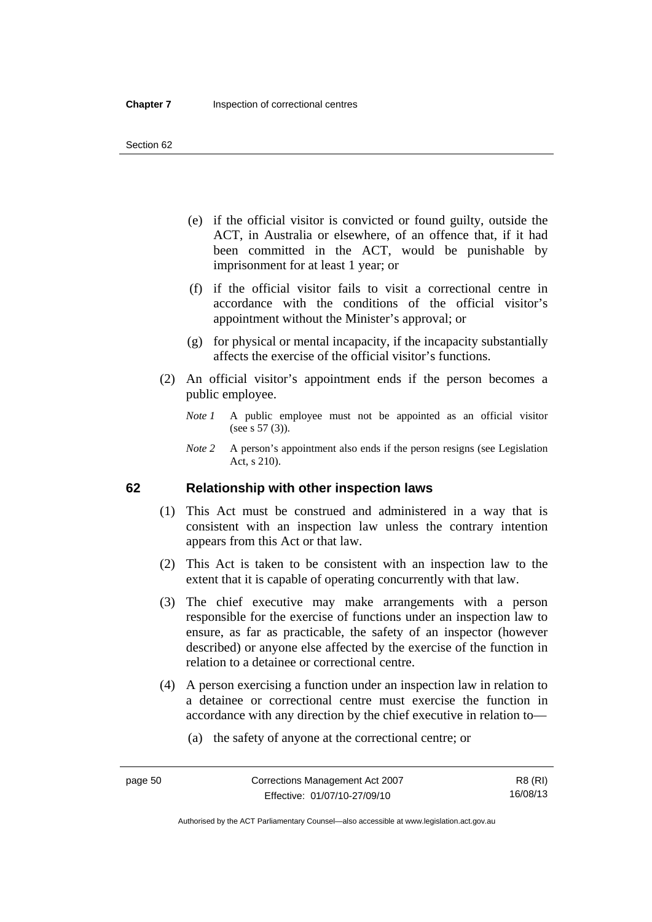(e) if the official visitor is convicted or found guilty, outside the ACT, in Australia or elsewhere, of an offence that, if it had been committed in the ACT, would be punishable by imprisonment for at least 1 year; or

(f) if the official visitor fails to visit a correctional centre in accordance with the conditions of the official visitor's appointment without the Minister's approval; or

(g) for physical or mental incapacity, if the incapacity substantially affects the exercise of the official visitor's functions.

(2) An official visitor's appointment ends if the person becomes a public employee.

*Note 1* A public employee must not be appointed as an official visitor (see s 57 (3)).

*Note 2* A person's appointment also ends if the person resigns (see Legislation Act, s 210).

## 62 Relationship with other inspection laws

(1) This Act must be construed and administered in a way that is consistent with an inspection law unless the contrary intention appears from this Act or that law.

(2) This Act is taken to be consistent with an inspection law to the extent that it is capable of operating concurrently with that law.

(3) The chief executive may make arrangements with a person responsible for the exercise of functions under an inspection law to ensure, as far as practicable, the safety of an inspector (however described) or anyone else affected by the exercise of the function in relation to a detainee or correctional centre.

(4) A person exercising a function under an inspection law in relation to a detainee or correctional centre must exercise the function in accordance with any direction by the chief executive in relation to—

(a) the safety of anyone at the correctional centre; or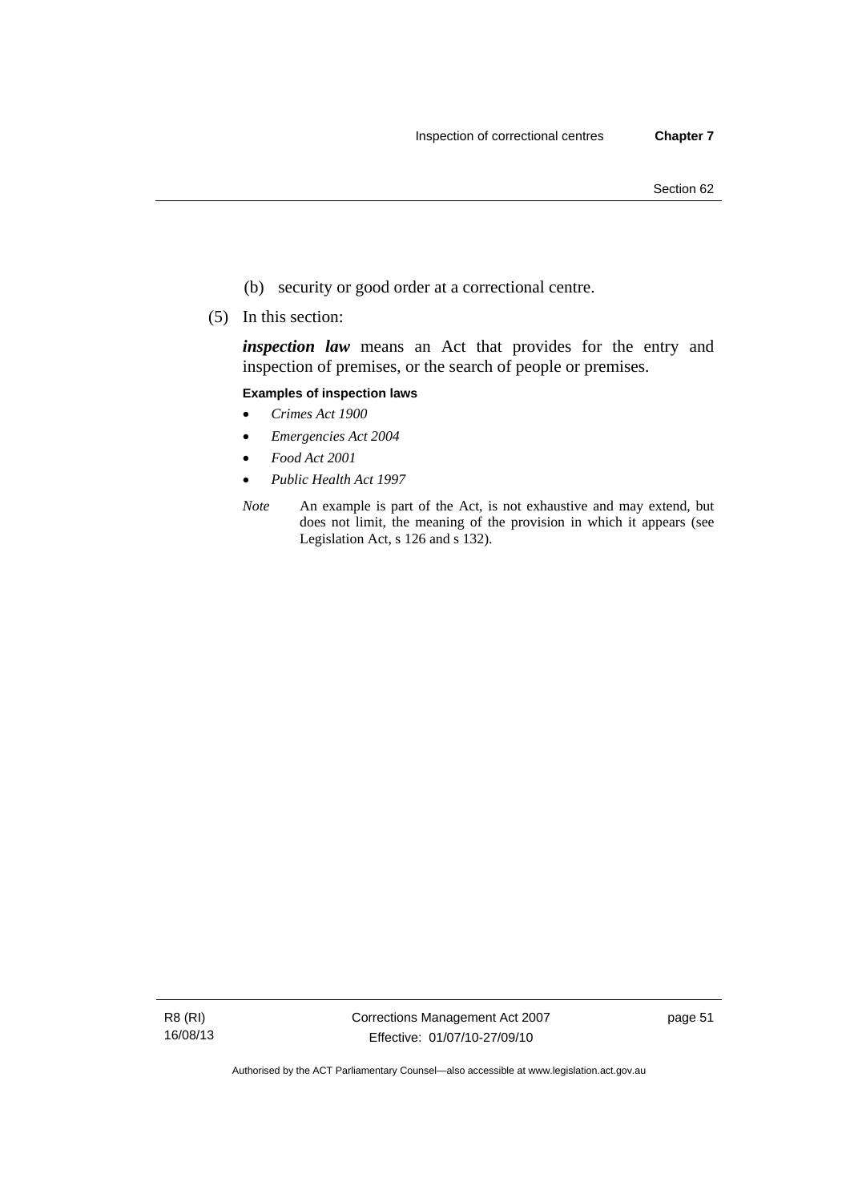(b) security or good order at a correctional centre.

(5) In this section:

***inspection law*** means an Act that provides for the entry and inspection of premises, or the search of people or premises.

**Examples of inspection laws**

- *Crimes Act 1900*
- *Emergencies Act 2004*
- *Food Act 2001*
- *Public Health Act 1997*

*Note* An example is part of the Act, is not exhaustive and may extend, but does not limit, the meaning of the provision in which it appears (see Legislation Act, s 126 and s 132).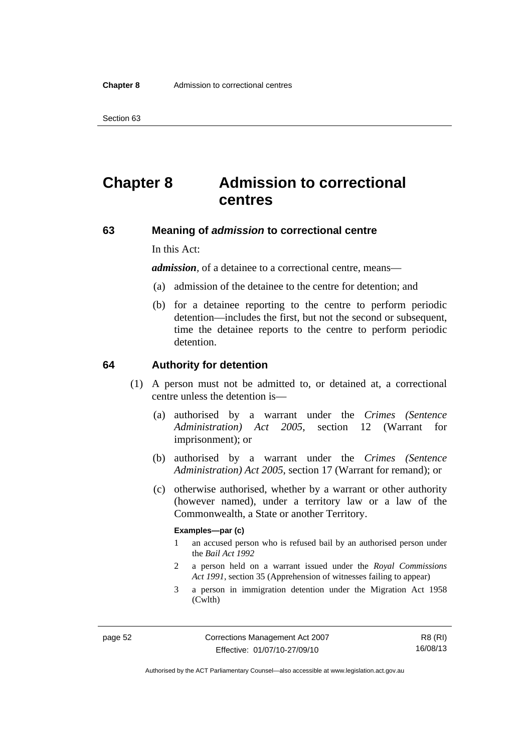# Chapter 8 Admission to correctional centres

## 63 Meaning of *admission* to correctional centre

In this Act:

***admission***, of a detainee to a correctional centre, means—

(a) admission of the detainee to the centre for detention; and

(b) for a detainee reporting to the centre to perform periodic detention—includes the first, but not the second or subsequent, time the detainee reports to the centre to perform periodic detention.

## 64 Authority for detention

(1) A person must not be admitted to, or detained at, a correctional centre unless the detention is—

(a) authorised by a warrant under the *Crimes (Sentence Administration) Act 2005*, section 12 (Warrant for imprisonment); or

(b) authorised by a warrant under the *Crimes (Sentence Administration) Act 2005*, section 17 (Warrant for remand); or

(c) otherwise authorised, whether by a warrant or other authority (however named), under a territory law or a law of the Commonwealth, a State or another Territory.

**Examples—par (c)**

1 an accused person who is refused bail by an authorised person under the *Bail Act 1992*

2 a person held on a warrant issued under the *Royal Commissions Act 1991*, section 35 (Apprehension of witnesses failing to appear)

3 a person in immigration detention under the Migration Act 1958 (Cwlth)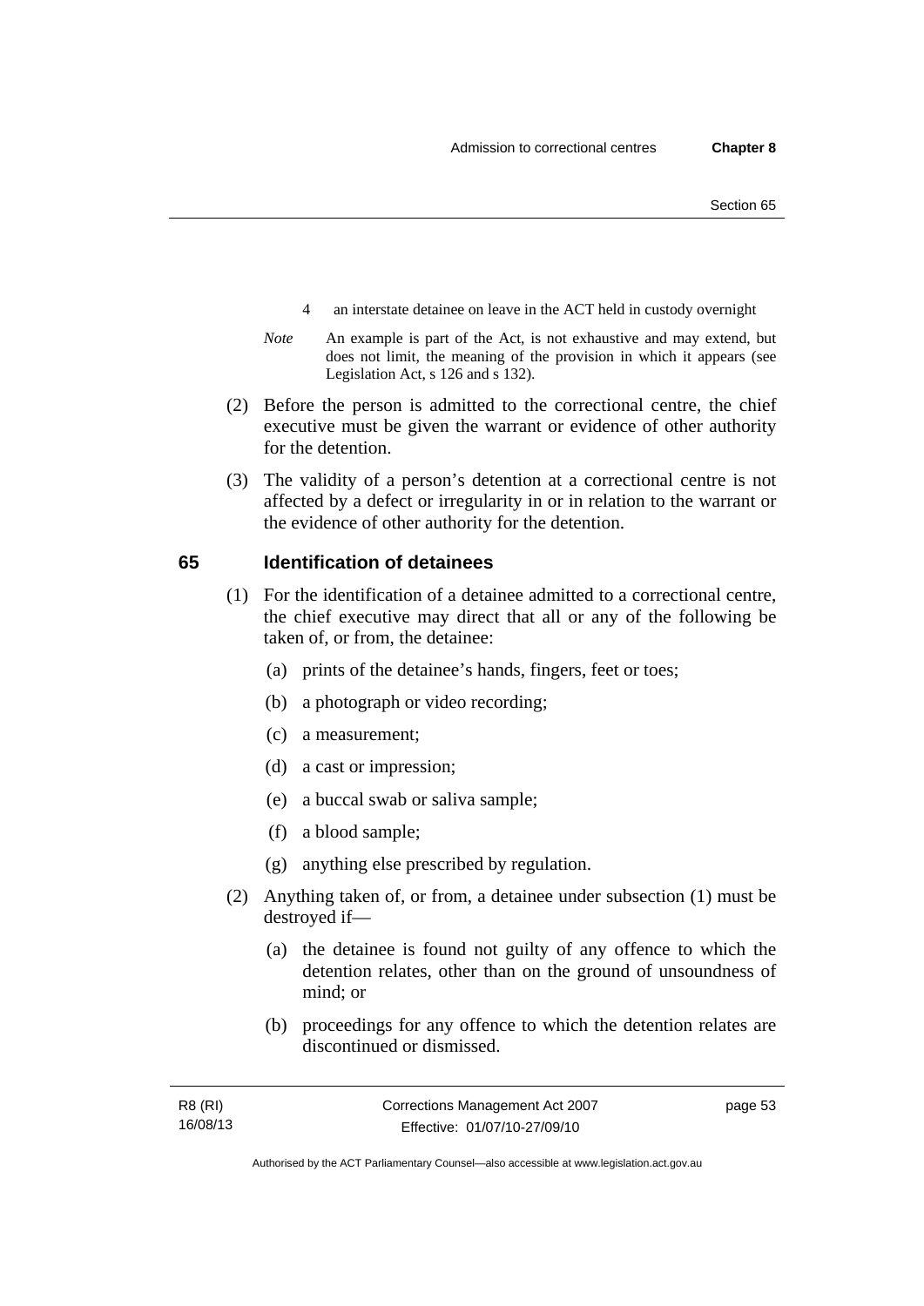4 an interstate detainee on leave in the ACT held in custody overnight

*Note* An example is part of the Act, is not exhaustive and may extend, but does not limit, the meaning of the provision in which it appears (see Legislation Act, s 126 and s 132).

(2) Before the person is admitted to the correctional centre, the chief executive must be given the warrant or evidence of other authority for the detention.

(3) The validity of a person's detention at a correctional centre is not affected by a defect or irregularity in or in relation to the warrant or the evidence of other authority for the detention.

## 65 Identification of detainees

(1) For the identification of a detainee admitted to a correctional centre, the chief executive may direct that all or any of the following be taken of, or from, the detainee:

(a) prints of the detainee's hands, fingers, feet or toes;

(b) a photograph or video recording;

(c) a measurement;

(d) a cast or impression;

(e) a buccal swab or saliva sample;

(f) a blood sample;

(g) anything else prescribed by regulation.

(2) Anything taken of, or from, a detainee under subsection (1) must be destroyed if—

(a) the detainee is found not guilty of any offence to which the detention relates, other than on the ground of unsoundness of mind; or

(b) proceedings for any offence to which the detention relates are discontinued or dismissed.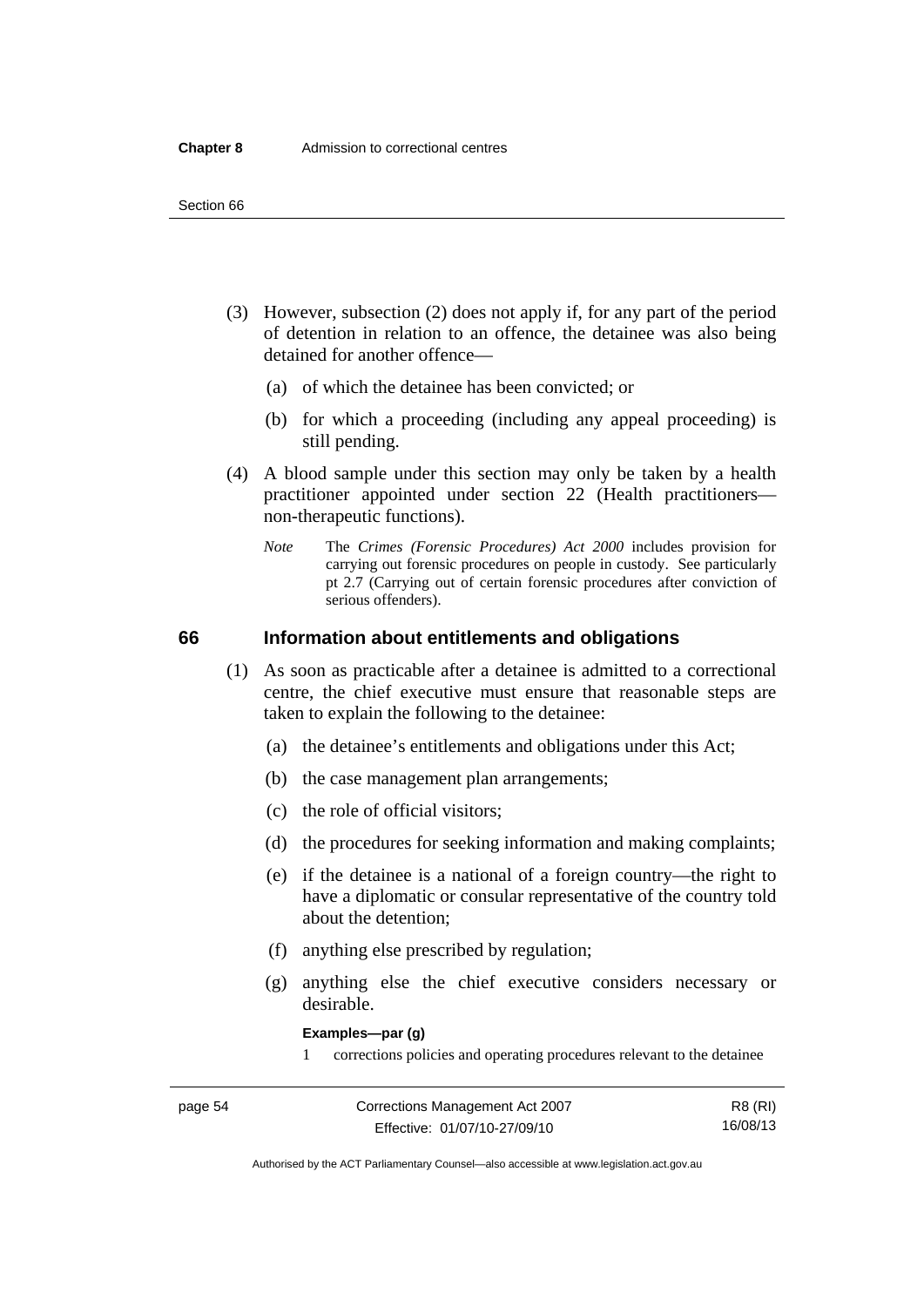(3) However, subsection (2) does not apply if, for any part of the period of detention in relation to an offence, the detainee was also being detained for another offence—

(a) of which the detainee has been convicted; or

(b) for which a proceeding (including any appeal proceeding) is still pending.

(4) A blood sample under this section may only be taken by a health practitioner appointed under section 22 (Health practitioners—non-therapeutic functions).

*Note* The *Crimes (Forensic Procedures) Act 2000* includes provision for carrying out forensic procedures on people in custody. See particularly pt 2.7 (Carrying out of certain forensic procedures after conviction of serious offenders).

## 66 Information about entitlements and obligations

(1) As soon as practicable after a detainee is admitted to a correctional centre, the chief executive must ensure that reasonable steps are taken to explain the following to the detainee:

(a) the detainee's entitlements and obligations under this Act;

(b) the case management plan arrangements;

(c) the role of official visitors;

(d) the procedures for seeking information and making complaints;

(e) if the detainee is a national of a foreign country—the right to have a diplomatic or consular representative of the country told about the detention;

(f) anything else prescribed by regulation;

(g) anything else the chief executive considers necessary or desirable.

**Examples—par (g)**

1 corrections policies and operating procedures relevant to the detainee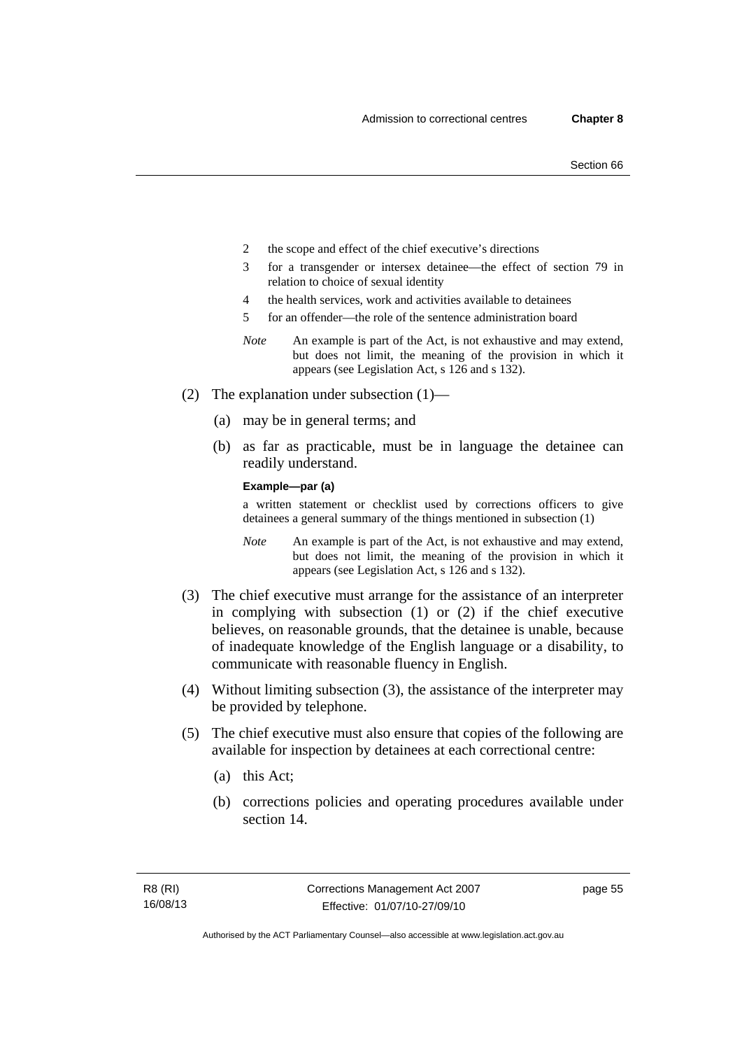2 the scope and effect of the chief executive's directions

3 for a transgender or intersex detainee—the effect of section 79 in relation to choice of sexual identity

4 the health services, work and activities available to detainees

5 for an offender—the role of the sentence administration board

*Note* An example is part of the Act, is not exhaustive and may extend, but does not limit, the meaning of the provision in which it appears (see Legislation Act, s 126 and s 132).

(2) The explanation under subsection (1)—

(a) may be in general terms; and

(b) as far as practicable, must be in language the detainee can readily understand.

**Example—par (a)**

a written statement or checklist used by corrections officers to give detainees a general summary of the things mentioned in subsection (1)

*Note* An example is part of the Act, is not exhaustive and may extend, but does not limit, the meaning of the provision in which it appears (see Legislation Act, s 126 and s 132).

(3) The chief executive must arrange for the assistance of an interpreter in complying with subsection (1) or (2) if the chief executive believes, on reasonable grounds, that the detainee is unable, because of inadequate knowledge of the English language or a disability, to communicate with reasonable fluency in English.

(4) Without limiting subsection (3), the assistance of the interpreter may be provided by telephone.

(5) The chief executive must also ensure that copies of the following are available for inspection by detainees at each correctional centre:

(a) this Act;

(b) corrections policies and operating procedures available under section 14.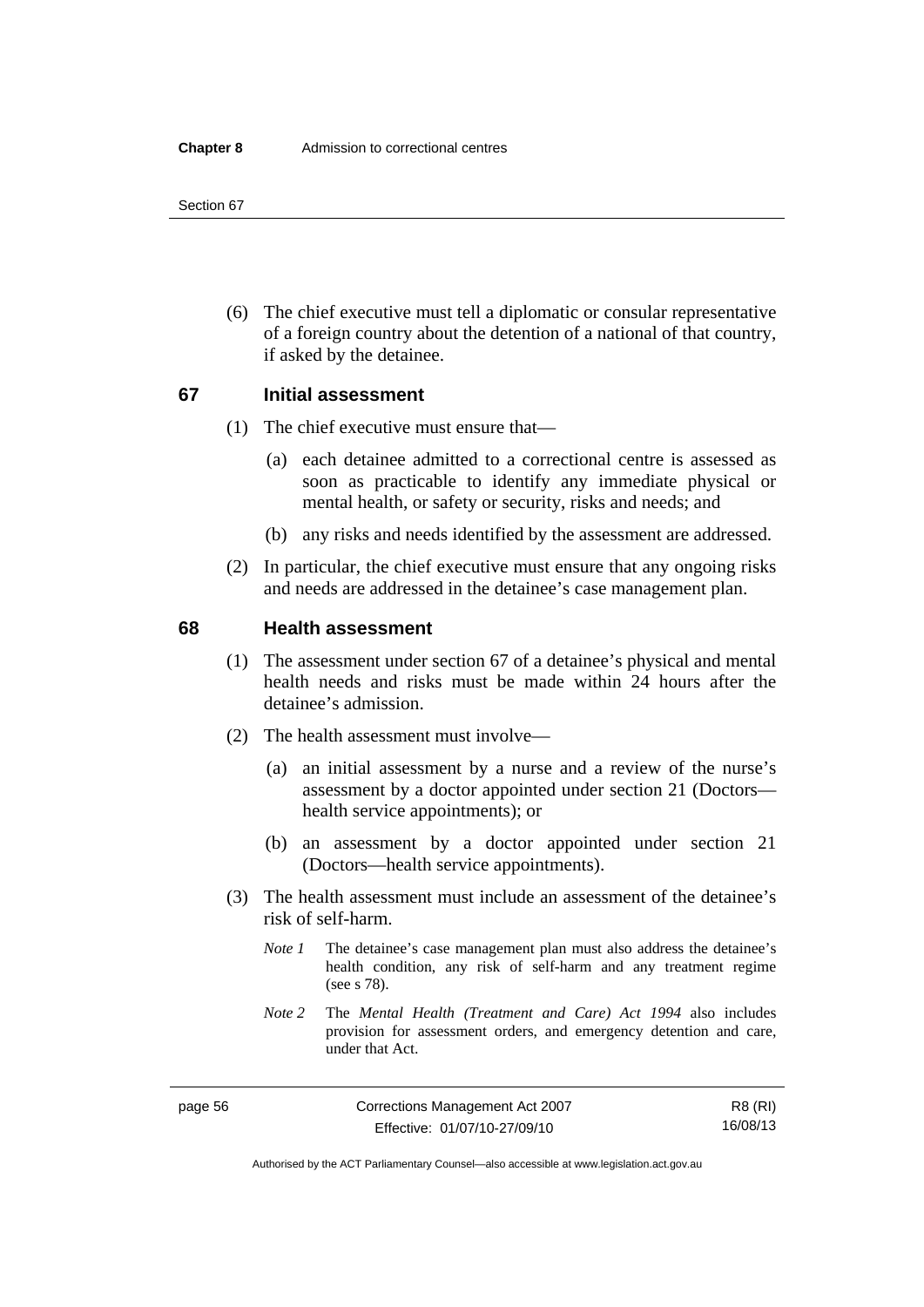(6) The chief executive must tell a diplomatic or consular representative of a foreign country about the detention of a national of that country, if asked by the detainee.

## 67 Initial assessment

(1) The chief executive must ensure that—

(a) each detainee admitted to a correctional centre is assessed as soon as practicable to identify any immediate physical or mental health, or safety or security, risks and needs; and

(b) any risks and needs identified by the assessment are addressed.

(2) In particular, the chief executive must ensure that any ongoing risks and needs are addressed in the detainee's case management plan.

## 68 Health assessment

(1) The assessment under section 67 of a detainee's physical and mental health needs and risks must be made within 24 hours after the detainee's admission.

(2) The health assessment must involve—

(a) an initial assessment by a nurse and a review of the nurse's assessment by a doctor appointed under section 21 (Doctors—health service appointments); or

(b) an assessment by a doctor appointed under section 21 (Doctors—health service appointments).

(3) The health assessment must include an assessment of the detainee's risk of self-harm.

*Note 1* The detainee's case management plan must also address the detainee's health condition, any risk of self-harm and any treatment regime (see s 78).

*Note 2* The *Mental Health (Treatment and Care) Act 1994* also includes provision for assessment orders, and emergency detention and care, under that Act.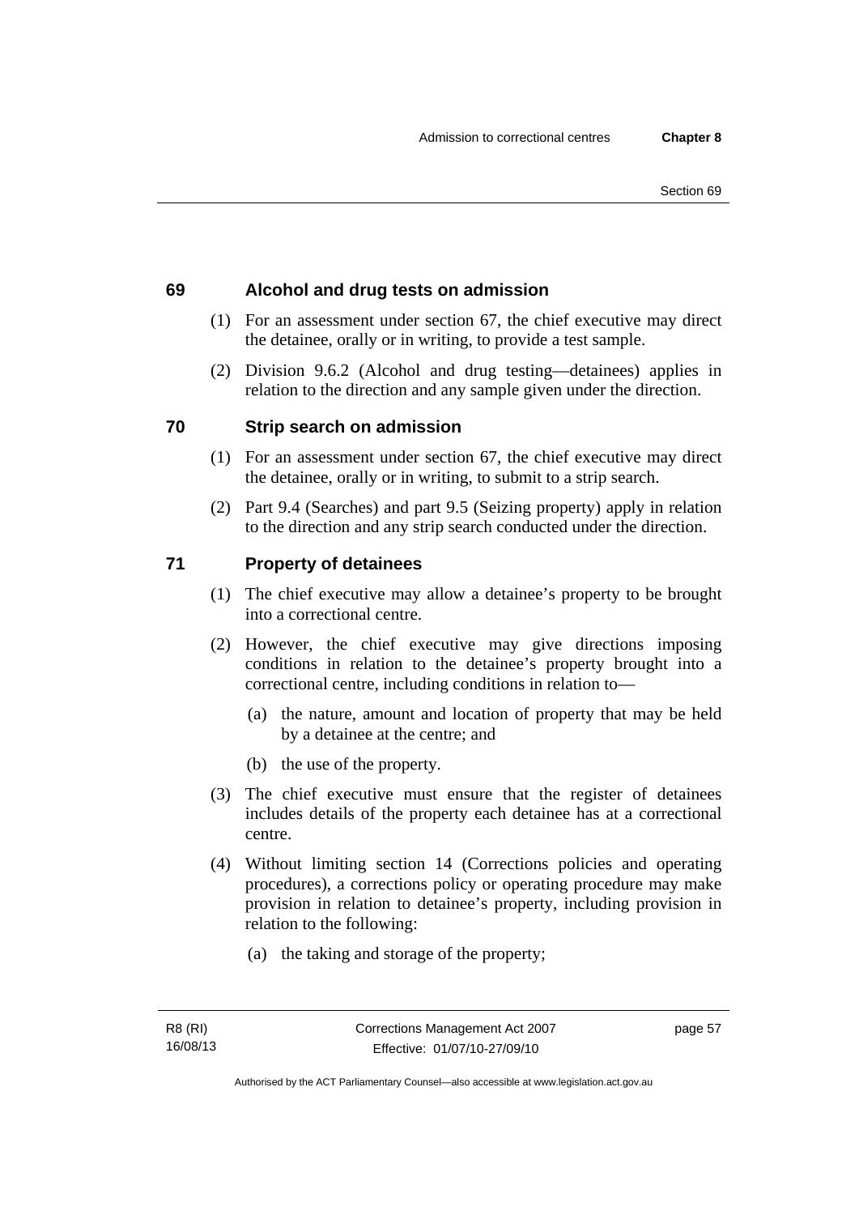### 69 Alcohol and drug tests on admission

(1) For an assessment under section 67, the chief executive may direct the detainee, orally or in writing, to provide a test sample.

(2) Division 9.6.2 (Alcohol and drug testing—detainees) applies in relation to the direction and any sample given under the direction.

### 70 Strip search on admission

(1) For an assessment under section 67, the chief executive may direct the detainee, orally or in writing, to submit to a strip search.

(2) Part 9.4 (Searches) and part 9.5 (Seizing property) apply in relation to the direction and any strip search conducted under the direction.

### 71 Property of detainees

(1) The chief executive may allow a detainee's property to be brought into a correctional centre.

(2) However, the chief executive may give directions imposing conditions in relation to the detainee's property brought into a correctional centre, including conditions in relation to—

- (a) the nature, amount and location of property that may be held by a detainee at the centre; and
- (b) the use of the property.

(3) The chief executive must ensure that the register of detainees includes details of the property each detainee has at a correctional centre.

(4) Without limiting section 14 (Corrections policies and operating procedures), a corrections policy or operating procedure may make provision in relation to detainee's property, including provision in relation to the following:

- (a) the taking and storage of the property;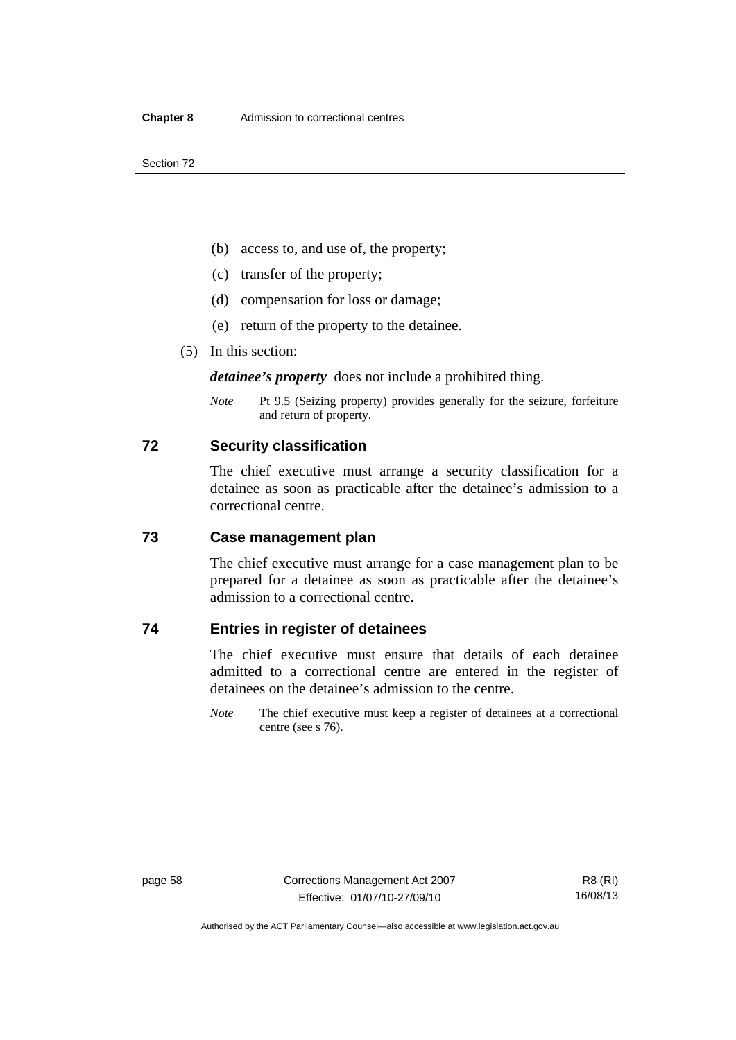(b) access to, and use of, the property;

(c) transfer of the property;

(d) compensation for loss or damage;

(e) return of the property to the detainee.

(5) In this section:

***detainee's property*** does not include a prohibited thing.

*Note* Pt 9.5 (Seizing property) provides generally for the seizure, forfeiture and return of property.

## 72 Security classification

The chief executive must arrange a security classification for a detainee as soon as practicable after the detainee's admission to a correctional centre.

## 73 Case management plan

The chief executive must arrange for a case management plan to be prepared for a detainee as soon as practicable after the detainee's admission to a correctional centre.

## 74 Entries in register of detainees

The chief executive must ensure that details of each detainee admitted to a correctional centre are entered in the register of detainees on the detainee's admission to the centre.

*Note* The chief executive must keep a register of detainees at a correctional centre (see s 76).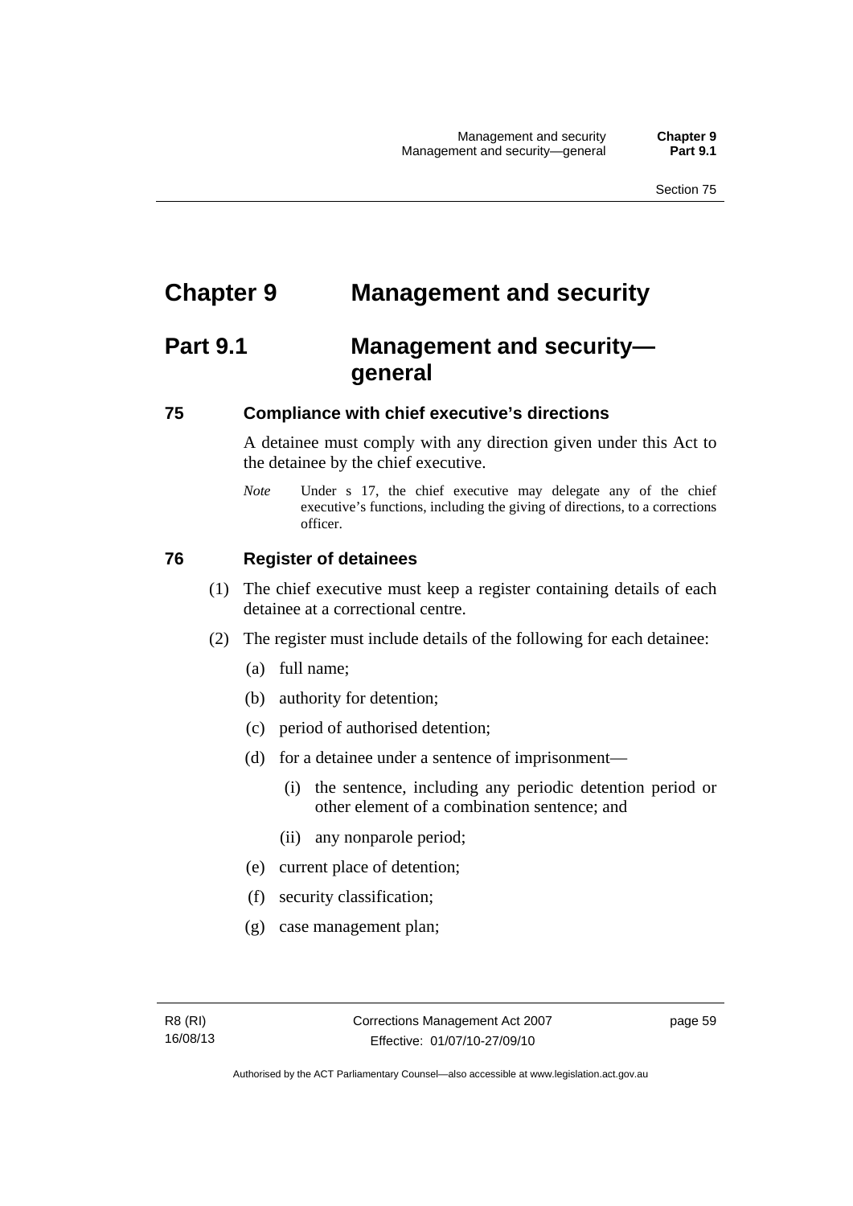# Chapter 9 Management and security

## Part 9.1 Management and security—general

### 75 Compliance with chief executive's directions

A detainee must comply with any direction given under this Act to the detainee by the chief executive.

*Note* Under s 17, the chief executive may delegate any of the chief executive's functions, including the giving of directions, to a corrections officer.

### 76 Register of detainees

(1) The chief executive must keep a register containing details of each detainee at a correctional centre.

(2) The register must include details of the following for each detainee:

(a) full name;

(b) authority for detention;

(c) period of authorised detention;

(d) for a detainee under a sentence of imprisonment—

(i) the sentence, including any periodic detention period or other element of a combination sentence; and

(ii) any nonparole period;

(e) current place of detention;

(f) security classification;

(g) case management plan;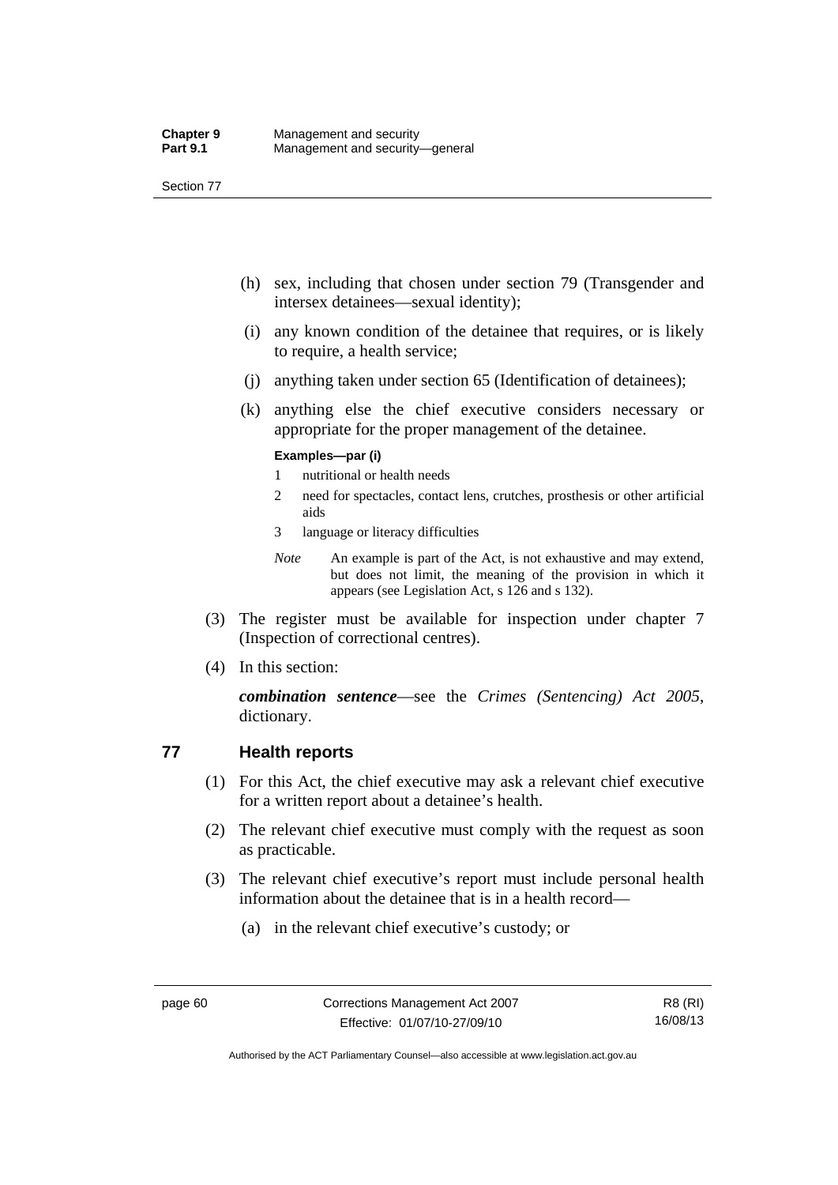(h) sex, including that chosen under section 79 (Transgender and intersex detainees—sexual identity);

(i) any known condition of the detainee that requires, or is likely to require, a health service;

(j) anything taken under section 65 (Identification of detainees);

(k) anything else the chief executive considers necessary or appropriate for the proper management of the detainee.

**Examples—par (i)**

1 nutritional or health needs

2 need for spectacles, contact lens, crutches, prosthesis or other artificial aids

3 language or literacy difficulties

*Note* An example is part of the Act, is not exhaustive and may extend, but does not limit, the meaning of the provision in which it appears (see Legislation Act, s 126 and s 132).

(3) The register must be available for inspection under chapter 7 (Inspection of correctional centres).

(4) In this section:

***combination sentence***—see the *Crimes (Sentencing) Act 2005*, dictionary.

## 77 Health reports

(1) For this Act, the chief executive may ask a relevant chief executive for a written report about a detainee's health.

(2) The relevant chief executive must comply with the request as soon as practicable.

(3) The relevant chief executive's report must include personal health information about the detainee that is in a health record—

(a) in the relevant chief executive's custody; or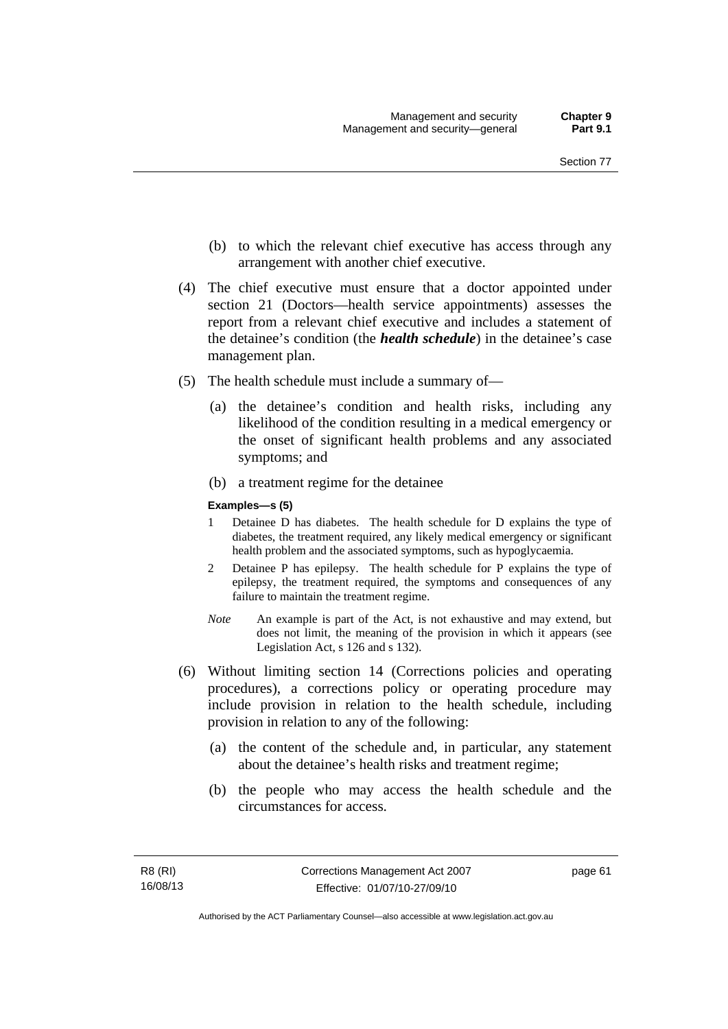(b) to which the relevant chief executive has access through any arrangement with another chief executive.

(4) The chief executive must ensure that a doctor appointed under section 21 (Doctors—health service appointments) assesses the report from a relevant chief executive and includes a statement of the detainee's condition (the ***health schedule***) in the detainee's case management plan.

(5) The health schedule must include a summary of—

(a) the detainee's condition and health risks, including any likelihood of the condition resulting in a medical emergency or the onset of significant health problems and any associated symptoms; and

(b) a treatment regime for the detainee

**Examples—s (5)**

1 Detainee D has diabetes. The health schedule for D explains the type of diabetes, the treatment required, any likely medical emergency or significant health problem and the associated symptoms, such as hypoglycaemia.

2 Detainee P has epilepsy. The health schedule for P explains the type of epilepsy, the treatment required, the symptoms and consequences of any failure to maintain the treatment regime.

*Note* An example is part of the Act, is not exhaustive and may extend, but does not limit, the meaning of the provision in which it appears (see Legislation Act, s 126 and s 132).

(6) Without limiting section 14 (Corrections policies and operating procedures), a corrections policy or operating procedure may include provision in relation to the health schedule, including provision in relation to any of the following:

(a) the content of the schedule and, in particular, any statement about the detainee's health risks and treatment regime;

(b) the people who may access the health schedule and the circumstances for access.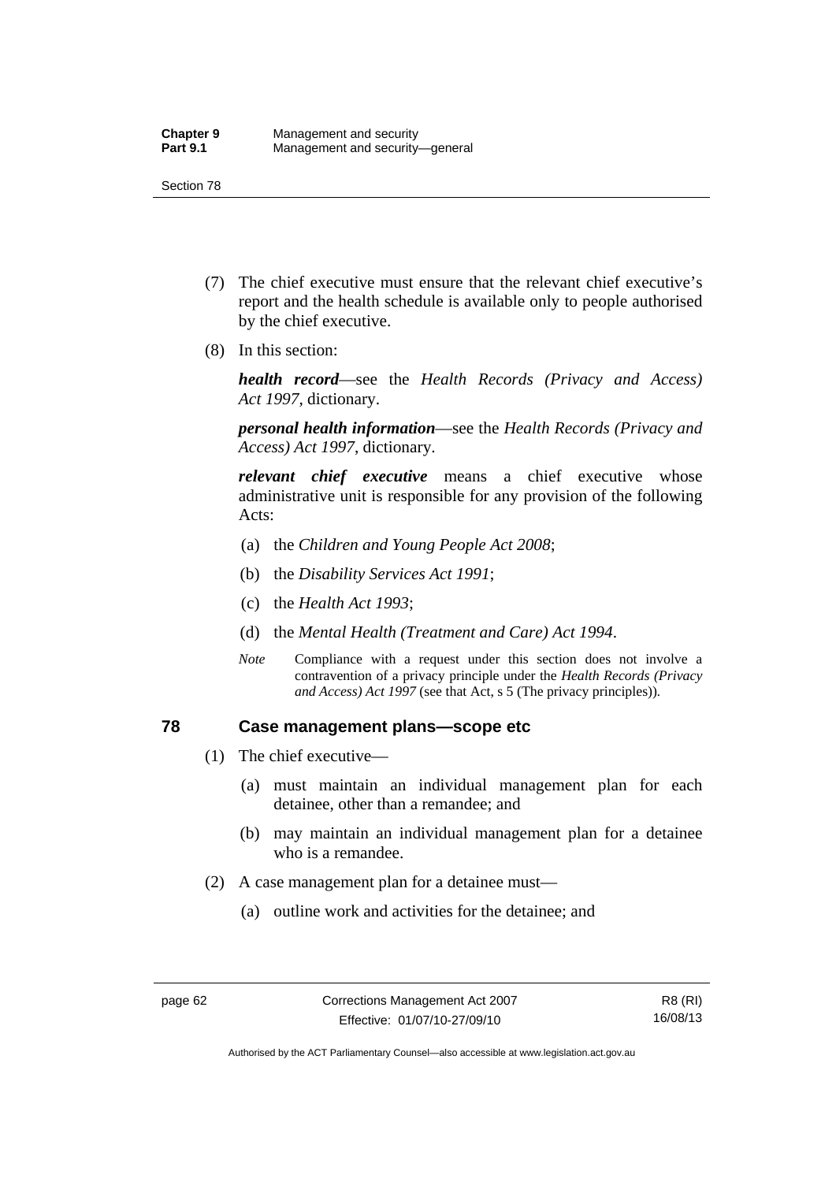(7) The chief executive must ensure that the relevant chief executive's report and the health schedule is available only to people authorised by the chief executive.

(8) In this section:

***health record***—see the *Health Records (Privacy and Access) Act 1997*, dictionary.

***personal health information***—see the *Health Records (Privacy and Access) Act 1997*, dictionary.

***relevant chief executive*** means a chief executive whose administrative unit is responsible for any provision of the following Acts:

(a) the *Children and Young People Act 2008*;

(b) the *Disability Services Act 1991*;

(c) the *Health Act 1993*;

(d) the *Mental Health (Treatment and Care) Act 1994*.

*Note* Compliance with a request under this section does not involve a contravention of a privacy principle under the *Health Records (Privacy and Access) Act 1997* (see that Act, s 5 (The privacy principles)).

## 78 Case management plans—scope etc

(1) The chief executive—

(a) must maintain an individual management plan for each detainee, other than a remandee; and

(b) may maintain an individual management plan for a detainee who is a remandee.

(2) A case management plan for a detainee must—

(a) outline work and activities for the detainee; and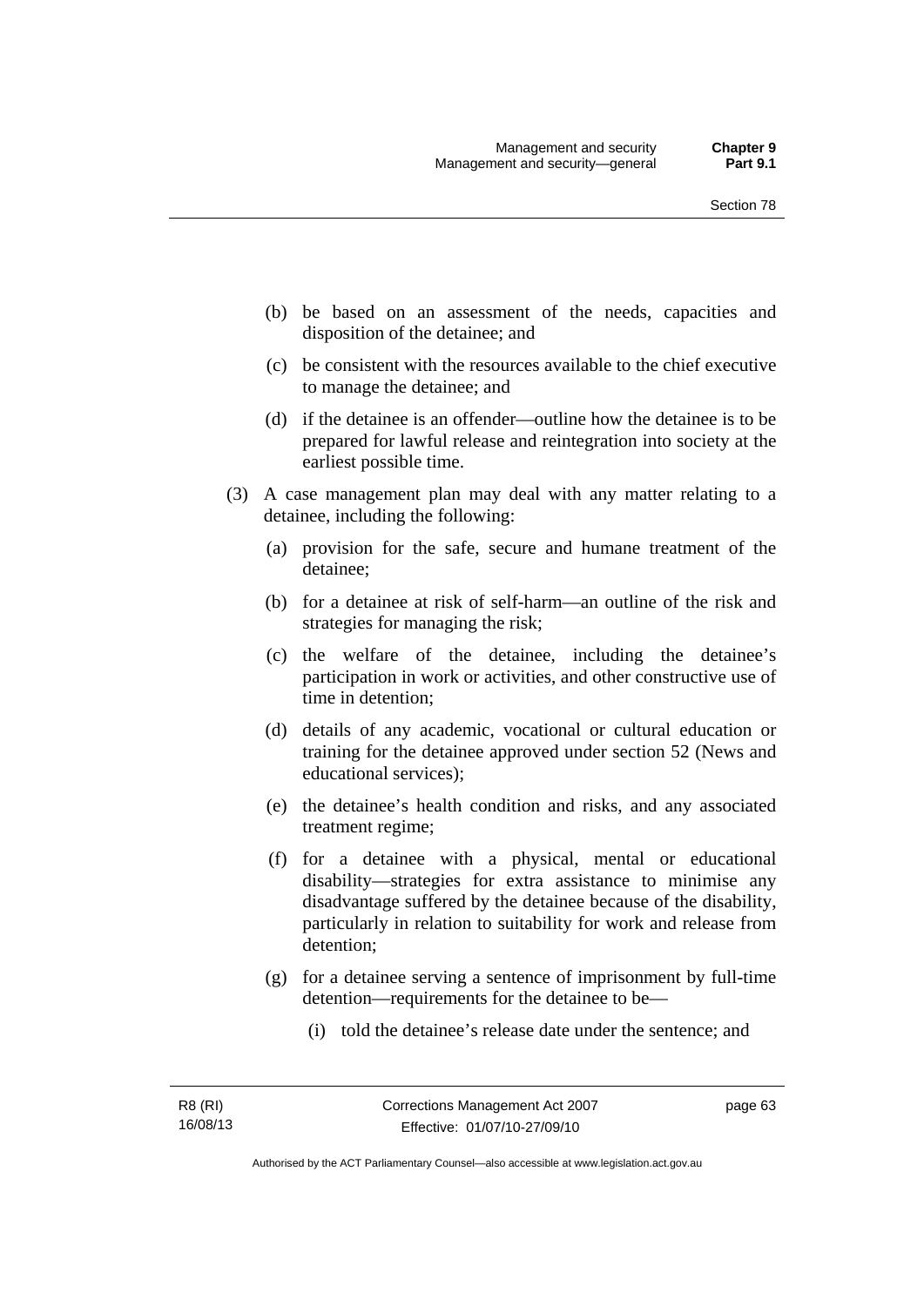(b) be based on an assessment of the needs, capacities and disposition of the detainee; and

(c) be consistent with the resources available to the chief executive to manage the detainee; and

(d) if the detainee is an offender—outline how the detainee is to be prepared for lawful release and reintegration into society at the earliest possible time.

(3) A case management plan may deal with any matter relating to a detainee, including the following:

(a) provision for the safe, secure and humane treatment of the detainee;

(b) for a detainee at risk of self-harm—an outline of the risk and strategies for managing the risk;

(c) the welfare of the detainee, including the detainee's participation in work or activities, and other constructive use of time in detention;

(d) details of any academic, vocational or cultural education or training for the detainee approved under section 52 (News and educational services);

(e) the detainee's health condition and risks, and any associated treatment regime;

(f) for a detainee with a physical, mental or educational disability—strategies for extra assistance to minimise any disadvantage suffered by the detainee because of the disability, particularly in relation to suitability for work and release from detention;

(g) for a detainee serving a sentence of imprisonment by full-time detention—requirements for the detainee to be—

(i) told the detainee's release date under the sentence; and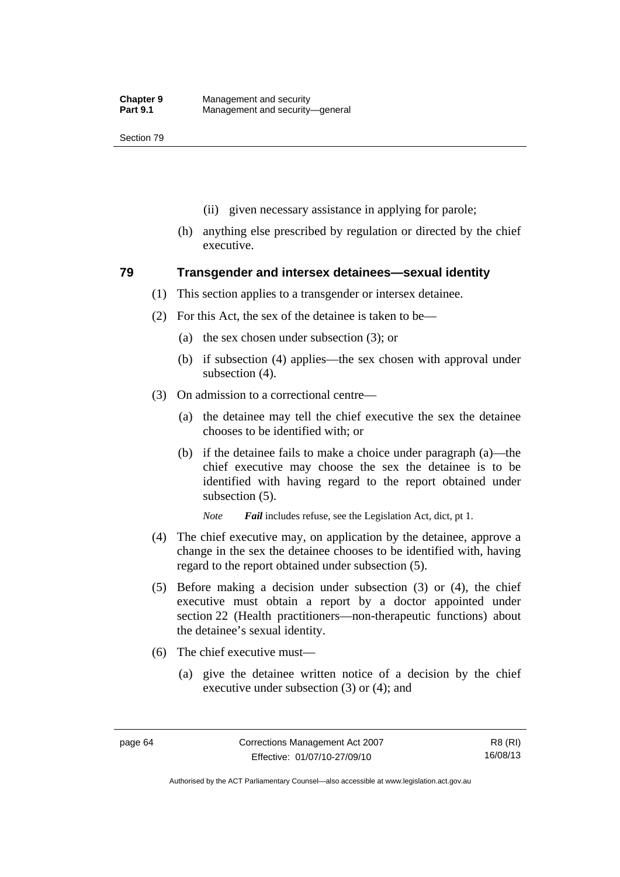(ii) given necessary assistance in applying for parole;

(h) anything else prescribed by regulation or directed by the chief executive.

## 79 Transgender and intersex detainees—sexual identity

(1) This section applies to a transgender or intersex detainee.

(2) For this Act, the sex of the detainee is taken to be—

(a) the sex chosen under subsection (3); or

(b) if subsection (4) applies—the sex chosen with approval under subsection (4).

(3) On admission to a correctional centre—

(a) the detainee may tell the chief executive the sex the detainee chooses to be identified with; or

(b) if the detainee fails to make a choice under paragraph (a)—the chief executive may choose the sex the detainee is to be identified with having regard to the report obtained under subsection (5).

*Note* ***Fail*** includes refuse, see the Legislation Act, dict, pt 1.

(4) The chief executive may, on application by the detainee, approve a change in the sex the detainee chooses to be identified with, having regard to the report obtained under subsection (5).

(5) Before making a decision under subsection (3) or (4), the chief executive must obtain a report by a doctor appointed under section 22 (Health practitioners—non-therapeutic functions) about the detainee's sexual identity.

(6) The chief executive must—

(a) give the detainee written notice of a decision by the chief executive under subsection (3) or (4); and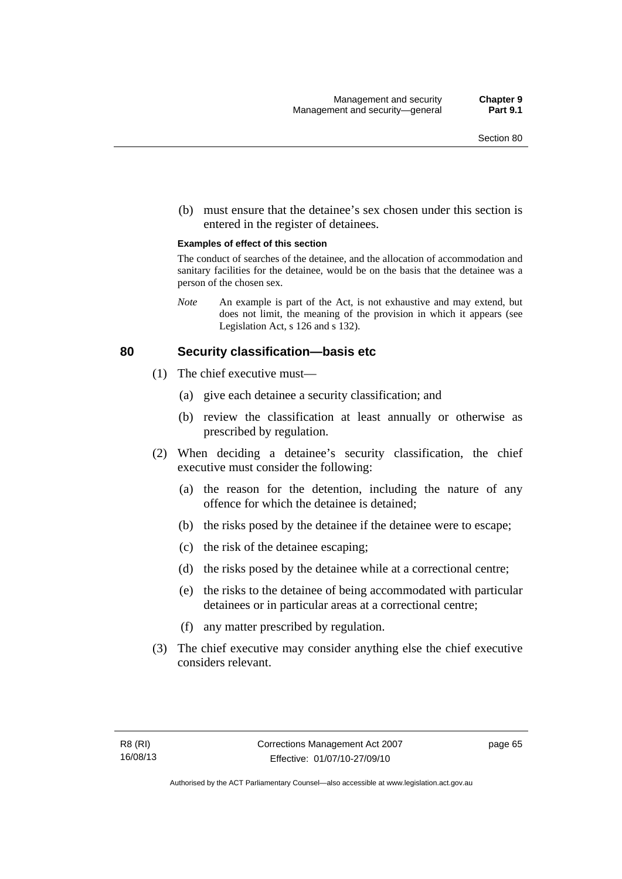(b) must ensure that the detainee's sex chosen under this section is entered in the register of detainees.

**Examples of effect of this section**

The conduct of searches of the detainee, and the allocation of accommodation and sanitary facilities for the detainee, would be on the basis that the detainee was a person of the chosen sex.

*Note* An example is part of the Act, is not exhaustive and may extend, but does not limit, the meaning of the provision in which it appears (see Legislation Act, s 126 and s 132).

## 80 Security classification—basis etc

(1) The chief executive must—

(a) give each detainee a security classification; and

(b) review the classification at least annually or otherwise as prescribed by regulation.

(2) When deciding a detainee's security classification, the chief executive must consider the following:

(a) the reason for the detention, including the nature of any offence for which the detainee is detained;

(b) the risks posed by the detainee if the detainee were to escape;

(c) the risk of the detainee escaping;

(d) the risks posed by the detainee while at a correctional centre;

(e) the risks to the detainee of being accommodated with particular detainees or in particular areas at a correctional centre;

(f) any matter prescribed by regulation.

(3) The chief executive may consider anything else the chief executive considers relevant.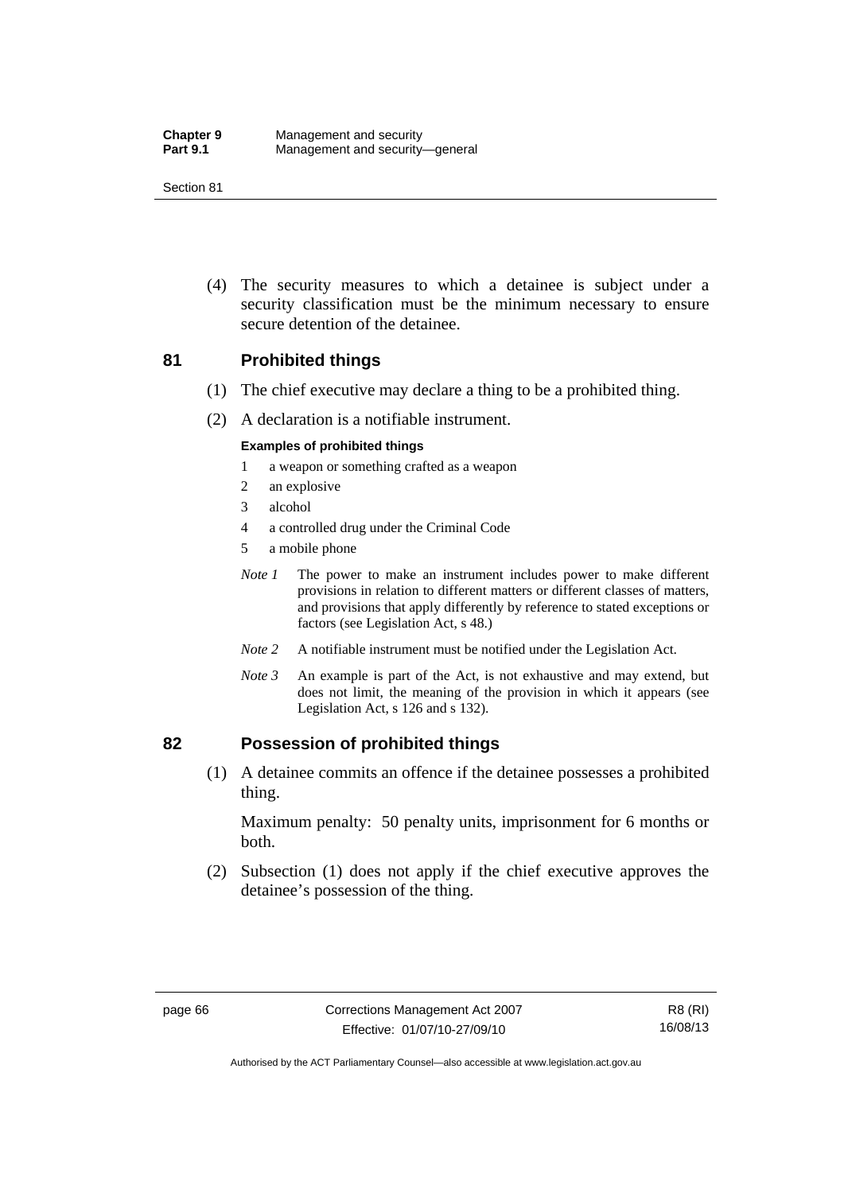(4) The security measures to which a detainee is subject under a security classification must be the minimum necessary to ensure secure detention of the detainee.

## 81 Prohibited things

(1) The chief executive may declare a thing to be a prohibited thing.

(2) A declaration is a notifiable instrument.

**Examples of prohibited things**

1 a weapon or something crafted as a weapon
2 an explosive
3 alcohol
4 a controlled drug under the Criminal Code
5 a mobile phone

*Note 1* The power to make an instrument includes power to make different provisions in relation to different matters or different classes of matters, and provisions that apply differently by reference to stated exceptions or factors (see Legislation Act, s 48.)

*Note 2* A notifiable instrument must be notified under the Legislation Act.

*Note 3* An example is part of the Act, is not exhaustive and may extend, but does not limit, the meaning of the provision in which it appears (see Legislation Act, s 126 and s 132).

## 82 Possession of prohibited things

(1) A detainee commits an offence if the detainee possesses a prohibited thing.

Maximum penalty: 50 penalty units, imprisonment for 6 months or both.

(2) Subsection (1) does not apply if the chief executive approves the detainee's possession of the thing.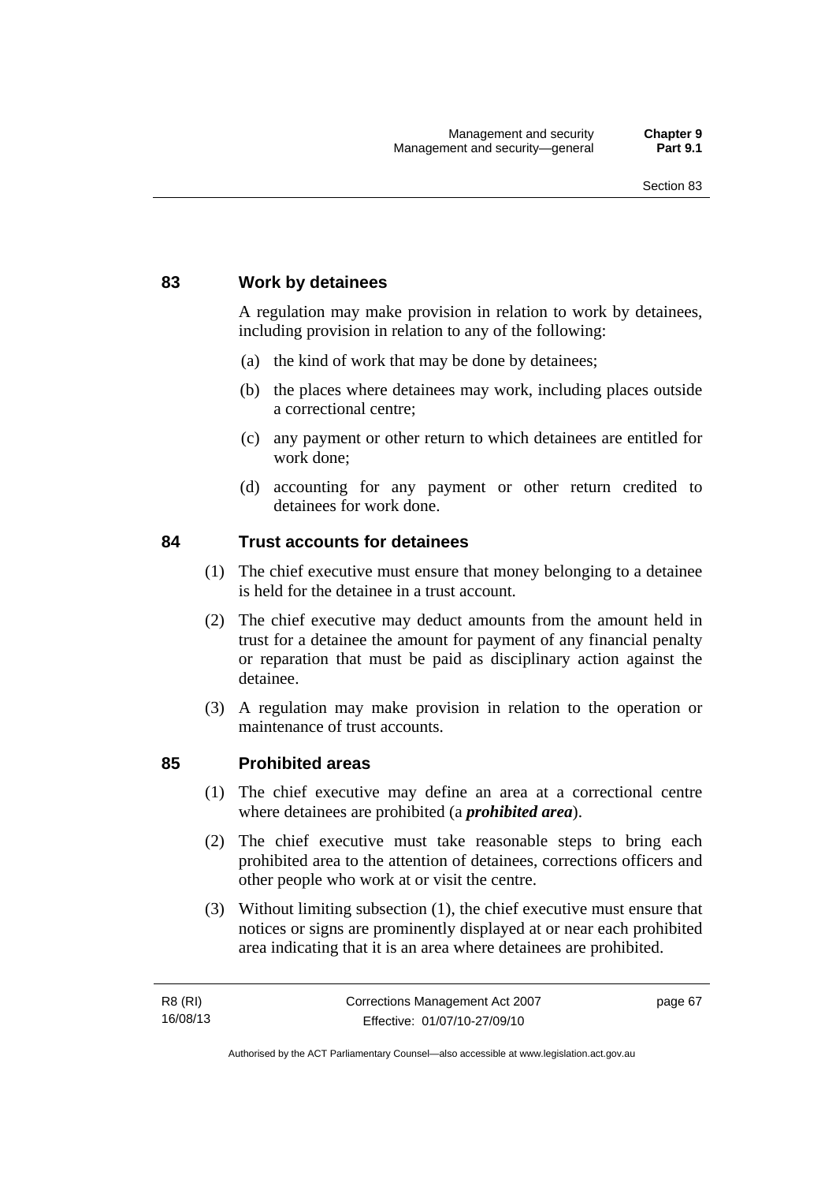## 83 Work by detainees

A regulation may make provision in relation to work by detainees, including provision in relation to any of the following:

(a) the kind of work that may be done by detainees;

(b) the places where detainees may work, including places outside a correctional centre;

(c) any payment or other return to which detainees are entitled for work done;

(d) accounting for any payment or other return credited to detainees for work done.

## 84 Trust accounts for detainees

(1) The chief executive must ensure that money belonging to a detainee is held for the detainee in a trust account.

(2) The chief executive may deduct amounts from the amount held in trust for a detainee the amount for payment of any financial penalty or reparation that must be paid as disciplinary action against the detainee.

(3) A regulation may make provision in relation to the operation or maintenance of trust accounts.

## 85 Prohibited areas

(1) The chief executive may define an area at a correctional centre where detainees are prohibited (a ***prohibited area***).

(2) The chief executive must take reasonable steps to bring each prohibited area to the attention of detainees, corrections officers and other people who work at or visit the centre.

(3) Without limiting subsection (1), the chief executive must ensure that notices or signs are prominently displayed at or near each prohibited area indicating that it is an area where detainees are prohibited.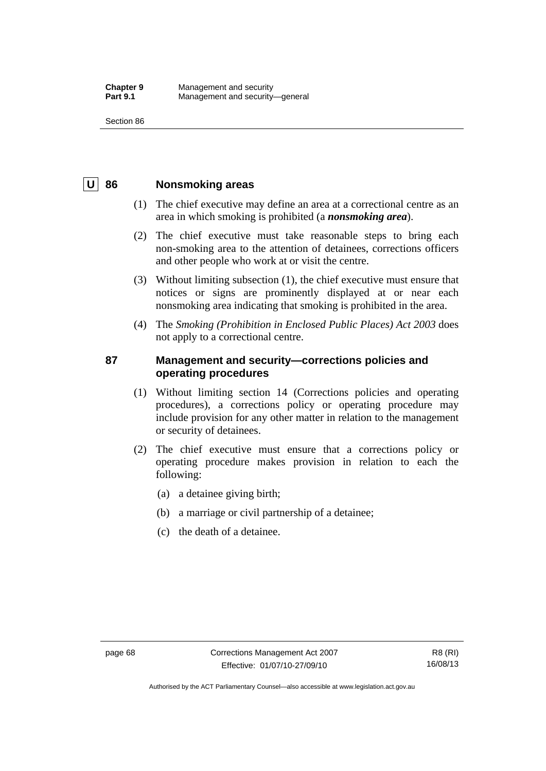## U 86 Nonsmoking areas

(1) The chief executive may define an area at a correctional centre as an area in which smoking is prohibited (a ***nonsmoking area***).

(2) The chief executive must take reasonable steps to bring each non-smoking area to the attention of detainees, corrections officers and other people who work at or visit the centre.

(3) Without limiting subsection (1), the chief executive must ensure that notices or signs are prominently displayed at or near each nonsmoking area indicating that smoking is prohibited in the area.

(4) The *Smoking (Prohibition in Enclosed Public Places) Act 2003* does not apply to a correctional centre.

## 87 Management and security—corrections policies and operating procedures

(1) Without limiting section 14 (Corrections policies and operating procedures), a corrections policy or operating procedure may include provision for any other matter in relation to the management or security of detainees.

(2) The chief executive must ensure that a corrections policy or operating procedure makes provision in relation to each the following:

(a) a detainee giving birth;

(b) a marriage or civil partnership of a detainee;

(c) the death of a detainee.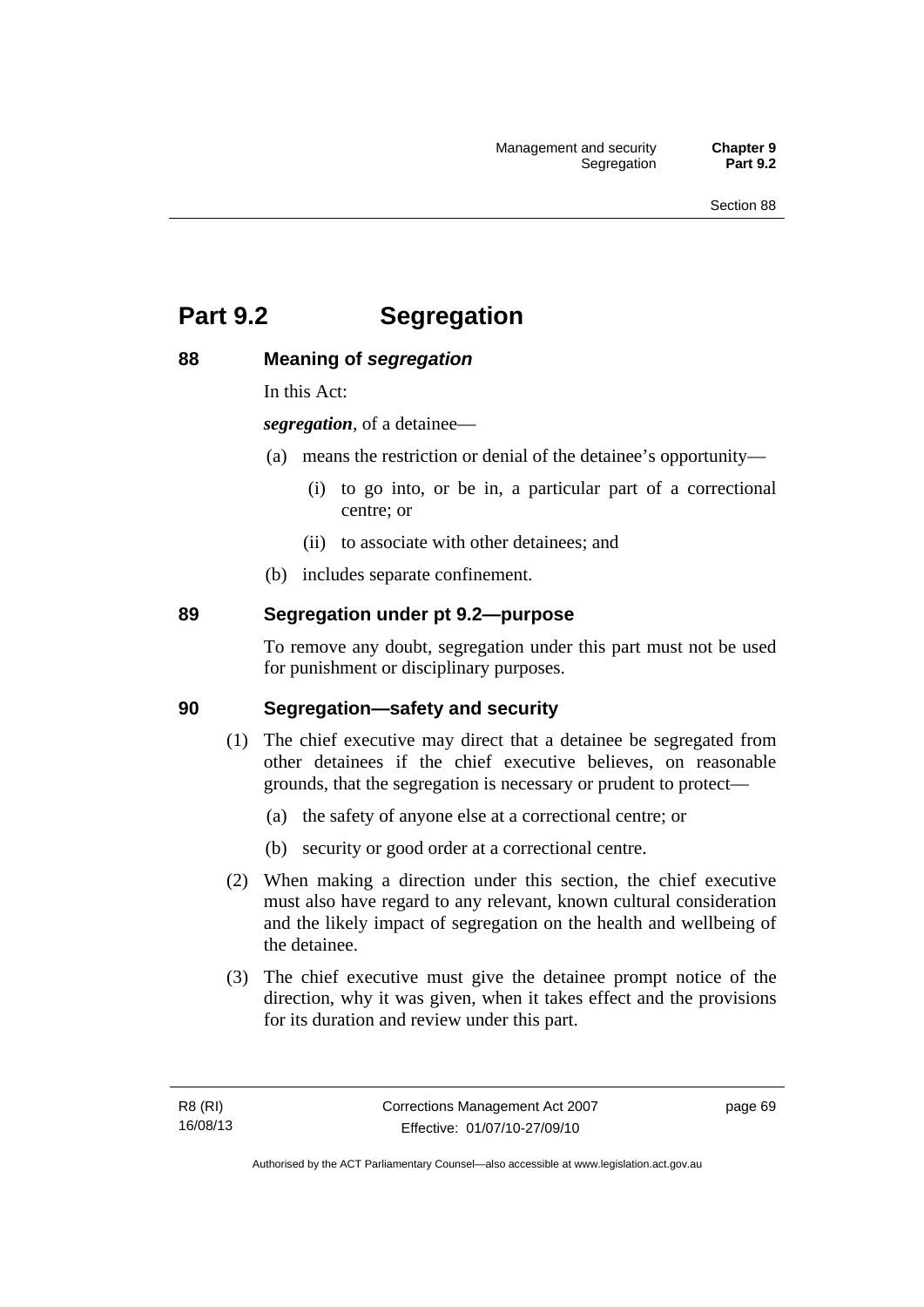# Part 9.2 Segregation

## 88 Meaning of *segregation*

In this Act:

***segregation***, of a detainee—

(a) means the restriction or denial of the detainee's opportunity—

(i) to go into, or be in, a particular part of a correctional centre; or

(ii) to associate with other detainees; and

(b) includes separate confinement.

## 89 Segregation under pt 9.2—purpose

To remove any doubt, segregation under this part must not be used for punishment or disciplinary purposes.

## 90 Segregation—safety and security

(1) The chief executive may direct that a detainee be segregated from other detainees if the chief executive believes, on reasonable grounds, that the segregation is necessary or prudent to protect—

(a) the safety of anyone else at a correctional centre; or

(b) security or good order at a correctional centre.

(2) When making a direction under this section, the chief executive must also have regard to any relevant, known cultural consideration and the likely impact of segregation on the health and wellbeing of the detainee.

(3) The chief executive must give the detainee prompt notice of the direction, why it was given, when it takes effect and the provisions for its duration and review under this part.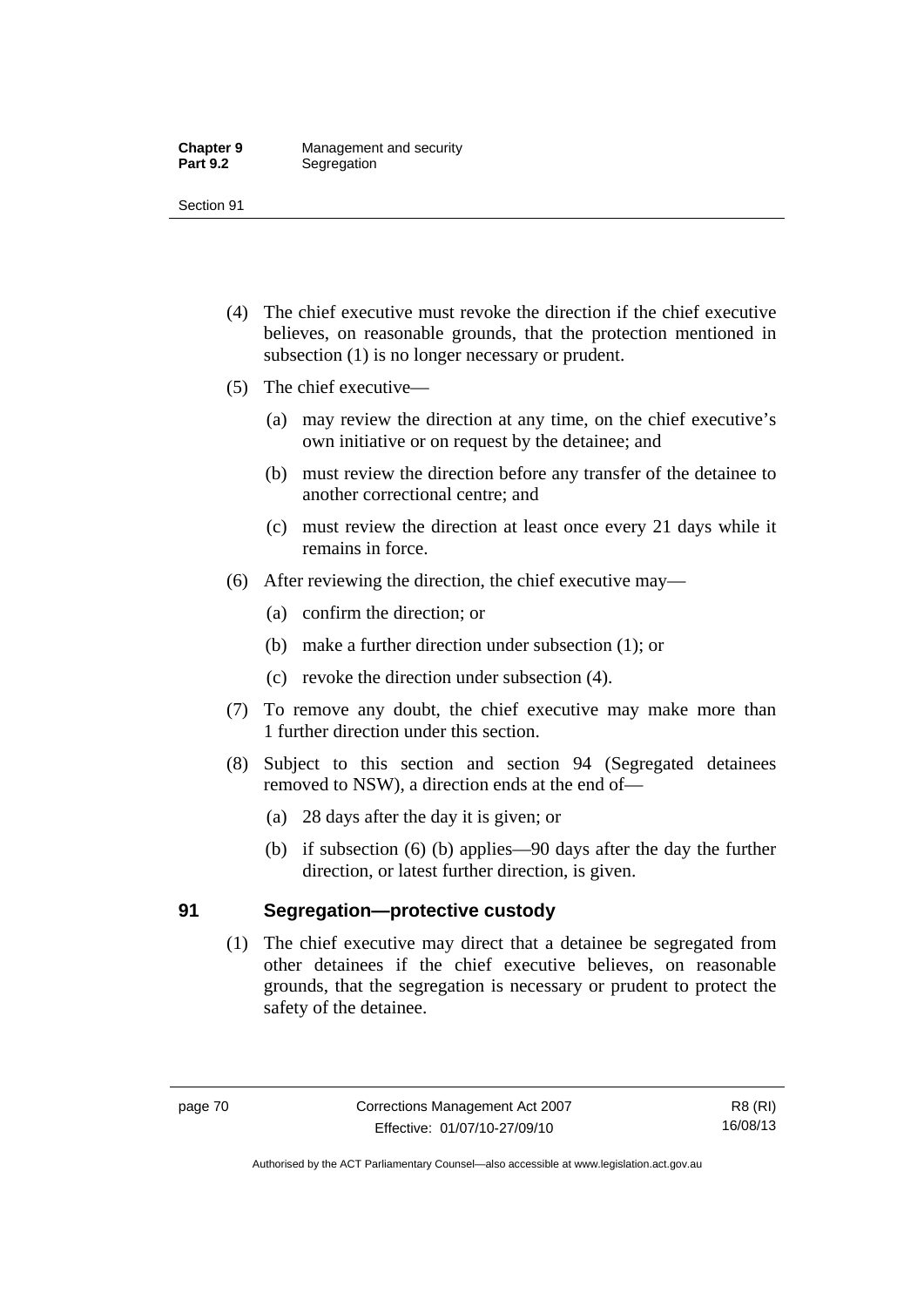(4) The chief executive must revoke the direction if the chief executive believes, on reasonable grounds, that the protection mentioned in subsection (1) is no longer necessary or prudent.

(5) The chief executive—

(a) may review the direction at any time, on the chief executive's own initiative or on request by the detainee; and

(b) must review the direction before any transfer of the detainee to another correctional centre; and

(c) must review the direction at least once every 21 days while it remains in force.

(6) After reviewing the direction, the chief executive may—

(a) confirm the direction; or

(b) make a further direction under subsection (1); or

(c) revoke the direction under subsection (4).

(7) To remove any doubt, the chief executive may make more than 1 further direction under this section.

(8) Subject to this section and section 94 (Segregated detainees removed to NSW), a direction ends at the end of—

(a) 28 days after the day it is given; or

(b) if subsection (6) (b) applies—90 days after the day the further direction, or latest further direction, is given.

## 91 Segregation—protective custody

(1) The chief executive may direct that a detainee be segregated from other detainees if the chief executive believes, on reasonable grounds, that the segregation is necessary or prudent to protect the safety of the detainee.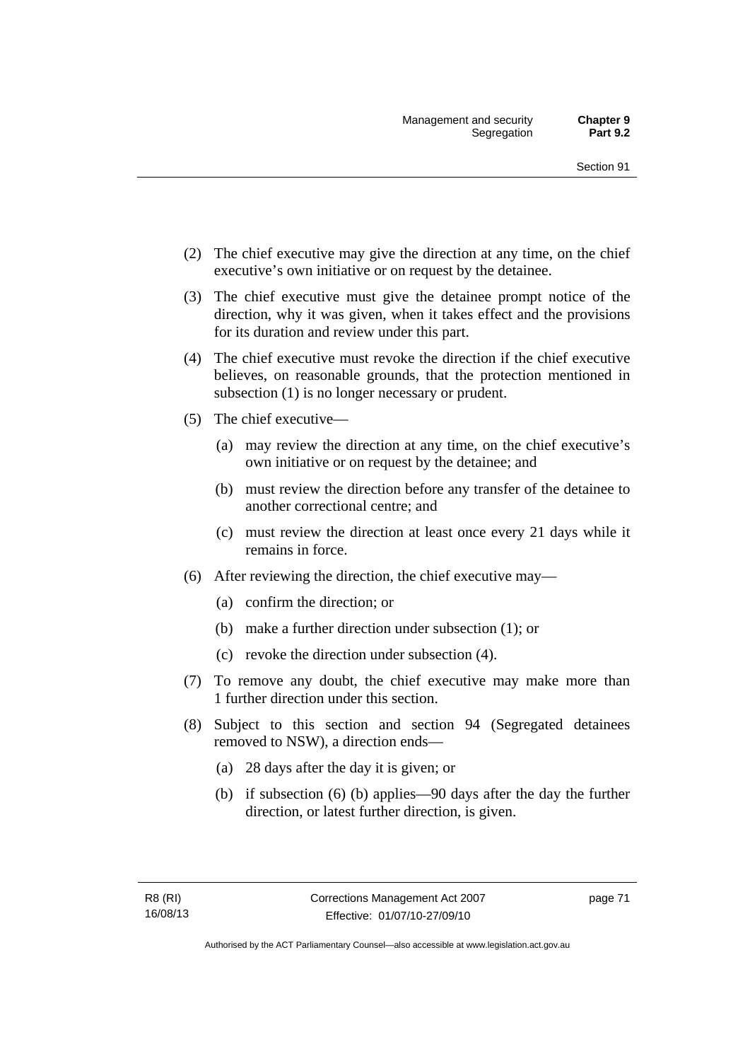(2) The chief executive may give the direction at any time, on the chief executive's own initiative or on request by the detainee.

(3) The chief executive must give the detainee prompt notice of the direction, why it was given, when it takes effect and the provisions for its duration and review under this part.

(4) The chief executive must revoke the direction if the chief executive believes, on reasonable grounds, that the protection mentioned in subsection (1) is no longer necessary or prudent.

(5) The chief executive—

(a) may review the direction at any time, on the chief executive's own initiative or on request by the detainee; and

(b) must review the direction before any transfer of the detainee to another correctional centre; and

(c) must review the direction at least once every 21 days while it remains in force.

(6) After reviewing the direction, the chief executive may—

(a) confirm the direction; or

(b) make a further direction under subsection (1); or

(c) revoke the direction under subsection (4).

(7) To remove any doubt, the chief executive may make more than 1 further direction under this section.

(8) Subject to this section and section 94 (Segregated detainees removed to NSW), a direction ends—

(a) 28 days after the day it is given; or

(b) if subsection (6) (b) applies—90 days after the day the further direction, or latest further direction, is given.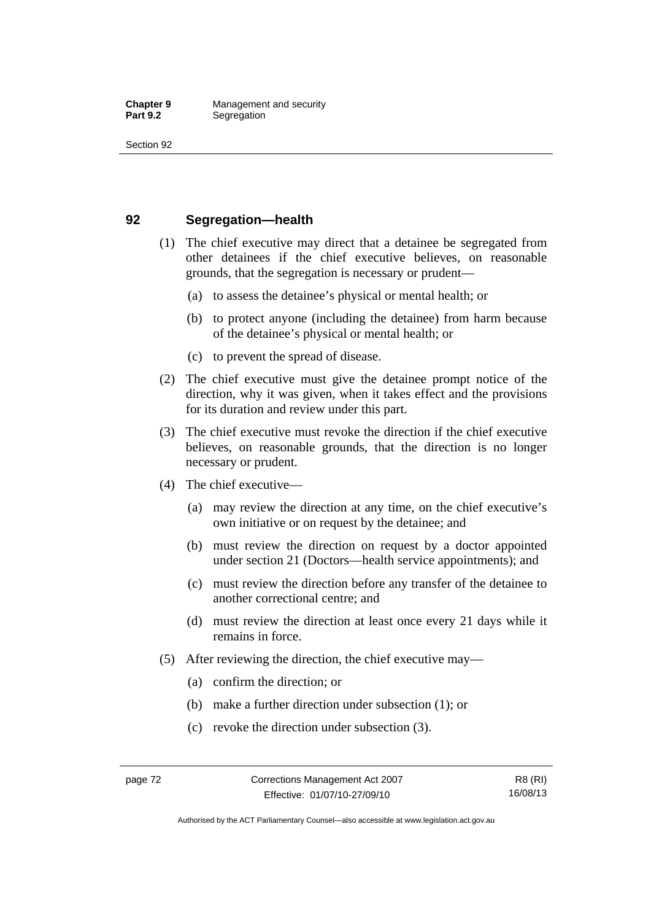## 92 Segregation—health

(1) The chief executive may direct that a detainee be segregated from other detainees if the chief executive believes, on reasonable grounds, that the segregation is necessary or prudent—

(a) to assess the detainee's physical or mental health; or

(b) to protect anyone (including the detainee) from harm because of the detainee's physical or mental health; or

(c) to prevent the spread of disease.

(2) The chief executive must give the detainee prompt notice of the direction, why it was given, when it takes effect and the provisions for its duration and review under this part.

(3) The chief executive must revoke the direction if the chief executive believes, on reasonable grounds, that the direction is no longer necessary or prudent.

(4) The chief executive—

(a) may review the direction at any time, on the chief executive's own initiative or on request by the detainee; and

(b) must review the direction on request by a doctor appointed under section 21 (Doctors—health service appointments); and

(c) must review the direction before any transfer of the detainee to another correctional centre; and

(d) must review the direction at least once every 21 days while it remains in force.

(5) After reviewing the direction, the chief executive may—

(a) confirm the direction; or

(b) make a further direction under subsection (1); or

(c) revoke the direction under subsection (3).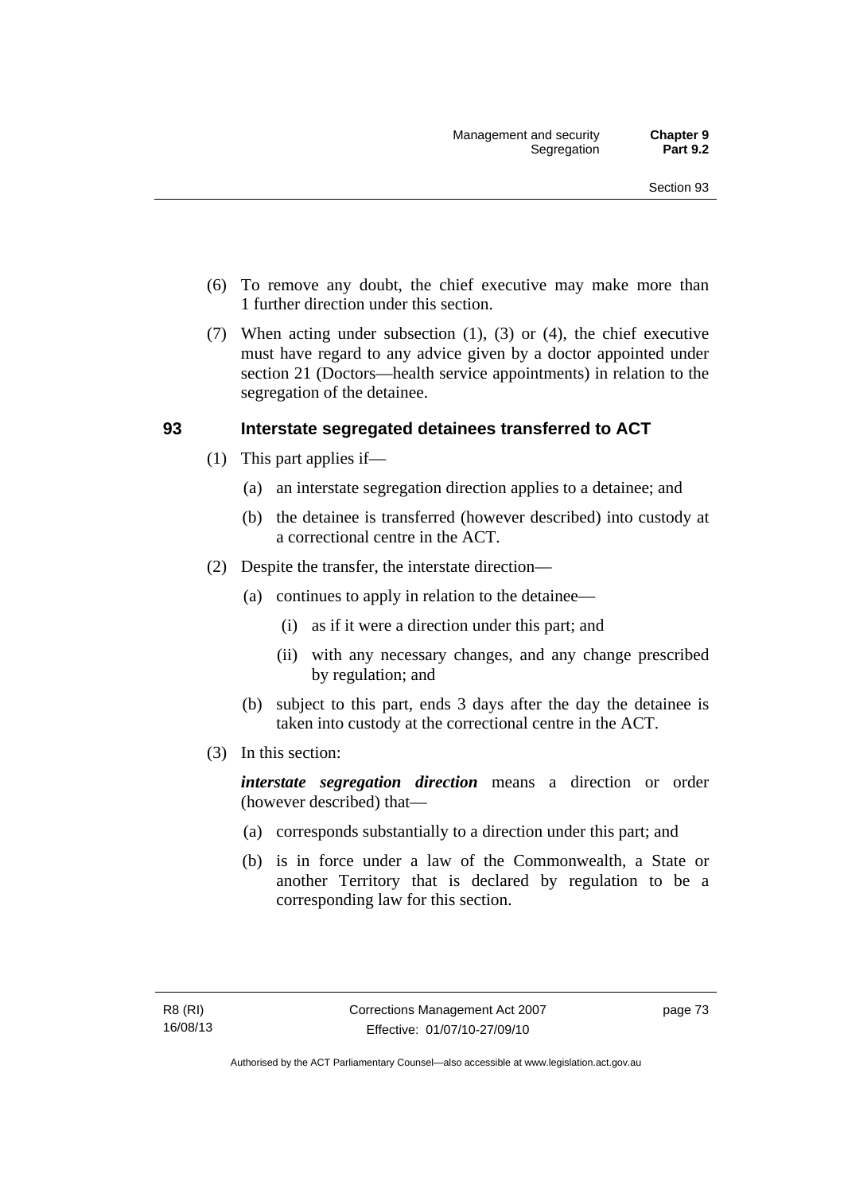(6) To remove any doubt, the chief executive may make more than 1 further direction under this section.

(7) When acting under subsection (1), (3) or (4), the chief executive must have regard to any advice given by a doctor appointed under section 21 (Doctors—health service appointments) in relation to the segregation of the detainee.

### 93 Interstate segregated detainees transferred to ACT

(1) This part applies if—

(a) an interstate segregation direction applies to a detainee; and

(b) the detainee is transferred (however described) into custody at a correctional centre in the ACT.

(2) Despite the transfer, the interstate direction—

(a) continues to apply in relation to the detainee—

(i) as if it were a direction under this part; and

(ii) with any necessary changes, and any change prescribed by regulation; and

(b) subject to this part, ends 3 days after the day the detainee is taken into custody at the correctional centre in the ACT.

(3) In this section:

***interstate segregation direction*** means a direction or order (however described) that—

(a) corresponds substantially to a direction under this part; and

(b) is in force under a law of the Commonwealth, a State or another Territory that is declared by regulation to be a corresponding law for this section.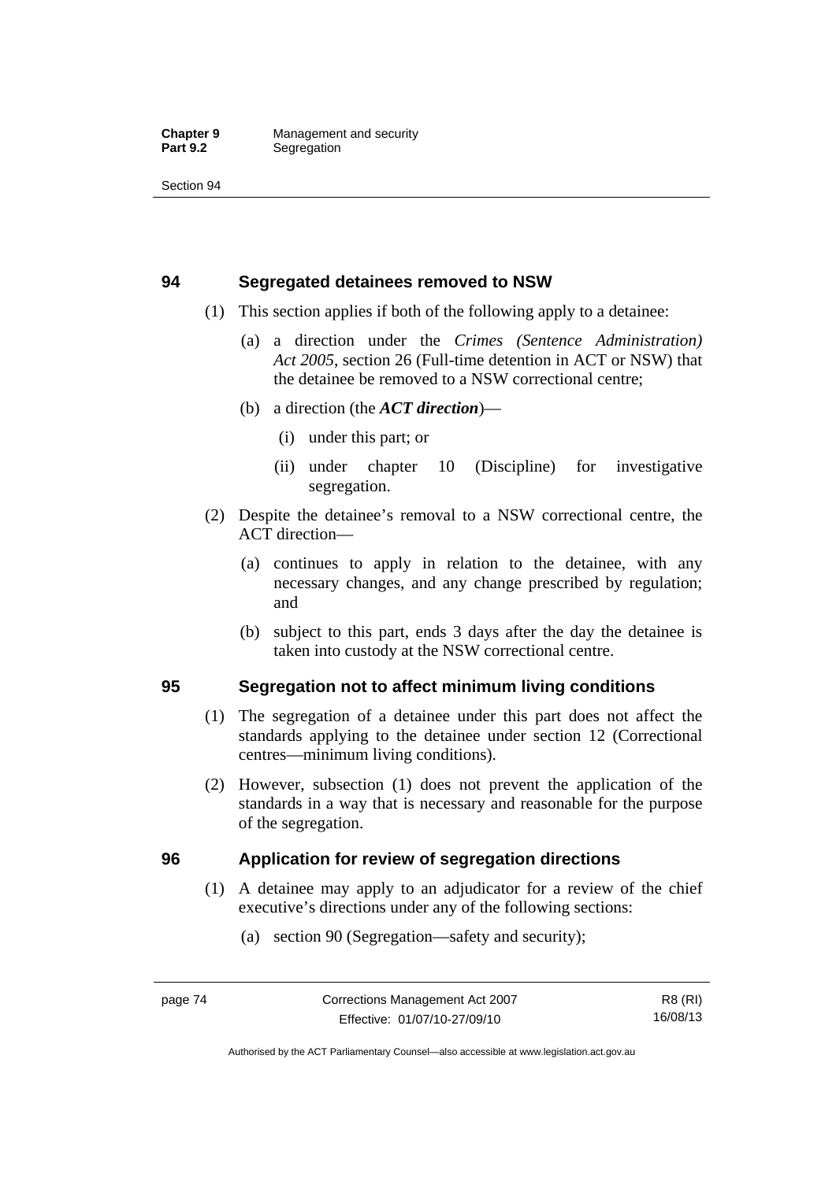## 94 Segregated detainees removed to NSW

(1) This section applies if both of the following apply to a detainee:

(a) a direction under the *Crimes (Sentence Administration) Act 2005*, section 26 (Full-time detention in ACT or NSW) that the detainee be removed to a NSW correctional centre;

(b) a direction (the ***ACT direction***)—

(i) under this part; or

(ii) under chapter 10 (Discipline) for investigative segregation.

(2) Despite the detainee's removal to a NSW correctional centre, the ACT direction—

(a) continues to apply in relation to the detainee, with any necessary changes, and any change prescribed by regulation; and

(b) subject to this part, ends 3 days after the day the detainee is taken into custody at the NSW correctional centre.

## 95 Segregation not to affect minimum living conditions

(1) The segregation of a detainee under this part does not affect the standards applying to the detainee under section 12 (Correctional centres—minimum living conditions).

(2) However, subsection (1) does not prevent the application of the standards in a way that is necessary and reasonable for the purpose of the segregation.

## 96 Application for review of segregation directions

(1) A detainee may apply to an adjudicator for a review of the chief executive's directions under any of the following sections:

(a) section 90 (Segregation—safety and security);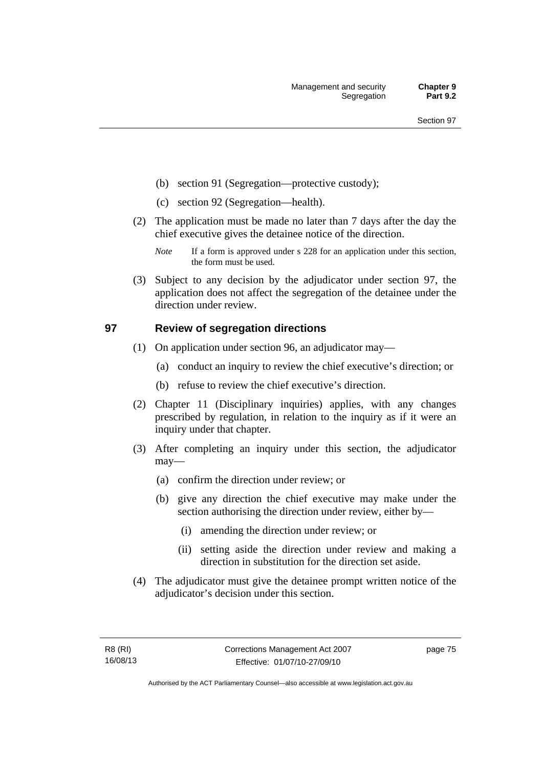(b) section 91 (Segregation—protective custody);

(c) section 92 (Segregation—health).

(2) The application must be made no later than 7 days after the day the chief executive gives the detainee notice of the direction.

*Note* If a form is approved under s 228 for an application under this section, the form must be used.

(3) Subject to any decision by the adjudicator under section 97, the application does not affect the segregation of the detainee under the direction under review.

## 97 Review of segregation directions

(1) On application under section 96, an adjudicator may—

(a) conduct an inquiry to review the chief executive's direction; or

(b) refuse to review the chief executive's direction.

(2) Chapter 11 (Disciplinary inquiries) applies, with any changes prescribed by regulation, in relation to the inquiry as if it were an inquiry under that chapter.

(3) After completing an inquiry under this section, the adjudicator may—

(a) confirm the direction under review; or

(b) give any direction the chief executive may make under the section authorising the direction under review, either by—

(i) amending the direction under review; or

(ii) setting aside the direction under review and making a direction in substitution for the direction set aside.

(4) The adjudicator must give the detainee prompt written notice of the adjudicator's decision under this section.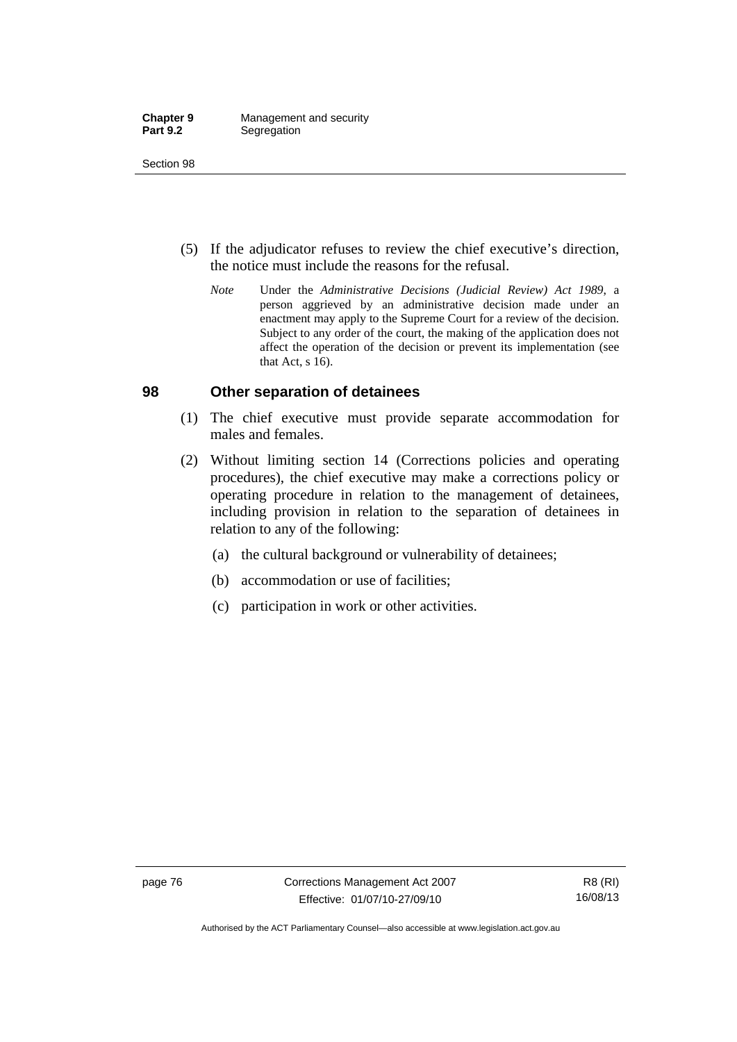(5) If the adjudicator refuses to review the chief executive's direction, the notice must include the reasons for the refusal.

*Note* Under the *Administrative Decisions (Judicial Review) Act 1989*, a person aggrieved by an administrative decision made under an enactment may apply to the Supreme Court for a review of the decision. Subject to any order of the court, the making of the application does not affect the operation of the decision or prevent its implementation (see that Act, s 16).

## 98 Other separation of detainees

(1) The chief executive must provide separate accommodation for males and females.

(2) Without limiting section 14 (Corrections policies and operating procedures), the chief executive may make a corrections policy or operating procedure in relation to the management of detainees, including provision in relation to the separation of detainees in relation to any of the following:

(a) the cultural background or vulnerability of detainees;

(b) accommodation or use of facilities;

(c) participation in work or other activities.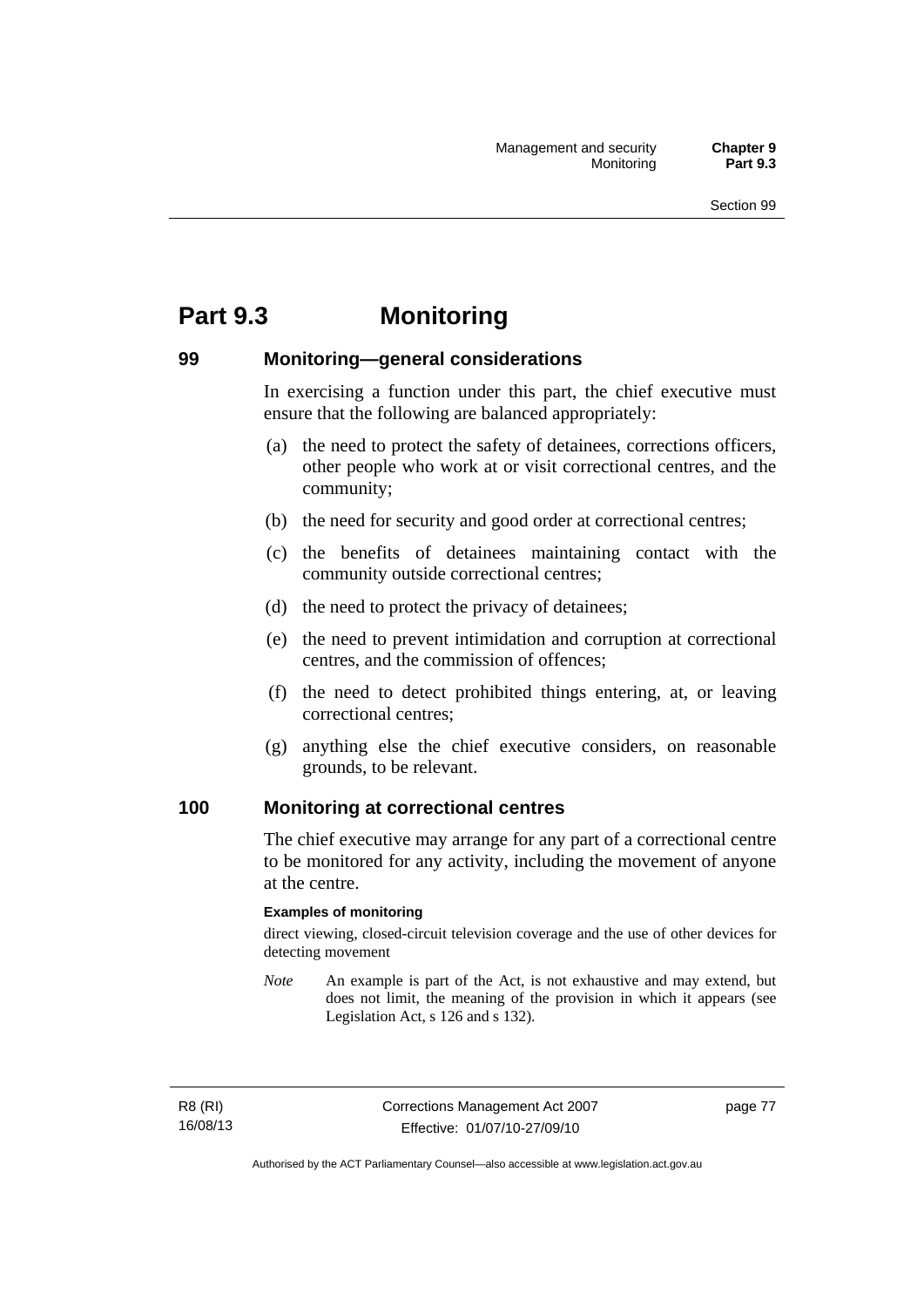# Part 9.3 Monitoring

## 99 Monitoring—general considerations

In exercising a function under this part, the chief executive must ensure that the following are balanced appropriately:

(a) the need to protect the safety of detainees, corrections officers, other people who work at or visit correctional centres, and the community;

(b) the need for security and good order at correctional centres;

(c) the benefits of detainees maintaining contact with the community outside correctional centres;

(d) the need to protect the privacy of detainees;

(e) the need to prevent intimidation and corruption at correctional centres, and the commission of offences;

(f) the need to detect prohibited things entering, at, or leaving correctional centres;

(g) anything else the chief executive considers, on reasonable grounds, to be relevant.

## 100 Monitoring at correctional centres

The chief executive may arrange for any part of a correctional centre to be monitored for any activity, including the movement of anyone at the centre.

**Examples of monitoring**

direct viewing, closed-circuit television coverage and the use of other devices for detecting movement

*Note* An example is part of the Act, is not exhaustive and may extend, but does not limit, the meaning of the provision in which it appears (see Legislation Act, s 126 and s 132).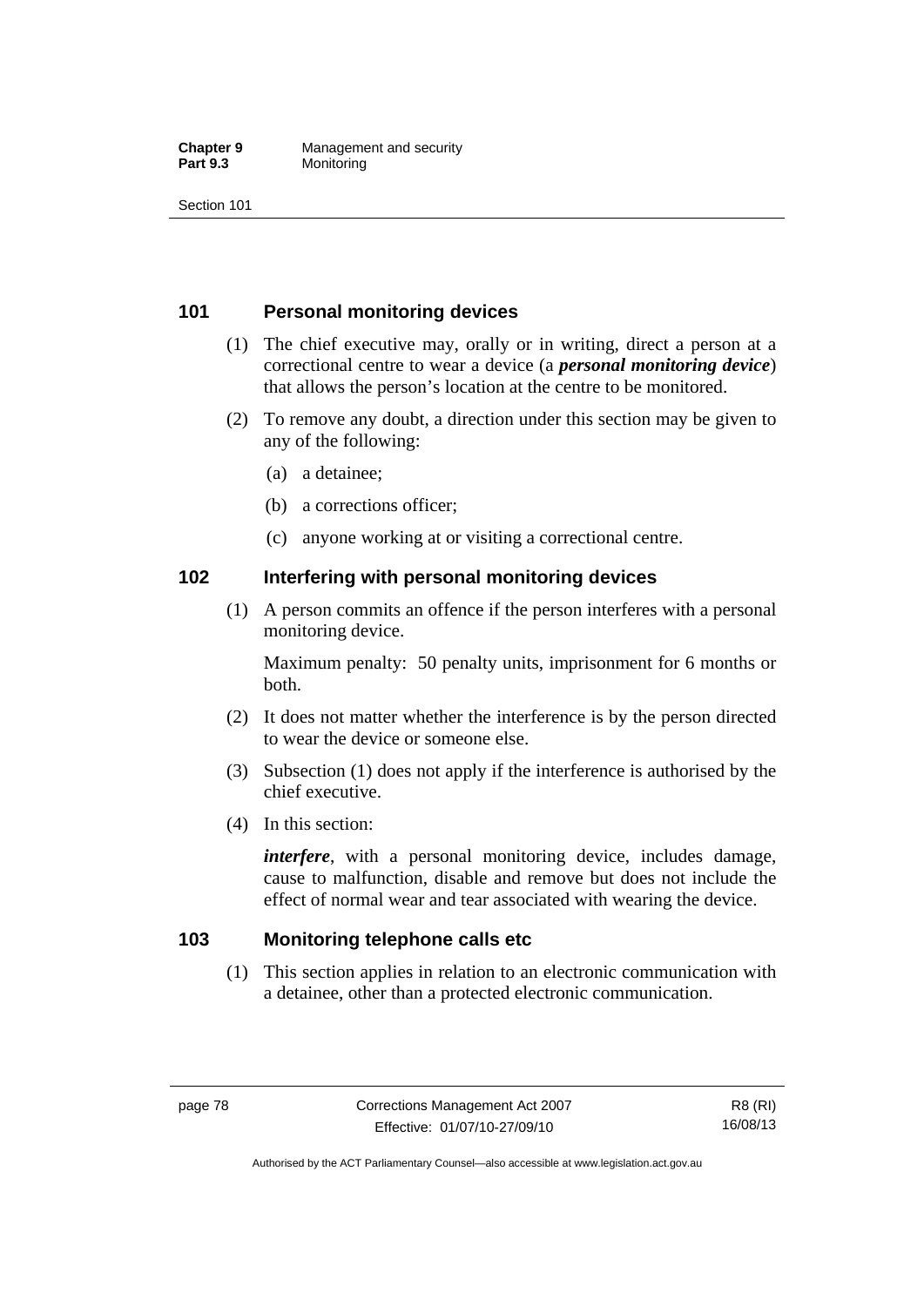## 101 Personal monitoring devices

(1) The chief executive may, orally or in writing, direct a person at a correctional centre to wear a device (a ***personal monitoring device***) that allows the person's location at the centre to be monitored.

(2) To remove any doubt, a direction under this section may be given to any of the following:

(a) a detainee;

(b) a corrections officer;

(c) anyone working at or visiting a correctional centre.

## 102 Interfering with personal monitoring devices

(1) A person commits an offence if the person interferes with a personal monitoring device.

Maximum penalty: 50 penalty units, imprisonment for 6 months or both.

(2) It does not matter whether the interference is by the person directed to wear the device or someone else.

(3) Subsection (1) does not apply if the interference is authorised by the chief executive.

(4) In this section:

***interfere***, with a personal monitoring device, includes damage, cause to malfunction, disable and remove but does not include the effect of normal wear and tear associated with wearing the device.

## 103 Monitoring telephone calls etc

(1) This section applies in relation to an electronic communication with a detainee, other than a protected electronic communication.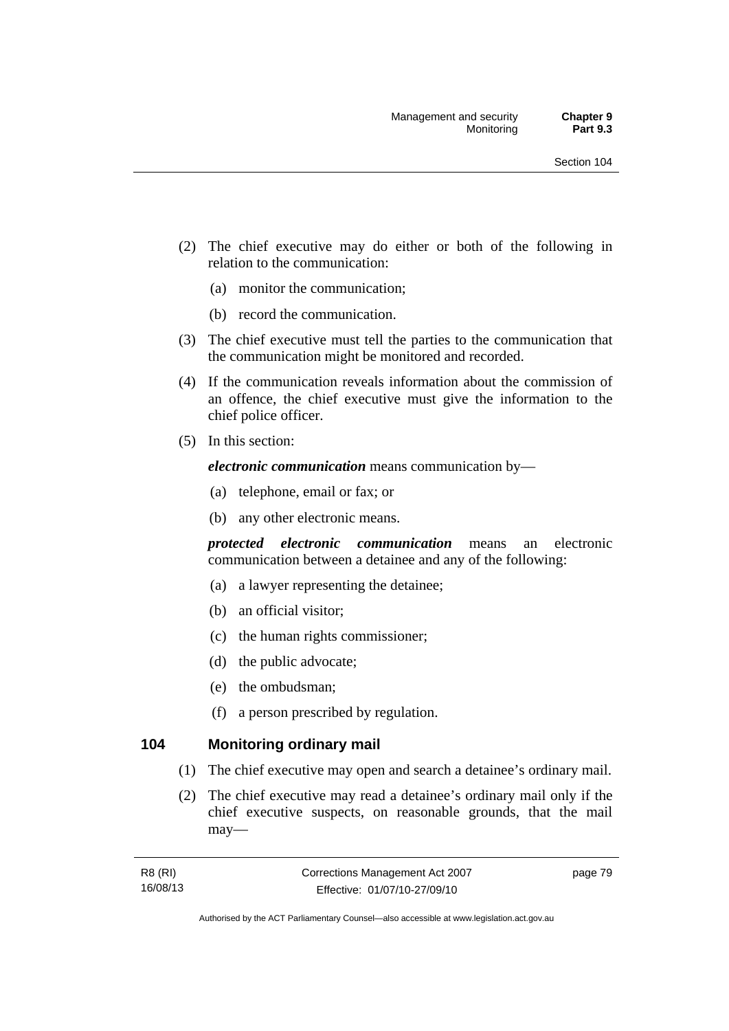(2) The chief executive may do either or both of the following in relation to the communication:

(a) monitor the communication;

(b) record the communication.

(3) The chief executive must tell the parties to the communication that the communication might be monitored and recorded.

(4) If the communication reveals information about the commission of an offence, the chief executive must give the information to the chief police officer.

(5) In this section:

***electronic communication*** means communication by—

(a) telephone, email or fax; or

(b) any other electronic means.

***protected electronic communication*** means an electronic communication between a detainee and any of the following:

(a) a lawyer representing the detainee;

(b) an official visitor;

(c) the human rights commissioner;

(d) the public advocate;

(e) the ombudsman;

(f) a person prescribed by regulation.

## 104 Monitoring ordinary mail

(1) The chief executive may open and search a detainee's ordinary mail.

(2) The chief executive may read a detainee's ordinary mail only if the chief executive suspects, on reasonable grounds, that the mail may—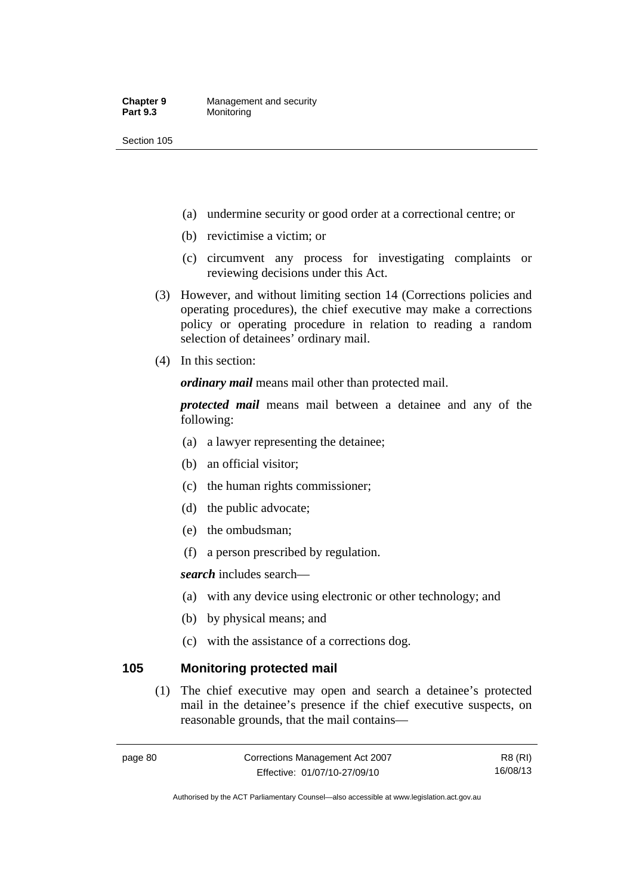(a) undermine security or good order at a correctional centre; or

(b) revictimise a victim; or

(c) circumvent any process for investigating complaints or reviewing decisions under this Act.

(3) However, and without limiting section 14 (Corrections policies and operating procedures), the chief executive may make a corrections policy or operating procedure in relation to reading a random selection of detainees' ordinary mail.

(4) In this section:

***ordinary mail*** means mail other than protected mail.

***protected mail*** means mail between a detainee and any of the following:

(a) a lawyer representing the detainee;

(b) an official visitor;

(c) the human rights commissioner;

(d) the public advocate;

(e) the ombudsman;

(f) a person prescribed by regulation.

***search*** includes search—

(a) with any device using electronic or other technology; and

(b) by physical means; and

(c) with the assistance of a corrections dog.

## 105 Monitoring protected mail

(1) The chief executive may open and search a detainee's protected mail in the detainee's presence if the chief executive suspects, on reasonable grounds, that the mail contains—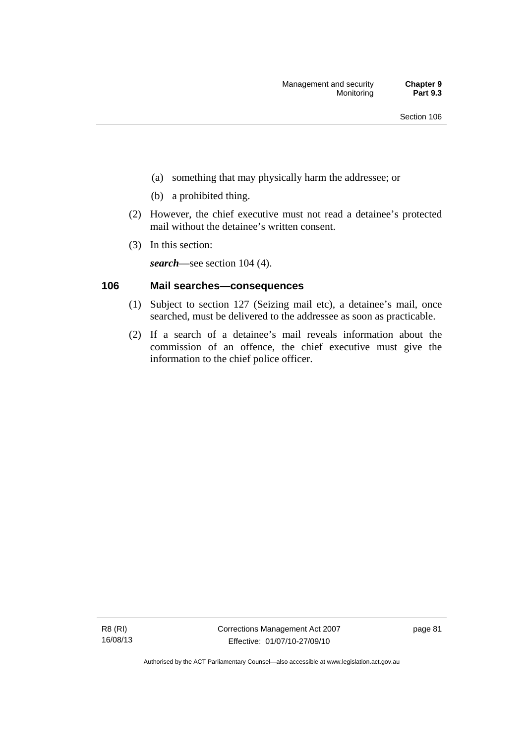(a) something that may physically harm the addressee; or

(b) a prohibited thing.

(2) However, the chief executive must not read a detainee's protected mail without the detainee's written consent.

(3) In this section:

***search***—see section 104 (4).

## 106 Mail searches—consequences

(1) Subject to section 127 (Seizing mail etc), a detainee's mail, once searched, must be delivered to the addressee as soon as practicable.

(2) If a search of a detainee's mail reveals information about the commission of an offence, the chief executive must give the information to the chief police officer.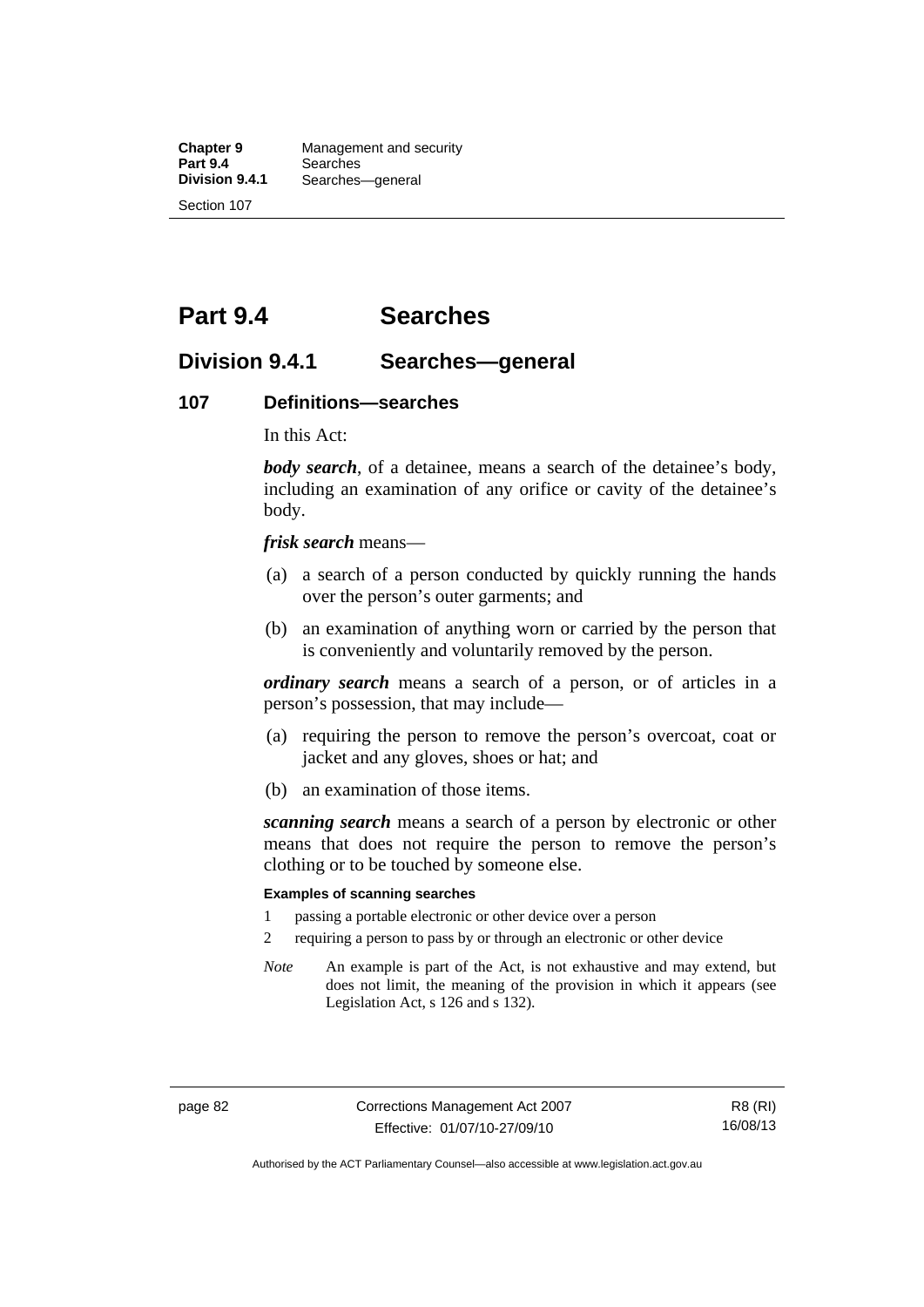# Part 9.4 Searches

## Division 9.4.1 Searches—general

### 107 Definitions—searches

In this Act:

***body search***, of a detainee, means a search of the detainee's body, including an examination of any orifice or cavity of the detainee's body.

***frisk search*** means—

(a) a search of a person conducted by quickly running the hands over the person's outer garments; and

(b) an examination of anything worn or carried by the person that is conveniently and voluntarily removed by the person.

***ordinary search*** means a search of a person, or of articles in a person's possession, that may include—

(a) requiring the person to remove the person's overcoat, coat or jacket and any gloves, shoes or hat; and

(b) an examination of those items.

***scanning search*** means a search of a person by electronic or other means that does not require the person to remove the person's clothing or to be touched by someone else.

**Examples of scanning searches**

1 passing a portable electronic or other device over a person

2 requiring a person to pass by or through an electronic or other device

*Note* An example is part of the Act, is not exhaustive and may extend, but does not limit, the meaning of the provision in which it appears (see Legislation Act, s 126 and s 132).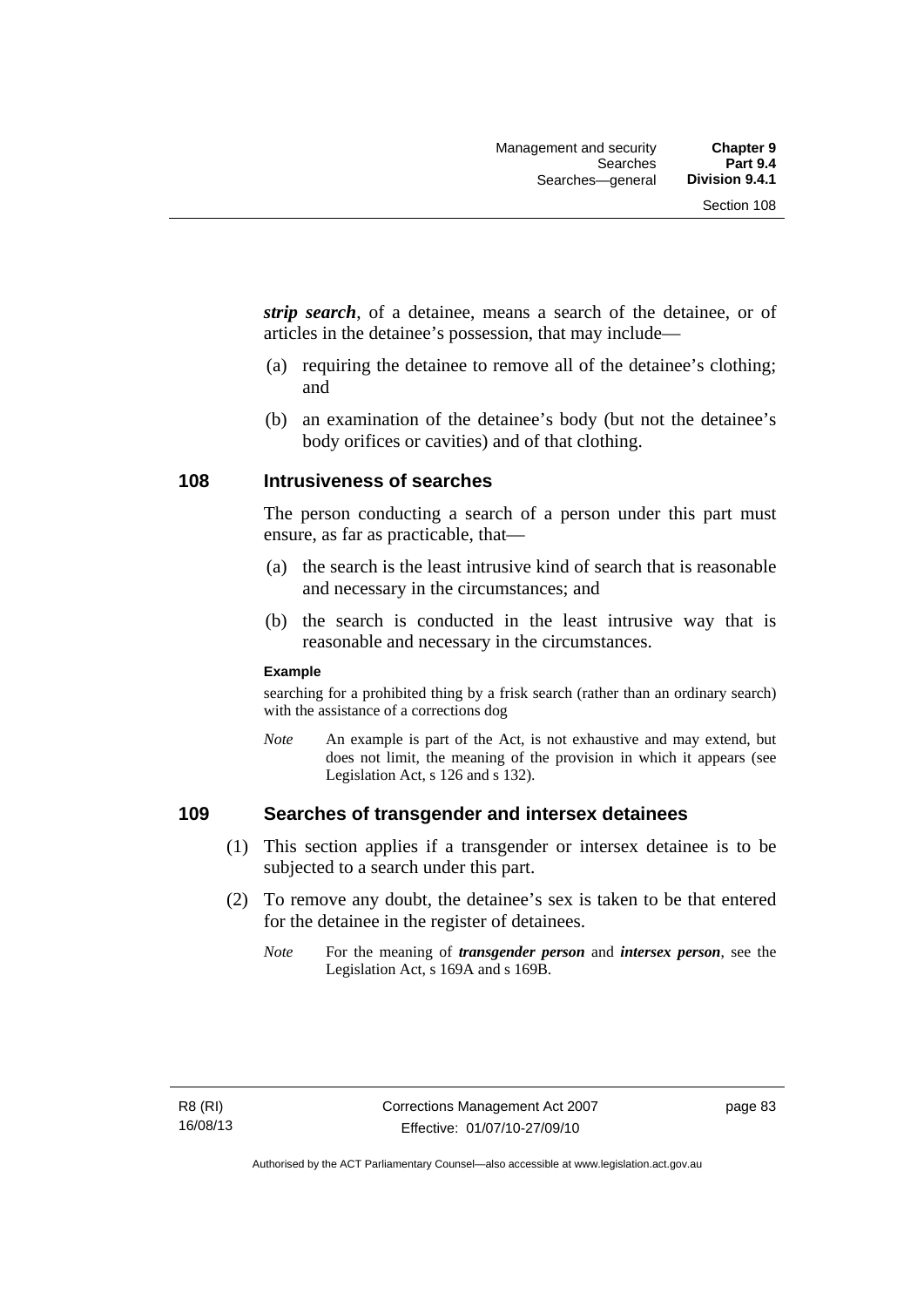***strip search***, of a detainee, means a search of the detainee, or of articles in the detainee's possession, that may include—

(a) requiring the detainee to remove all of the detainee's clothing; and

(b) an examination of the detainee's body (but not the detainee's body orifices or cavities) and of that clothing.

## 108 Intrusiveness of searches

The person conducting a search of a person under this part must ensure, as far as practicable, that—

(a) the search is the least intrusive kind of search that is reasonable and necessary in the circumstances; and

(b) the search is conducted in the least intrusive way that is reasonable and necessary in the circumstances.

**Example**

searching for a prohibited thing by a frisk search (rather than an ordinary search) with the assistance of a corrections dog

*Note* An example is part of the Act, is not exhaustive and may extend, but does not limit, the meaning of the provision in which it appears (see Legislation Act, s 126 and s 132).

## 109 Searches of transgender and intersex detainees

(1) This section applies if a transgender or intersex detainee is to be subjected to a search under this part.

(2) To remove any doubt, the detainee's sex is taken to be that entered for the detainee in the register of detainees.

*Note* For the meaning of ***transgender person*** and ***intersex person***, see the Legislation Act, s 169A and s 169B.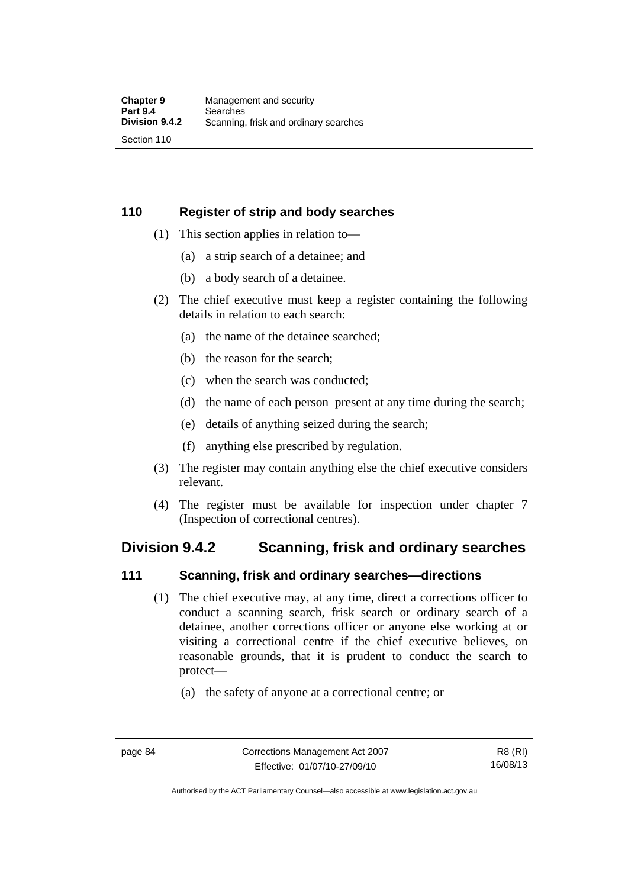### 110 Register of strip and body searches

(1) This section applies in relation to—

(a) a strip search of a detainee; and

(b) a body search of a detainee.

(2) The chief executive must keep a register containing the following details in relation to each search:

(a) the name of the detainee searched;

(b) the reason for the search;

(c) when the search was conducted;

(d) the name of each person present at any time during the search;

(e) details of anything seized during the search;

(f) anything else prescribed by regulation.

(3) The register may contain anything else the chief executive considers relevant.

(4) The register must be available for inspection under chapter 7 (Inspection of correctional centres).

## Division 9.4.2 Scanning, frisk and ordinary searches

### 111 Scanning, frisk and ordinary searches—directions

(1) The chief executive may, at any time, direct a corrections officer to conduct a scanning search, frisk search or ordinary search of a detainee, another corrections officer or anyone else working at or visiting a correctional centre if the chief executive believes, on reasonable grounds, that it is prudent to conduct the search to protect—

(a) the safety of anyone at a correctional centre; or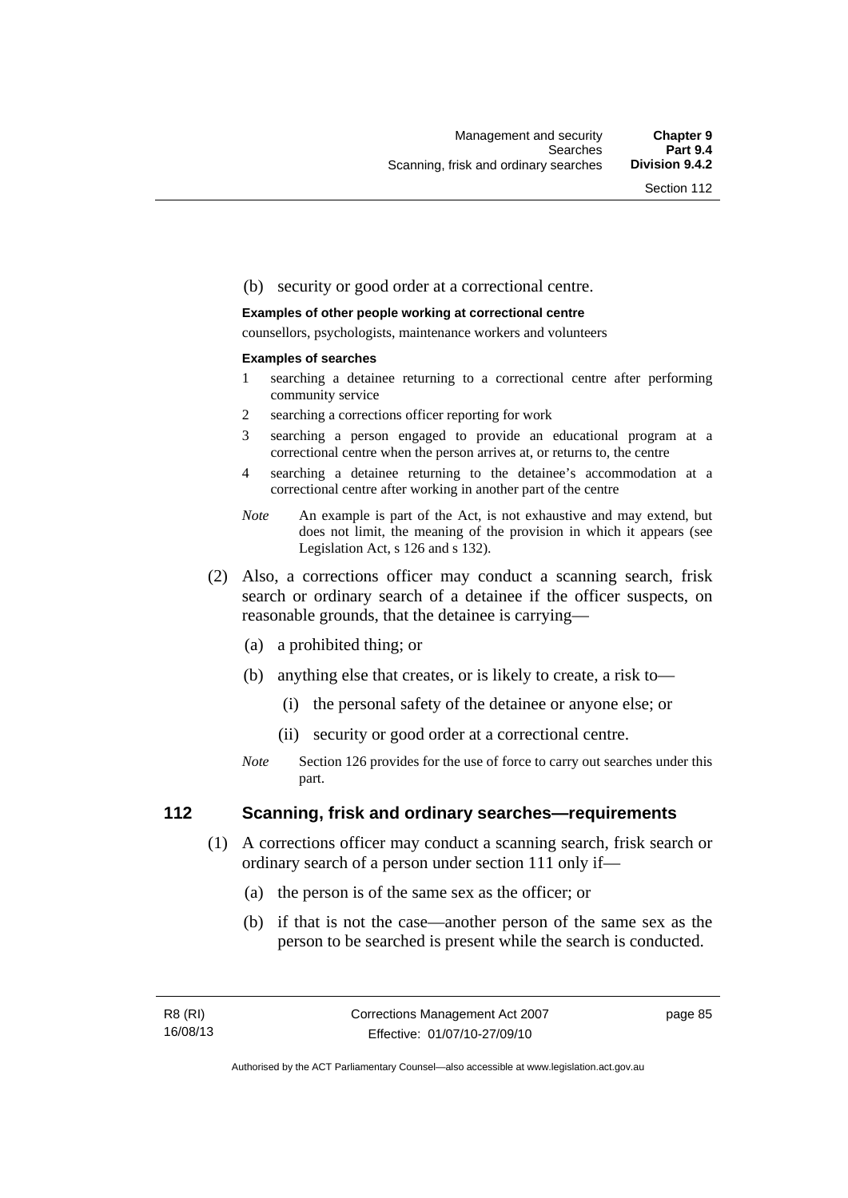(b) security or good order at a correctional centre.

**Examples of other people working at correctional centre**

counsellors, psychologists, maintenance workers and volunteers

**Examples of searches**

1 searching a detainee returning to a correctional centre after performing community service

2 searching a corrections officer reporting for work

3 searching a person engaged to provide an educational program at a correctional centre when the person arrives at, or returns to, the centre

4 searching a detainee returning to the detainee's accommodation at a correctional centre after working in another part of the centre

*Note* An example is part of the Act, is not exhaustive and may extend, but does not limit, the meaning of the provision in which it appears (see Legislation Act, s 126 and s 132).

(2) Also, a corrections officer may conduct a scanning search, frisk search or ordinary search of a detainee if the officer suspects, on reasonable grounds, that the detainee is carrying—

(a) a prohibited thing; or

(b) anything else that creates, or is likely to create, a risk to—

(i) the personal safety of the detainee or anyone else; or

(ii) security or good order at a correctional centre.

*Note* Section 126 provides for the use of force to carry out searches under this part.

## 112 Scanning, frisk and ordinary searches—requirements

(1) A corrections officer may conduct a scanning search, frisk search or ordinary search of a person under section 111 only if—

(a) the person is of the same sex as the officer; or

(b) if that is not the case—another person of the same sex as the person to be searched is present while the search is conducted.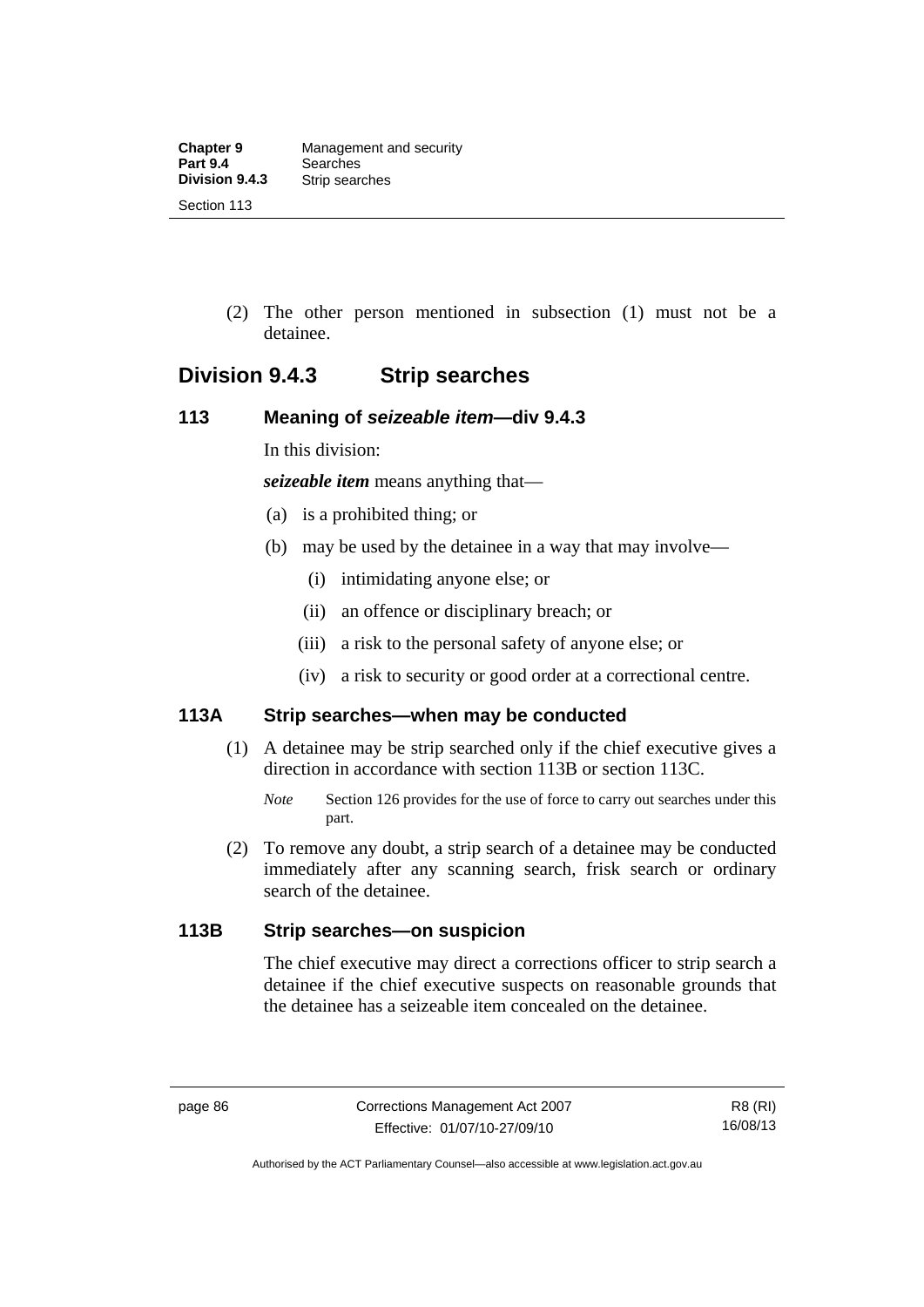(2) The other person mentioned in subsection (1) must not be a detainee.

## Division 9.4.3 Strip searches

### 113 Meaning of *seizeable item*—div 9.4.3

In this division:

***seizeable item*** means anything that—

(a) is a prohibited thing; or

(b) may be used by the detainee in a way that may involve—

(i) intimidating anyone else; or

(ii) an offence or disciplinary breach; or

(iii) a risk to the personal safety of anyone else; or

(iv) a risk to security or good order at a correctional centre.

### 113A Strip searches—when may be conducted

(1) A detainee may be strip searched only if the chief executive gives a direction in accordance with section 113B or section 113C.

*Note* Section 126 provides for the use of force to carry out searches under this part.

(2) To remove any doubt, a strip search of a detainee may be conducted immediately after any scanning search, frisk search or ordinary search of the detainee.

### 113B Strip searches—on suspicion

The chief executive may direct a corrections officer to strip search a detainee if the chief executive suspects on reasonable grounds that the detainee has a seizeable item concealed on the detainee.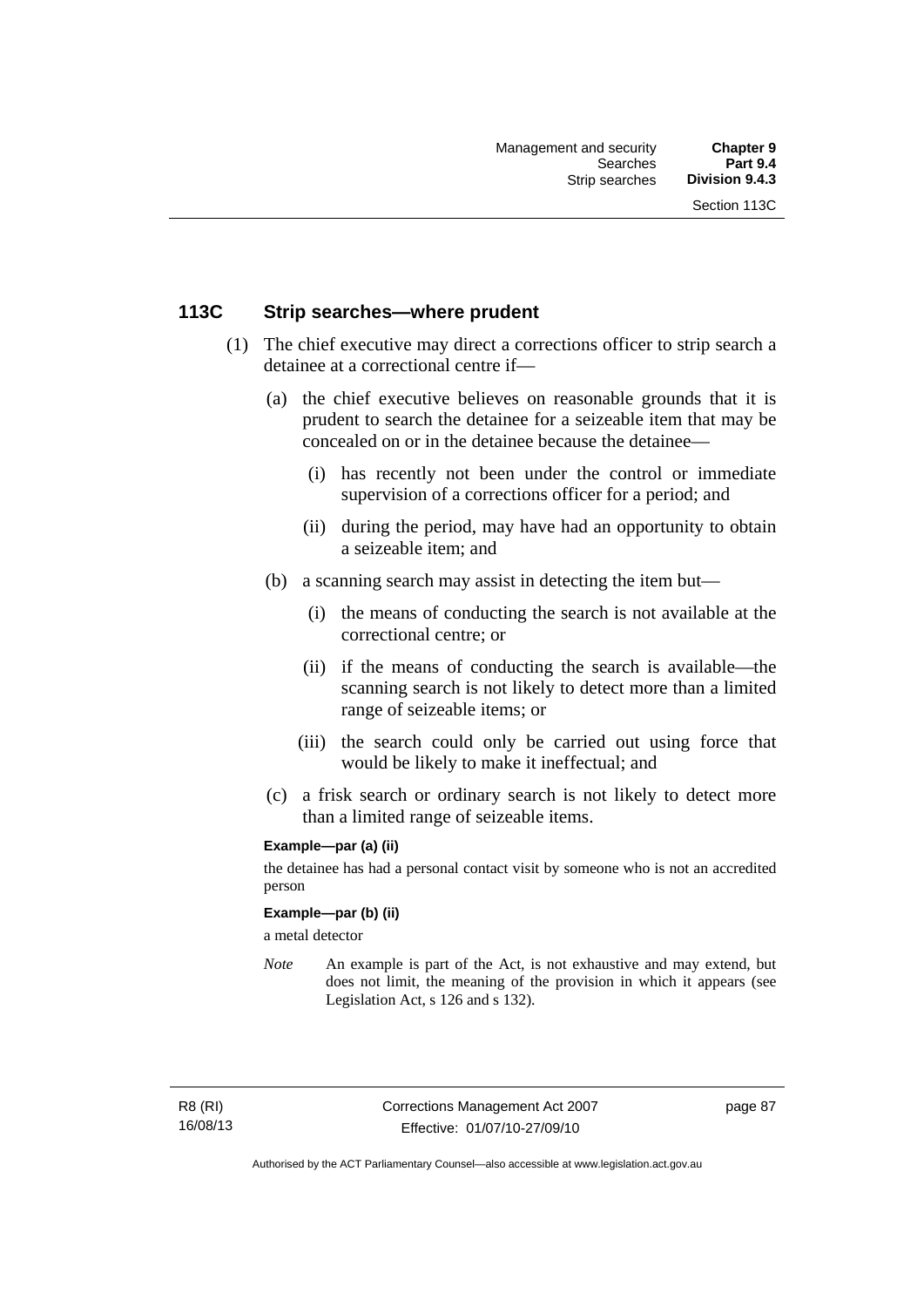## 113C Strip searches—where prudent

(1) The chief executive may direct a corrections officer to strip search a detainee at a correctional centre if—

(a) the chief executive believes on reasonable grounds that it is prudent to search the detainee for a seizeable item that may be concealed on or in the detainee because the detainee—

(i) has recently not been under the control or immediate supervision of a corrections officer for a period; and

(ii) during the period, may have had an opportunity to obtain a seizeable item; and

(b) a scanning search may assist in detecting the item but—

(i) the means of conducting the search is not available at the correctional centre; or

(ii) if the means of conducting the search is available—the scanning search is not likely to detect more than a limited range of seizeable items; or

(iii) the search could only be carried out using force that would be likely to make it ineffectual; and

(c) a frisk search or ordinary search is not likely to detect more than a limited range of seizeable items.

**Example—par (a) (ii)**

the detainee has had a personal contact visit by someone who is not an accredited person

**Example—par (b) (ii)**

a metal detector

*Note* An example is part of the Act, is not exhaustive and may extend, but does not limit, the meaning of the provision in which it appears (see Legislation Act, s 126 and s 132).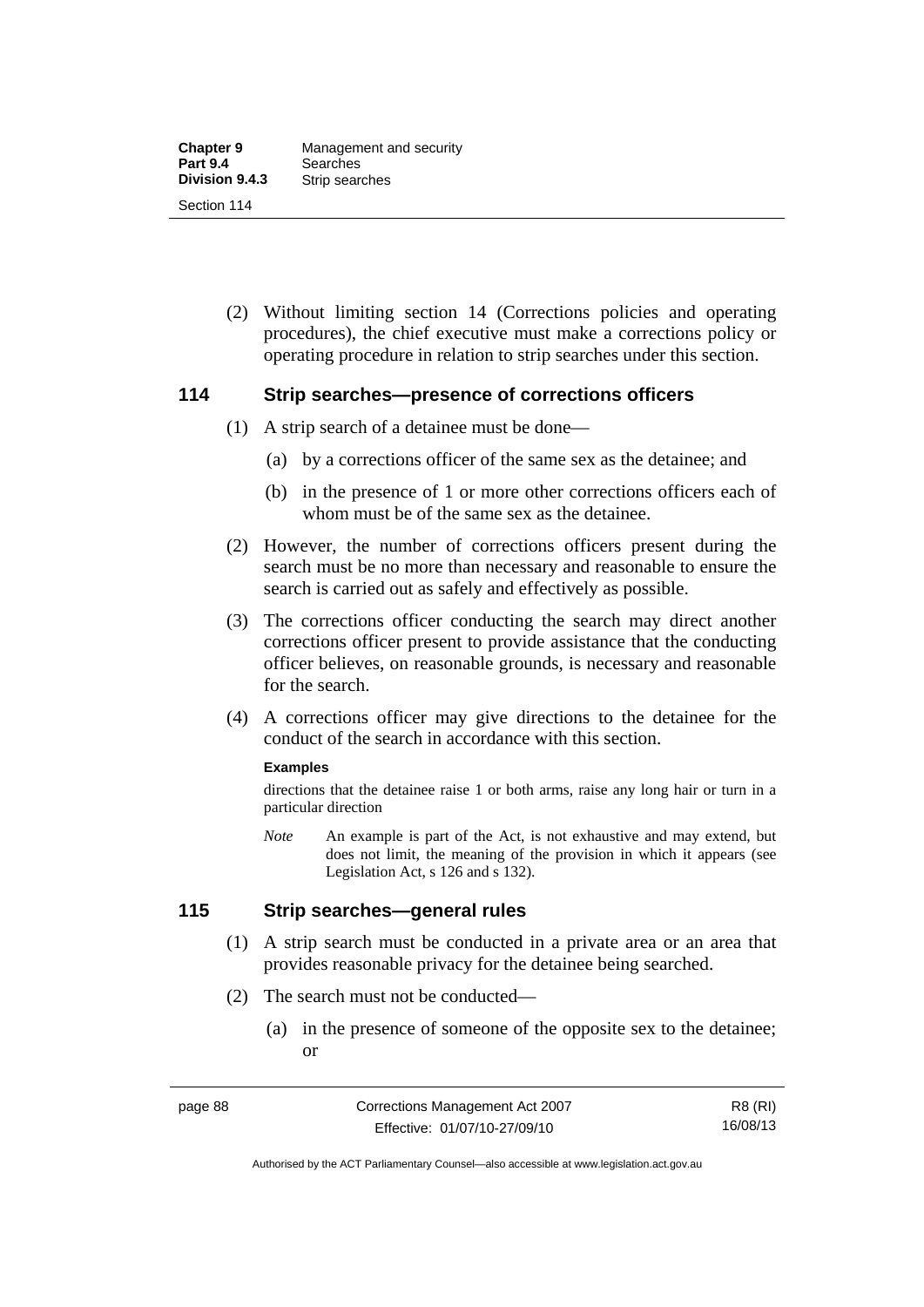(2) Without limiting section 14 (Corrections policies and operating procedures), the chief executive must make a corrections policy or operating procedure in relation to strip searches under this section.

## 114 Strip searches—presence of corrections officers

(1) A strip search of a detainee must be done—

(a) by a corrections officer of the same sex as the detainee; and

(b) in the presence of 1 or more other corrections officers each of whom must be of the same sex as the detainee.

(2) However, the number of corrections officers present during the search must be no more than necessary and reasonable to ensure the search is carried out as safely and effectively as possible.

(3) The corrections officer conducting the search may direct another corrections officer present to provide assistance that the conducting officer believes, on reasonable grounds, is necessary and reasonable for the search.

(4) A corrections officer may give directions to the detainee for the conduct of the search in accordance with this section.

**Examples**

directions that the detainee raise 1 or both arms, raise any long hair or turn in a particular direction

*Note* An example is part of the Act, is not exhaustive and may extend, but does not limit, the meaning of the provision in which it appears (see Legislation Act, s 126 and s 132).

## 115 Strip searches—general rules

(1) A strip search must be conducted in a private area or an area that provides reasonable privacy for the detainee being searched.

(2) The search must not be conducted—

(a) in the presence of someone of the opposite sex to the detainee; or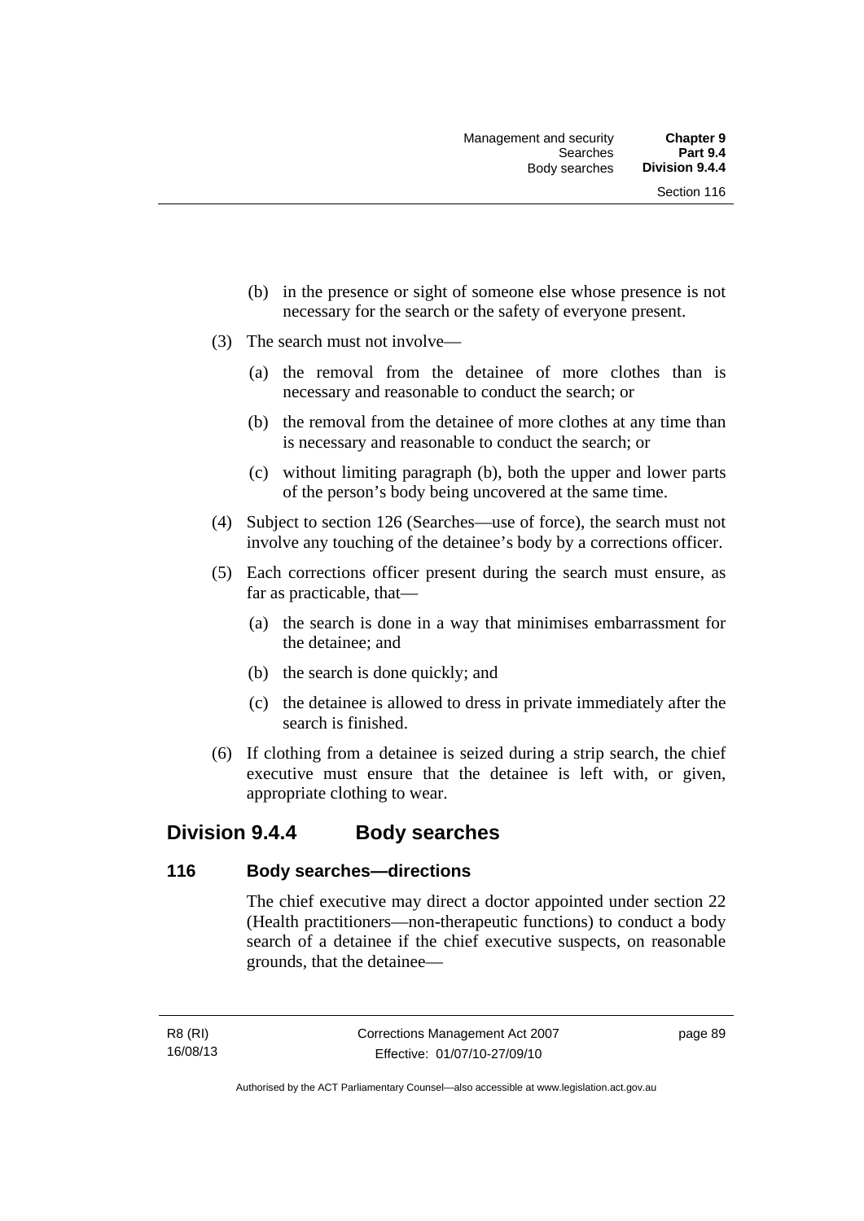(b) in the presence or sight of someone else whose presence is not necessary for the search or the safety of everyone present.

(3) The search must not involve—

(a) the removal from the detainee of more clothes than is necessary and reasonable to conduct the search; or

(b) the removal from the detainee of more clothes at any time than is necessary and reasonable to conduct the search; or

(c) without limiting paragraph (b), both the upper and lower parts of the person's body being uncovered at the same time.

(4) Subject to section 126 (Searches—use of force), the search must not involve any touching of the detainee's body by a corrections officer.

(5) Each corrections officer present during the search must ensure, as far as practicable, that—

(a) the search is done in a way that minimises embarrassment for the detainee; and

(b) the search is done quickly; and

(c) the detainee is allowed to dress in private immediately after the search is finished.

(6) If clothing from a detainee is seized during a strip search, the chief executive must ensure that the detainee is left with, or given, appropriate clothing to wear.

## Division 9.4.4 Body searches

### 116 Body searches—directions

The chief executive may direct a doctor appointed under section 22 (Health practitioners—non-therapeutic functions) to conduct a body search of a detainee if the chief executive suspects, on reasonable grounds, that the detainee—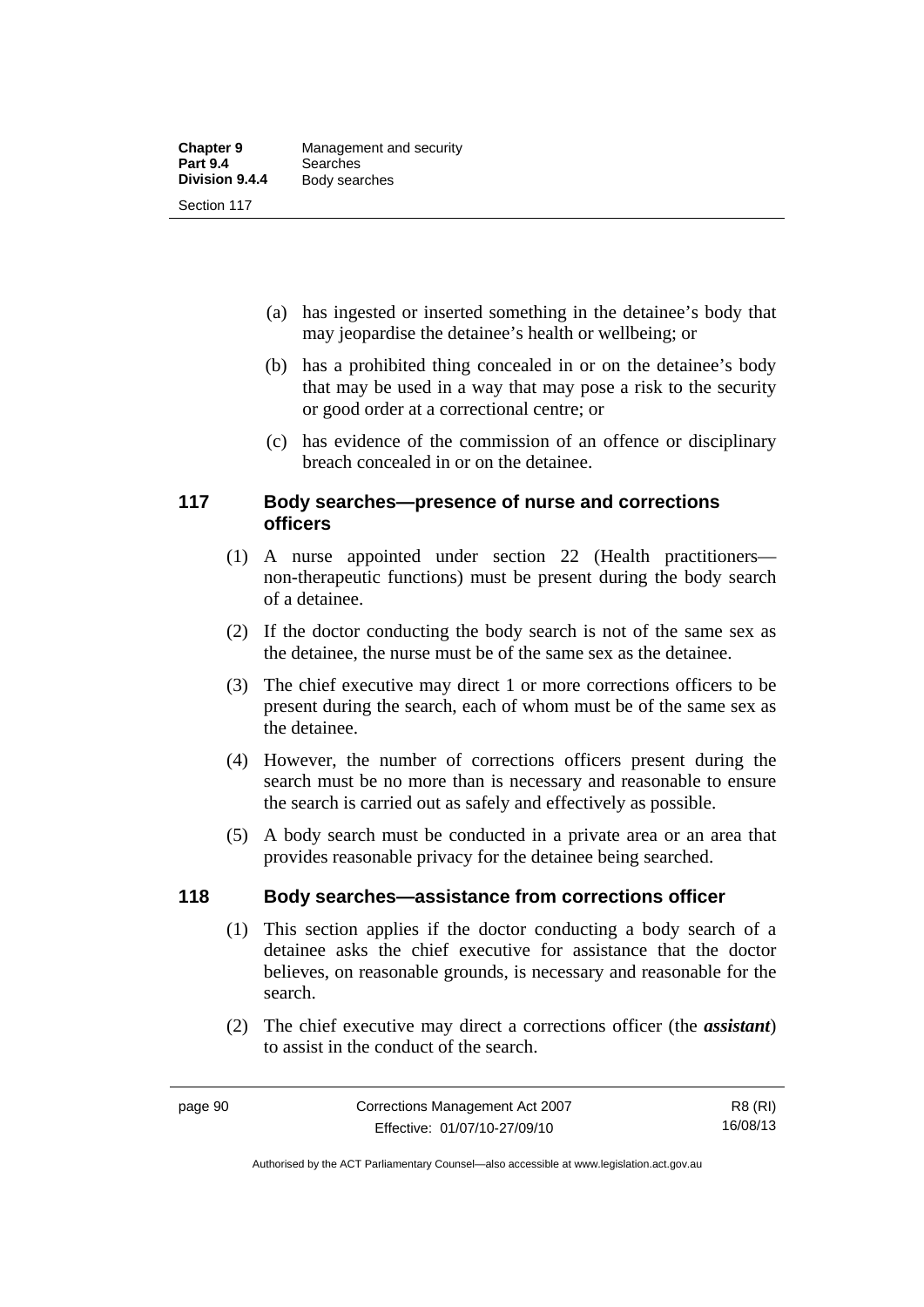(a) has ingested or inserted something in the detainee's body that may jeopardise the detainee's health or wellbeing; or

(b) has a prohibited thing concealed in or on the detainee's body that may be used in a way that may pose a risk to the security or good order at a correctional centre; or

(c) has evidence of the commission of an offence or disciplinary breach concealed in or on the detainee.

## 117 Body searches—presence of nurse and corrections officers

(1) A nurse appointed under section 22 (Health practitioners—non-therapeutic functions) must be present during the body search of a detainee.

(2) If the doctor conducting the body search is not of the same sex as the detainee, the nurse must be of the same sex as the detainee.

(3) The chief executive may direct 1 or more corrections officers to be present during the search, each of whom must be of the same sex as the detainee.

(4) However, the number of corrections officers present during the search must be no more than is necessary and reasonable to ensure the search is carried out as safely and effectively as possible.

(5) A body search must be conducted in a private area or an area that provides reasonable privacy for the detainee being searched.

## 118 Body searches—assistance from corrections officer

(1) This section applies if the doctor conducting a body search of a detainee asks the chief executive for assistance that the doctor believes, on reasonable grounds, is necessary and reasonable for the search.

(2) The chief executive may direct a corrections officer (the ***assistant***) to assist in the conduct of the search.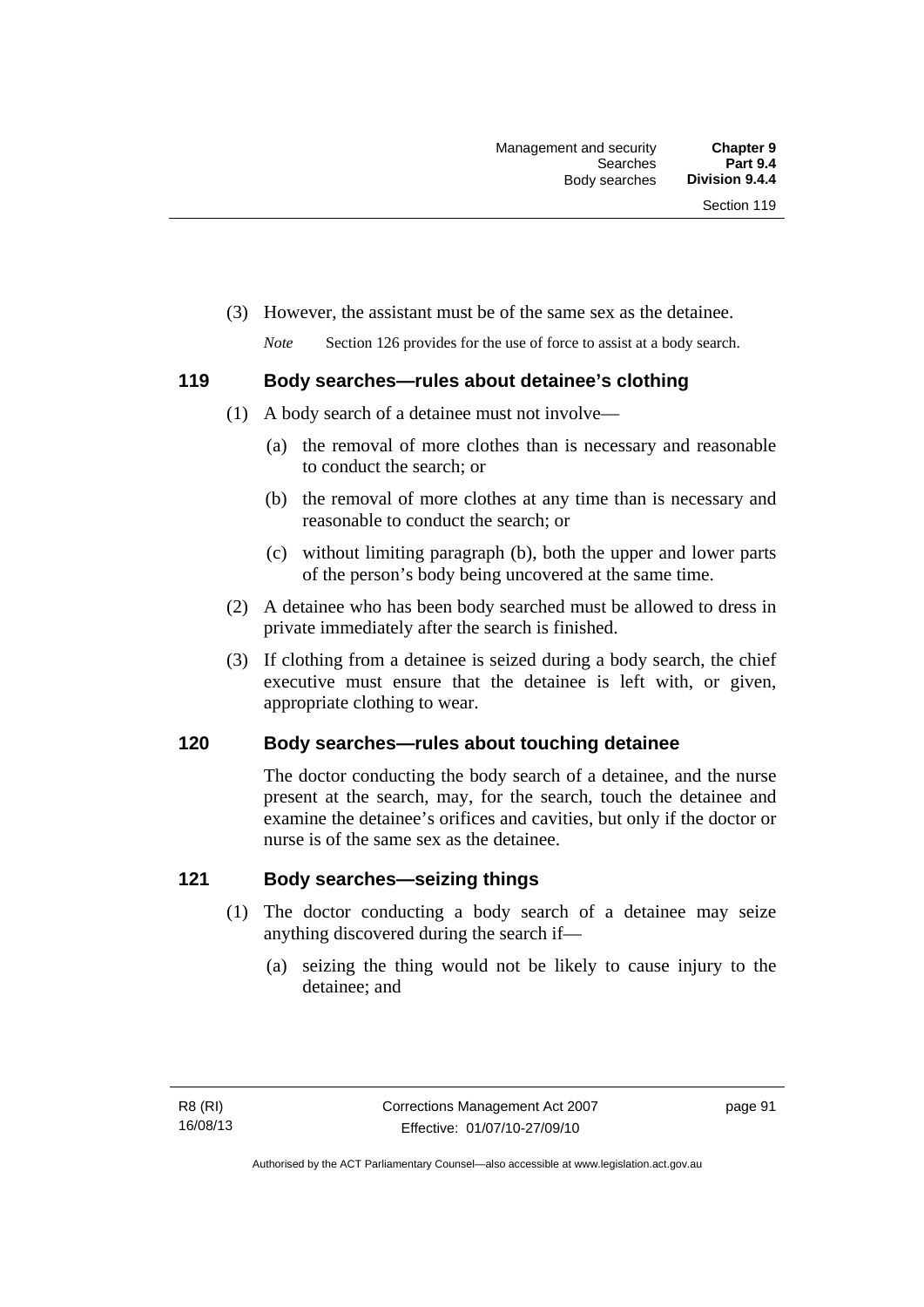(3) However, the assistant must be of the same sex as the detainee.

*Note* Section 126 provides for the use of force to assist at a body search.

## 119 Body searches—rules about detainee's clothing

(1) A body search of a detainee must not involve—

(a) the removal of more clothes than is necessary and reasonable to conduct the search; or

(b) the removal of more clothes at any time than is necessary and reasonable to conduct the search; or

(c) without limiting paragraph (b), both the upper and lower parts of the person's body being uncovered at the same time.

(2) A detainee who has been body searched must be allowed to dress in private immediately after the search is finished.

(3) If clothing from a detainee is seized during a body search, the chief executive must ensure that the detainee is left with, or given, appropriate clothing to wear.

## 120 Body searches—rules about touching detainee

The doctor conducting the body search of a detainee, and the nurse present at the search, may, for the search, touch the detainee and examine the detainee's orifices and cavities, but only if the doctor or nurse is of the same sex as the detainee.

## 121 Body searches—seizing things

(1) The doctor conducting a body search of a detainee may seize anything discovered during the search if—

(a) seizing the thing would not be likely to cause injury to the detainee; and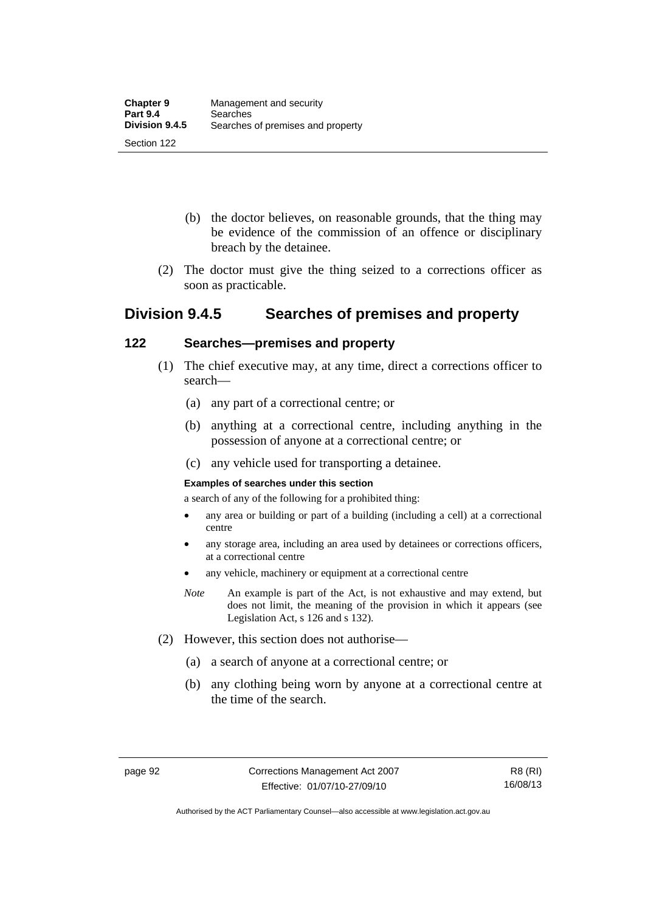(b) the doctor believes, on reasonable grounds, that the thing may be evidence of the commission of an offence or disciplinary breach by the detainee.

(2) The doctor must give the thing seized to a corrections officer as soon as practicable.

## Division 9.4.5 Searches of premises and property

### 122 Searches—premises and property

(1) The chief executive may, at any time, direct a corrections officer to search—

(a) any part of a correctional centre; or

(b) anything at a correctional centre, including anything in the possession of anyone at a correctional centre; or

(c) any vehicle used for transporting a detainee.

**Examples of searches under this section**

a search of any of the following for a prohibited thing:

- any area or building or part of a building (including a cell) at a correctional centre
- any storage area, including an area used by detainees or corrections officers, at a correctional centre
- any vehicle, machinery or equipment at a correctional centre

*Note* An example is part of the Act, is not exhaustive and may extend, but does not limit, the meaning of the provision in which it appears (see Legislation Act, s 126 and s 132).

(2) However, this section does not authorise—

(a) a search of anyone at a correctional centre; or

(b) any clothing being worn by anyone at a correctional centre at the time of the search.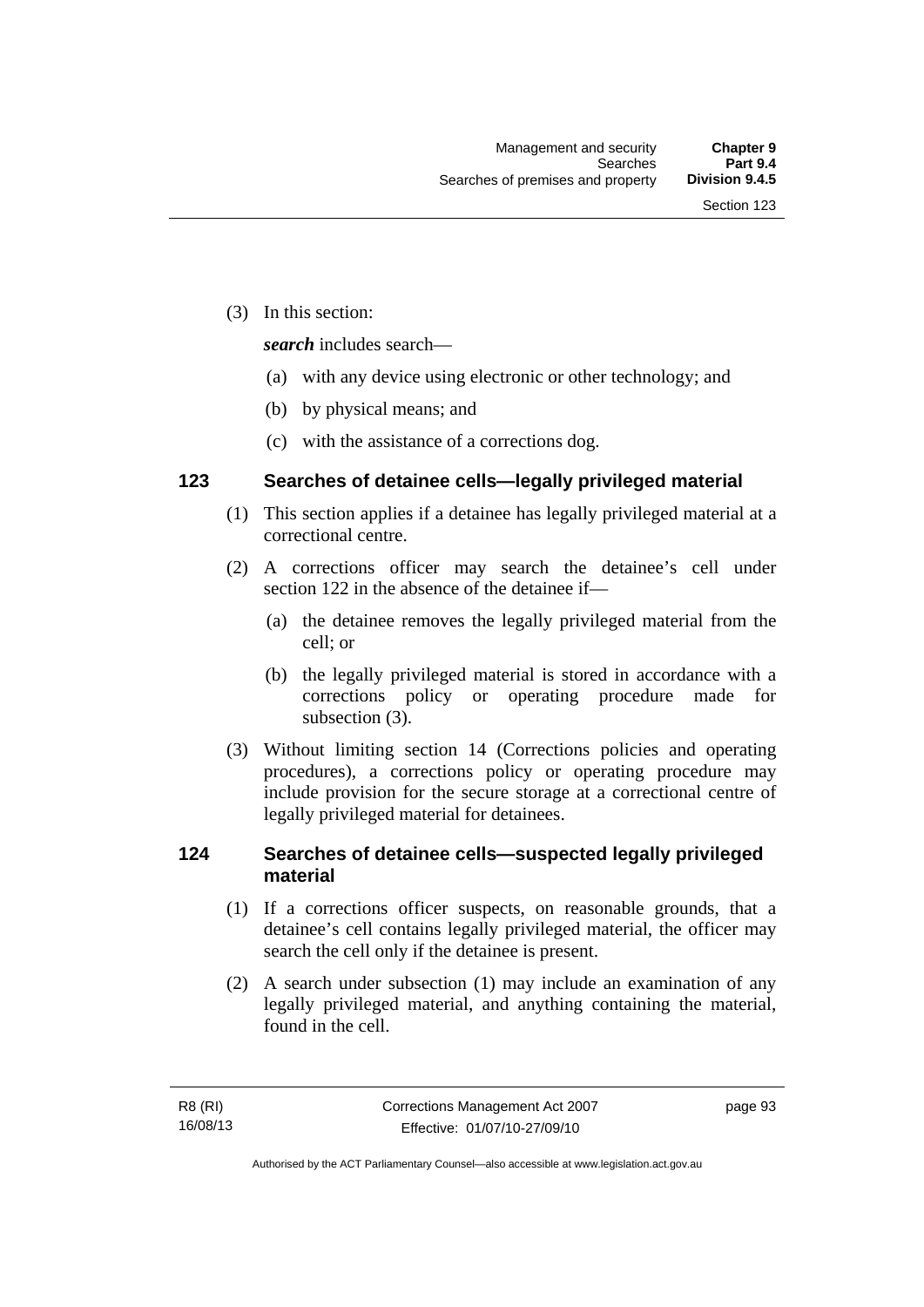(3) In this section:

***search*** includes search—

(a) with any device using electronic or other technology; and

(b) by physical means; and

(c) with the assistance of a corrections dog.

### 123 Searches of detainee cells—legally privileged material

(1) This section applies if a detainee has legally privileged material at a correctional centre.

(2) A corrections officer may search the detainee's cell under section 122 in the absence of the detainee if—

(a) the detainee removes the legally privileged material from the cell; or

(b) the legally privileged material is stored in accordance with a corrections policy or operating procedure made for subsection (3).

(3) Without limiting section 14 (Corrections policies and operating procedures), a corrections policy or operating procedure may include provision for the secure storage at a correctional centre of legally privileged material for detainees.

### 124 Searches of detainee cells—suspected legally privileged material

(1) If a corrections officer suspects, on reasonable grounds, that a detainee's cell contains legally privileged material, the officer may search the cell only if the detainee is present.

(2) A search under subsection (1) may include an examination of any legally privileged material, and anything containing the material, found in the cell.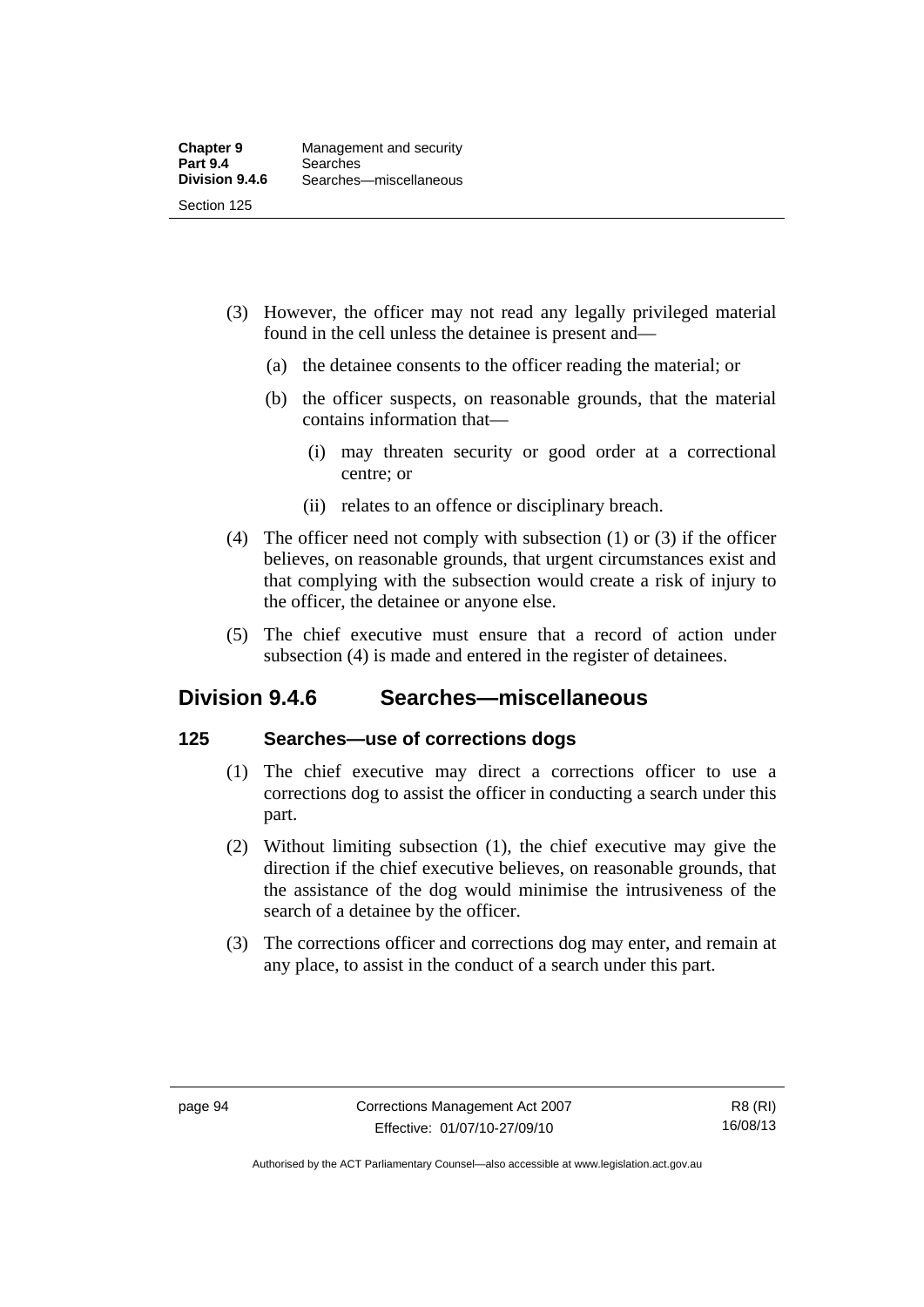(3) However, the officer may not read any legally privileged material found in the cell unless the detainee is present and—

(a) the detainee consents to the officer reading the material; or

(b) the officer suspects, on reasonable grounds, that the material contains information that—

(i) may threaten security or good order at a correctional centre; or

(ii) relates to an offence or disciplinary breach.

(4) The officer need not comply with subsection (1) or (3) if the officer believes, on reasonable grounds, that urgent circumstances exist and that complying with the subsection would create a risk of injury to the officer, the detainee or anyone else.

(5) The chief executive must ensure that a record of action under subsection (4) is made and entered in the register of detainees.

## Division 9.4.6 Searches—miscellaneous

### 125 Searches—use of corrections dogs

(1) The chief executive may direct a corrections officer to use a corrections dog to assist the officer in conducting a search under this part.

(2) Without limiting subsection (1), the chief executive may give the direction if the chief executive believes, on reasonable grounds, that the assistance of the dog would minimise the intrusiveness of the search of a detainee by the officer.

(3) The corrections officer and corrections dog may enter, and remain at any place, to assist in the conduct of a search under this part.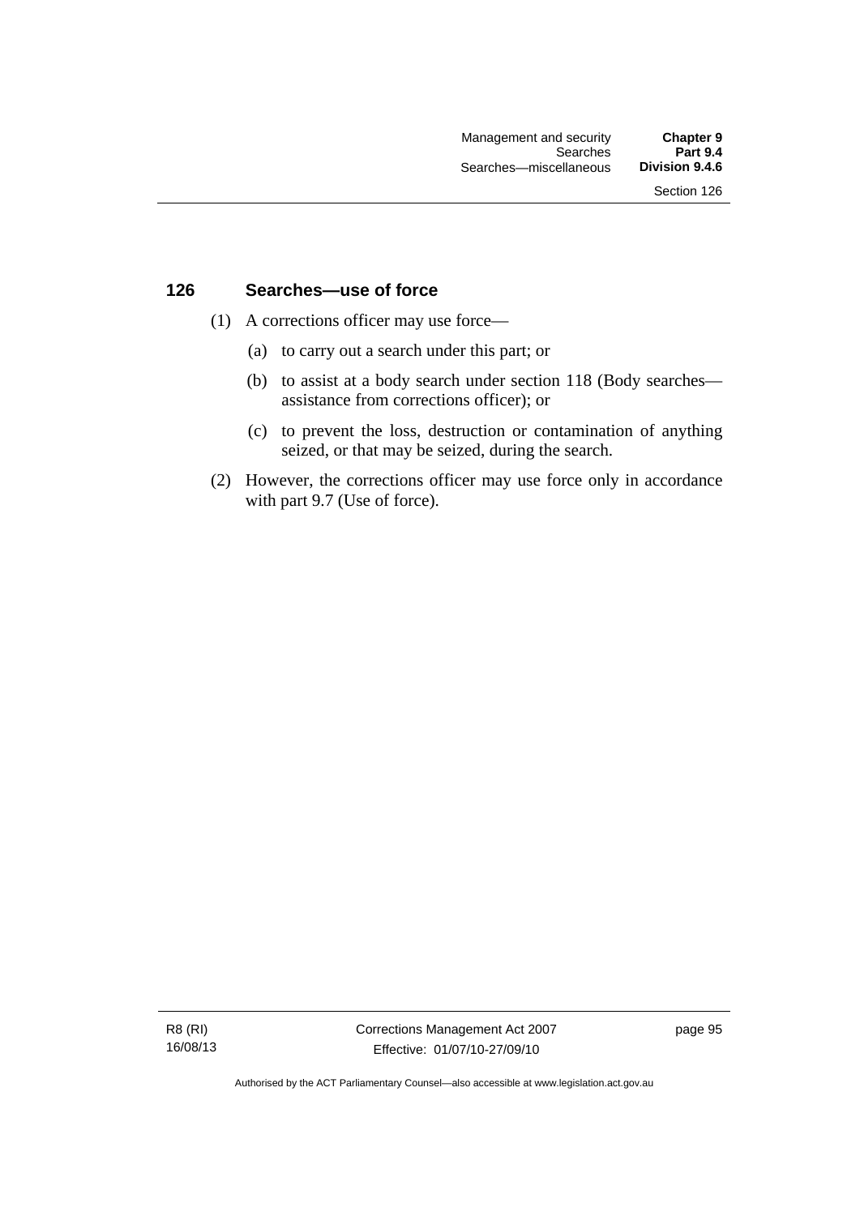## 126 Searches—use of force

(1) A corrections officer may use force—

(a) to carry out a search under this part; or

(b) to assist at a body search under section 118 (Body searches—assistance from corrections officer); or

(c) to prevent the loss, destruction or contamination of anything seized, or that may be seized, during the search.

(2) However, the corrections officer may use force only in accordance with part 9.7 (Use of force).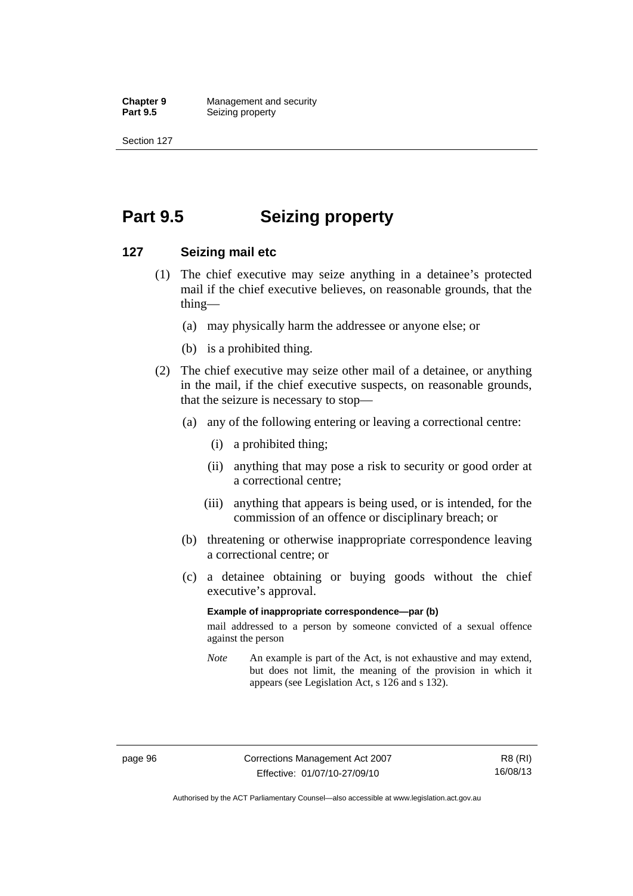# Part 9.5 Seizing property

## 127 Seizing mail etc

(1) The chief executive may seize anything in a detainee's protected mail if the chief executive believes, on reasonable grounds, that the thing—

- (a) may physically harm the addressee or anyone else; or
- (b) is a prohibited thing.

(2) The chief executive may seize other mail of a detainee, or anything in the mail, if the chief executive suspects, on reasonable grounds, that the seizure is necessary to stop—

- (a) any of the following entering or leaving a correctional centre:
  - (i) a prohibited thing;
  - (ii) anything that may pose a risk to security or good order at a correctional centre;
  - (iii) anything that appears is being used, or is intended, for the commission of an offence or disciplinary breach; or
- (b) threatening or otherwise inappropriate correspondence leaving a correctional centre; or
- (c) a detainee obtaining or buying goods without the chief executive's approval.

**Example of inappropriate correspondence—par (b)**

mail addressed to a person by someone convicted of a sexual offence against the person

*Note* An example is part of the Act, is not exhaustive and may extend, but does not limit, the meaning of the provision in which it appears (see Legislation Act, s 126 and s 132).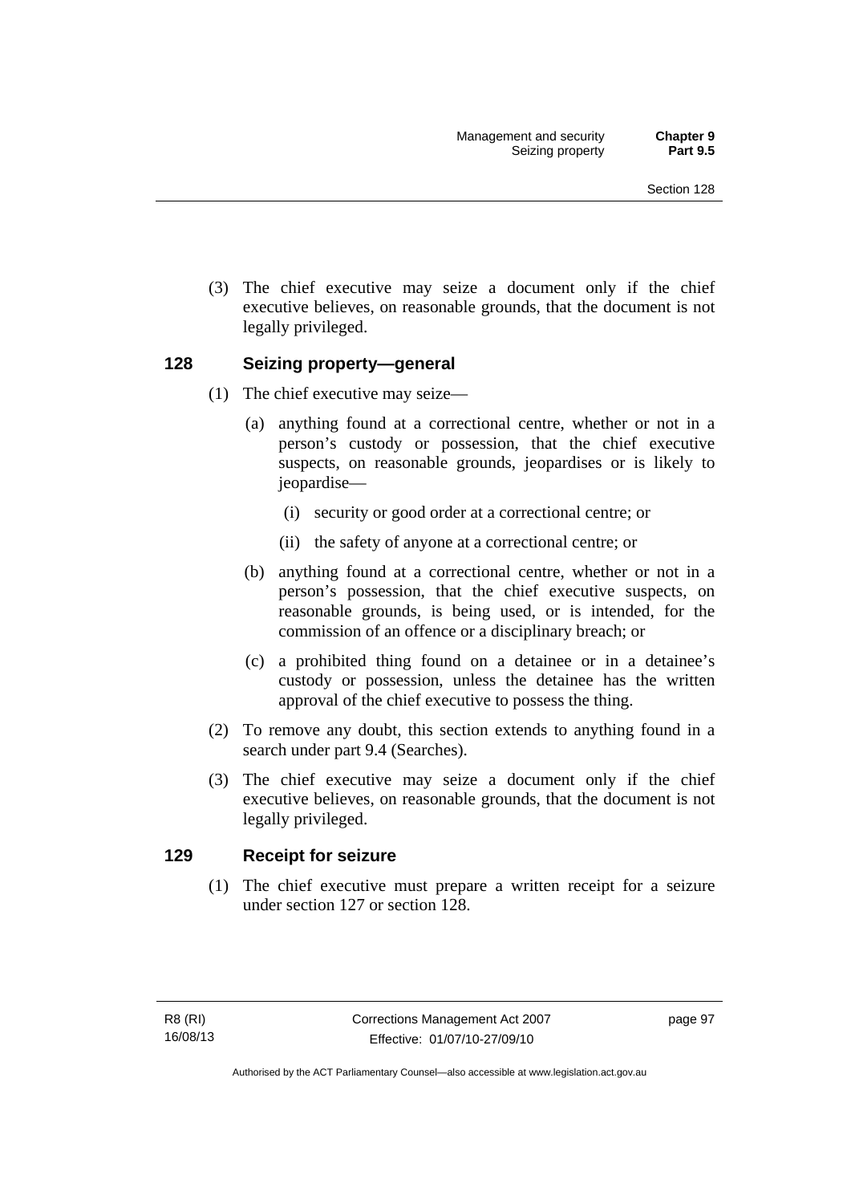(3) The chief executive may seize a document only if the chief executive believes, on reasonable grounds, that the document is not legally privileged.

## 128 Seizing property—general

(1) The chief executive may seize—

(a) anything found at a correctional centre, whether or not in a person's custody or possession, that the chief executive suspects, on reasonable grounds, jeopardises or is likely to jeopardise—

(i) security or good order at a correctional centre; or

(ii) the safety of anyone at a correctional centre; or

(b) anything found at a correctional centre, whether or not in a person's possession, that the chief executive suspects, on reasonable grounds, is being used, or is intended, for the commission of an offence or a disciplinary breach; or

(c) a prohibited thing found on a detainee or in a detainee's custody or possession, unless the detainee has the written approval of the chief executive to possess the thing.

(2) To remove any doubt, this section extends to anything found in a search under part 9.4 (Searches).

(3) The chief executive may seize a document only if the chief executive believes, on reasonable grounds, that the document is not legally privileged.

## 129 Receipt for seizure

(1) The chief executive must prepare a written receipt for a seizure under section 127 or section 128.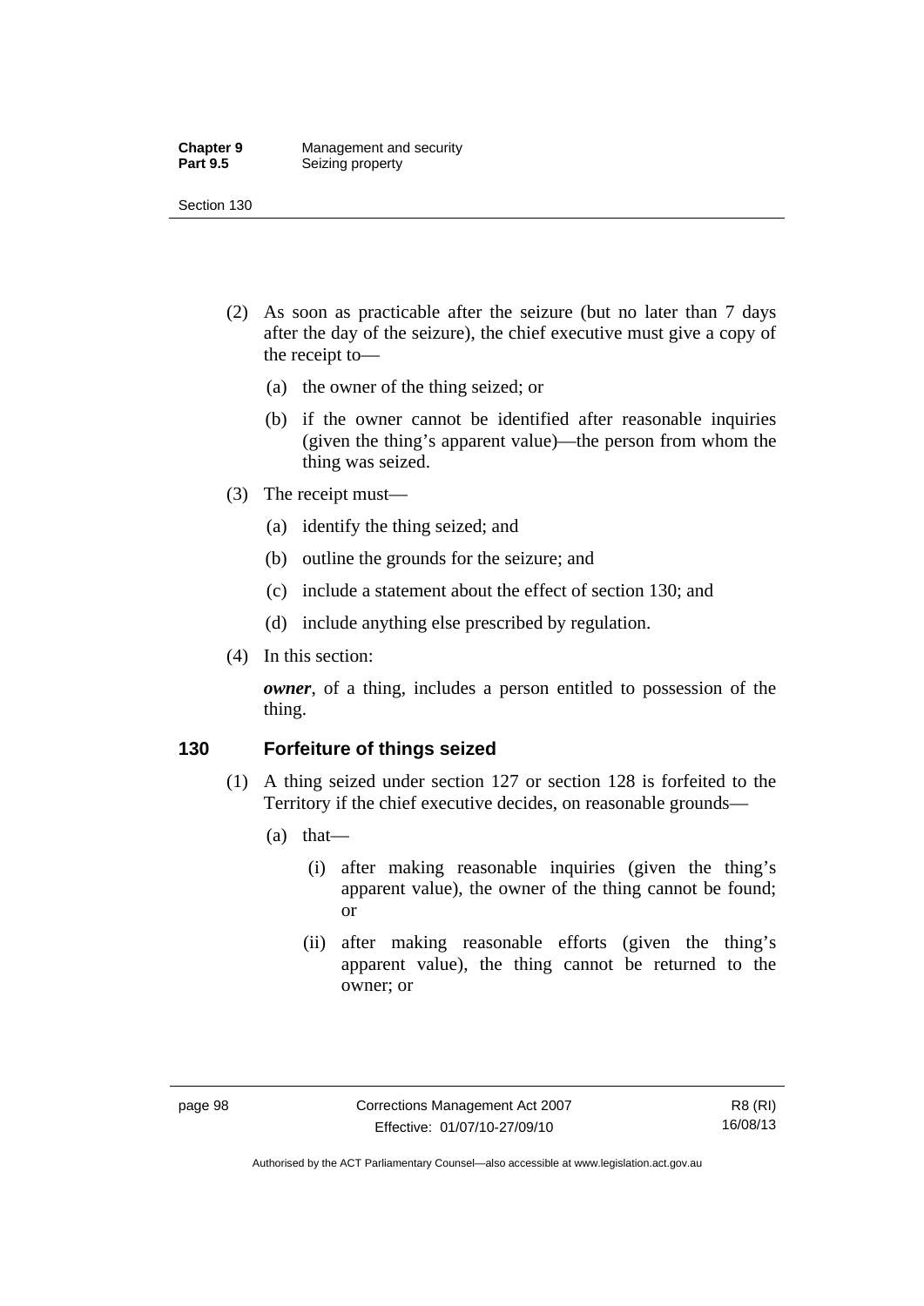(2) As soon as practicable after the seizure (but no later than 7 days after the day of the seizure), the chief executive must give a copy of the receipt to—

(a) the owner of the thing seized; or

(b) if the owner cannot be identified after reasonable inquiries (given the thing's apparent value)—the person from whom the thing was seized.

(3) The receipt must—

(a) identify the thing seized; and

(b) outline the grounds for the seizure; and

(c) include a statement about the effect of section 130; and

(d) include anything else prescribed by regulation.

(4) In this section:

***owner***, of a thing, includes a person entitled to possession of the thing.

## 130 Forfeiture of things seized

(1) A thing seized under section 127 or section 128 is forfeited to the Territory if the chief executive decides, on reasonable grounds—

(a) that—

(i) after making reasonable inquiries (given the thing's apparent value), the owner of the thing cannot be found; or

(ii) after making reasonable efforts (given the thing's apparent value), the thing cannot be returned to the owner; or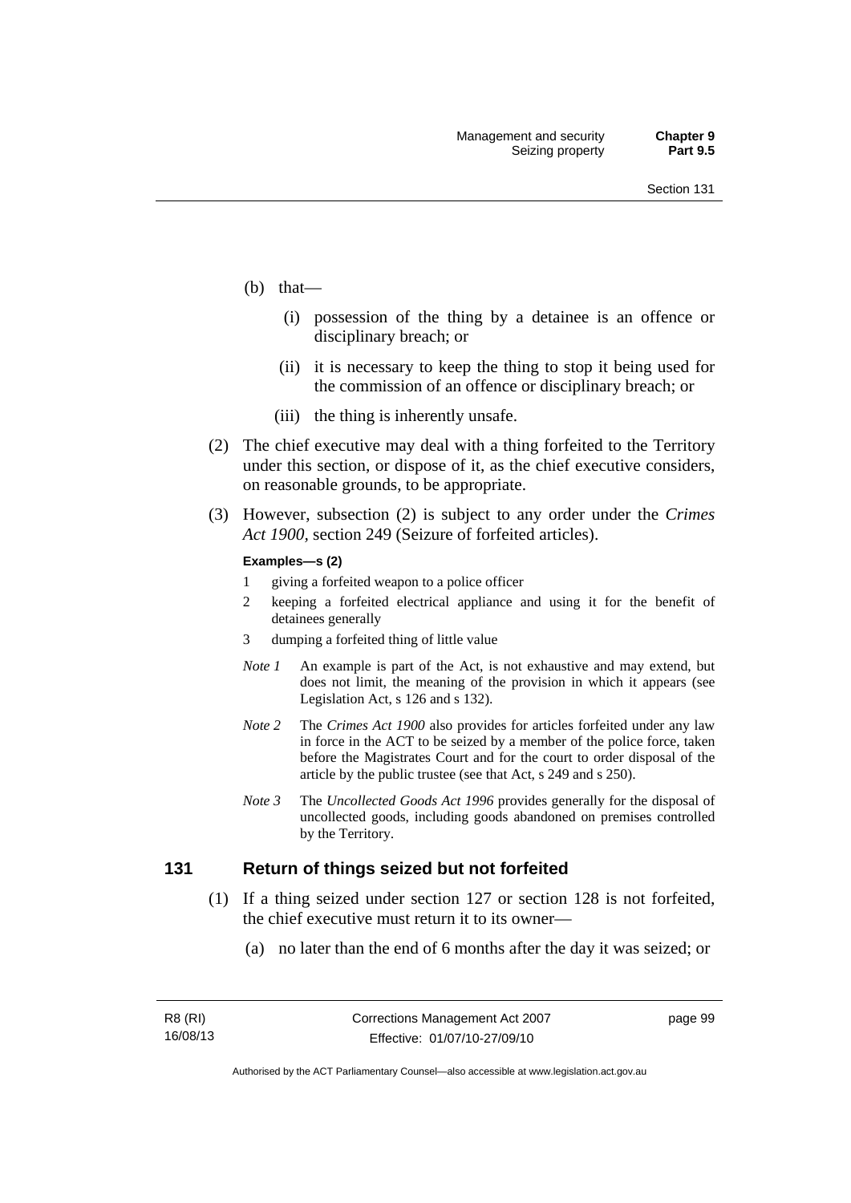(b) that—

   (i) possession of the thing by a detainee is an offence or disciplinary breach; or

   (ii) it is necessary to keep the thing to stop it being used for the commission of an offence or disciplinary breach; or

   (iii) the thing is inherently unsafe.

(2) The chief executive may deal with a thing forfeited to the Territory under this section, or dispose of it, as the chief executive considers, on reasonable grounds, to be appropriate.

(3) However, subsection (2) is subject to any order under the *Crimes Act 1900*, section 249 (Seizure of forfeited articles).

**Examples—s (2)**

1 giving a forfeited weapon to a police officer
2 keeping a forfeited electrical appliance and using it for the benefit of detainees generally
3 dumping a forfeited thing of little value

*Note 1* An example is part of the Act, is not exhaustive and may extend, but does not limit, the meaning of the provision in which it appears (see Legislation Act, s 126 and s 132).

*Note 2* The *Crimes Act 1900* also provides for articles forfeited under any law in force in the ACT to be seized by a member of the police force, taken before the Magistrates Court and for the court to order disposal of the article by the public trustee (see that Act, s 249 and s 250).

*Note 3* The *Uncollected Goods Act 1996* provides generally for the disposal of uncollected goods, including goods abandoned on premises controlled by the Territory.

## 131 Return of things seized but not forfeited

(1) If a thing seized under section 127 or section 128 is not forfeited, the chief executive must return it to its owner—

   (a) no later than the end of 6 months after the day it was seized; or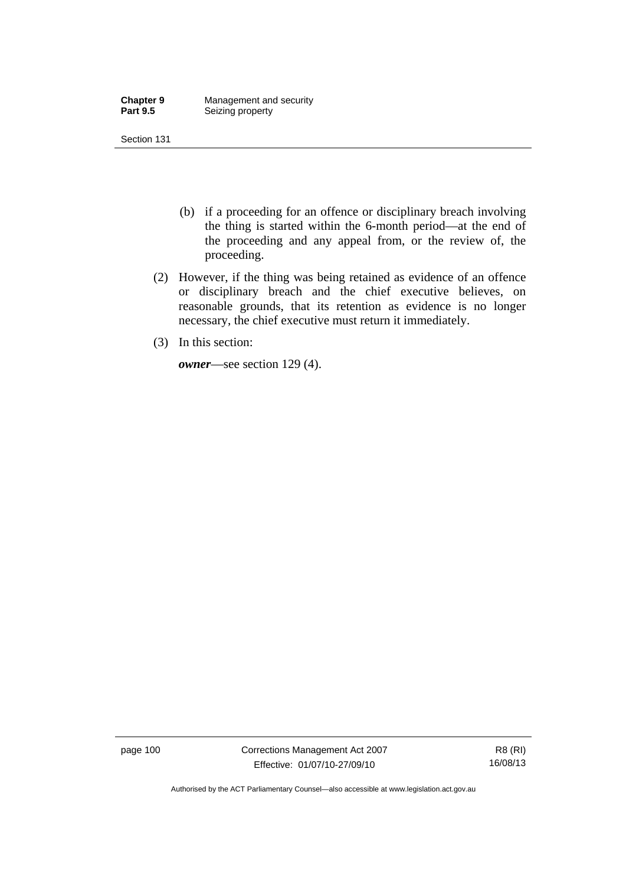(b) if a proceeding for an offence or disciplinary breach involving the thing is started within the 6-month period—at the end of the proceeding and any appeal from, or the review of, the proceeding.

(2) However, if the thing was being retained as evidence of an offence or disciplinary breach and the chief executive believes, on reasonable grounds, that its retention as evidence is no longer necessary, the chief executive must return it immediately.

(3) In this section:

***owner***—see section 129 (4).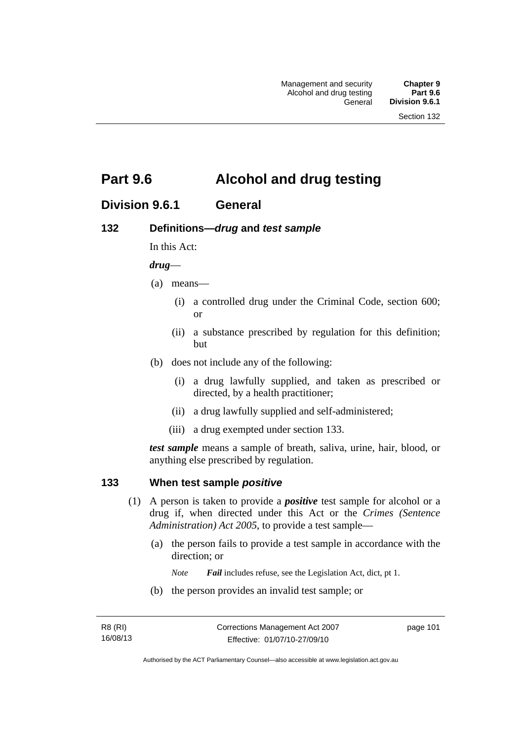# Part 9.6 Alcohol and drug testing

## Division 9.6.1 General

### 132 Definitions—*drug* and *test sample*

In this Act:

***drug***—

(a) means—

(i) a controlled drug under the Criminal Code, section 600; or

(ii) a substance prescribed by regulation for this definition; but

(b) does not include any of the following:

(i) a drug lawfully supplied, and taken as prescribed or directed, by a health practitioner;

(ii) a drug lawfully supplied and self-administered;

(iii) a drug exempted under section 133.

***test sample*** means a sample of breath, saliva, urine, hair, blood, or anything else prescribed by regulation.

### 133 When test sample *positive*

(1) A person is taken to provide a ***positive*** test sample for alcohol or a drug if, when directed under this Act or the *Crimes (Sentence Administration) Act 2005*, to provide a test sample—

(a) the person fails to provide a test sample in accordance with the direction; or

*Note* ***Fail*** includes refuse, see the Legislation Act, dict, pt 1.

(b) the person provides an invalid test sample; or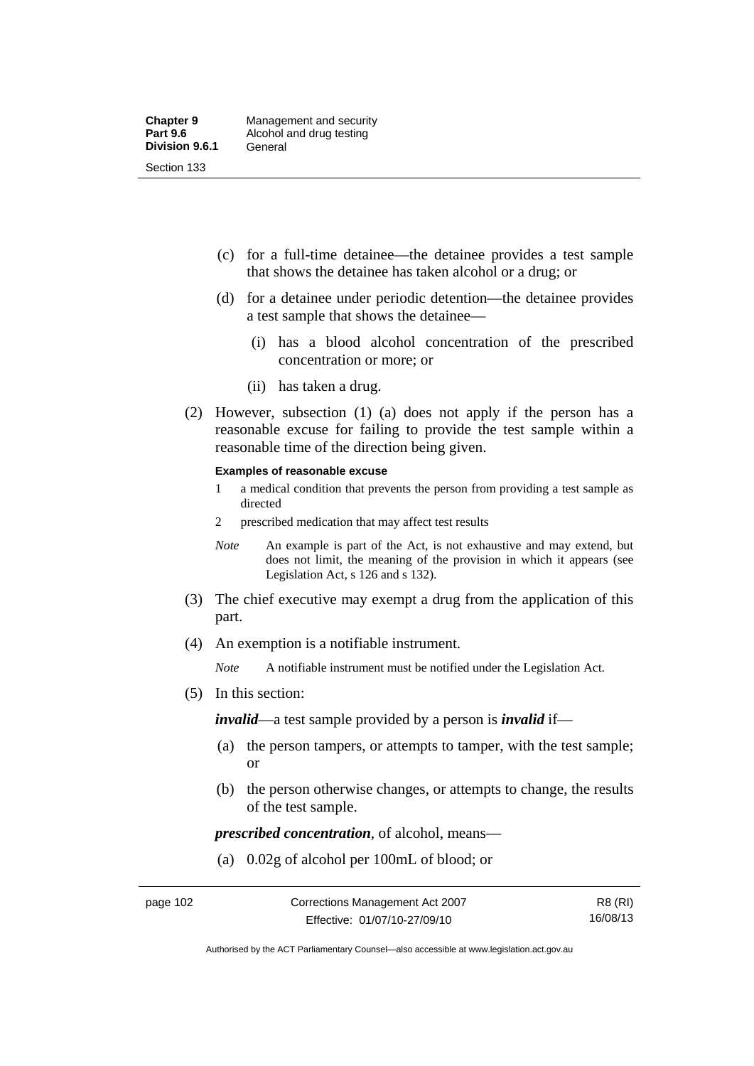(c) for a full-time detainee—the detainee provides a test sample that shows the detainee has taken alcohol or a drug; or

(d) for a detainee under periodic detention—the detainee provides a test sample that shows the detainee—

(i) has a blood alcohol concentration of the prescribed concentration or more; or

(ii) has taken a drug.

(2) However, subsection (1) (a) does not apply if the person has a reasonable excuse for failing to provide the test sample within a reasonable time of the direction being given.

**Examples of reasonable excuse**

1 a medical condition that prevents the person from providing a test sample as directed

2 prescribed medication that may affect test results

*Note* An example is part of the Act, is not exhaustive and may extend, but does not limit, the meaning of the provision in which it appears (see Legislation Act, s 126 and s 132).

(3) The chief executive may exempt a drug from the application of this part.

(4) An exemption is a notifiable instrument.

*Note* A notifiable instrument must be notified under the Legislation Act.

(5) In this section:

***invalid***—a test sample provided by a person is ***invalid*** if—

(a) the person tampers, or attempts to tamper, with the test sample; or

(b) the person otherwise changes, or attempts to change, the results of the test sample.

***prescribed concentration***, of alcohol, means—

(a) 0.02g of alcohol per 100mL of blood; or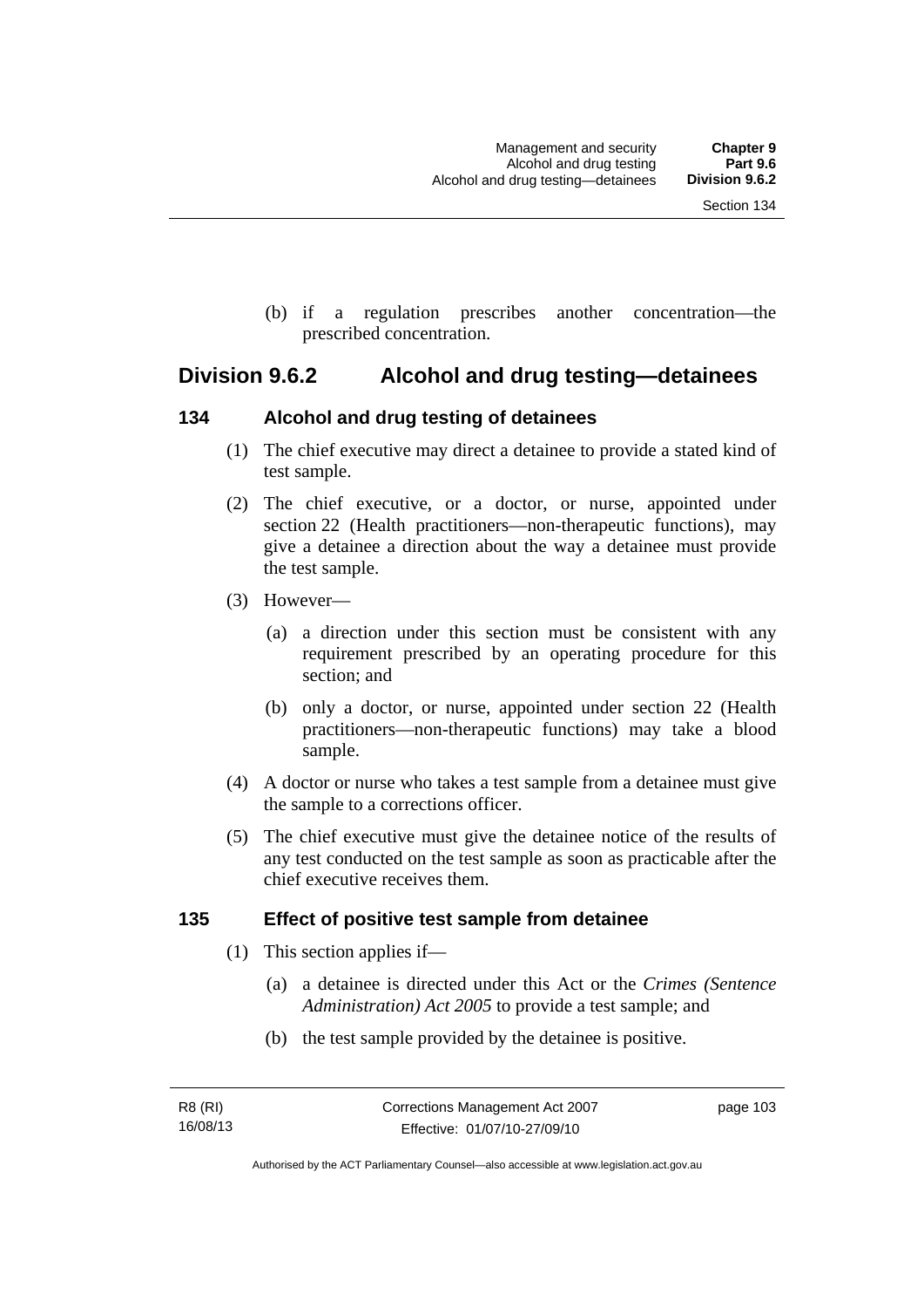(b) if a regulation prescribes another concentration—the prescribed concentration.

## Division 9.6.2 Alcohol and drug testing—detainees

### 134 Alcohol and drug testing of detainees

(1) The chief executive may direct a detainee to provide a stated kind of test sample.

(2) The chief executive, or a doctor, or nurse, appointed under section 22 (Health practitioners—non-therapeutic functions), may give a detainee a direction about the way a detainee must provide the test sample.

(3) However—

(a) a direction under this section must be consistent with any requirement prescribed by an operating procedure for this section; and

(b) only a doctor, or nurse, appointed under section 22 (Health practitioners—non-therapeutic functions) may take a blood sample.

(4) A doctor or nurse who takes a test sample from a detainee must give the sample to a corrections officer.

(5) The chief executive must give the detainee notice of the results of any test conducted on the test sample as soon as practicable after the chief executive receives them.

### 135 Effect of positive test sample from detainee

(1) This section applies if—

(a) a detainee is directed under this Act or the *Crimes (Sentence Administration) Act 2005* to provide a test sample; and

(b) the test sample provided by the detainee is positive.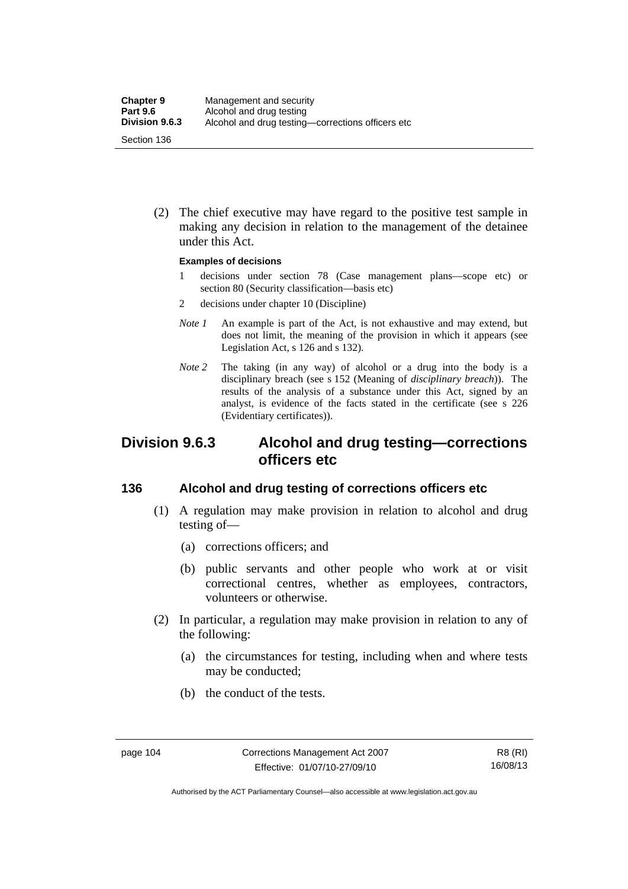(2) The chief executive may have regard to the positive test sample in making any decision in relation to the management of the detainee under this Act.

**Examples of decisions**

1 decisions under section 78 (Case management plans—scope etc) or section 80 (Security classification—basis etc)

2 decisions under chapter 10 (Discipline)

*Note 1* An example is part of the Act, is not exhaustive and may extend, but does not limit, the meaning of the provision in which it appears (see Legislation Act, s 126 and s 132).

*Note 2* The taking (in any way) of alcohol or a drug into the body is a disciplinary breach (see s 152 (Meaning of *disciplinary breach*)). The results of the analysis of a substance under this Act, signed by an analyst, is evidence of the facts stated in the certificate (see s 226 (Evidentiary certificates)).

## Division 9.6.3 Alcohol and drug testing—corrections officers etc

### 136 Alcohol and drug testing of corrections officers etc

(1) A regulation may make provision in relation to alcohol and drug testing of—

(a) corrections officers; and

(b) public servants and other people who work at or visit correctional centres, whether as employees, contractors, volunteers or otherwise.

(2) In particular, a regulation may make provision in relation to any of the following:

(a) the circumstances for testing, including when and where tests may be conducted;

(b) the conduct of the tests.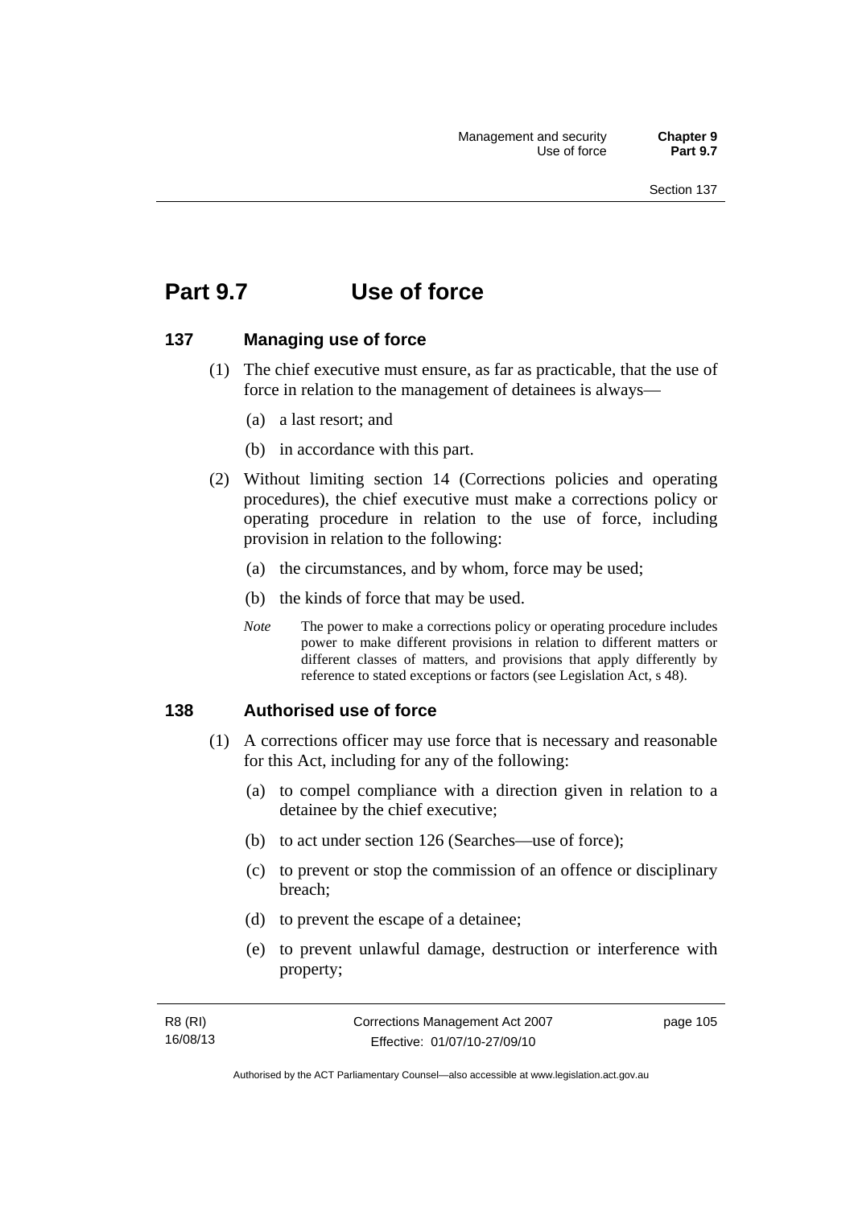# Part 9.7 Use of force

## 137 Managing use of force

(1) The chief executive must ensure, as far as practicable, that the use of force in relation to the management of detainees is always—

(a) a last resort; and

(b) in accordance with this part.

(2) Without limiting section 14 (Corrections policies and operating procedures), the chief executive must make a corrections policy or operating procedure in relation to the use of force, including provision in relation to the following:

(a) the circumstances, and by whom, force may be used;

(b) the kinds of force that may be used.

*Note* The power to make a corrections policy or operating procedure includes power to make different provisions in relation to different matters or different classes of matters, and provisions that apply differently by reference to stated exceptions or factors (see Legislation Act, s 48).

## 138 Authorised use of force

(1) A corrections officer may use force that is necessary and reasonable for this Act, including for any of the following:

(a) to compel compliance with a direction given in relation to a detainee by the chief executive;

(b) to act under section 126 (Searches—use of force);

(c) to prevent or stop the commission of an offence or disciplinary breach;

(d) to prevent the escape of a detainee;

(e) to prevent unlawful damage, destruction or interference with property;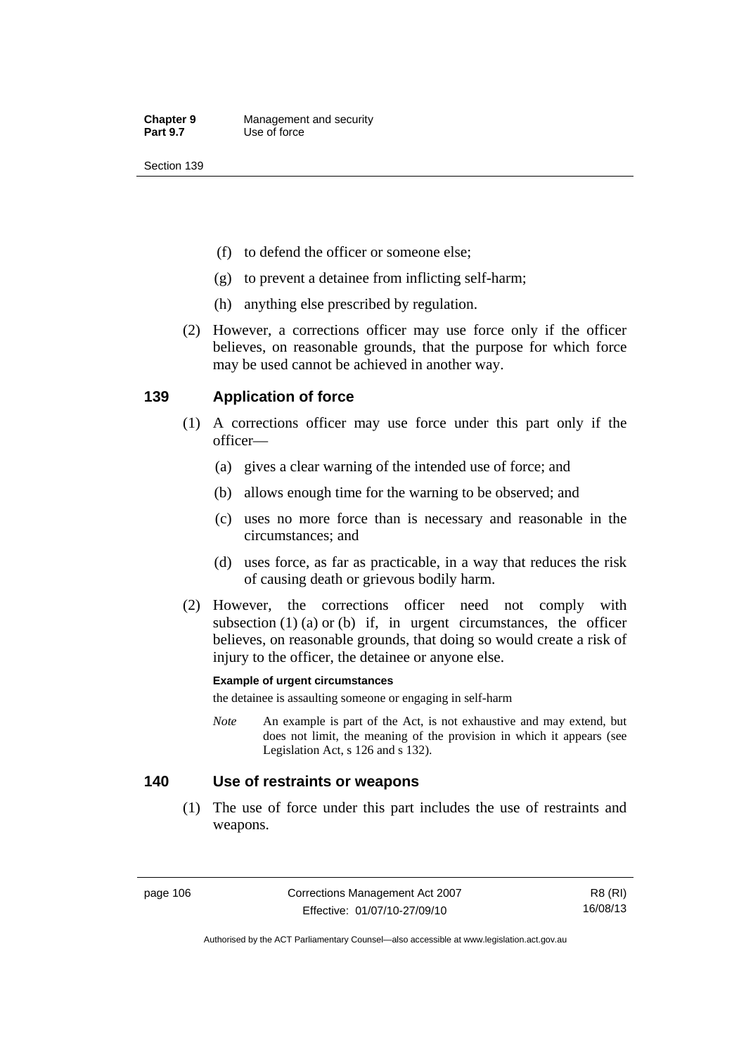(f) to defend the officer or someone else;

(g) to prevent a detainee from inflicting self-harm;

(h) anything else prescribed by regulation.

(2) However, a corrections officer may use force only if the officer believes, on reasonable grounds, that the purpose for which force may be used cannot be achieved in another way.

## 139 Application of force

(1) A corrections officer may use force under this part only if the officer—

(a) gives a clear warning of the intended use of force; and

(b) allows enough time for the warning to be observed; and

(c) uses no more force than is necessary and reasonable in the circumstances; and

(d) uses force, as far as practicable, in a way that reduces the risk of causing death or grievous bodily harm.

(2) However, the corrections officer need not comply with subsection (1) (a) or (b) if, in urgent circumstances, the officer believes, on reasonable grounds, that doing so would create a risk of injury to the officer, the detainee or anyone else.

**Example of urgent circumstances**

the detainee is assaulting someone or engaging in self-harm

*Note* An example is part of the Act, is not exhaustive and may extend, but does not limit, the meaning of the provision in which it appears (see Legislation Act, s 126 and s 132).

## 140 Use of restraints or weapons

(1) The use of force under this part includes the use of restraints and weapons.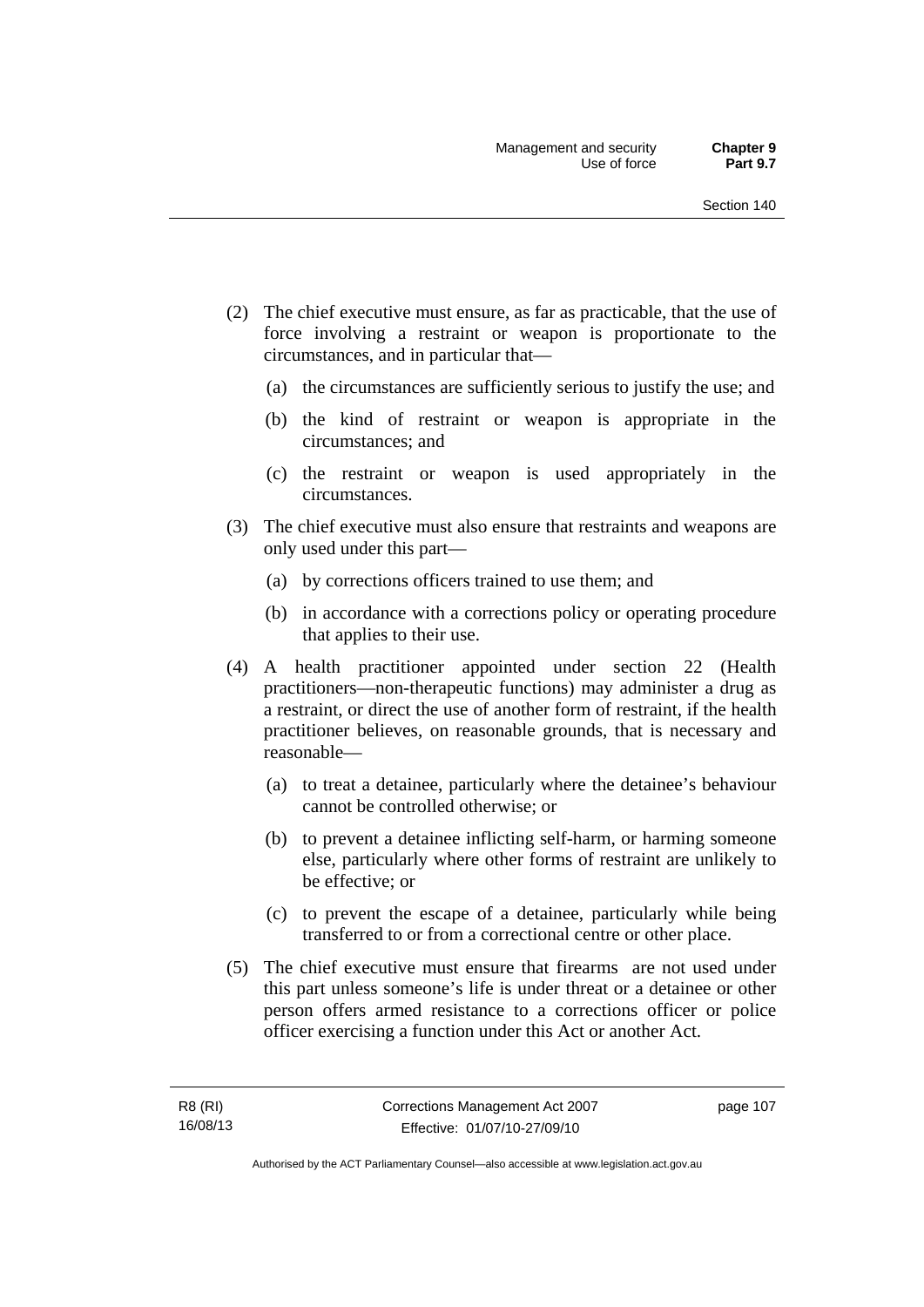(2) The chief executive must ensure, as far as practicable, that the use of force involving a restraint or weapon is proportionate to the circumstances, and in particular that—

(a) the circumstances are sufficiently serious to justify the use; and

(b) the kind of restraint or weapon is appropriate in the circumstances; and

(c) the restraint or weapon is used appropriately in the circumstances.

(3) The chief executive must also ensure that restraints and weapons are only used under this part—

(a) by corrections officers trained to use them; and

(b) in accordance with a corrections policy or operating procedure that applies to their use.

(4) A health practitioner appointed under section 22 (Health practitioners—non-therapeutic functions) may administer a drug as a restraint, or direct the use of another form of restraint, if the health practitioner believes, on reasonable grounds, that is necessary and reasonable—

(a) to treat a detainee, particularly where the detainee's behaviour cannot be controlled otherwise; or

(b) to prevent a detainee inflicting self-harm, or harming someone else, particularly where other forms of restraint are unlikely to be effective; or

(c) to prevent the escape of a detainee, particularly while being transferred to or from a correctional centre or other place.

(5) The chief executive must ensure that firearms are not used under this part unless someone's life is under threat or a detainee or other person offers armed resistance to a corrections officer or police officer exercising a function under this Act or another Act.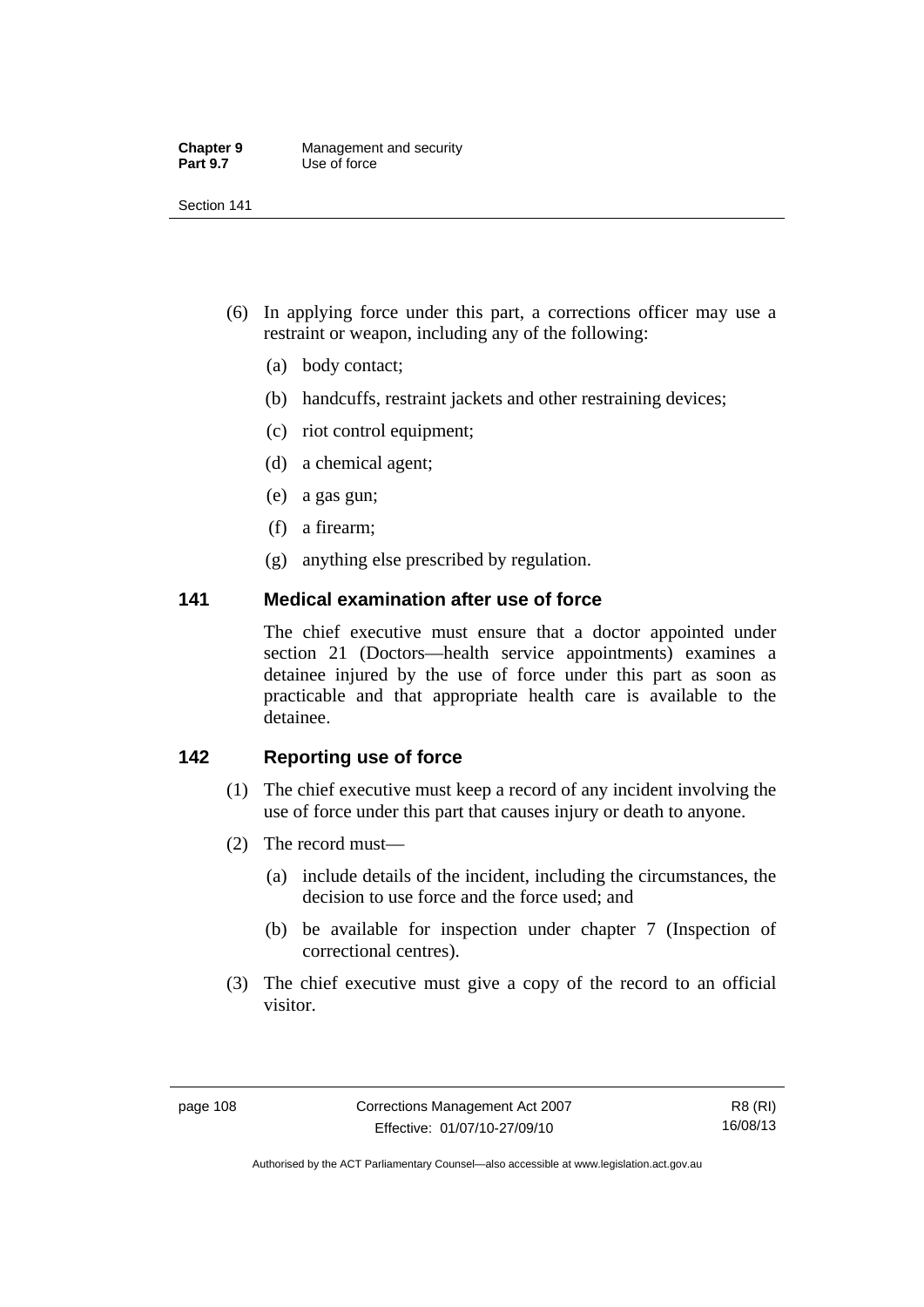(6) In applying force under this part, a corrections officer may use a restraint or weapon, including any of the following:

(a) body contact;

(b) handcuffs, restraint jackets and other restraining devices;

(c) riot control equipment;

(d) a chemical agent;

(e) a gas gun;

(f) a firearm;

(g) anything else prescribed by regulation.

## 141 Medical examination after use of force

The chief executive must ensure that a doctor appointed under section 21 (Doctors—health service appointments) examines a detainee injured by the use of force under this part as soon as practicable and that appropriate health care is available to the detainee.

## 142 Reporting use of force

(1) The chief executive must keep a record of any incident involving the use of force under this part that causes injury or death to anyone.

(2) The record must—

(a) include details of the incident, including the circumstances, the decision to use force and the force used; and

(b) be available for inspection under chapter 7 (Inspection of correctional centres).

(3) The chief executive must give a copy of the record to an official visitor.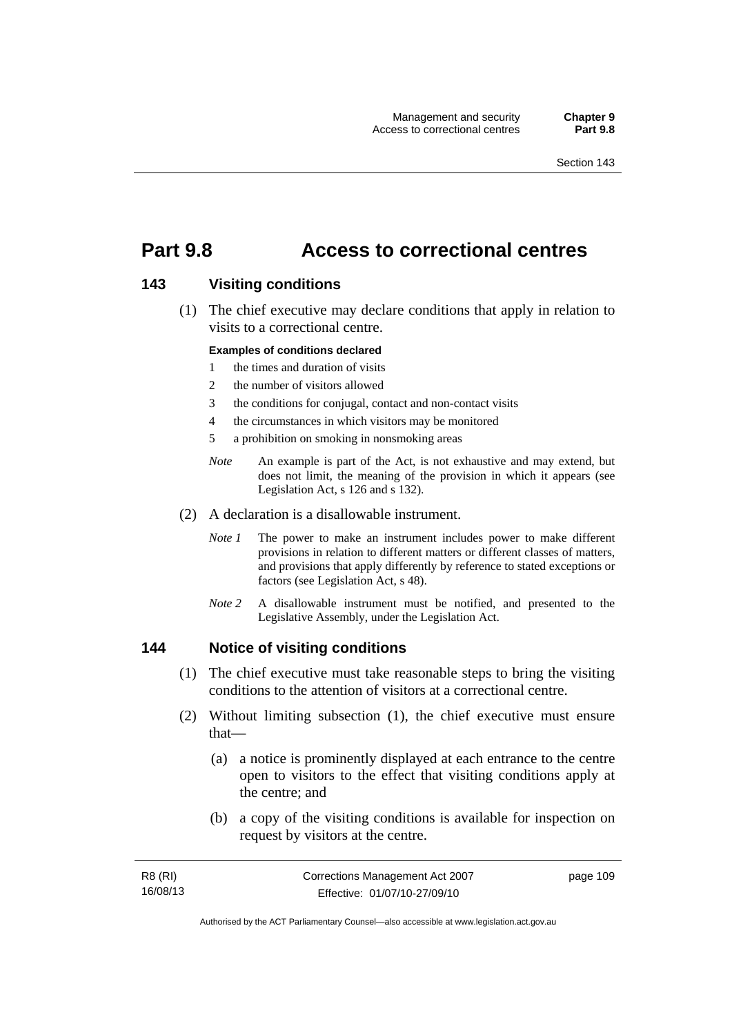# Part 9.8 Access to correctional centres

## 143 Visiting conditions

(1) The chief executive may declare conditions that apply in relation to visits to a correctional centre.

**Examples of conditions declared**

1. the times and duration of visits
2. the number of visitors allowed
3. the conditions for conjugal, contact and non-contact visits
4. the circumstances in which visitors may be monitored
5. a prohibition on smoking in nonsmoking areas

*Note* An example is part of the Act, is not exhaustive and may extend, but does not limit, the meaning of the provision in which it appears (see Legislation Act, s 126 and s 132).

(2) A declaration is a disallowable instrument.

*Note 1* The power to make an instrument includes power to make different provisions in relation to different matters or different classes of matters, and provisions that apply differently by reference to stated exceptions or factors (see Legislation Act, s 48).

*Note 2* A disallowable instrument must be notified, and presented to the Legislative Assembly, under the Legislation Act.

## 144 Notice of visiting conditions

(1) The chief executive must take reasonable steps to bring the visiting conditions to the attention of visitors at a correctional centre.

(2) Without limiting subsection (1), the chief executive must ensure that—

(a) a notice is prominently displayed at each entrance to the centre open to visitors to the effect that visiting conditions apply at the centre; and

(b) a copy of the visiting conditions is available for inspection on request by visitors at the centre.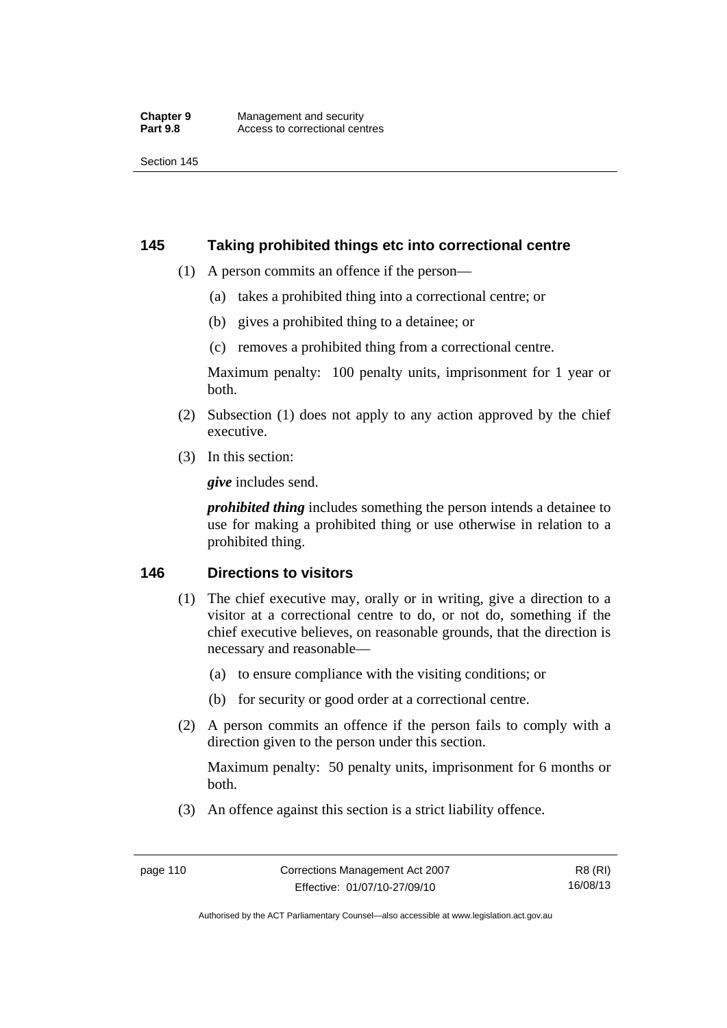## 145 Taking prohibited things etc into correctional centre

(1) A person commits an offence if the person—

(a) takes a prohibited thing into a correctional centre; or

(b) gives a prohibited thing to a detainee; or

(c) removes a prohibited thing from a correctional centre.

Maximum penalty: 100 penalty units, imprisonment for 1 year or both.

(2) Subsection (1) does not apply to any action approved by the chief executive.

(3) In this section:

***give*** includes send.

***prohibited thing*** includes something the person intends a detainee to use for making a prohibited thing or use otherwise in relation to a prohibited thing.

## 146 Directions to visitors

(1) The chief executive may, orally or in writing, give a direction to a visitor at a correctional centre to do, or not do, something if the chief executive believes, on reasonable grounds, that the direction is necessary and reasonable—

(a) to ensure compliance with the visiting conditions; or

(b) for security or good order at a correctional centre.

(2) A person commits an offence if the person fails to comply with a direction given to the person under this section.

Maximum penalty: 50 penalty units, imprisonment for 6 months or both.

(3) An offence against this section is a strict liability offence.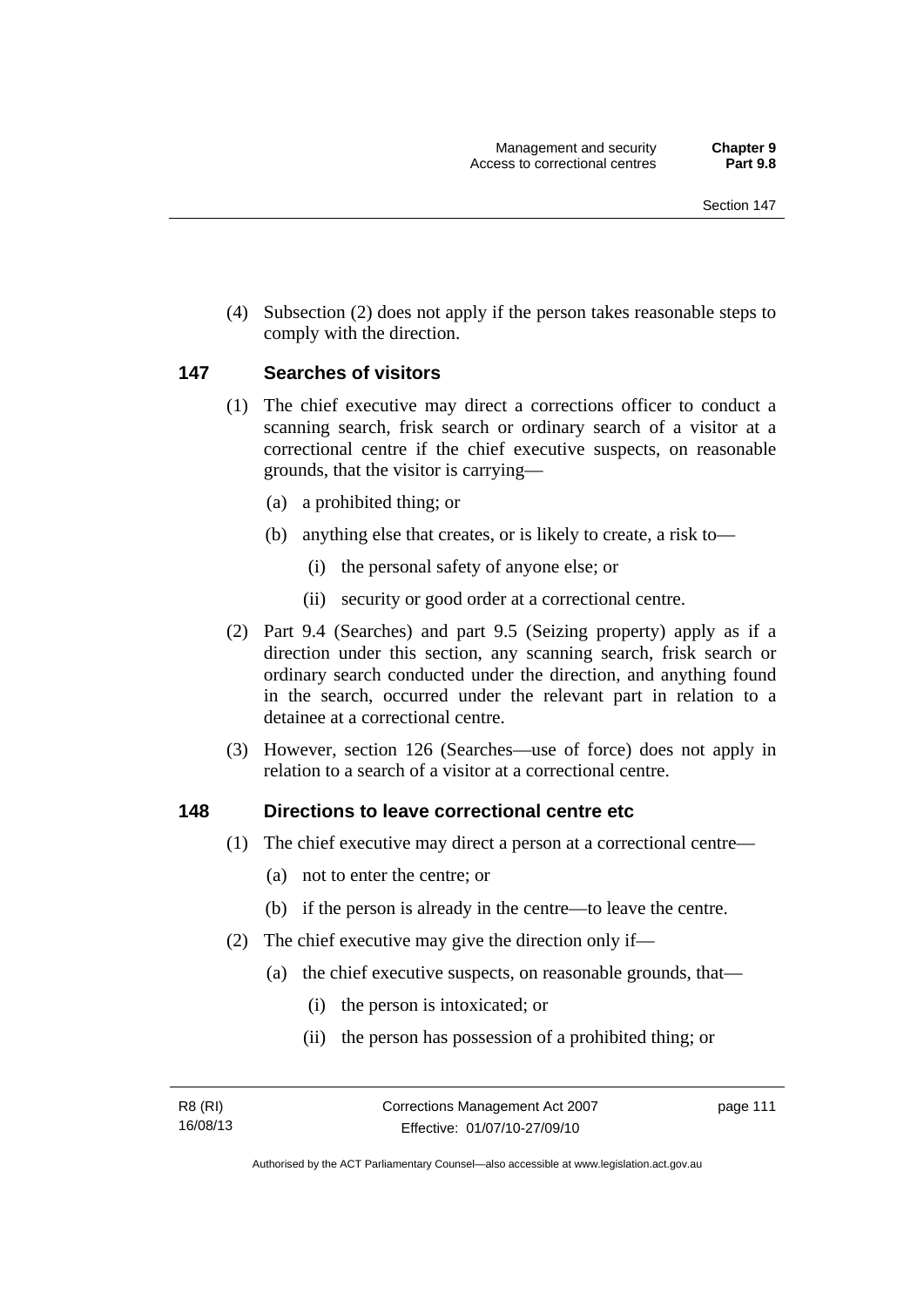(4) Subsection (2) does not apply if the person takes reasonable steps to comply with the direction.

### 147 Searches of visitors

(1) The chief executive may direct a corrections officer to conduct a scanning search, frisk search or ordinary search of a visitor at a correctional centre if the chief executive suspects, on reasonable grounds, that the visitor is carrying—

(a) a prohibited thing; or

(b) anything else that creates, or is likely to create, a risk to—

(i) the personal safety of anyone else; or

(ii) security or good order at a correctional centre.

(2) Part 9.4 (Searches) and part 9.5 (Seizing property) apply as if a direction under this section, any scanning search, frisk search or ordinary search conducted under the direction, and anything found in the search, occurred under the relevant part in relation to a detainee at a correctional centre.

(3) However, section 126 (Searches—use of force) does not apply in relation to a search of a visitor at a correctional centre.

### 148 Directions to leave correctional centre etc

(1) The chief executive may direct a person at a correctional centre—

(a) not to enter the centre; or

(b) if the person is already in the centre—to leave the centre.

(2) The chief executive may give the direction only if—

(a) the chief executive suspects, on reasonable grounds, that—

(i) the person is intoxicated; or

(ii) the person has possession of a prohibited thing; or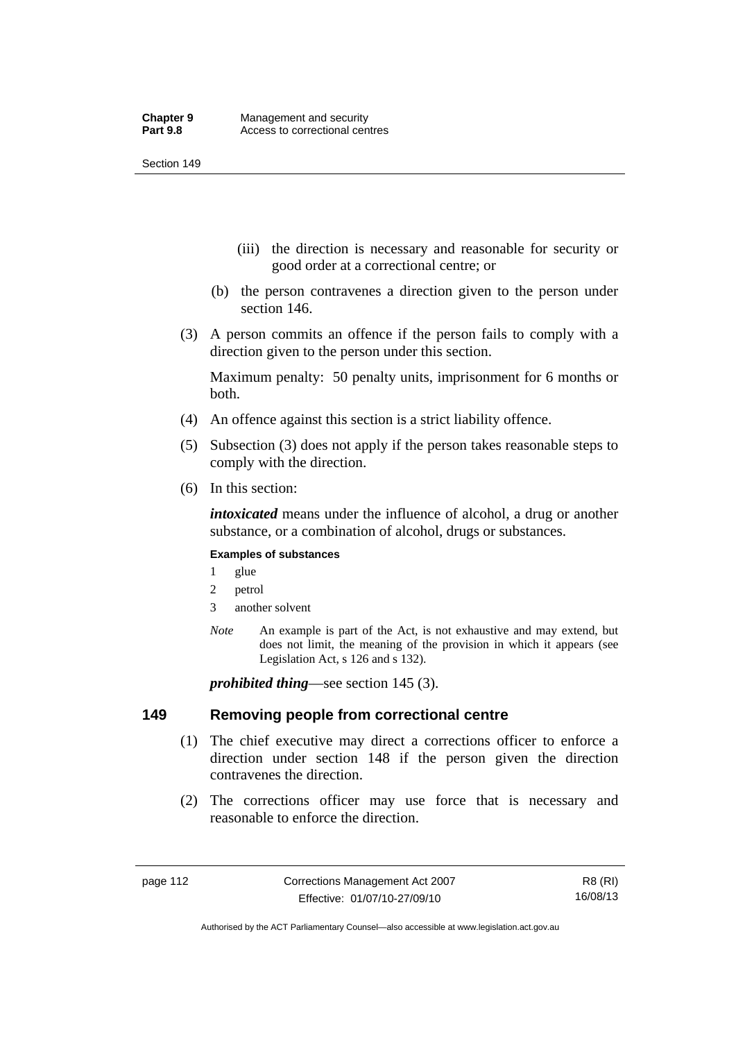(iii) the direction is necessary and reasonable for security or good order at a correctional centre; or

(b) the person contravenes a direction given to the person under section 146.

(3) A person commits an offence if the person fails to comply with a direction given to the person under this section.

Maximum penalty: 50 penalty units, imprisonment for 6 months or both.

(4) An offence against this section is a strict liability offence.

(5) Subsection (3) does not apply if the person takes reasonable steps to comply with the direction.

(6) In this section:

***intoxicated*** means under the influence of alcohol, a drug or another substance, or a combination of alcohol, drugs or substances.

**Examples of substances**

1 glue

2 petrol

3 another solvent

*Note* An example is part of the Act, is not exhaustive and may extend, but does not limit, the meaning of the provision in which it appears (see Legislation Act, s 126 and s 132).

***prohibited thing***—see section 145 (3).

## 149 Removing people from correctional centre

(1) The chief executive may direct a corrections officer to enforce a direction under section 148 if the person given the direction contravenes the direction.

(2) The corrections officer may use force that is necessary and reasonable to enforce the direction.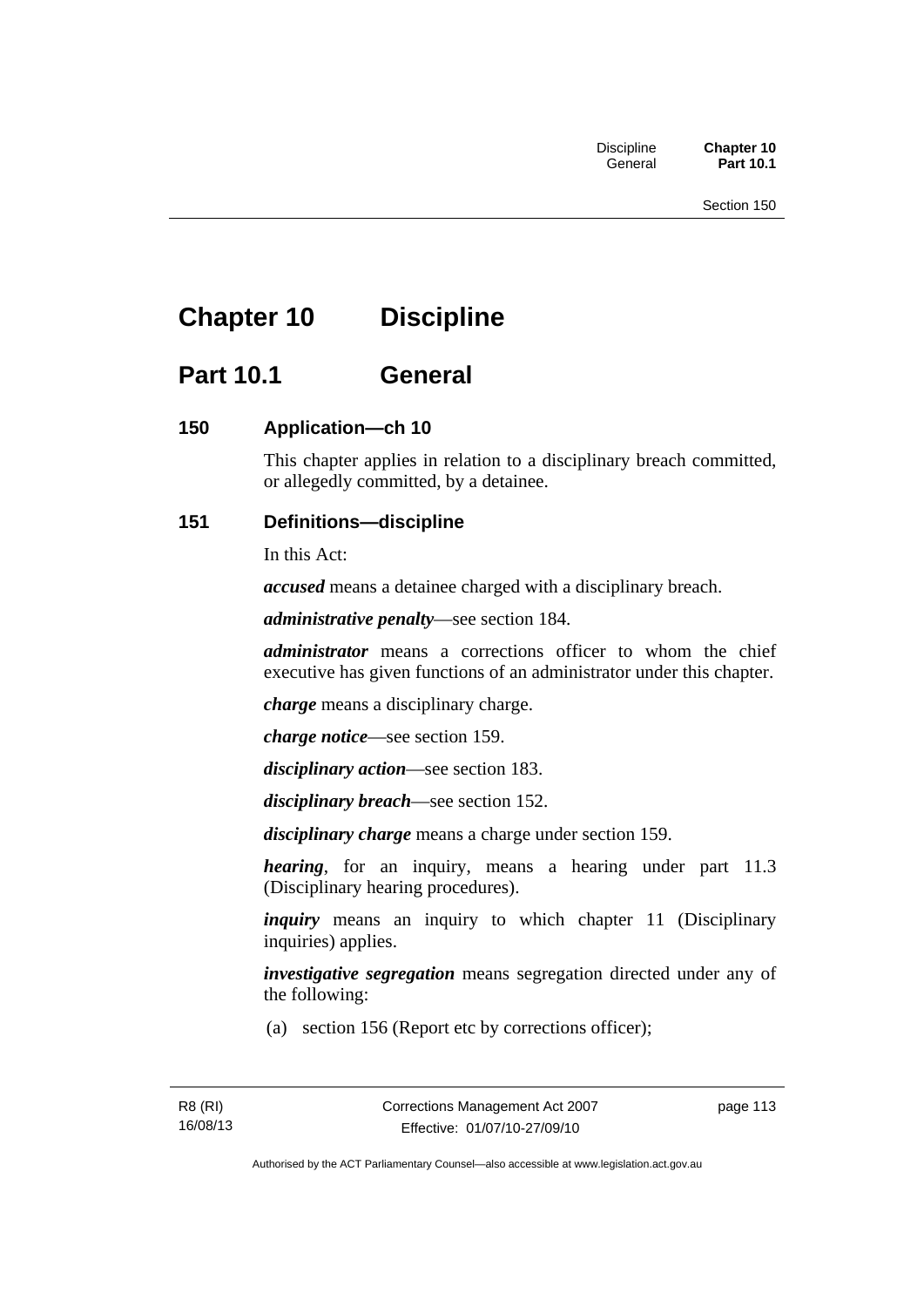# Chapter 10 Discipline

## Part 10.1 General

### 150 Application—ch 10

This chapter applies in relation to a disciplinary breach committed, or allegedly committed, by a detainee.

### 151 Definitions—discipline

In this Act:

***accused*** means a detainee charged with a disciplinary breach.

***administrative penalty***—see section 184.

***administrator*** means a corrections officer to whom the chief executive has given functions of an administrator under this chapter.

***charge*** means a disciplinary charge.

***charge notice***—see section 159.

***disciplinary action***—see section 183.

***disciplinary breach***—see section 152.

***disciplinary charge*** means a charge under section 159.

***hearing***, for an inquiry, means a hearing under part 11.3 (Disciplinary hearing procedures).

***inquiry*** means an inquiry to which chapter 11 (Disciplinary inquiries) applies.

***investigative segregation*** means segregation directed under any of the following:

(a) section 156 (Report etc by corrections officer);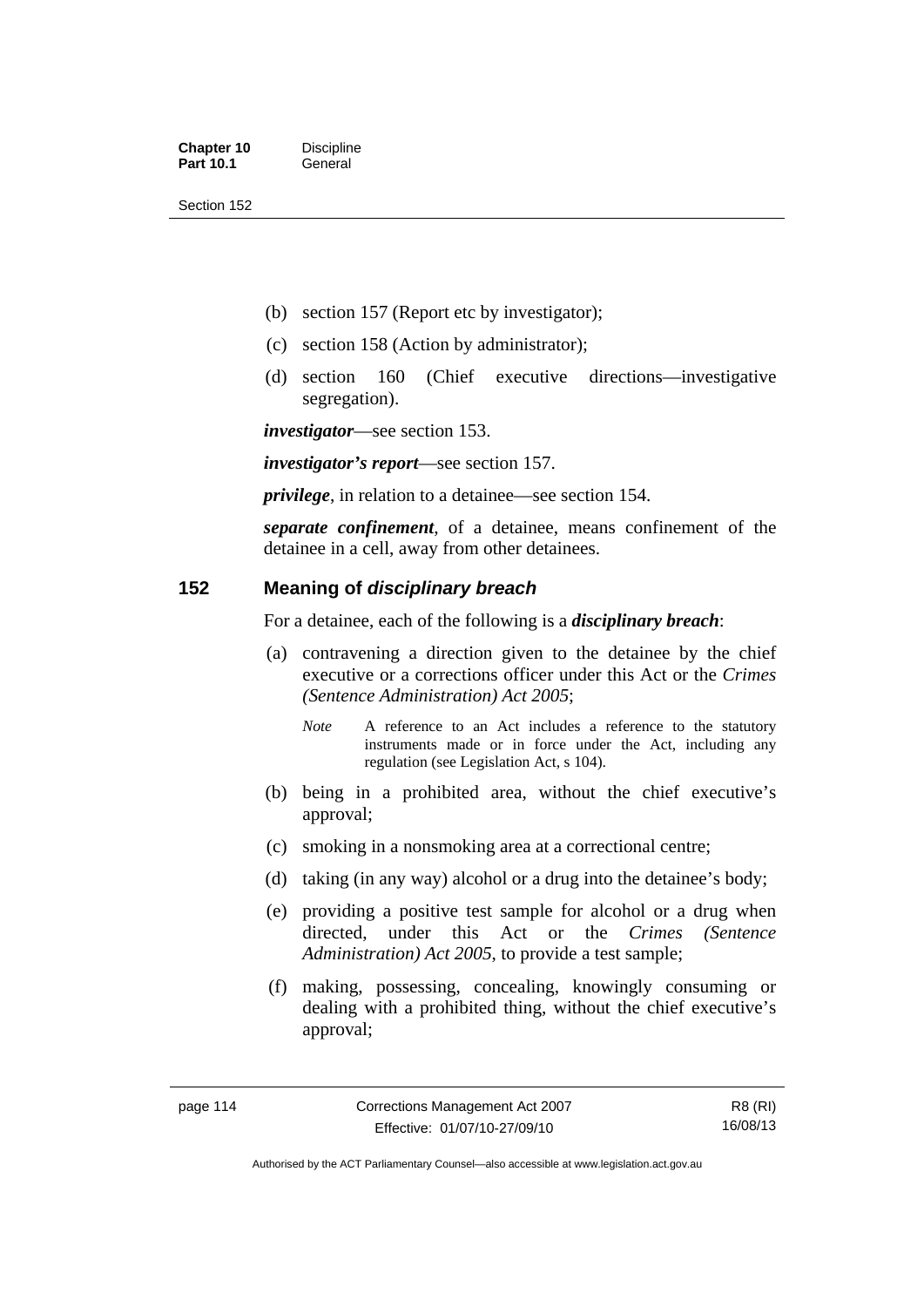(b) section 157 (Report etc by investigator);

(c) section 158 (Action by administrator);

(d) section 160 (Chief executive directions—investigative segregation).

***investigator***—see section 153.

***investigator's report***—see section 157.

***privilege***, in relation to a detainee—see section 154.

***separate confinement***, of a detainee, means confinement of the detainee in a cell, away from other detainees.

## 152 Meaning of *disciplinary breach*

For a detainee, each of the following is a ***disciplinary breach***:

(a) contravening a direction given to the detainee by the chief executive or a corrections officer under this Act or the *Crimes (Sentence Administration) Act 2005*;

*Note* A reference to an Act includes a reference to the statutory instruments made or in force under the Act, including any regulation (see Legislation Act, s 104).

(b) being in a prohibited area, without the chief executive's approval;

(c) smoking in a nonsmoking area at a correctional centre;

(d) taking (in any way) alcohol or a drug into the detainee's body;

(e) providing a positive test sample for alcohol or a drug when directed, under this Act or the *Crimes (Sentence Administration) Act 2005*, to provide a test sample;

(f) making, possessing, concealing, knowingly consuming or dealing with a prohibited thing, without the chief executive's approval;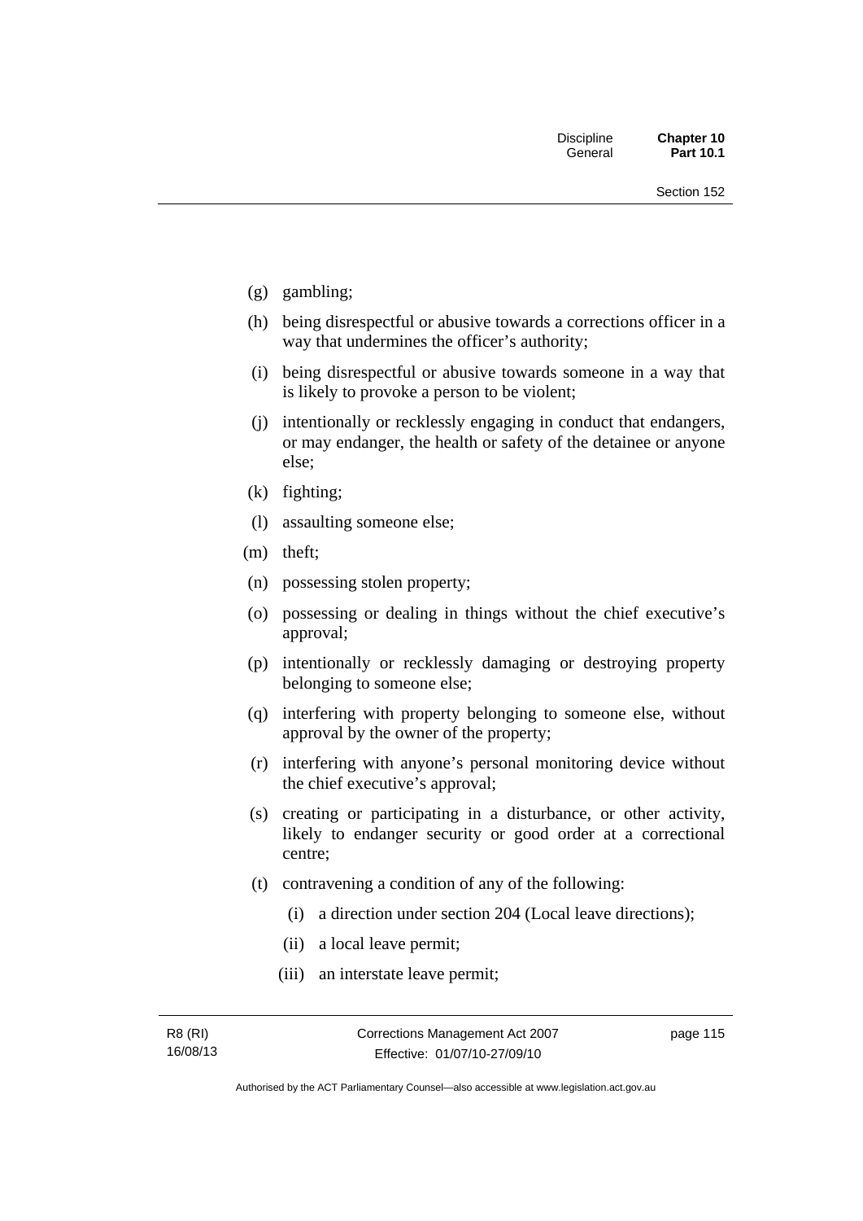(g) gambling;

(h) being disrespectful or abusive towards a corrections officer in a way that undermines the officer's authority;

(i) being disrespectful or abusive towards someone in a way that is likely to provoke a person to be violent;

(j) intentionally or recklessly engaging in conduct that endangers, or may endanger, the health or safety of the detainee or anyone else;

(k) fighting;

(l) assaulting someone else;

(m) theft;

(n) possessing stolen property;

(o) possessing or dealing in things without the chief executive's approval;

(p) intentionally or recklessly damaging or destroying property belonging to someone else;

(q) interfering with property belonging to someone else, without approval by the owner of the property;

(r) interfering with anyone's personal monitoring device without the chief executive's approval;

(s) creating or participating in a disturbance, or other activity, likely to endanger security or good order at a correctional centre;

(t) contravening a condition of any of the following:

    (i) a direction under section 204 (Local leave directions);

    (ii) a local leave permit;

    (iii) an interstate leave permit;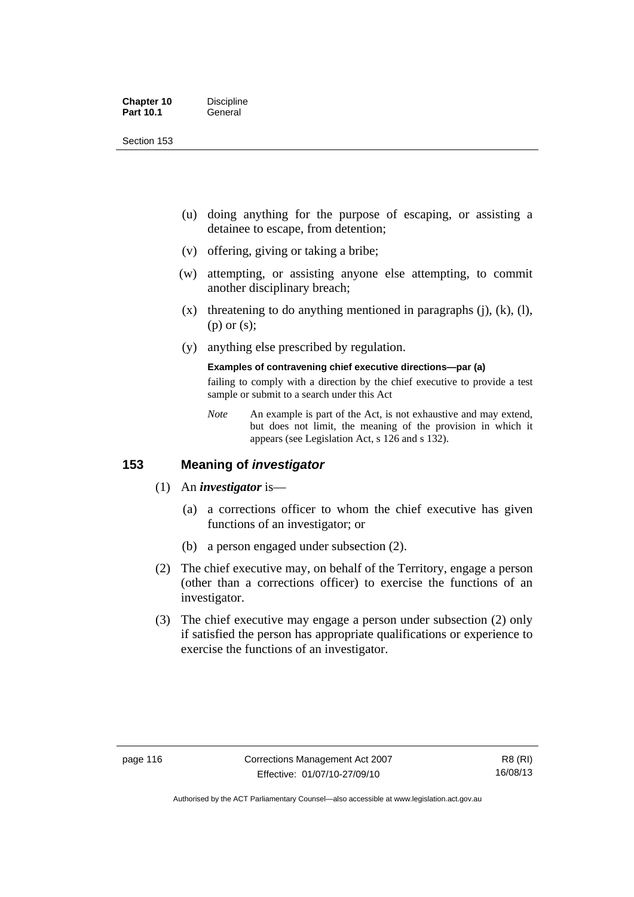(u) doing anything for the purpose of escaping, or assisting a detainee to escape, from detention;

(v) offering, giving or taking a bribe;

(w) attempting, or assisting anyone else attempting, to commit another disciplinary breach;

(x) threatening to do anything mentioned in paragraphs (j), (k), (l), (p) or (s);

(y) anything else prescribed by regulation.

**Examples of contravening chief executive directions—par (a)**

failing to comply with a direction by the chief executive to provide a test sample or submit to a search under this Act

*Note* An example is part of the Act, is not exhaustive and may extend, but does not limit, the meaning of the provision in which it appears (see Legislation Act, s 126 and s 132).

## 153 Meaning of *investigator*

(1) An ***investigator*** is—

(a) a corrections officer to whom the chief executive has given functions of an investigator; or

(b) a person engaged under subsection (2).

(2) The chief executive may, on behalf of the Territory, engage a person (other than a corrections officer) to exercise the functions of an investigator.

(3) The chief executive may engage a person under subsection (2) only if satisfied the person has appropriate qualifications or experience to exercise the functions of an investigator.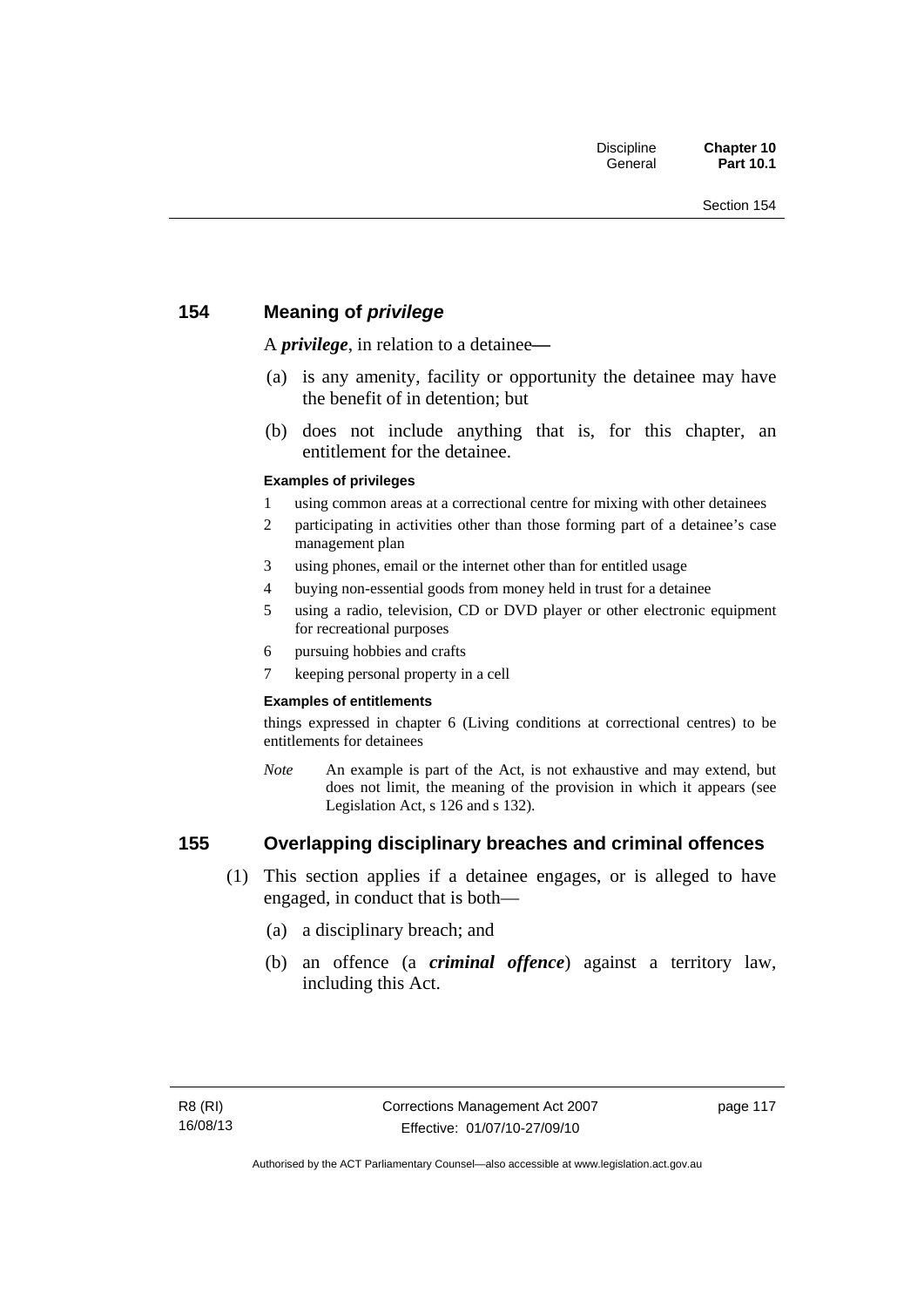## 154 Meaning of *privilege*

A ***privilege***, in relation to a detainee—

(a) is any amenity, facility or opportunity the detainee may have the benefit of in detention; but

(b) does not include anything that is, for this chapter, an entitlement for the detainee.

#### Examples of privileges

1 using common areas at a correctional centre for mixing with other detainees

2 participating in activities other than those forming part of a detainee's case management plan

3 using phones, email or the internet other than for entitled usage

4 buying non-essential goods from money held in trust for a detainee

5 using a radio, television, CD or DVD player or other electronic equipment for recreational purposes

6 pursuing hobbies and crafts

7 keeping personal property in a cell

#### Examples of entitlements

things expressed in chapter 6 (Living conditions at correctional centres) to be entitlements for detainees

*Note* An example is part of the Act, is not exhaustive and may extend, but does not limit, the meaning of the provision in which it appears (see Legislation Act, s 126 and s 132).

## 155 Overlapping disciplinary breaches and criminal offences

(1) This section applies if a detainee engages, or is alleged to have engaged, in conduct that is both—

(a) a disciplinary breach; and

(b) an offence (a ***criminal offence***) against a territory law, including this Act.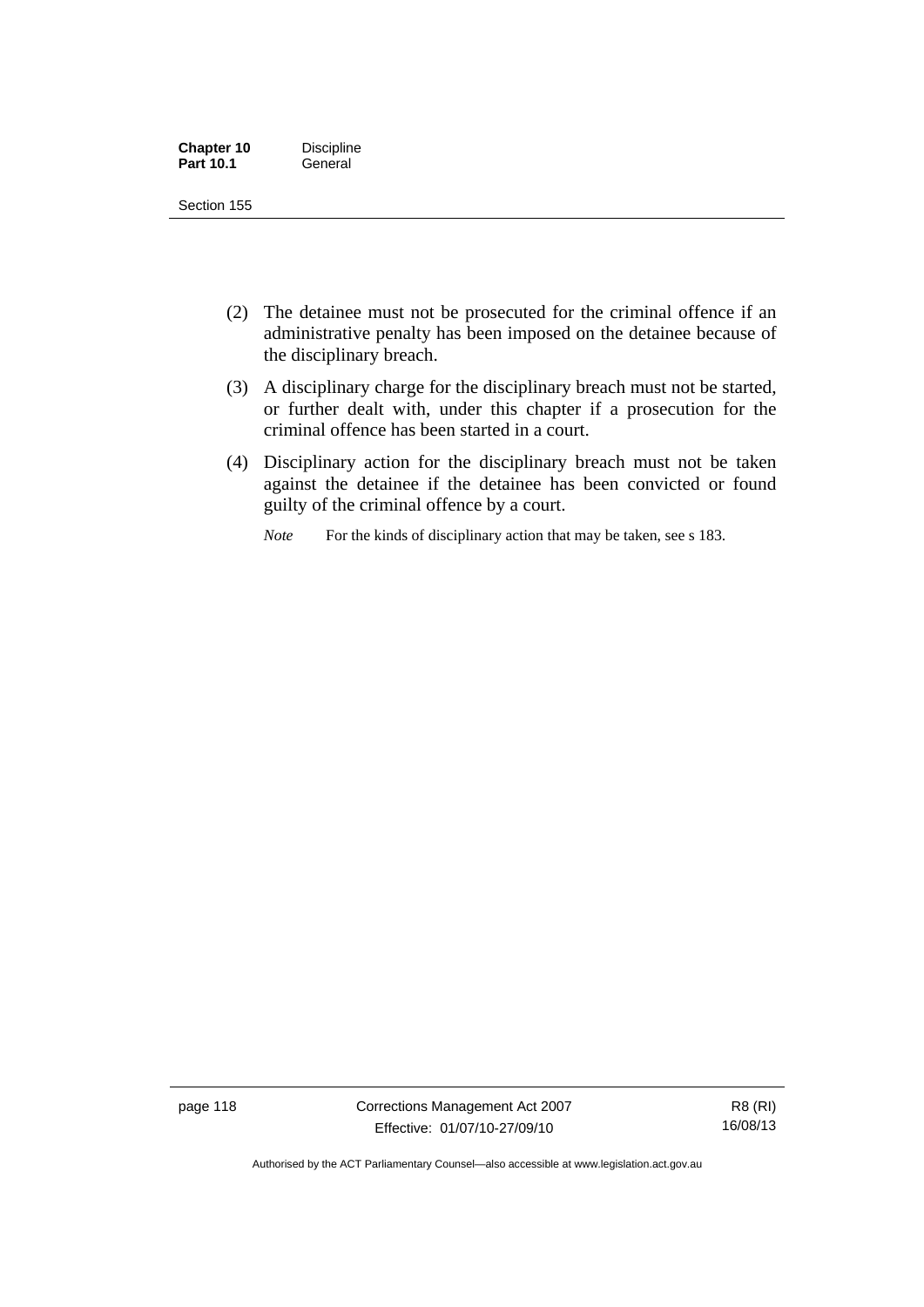(2) The detainee must not be prosecuted for the criminal offence if an administrative penalty has been imposed on the detainee because of the disciplinary breach.

(3) A disciplinary charge for the disciplinary breach must not be started, or further dealt with, under this chapter if a prosecution for the criminal offence has been started in a court.

(4) Disciplinary action for the disciplinary breach must not be taken against the detainee if the detainee has been convicted or found guilty of the criminal offence by a court.

*Note* For the kinds of disciplinary action that may be taken, see s 183.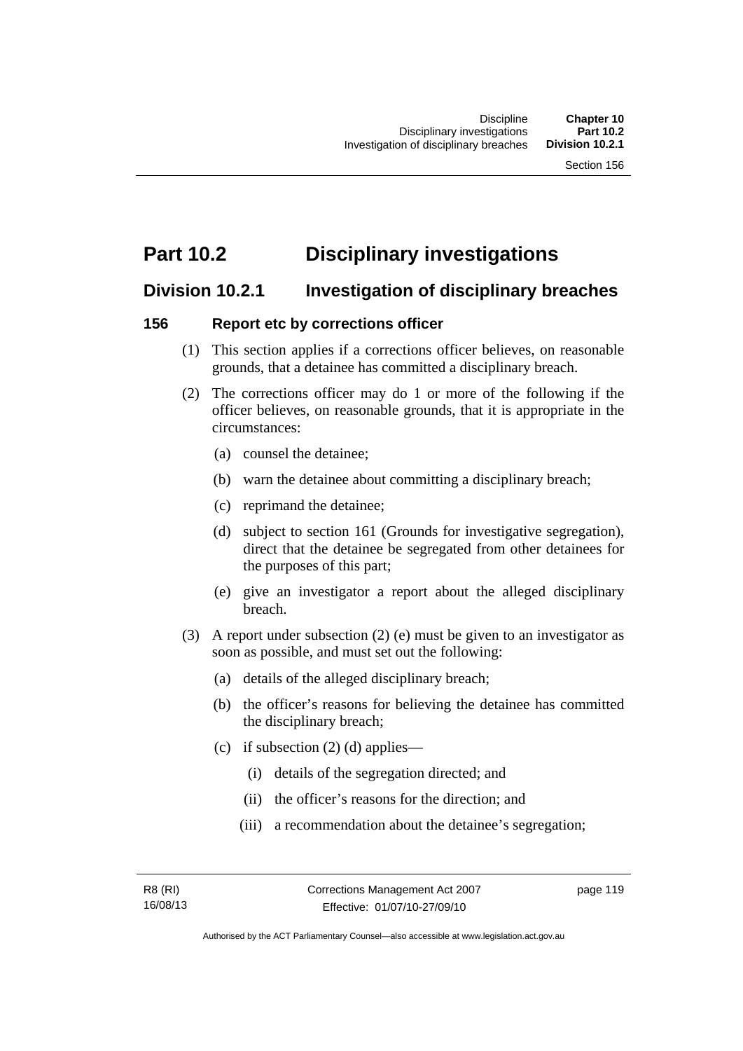# Part 10.2 Disciplinary investigations

## Division 10.2.1 Investigation of disciplinary breaches

### 156 Report etc by corrections officer

(1) This section applies if a corrections officer believes, on reasonable grounds, that a detainee has committed a disciplinary breach.

(2) The corrections officer may do 1 or more of the following if the officer believes, on reasonable grounds, that it is appropriate in the circumstances:

- (a) counsel the detainee;
- (b) warn the detainee about committing a disciplinary breach;
- (c) reprimand the detainee;
- (d) subject to section 161 (Grounds for investigative segregation), direct that the detainee be segregated from other detainees for the purposes of this part;
- (e) give an investigator a report about the alleged disciplinary breach.

(3) A report under subsection (2) (e) must be given to an investigator as soon as possible, and must set out the following:

- (a) details of the alleged disciplinary breach;
- (b) the officer's reasons for believing the detainee has committed the disciplinary breach;
- (c) if subsection (2) (d) applies—
  - (i) details of the segregation directed; and
  - (ii) the officer's reasons for the direction; and
  - (iii) a recommendation about the detainee's segregation;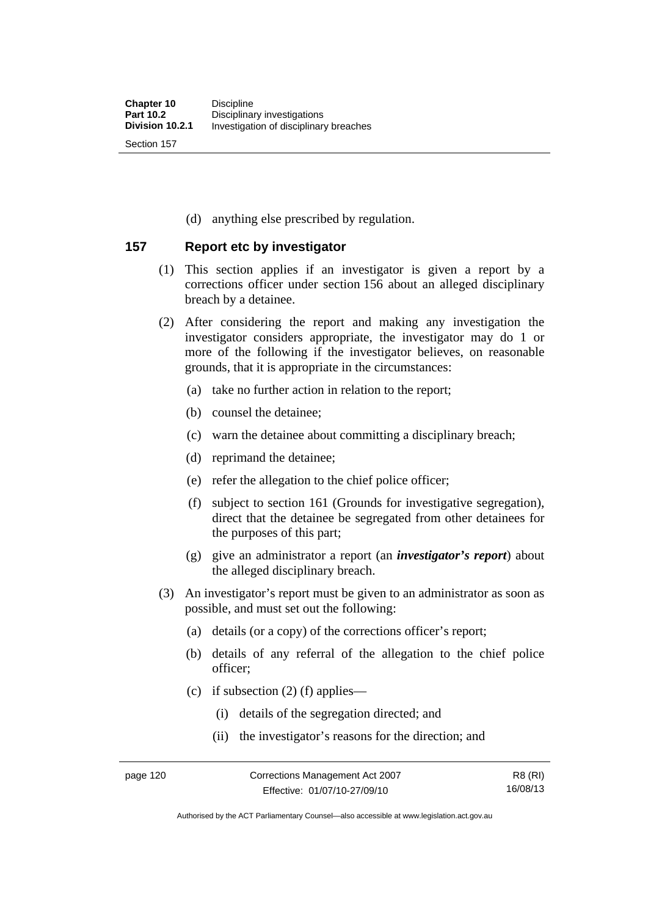(d) anything else prescribed by regulation.

## 157 Report etc by investigator

(1) This section applies if an investigator is given a report by a corrections officer under section 156 about an alleged disciplinary breach by a detainee.

(2) After considering the report and making any investigation the investigator considers appropriate, the investigator may do 1 or more of the following if the investigator believes, on reasonable grounds, that it is appropriate in the circumstances:

(a) take no further action in relation to the report;

(b) counsel the detainee;

(c) warn the detainee about committing a disciplinary breach;

(d) reprimand the detainee;

(e) refer the allegation to the chief police officer;

(f) subject to section 161 (Grounds for investigative segregation), direct that the detainee be segregated from other detainees for the purposes of this part;

(g) give an administrator a report (an ***investigator's report***) about the alleged disciplinary breach.

(3) An investigator's report must be given to an administrator as soon as possible, and must set out the following:

(a) details (or a copy) of the corrections officer's report;

(b) details of any referral of the allegation to the chief police officer;

(c) if subsection (2) (f) applies—

(i) details of the segregation directed; and

(ii) the investigator's reasons for the direction; and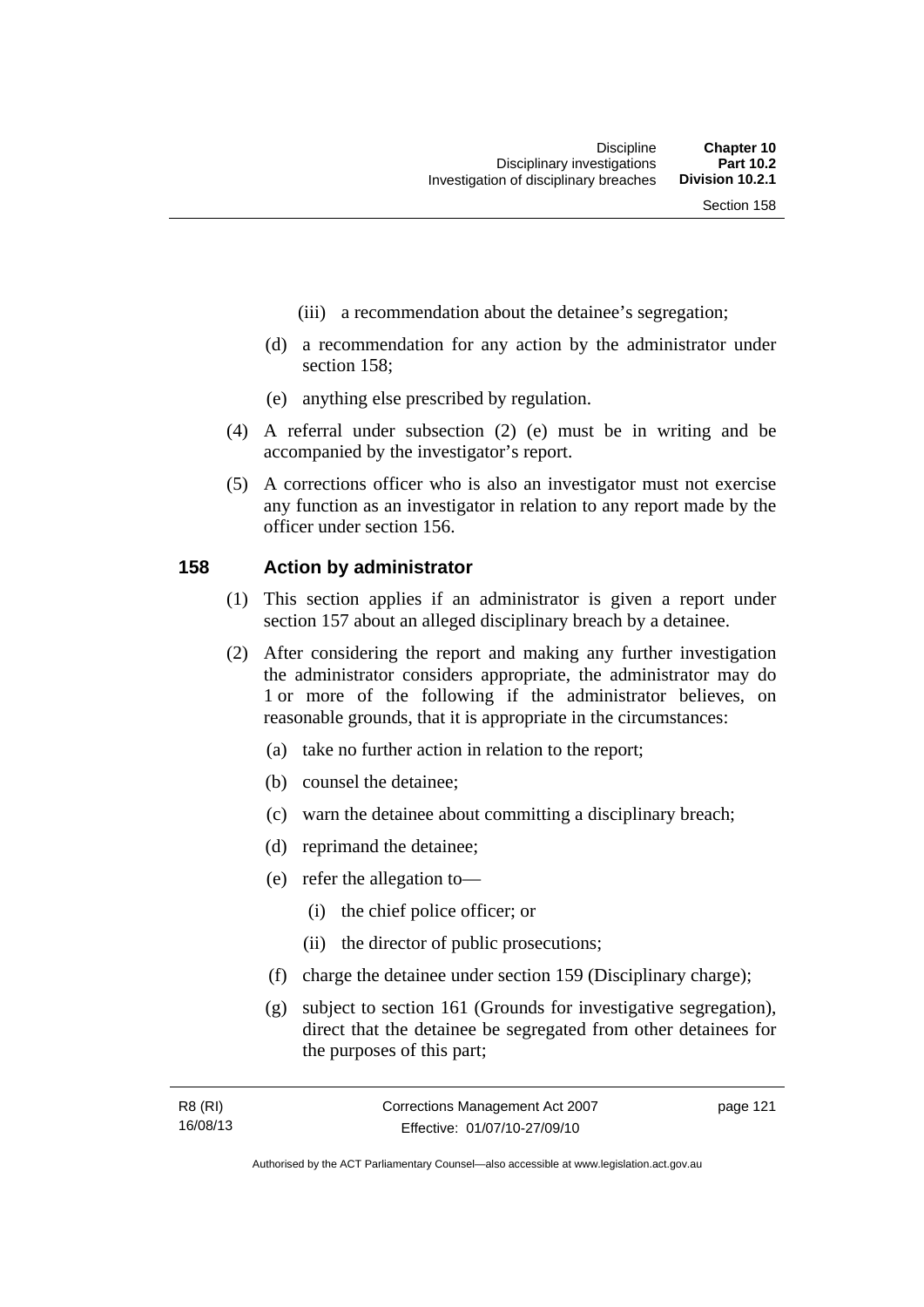(iii) a recommendation about the detainee's segregation;

(d) a recommendation for any action by the administrator under section 158;

(e) anything else prescribed by regulation.

(4) A referral under subsection (2) (e) must be in writing and be accompanied by the investigator's report.

(5) A corrections officer who is also an investigator must not exercise any function as an investigator in relation to any report made by the officer under section 156.

## 158 Action by administrator

(1) This section applies if an administrator is given a report under section 157 about an alleged disciplinary breach by a detainee.

(2) After considering the report and making any further investigation the administrator considers appropriate, the administrator may do 1 or more of the following if the administrator believes, on reasonable grounds, that it is appropriate in the circumstances:

(a) take no further action in relation to the report;

(b) counsel the detainee;

(c) warn the detainee about committing a disciplinary breach;

(d) reprimand the detainee;

(e) refer the allegation to—

(i) the chief police officer; or

(ii) the director of public prosecutions;

(f) charge the detainee under section 159 (Disciplinary charge);

(g) subject to section 161 (Grounds for investigative segregation), direct that the detainee be segregated from other detainees for the purposes of this part;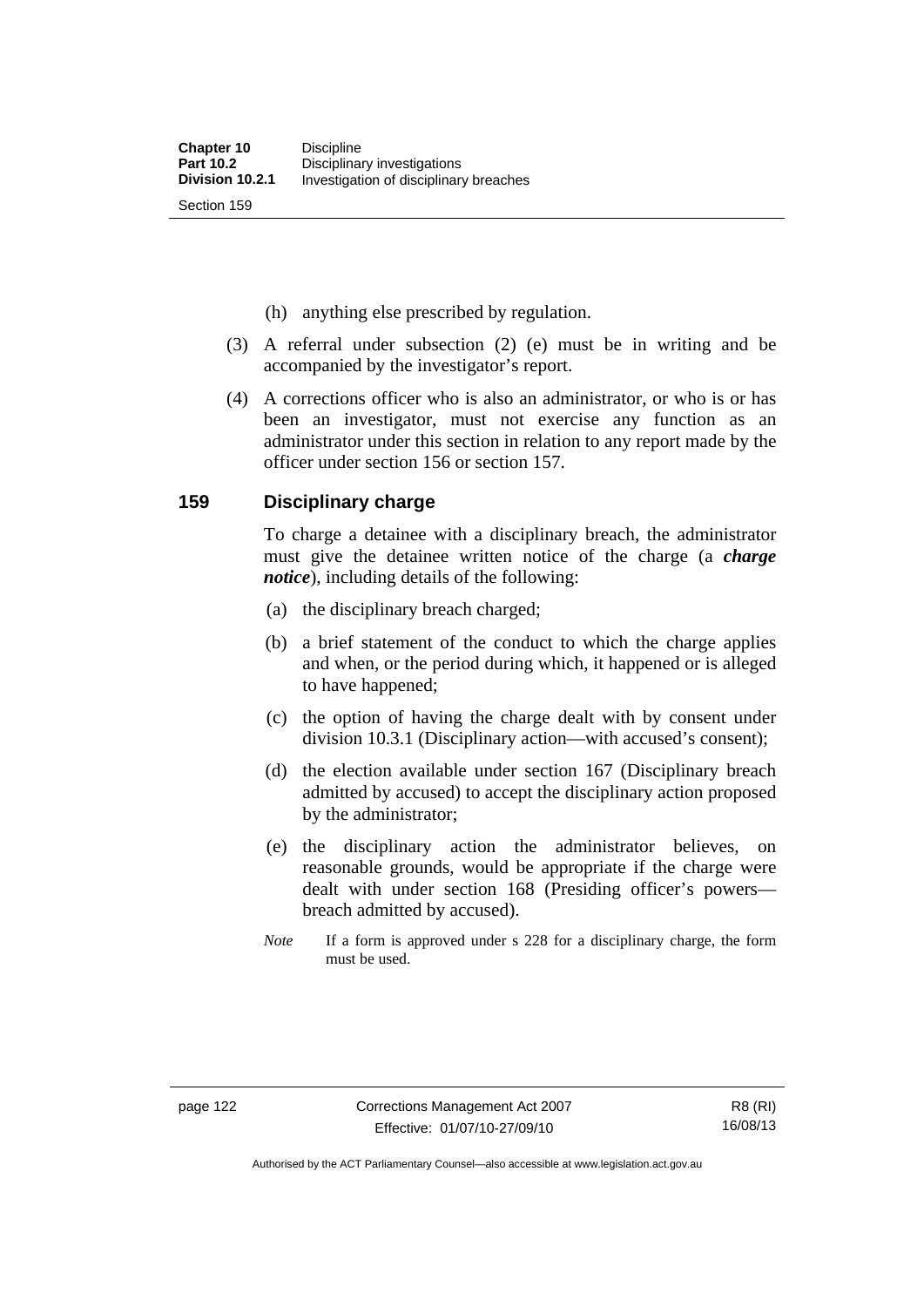(h) anything else prescribed by regulation.

(3) A referral under subsection (2) (e) must be in writing and be accompanied by the investigator's report.

(4) A corrections officer who is also an administrator, or who is or has been an investigator, must not exercise any function as an administrator under this section in relation to any report made by the officer under section 156 or section 157.

## 159 Disciplinary charge

To charge a detainee with a disciplinary breach, the administrator must give the detainee written notice of the charge (a ***charge notice***), including details of the following:

(a) the disciplinary breach charged;

(b) a brief statement of the conduct to which the charge applies and when, or the period during which, it happened or is alleged to have happened;

(c) the option of having the charge dealt with by consent under division 10.3.1 (Disciplinary action—with accused's consent);

(d) the election available under section 167 (Disciplinary breach admitted by accused) to accept the disciplinary action proposed by the administrator;

(e) the disciplinary action the administrator believes, on reasonable grounds, would be appropriate if the charge were dealt with under section 168 (Presiding officer's powers—breach admitted by accused).

*Note* If a form is approved under s 228 for a disciplinary charge, the form must be used.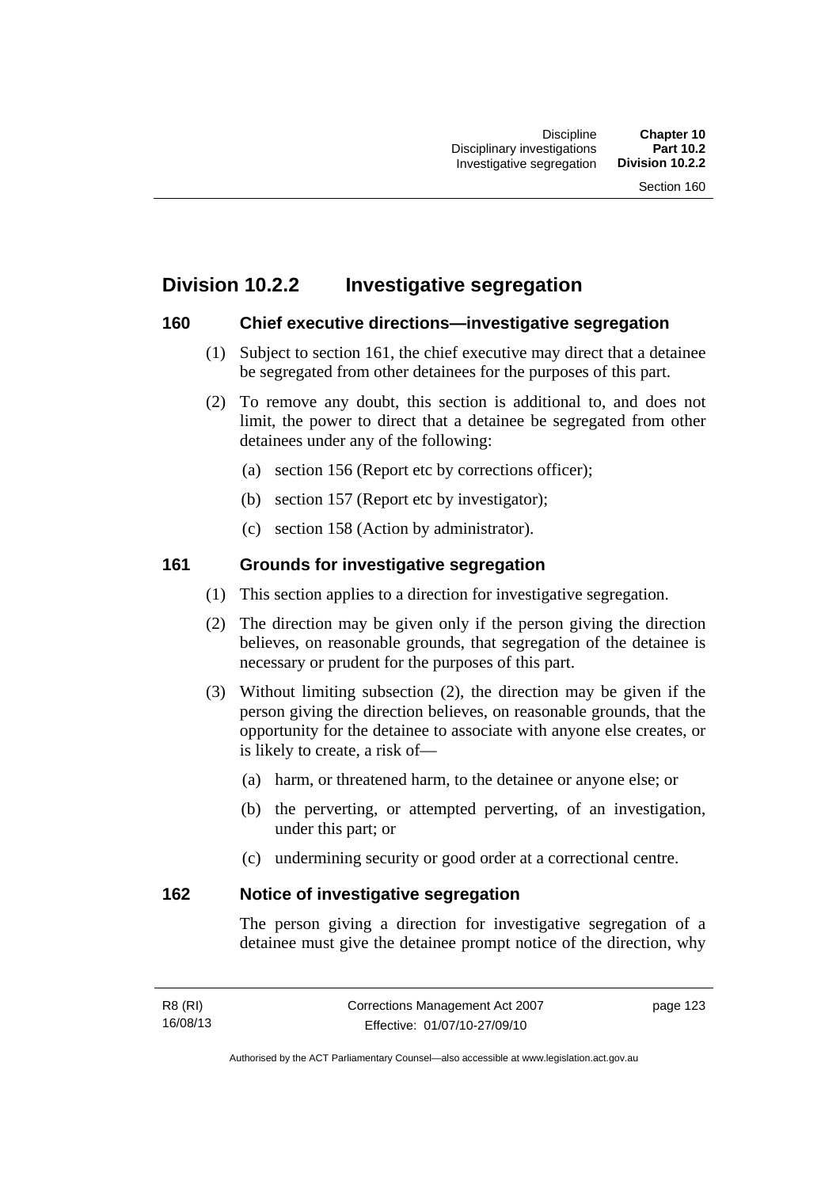## Division 10.2.2 Investigative segregation

### 160 Chief executive directions—investigative segregation

(1) Subject to section 161, the chief executive may direct that a detainee be segregated from other detainees for the purposes of this part.

(2) To remove any doubt, this section is additional to, and does not limit, the power to direct that a detainee be segregated from other detainees under any of the following:

(a) section 156 (Report etc by corrections officer);

(b) section 157 (Report etc by investigator);

(c) section 158 (Action by administrator).

### 161 Grounds for investigative segregation

(1) This section applies to a direction for investigative segregation.

(2) The direction may be given only if the person giving the direction believes, on reasonable grounds, that segregation of the detainee is necessary or prudent for the purposes of this part.

(3) Without limiting subsection (2), the direction may be given if the person giving the direction believes, on reasonable grounds, that the opportunity for the detainee to associate with anyone else creates, or is likely to create, a risk of—

(a) harm, or threatened harm, to the detainee or anyone else; or

(b) the perverting, or attempted perverting, of an investigation, under this part; or

(c) undermining security or good order at a correctional centre.

### 162 Notice of investigative segregation

The person giving a direction for investigative segregation of a detainee must give the detainee prompt notice of the direction, why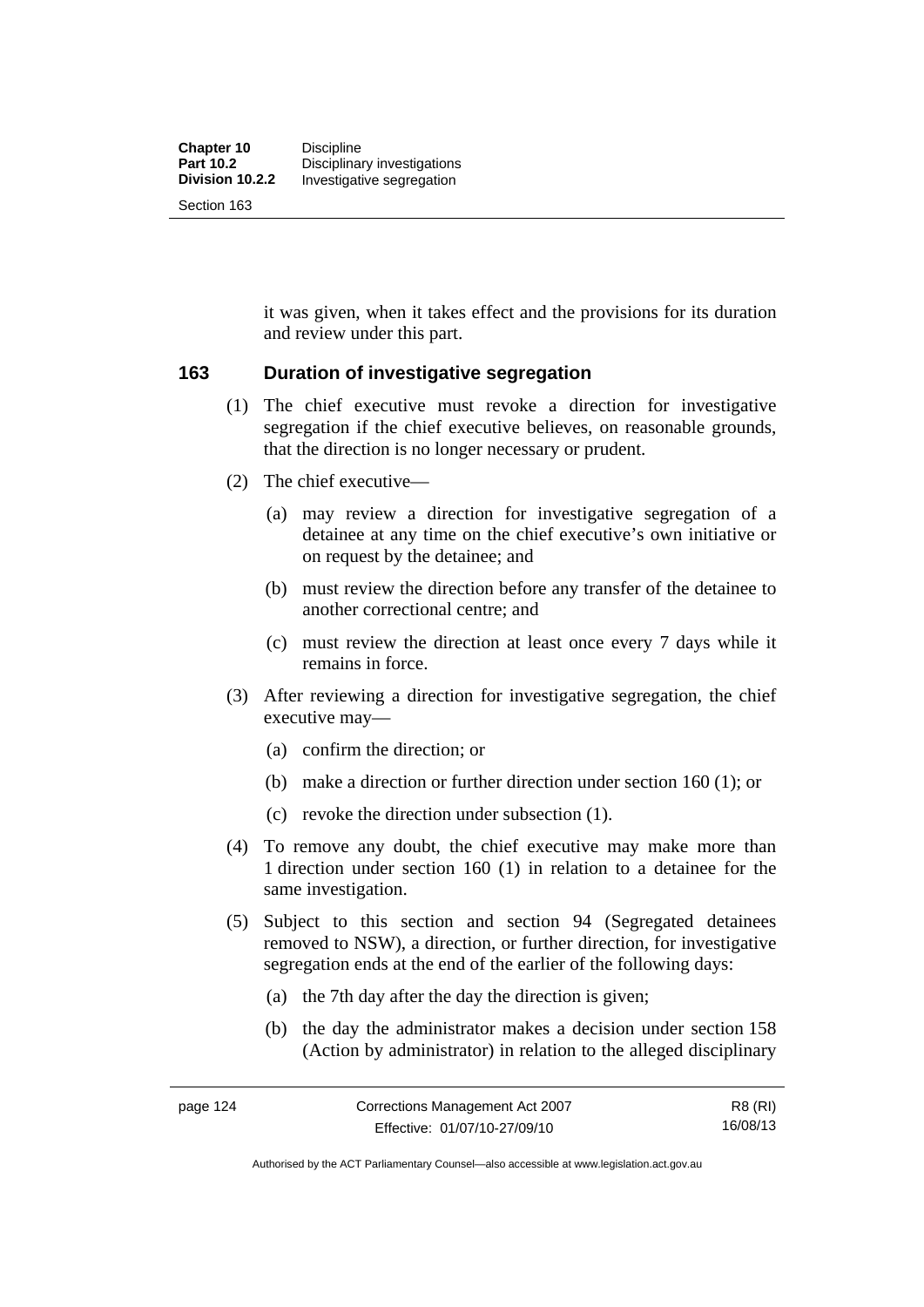it was given, when it takes effect and the provisions for its duration and review under this part.

## 163 Duration of investigative segregation

(1) The chief executive must revoke a direction for investigative segregation if the chief executive believes, on reasonable grounds, that the direction is no longer necessary or prudent.

(2) The chief executive—

(a) may review a direction for investigative segregation of a detainee at any time on the chief executive's own initiative or on request by the detainee; and

(b) must review the direction before any transfer of the detainee to another correctional centre; and

(c) must review the direction at least once every 7 days while it remains in force.

(3) After reviewing a direction for investigative segregation, the chief executive may—

(a) confirm the direction; or

(b) make a direction or further direction under section 160 (1); or

(c) revoke the direction under subsection (1).

(4) To remove any doubt, the chief executive may make more than 1 direction under section 160 (1) in relation to a detainee for the same investigation.

(5) Subject to this section and section 94 (Segregated detainees removed to NSW), a direction, or further direction, for investigative segregation ends at the end of the earlier of the following days:

(a) the 7th day after the day the direction is given;

(b) the day the administrator makes a decision under section 158 (Action by administrator) in relation to the alleged disciplinary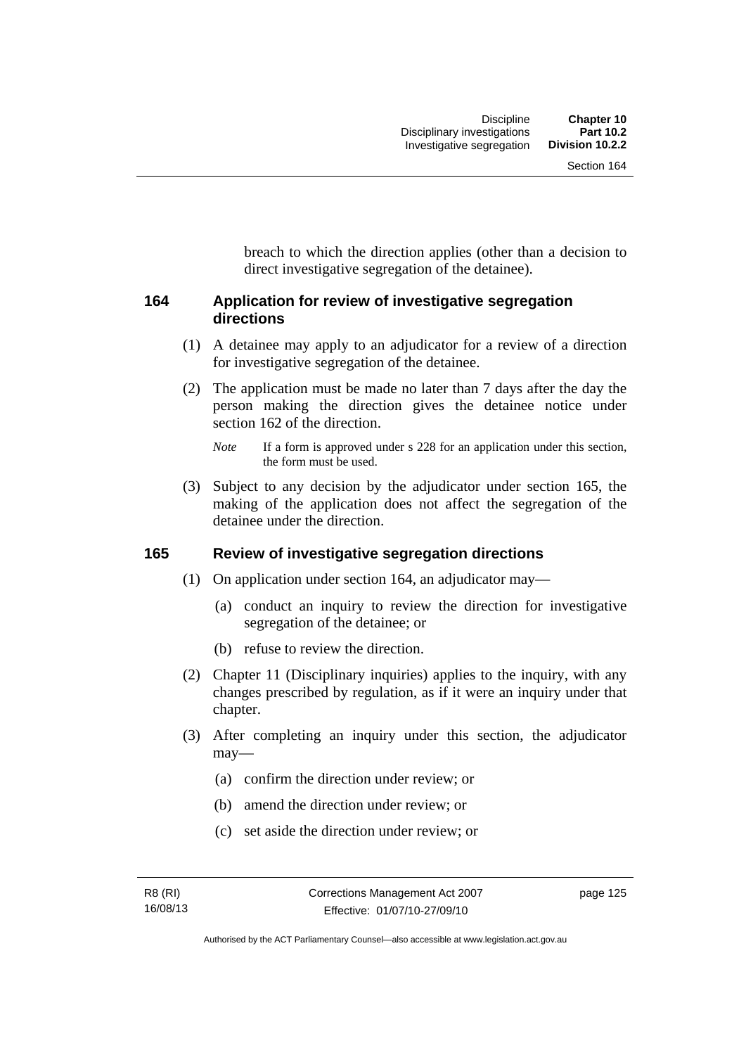breach to which the direction applies (other than a decision to direct investigative segregation of the detainee).

### 164 Application for review of investigative segregation directions

(1) A detainee may apply to an adjudicator for a review of a direction for investigative segregation of the detainee.

(2) The application must be made no later than 7 days after the day the person making the direction gives the detainee notice under section 162 of the direction.

*Note* If a form is approved under s 228 for an application under this section, the form must be used.

(3) Subject to any decision by the adjudicator under section 165, the making of the application does not affect the segregation of the detainee under the direction.

### 165 Review of investigative segregation directions

(1) On application under section 164, an adjudicator may—

(a) conduct an inquiry to review the direction for investigative segregation of the detainee; or

(b) refuse to review the direction.

(2) Chapter 11 (Disciplinary inquiries) applies to the inquiry, with any changes prescribed by regulation, as if it were an inquiry under that chapter.

(3) After completing an inquiry under this section, the adjudicator may—

(a) confirm the direction under review; or

(b) amend the direction under review; or

(c) set aside the direction under review; or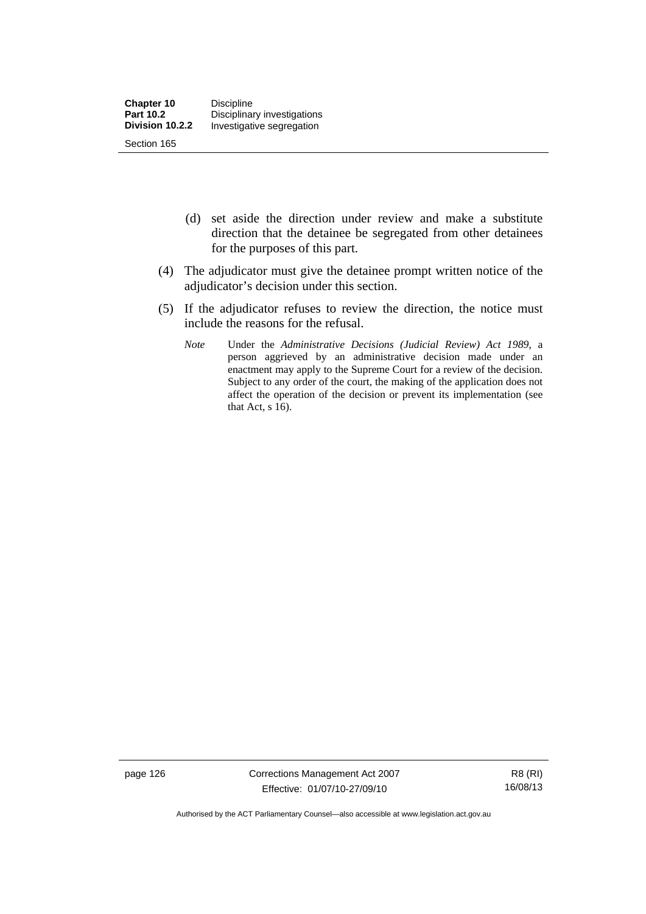(d) set aside the direction under review and make a substitute direction that the detainee be segregated from other detainees for the purposes of this part.

(4) The adjudicator must give the detainee prompt written notice of the adjudicator's decision under this section.

(5) If the adjudicator refuses to review the direction, the notice must include the reasons for the refusal.

*Note* Under the *Administrative Decisions (Judicial Review) Act 1989*, a person aggrieved by an administrative decision made under an enactment may apply to the Supreme Court for a review of the decision. Subject to any order of the court, the making of the application does not affect the operation of the decision or prevent its implementation (see that Act, s 16).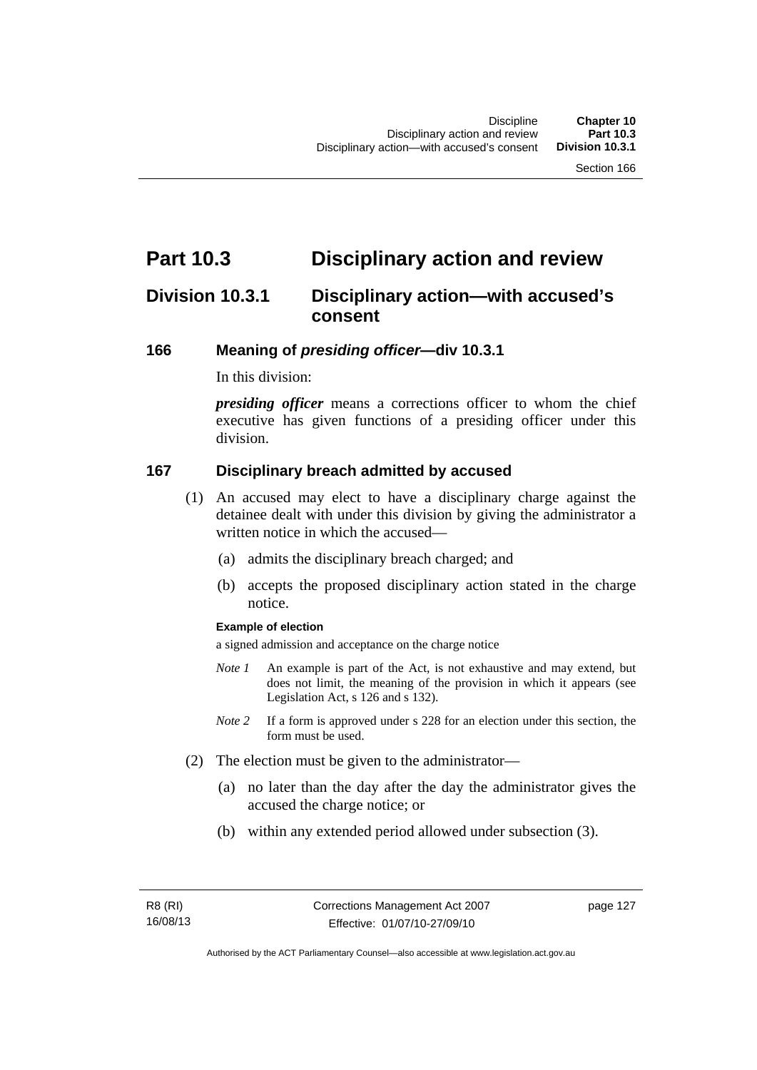# Part 10.3 Disciplinary action and review

## Division 10.3.1 Disciplinary action—with accused's consent

### 166 Meaning of *presiding officer*—div 10.3.1

In this division:

***presiding officer*** means a corrections officer to whom the chief executive has given functions of a presiding officer under this division.

### 167 Disciplinary breach admitted by accused

(1) An accused may elect to have a disciplinary charge against the detainee dealt with under this division by giving the administrator a written notice in which the accused—

(a) admits the disciplinary breach charged; and

(b) accepts the proposed disciplinary action stated in the charge notice.

**Example of election**

a signed admission and acceptance on the charge notice

*Note 1* An example is part of the Act, is not exhaustive and may extend, but does not limit, the meaning of the provision in which it appears (see Legislation Act, s 126 and s 132).

*Note 2* If a form is approved under s 228 for an election under this section, the form must be used.

(2) The election must be given to the administrator—

(a) no later than the day after the day the administrator gives the accused the charge notice; or

(b) within any extended period allowed under subsection (3).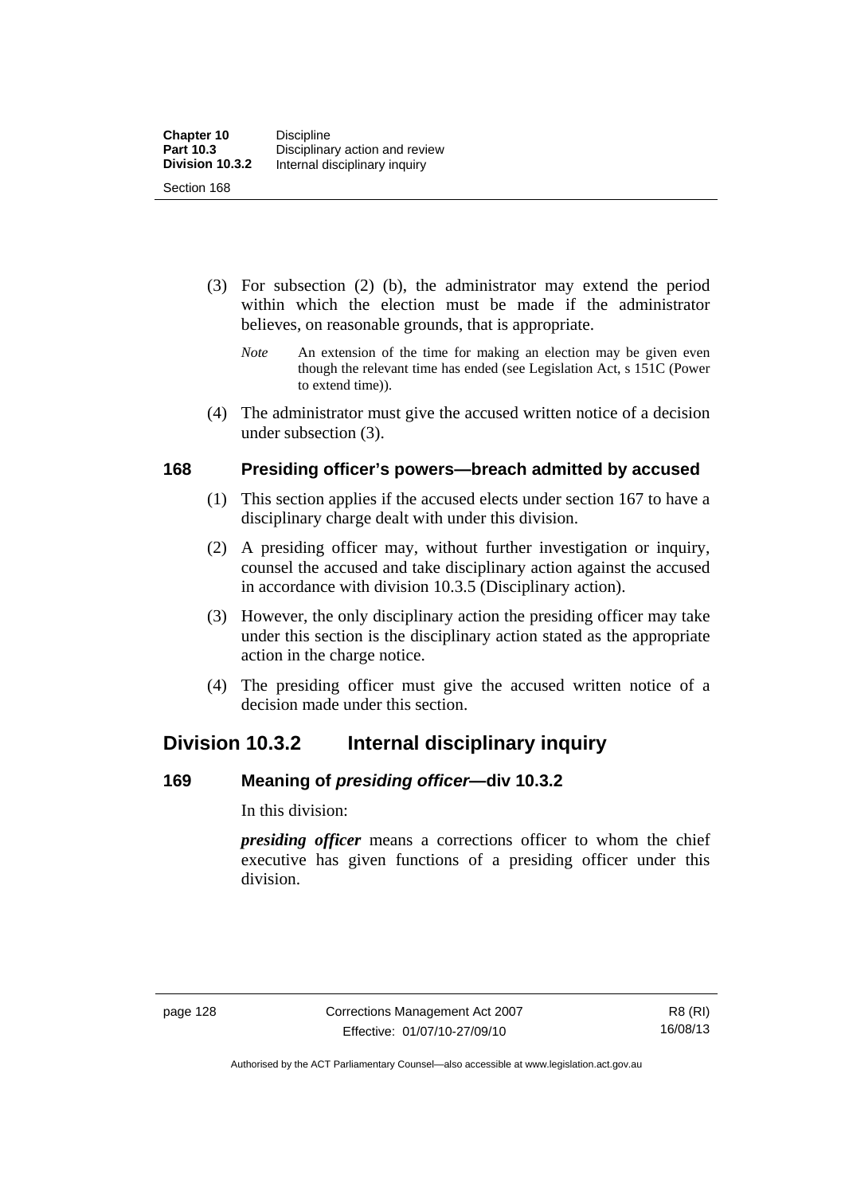(3) For subsection (2) (b), the administrator may extend the period within which the election must be made if the administrator believes, on reasonable grounds, that is appropriate.

*Note* An extension of the time for making an election may be given even though the relevant time has ended (see Legislation Act, s 151C (Power to extend time)).

(4) The administrator must give the accused written notice of a decision under subsection (3).

### 168 Presiding officer's powers—breach admitted by accused

(1) This section applies if the accused elects under section 167 to have a disciplinary charge dealt with under this division.

(2) A presiding officer may, without further investigation or inquiry, counsel the accused and take disciplinary action against the accused in accordance with division 10.3.5 (Disciplinary action).

(3) However, the only disciplinary action the presiding officer may take under this section is the disciplinary action stated as the appropriate action in the charge notice.

(4) The presiding officer must give the accused written notice of a decision made under this section.

## Division 10.3.2 Internal disciplinary inquiry

### 169 Meaning of *presiding officer*—div 10.3.2

In this division:

***presiding officer*** means a corrections officer to whom the chief executive has given functions of a presiding officer under this division.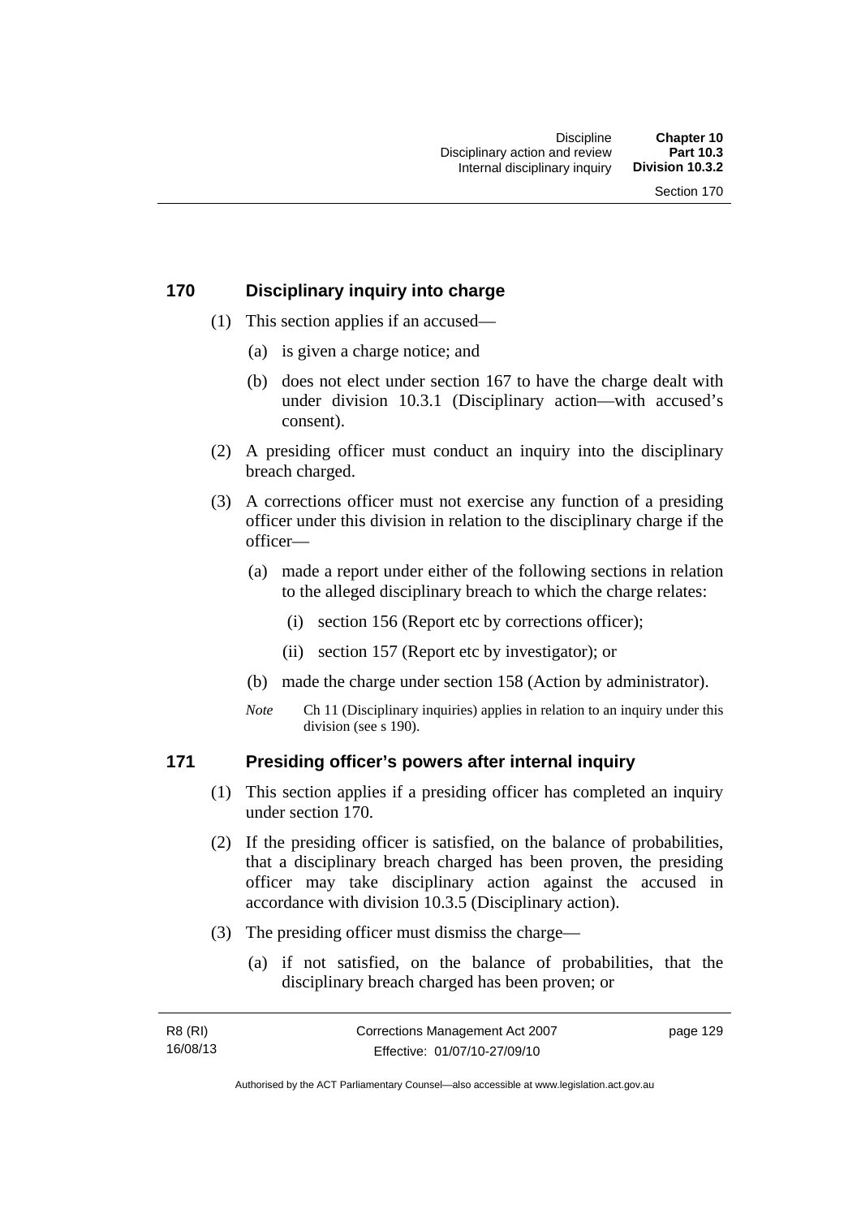## 170 Disciplinary inquiry into charge

(1) This section applies if an accused—

(a) is given a charge notice; and

(b) does not elect under section 167 to have the charge dealt with under division 10.3.1 (Disciplinary action—with accused's consent).

(2) A presiding officer must conduct an inquiry into the disciplinary breach charged.

(3) A corrections officer must not exercise any function of a presiding officer under this division in relation to the disciplinary charge if the officer—

(a) made a report under either of the following sections in relation to the alleged disciplinary breach to which the charge relates:

(i) section 156 (Report etc by corrections officer);

(ii) section 157 (Report etc by investigator); or

(b) made the charge under section 158 (Action by administrator).

*Note* Ch 11 (Disciplinary inquiries) applies in relation to an inquiry under this division (see s 190).

## 171 Presiding officer's powers after internal inquiry

(1) This section applies if a presiding officer has completed an inquiry under section 170.

(2) If the presiding officer is satisfied, on the balance of probabilities, that a disciplinary breach charged has been proven, the presiding officer may take disciplinary action against the accused in accordance with division 10.3.5 (Disciplinary action).

(3) The presiding officer must dismiss the charge—

(a) if not satisfied, on the balance of probabilities, that the disciplinary breach charged has been proven; or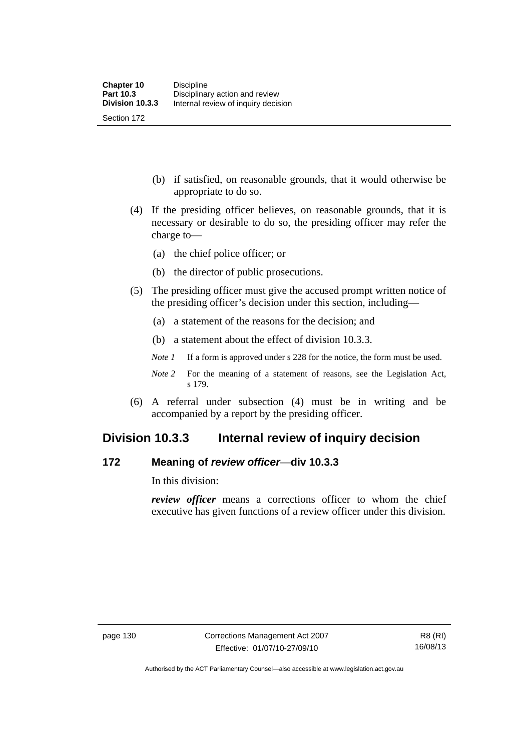(b) if satisfied, on reasonable grounds, that it would otherwise be appropriate to do so.

(4) If the presiding officer believes, on reasonable grounds, that it is necessary or desirable to do so, the presiding officer may refer the charge to—

(a) the chief police officer; or

(b) the director of public prosecutions.

(5) The presiding officer must give the accused prompt written notice of the presiding officer's decision under this section, including—

(a) a statement of the reasons for the decision; and

(b) a statement about the effect of division 10.3.3.

*Note 1* If a form is approved under s 228 for the notice, the form must be used.

*Note 2* For the meaning of a statement of reasons, see the Legislation Act, s 179.

(6) A referral under subsection (4) must be in writing and be accompanied by a report by the presiding officer.

## Division 10.3.3 Internal review of inquiry decision

### 172 Meaning of *review officer*—div 10.3.3

In this division:

***review officer*** means a corrections officer to whom the chief executive has given functions of a review officer under this division.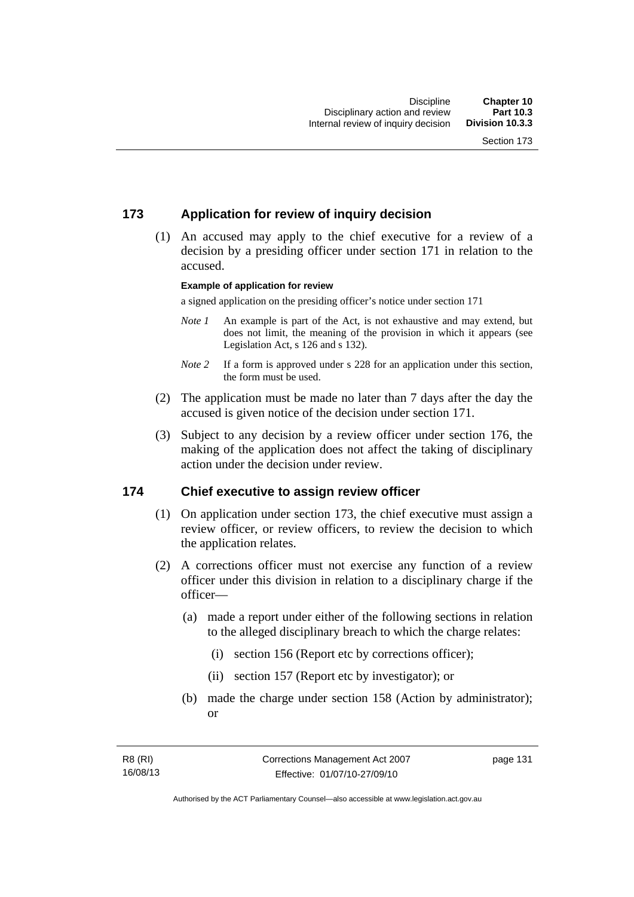## 173 Application for review of inquiry decision

(1) An accused may apply to the chief executive for a review of a decision by a presiding officer under section 171 in relation to the accused.

**Example of application for review**

a signed application on the presiding officer's notice under section 171

*Note 1* An example is part of the Act, is not exhaustive and may extend, but does not limit, the meaning of the provision in which it appears (see Legislation Act, s 126 and s 132).

*Note 2* If a form is approved under s 228 for an application under this section, the form must be used.

(2) The application must be made no later than 7 days after the day the accused is given notice of the decision under section 171.

(3) Subject to any decision by a review officer under section 176, the making of the application does not affect the taking of disciplinary action under the decision under review.

## 174 Chief executive to assign review officer

(1) On application under section 173, the chief executive must assign a review officer, or review officers, to review the decision to which the application relates.

(2) A corrections officer must not exercise any function of a review officer under this division in relation to a disciplinary charge if the officer—

(a) made a report under either of the following sections in relation to the alleged disciplinary breach to which the charge relates:

(i) section 156 (Report etc by corrections officer);

(ii) section 157 (Report etc by investigator); or

(b) made the charge under section 158 (Action by administrator); or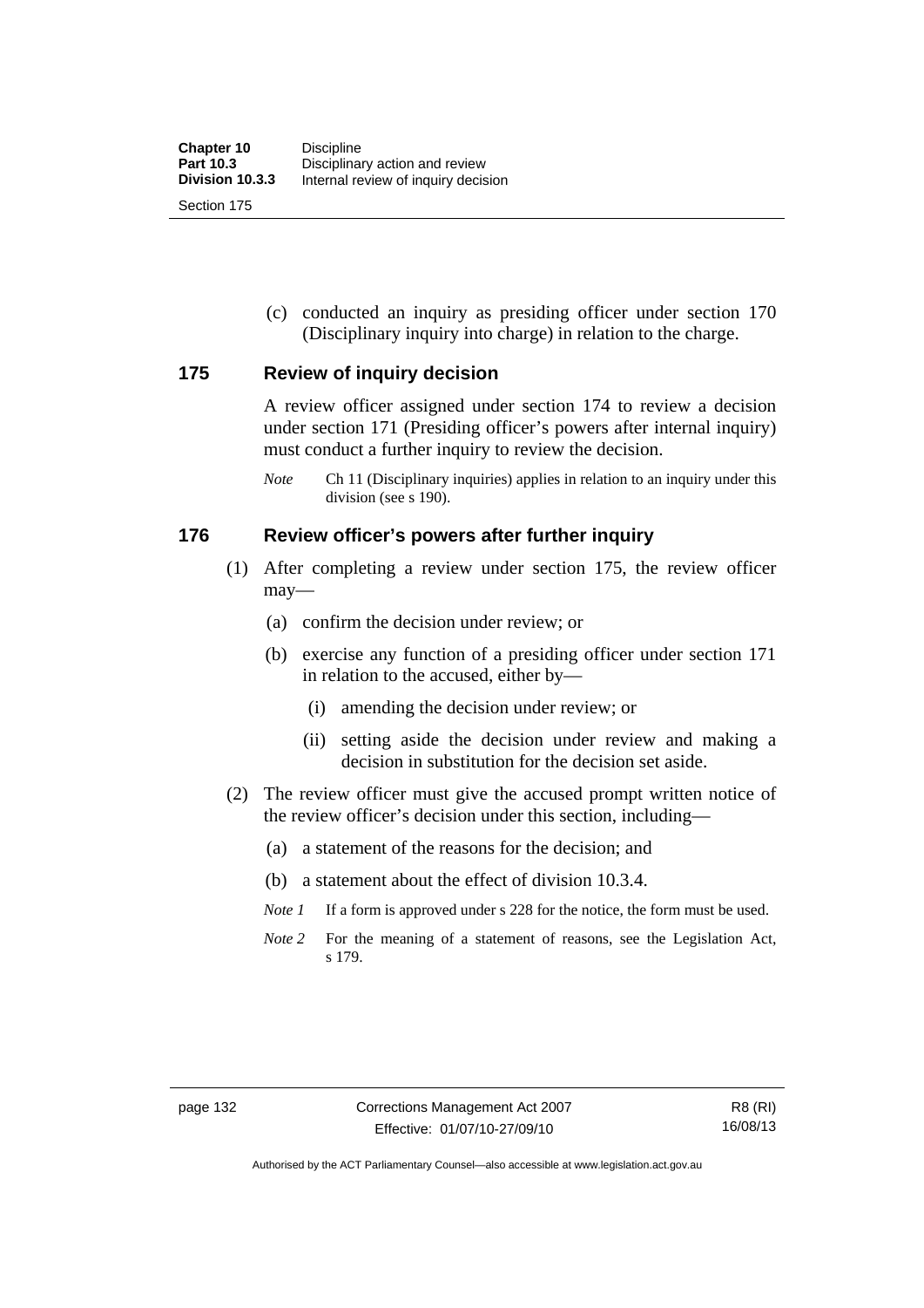(c) conducted an inquiry as presiding officer under section 170 (Disciplinary inquiry into charge) in relation to the charge.

### 175 Review of inquiry decision

A review officer assigned under section 174 to review a decision under section 171 (Presiding officer's powers after internal inquiry) must conduct a further inquiry to review the decision.

*Note* Ch 11 (Disciplinary inquiries) applies in relation to an inquiry under this division (see s 190).

### 176 Review officer's powers after further inquiry

(1) After completing a review under section 175, the review officer may—

(a) confirm the decision under review; or

(b) exercise any function of a presiding officer under section 171 in relation to the accused, either by—

(i) amending the decision under review; or

(ii) setting aside the decision under review and making a decision in substitution for the decision set aside.

(2) The review officer must give the accused prompt written notice of the review officer's decision under this section, including—

(a) a statement of the reasons for the decision; and

(b) a statement about the effect of division 10.3.4.

*Note 1* If a form is approved under s 228 for the notice, the form must be used.

*Note 2* For the meaning of a statement of reasons, see the Legislation Act, s 179.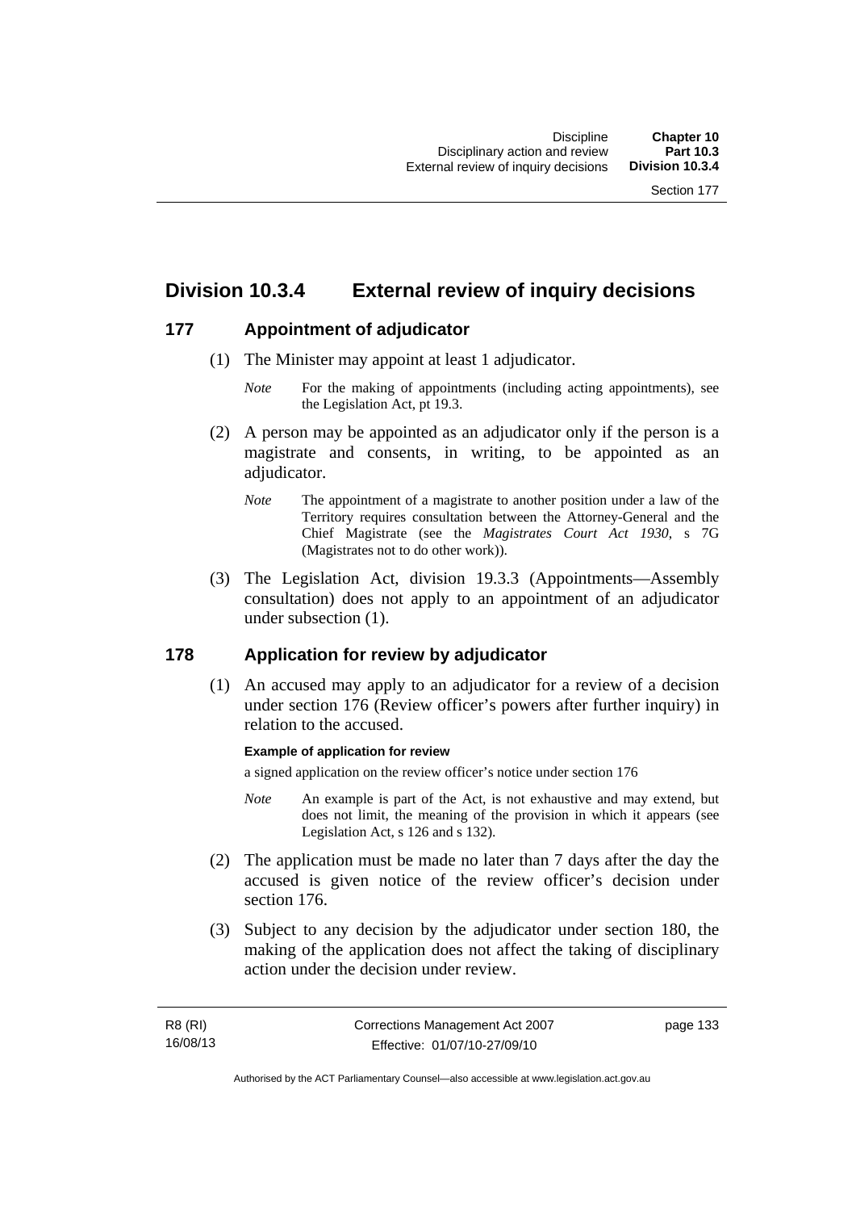## Division 10.3.4 External review of inquiry decisions

### 177 Appointment of adjudicator

(1) The Minister may appoint at least 1 adjudicator.

*Note* For the making of appointments (including acting appointments), see the Legislation Act, pt 19.3.

(2) A person may be appointed as an adjudicator only if the person is a magistrate and consents, in writing, to be appointed as an adjudicator.

*Note* The appointment of a magistrate to another position under a law of the Territory requires consultation between the Attorney-General and the Chief Magistrate (see the *Magistrates Court Act 1930*, s 7G (Magistrates not to do other work)).

(3) The Legislation Act, division 19.3.3 (Appointments—Assembly consultation) does not apply to an appointment of an adjudicator under subsection (1).

### 178 Application for review by adjudicator

(1) An accused may apply to an adjudicator for a review of a decision under section 176 (Review officer's powers after further inquiry) in relation to the accused.

**Example of application for review**

a signed application on the review officer's notice under section 176

*Note* An example is part of the Act, is not exhaustive and may extend, but does not limit, the meaning of the provision in which it appears (see Legislation Act, s 126 and s 132).

(2) The application must be made no later than 7 days after the day the accused is given notice of the review officer's decision under section 176.

(3) Subject to any decision by the adjudicator under section 180, the making of the application does not affect the taking of disciplinary action under the decision under review.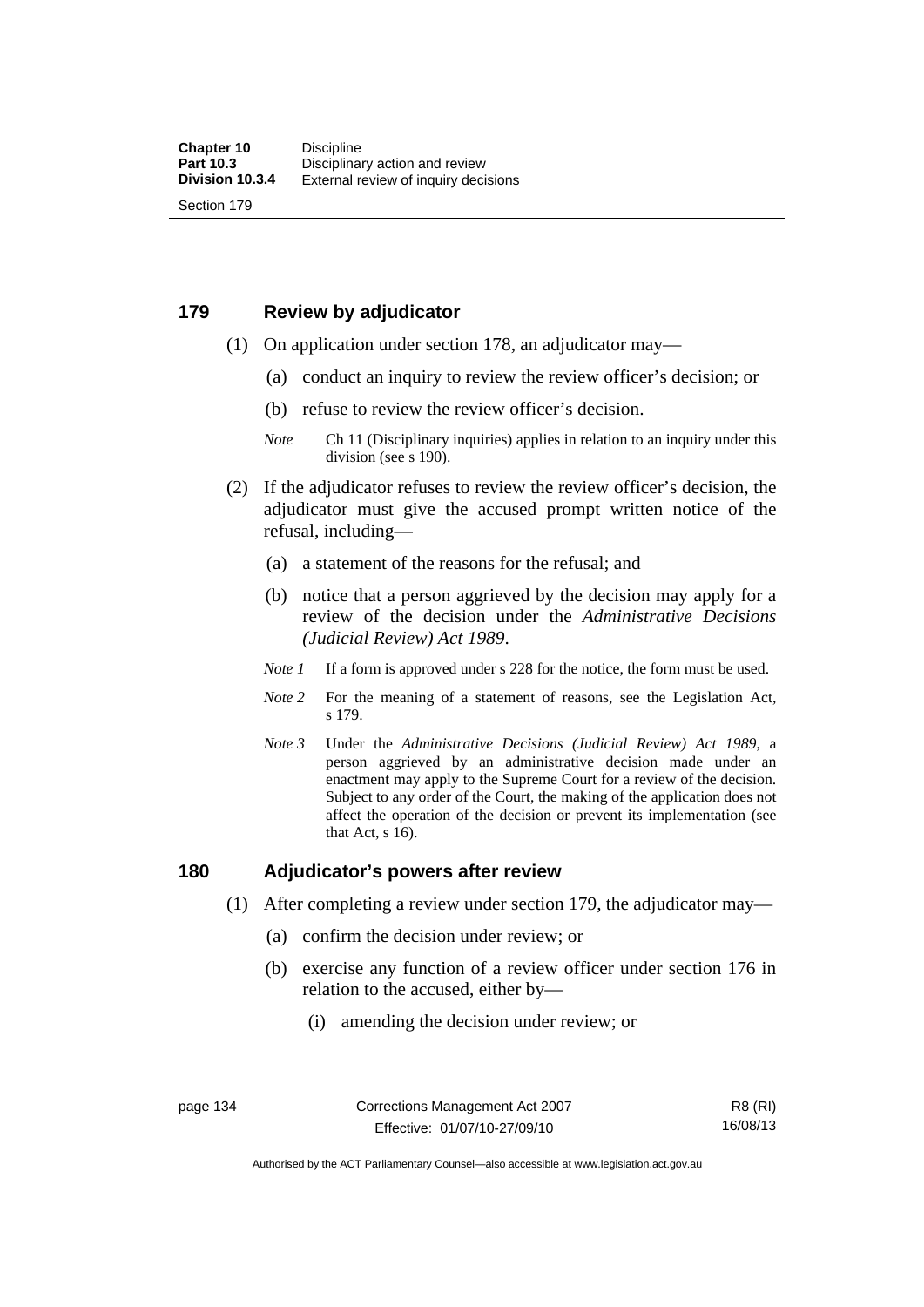## 179 Review by adjudicator

(1) On application under section 178, an adjudicator may—

(a) conduct an inquiry to review the review officer's decision; or

(b) refuse to review the review officer's decision.

*Note* Ch 11 (Disciplinary inquiries) applies in relation to an inquiry under this division (see s 190).

(2) If the adjudicator refuses to review the review officer's decision, the adjudicator must give the accused prompt written notice of the refusal, including—

(a) a statement of the reasons for the refusal; and

(b) notice that a person aggrieved by the decision may apply for a review of the decision under the *Administrative Decisions (Judicial Review) Act 1989*.

*Note 1* If a form is approved under s 228 for the notice, the form must be used.

*Note 2* For the meaning of a statement of reasons, see the Legislation Act, s 179.

*Note 3* Under the *Administrative Decisions (Judicial Review) Act 1989*, a person aggrieved by an administrative decision made under an enactment may apply to the Supreme Court for a review of the decision. Subject to any order of the Court, the making of the application does not affect the operation of the decision or prevent its implementation (see that Act, s 16).

## 180 Adjudicator's powers after review

(1) After completing a review under section 179, the adjudicator may—

(a) confirm the decision under review; or

(b) exercise any function of a review officer under section 176 in relation to the accused, either by—

(i) amending the decision under review; or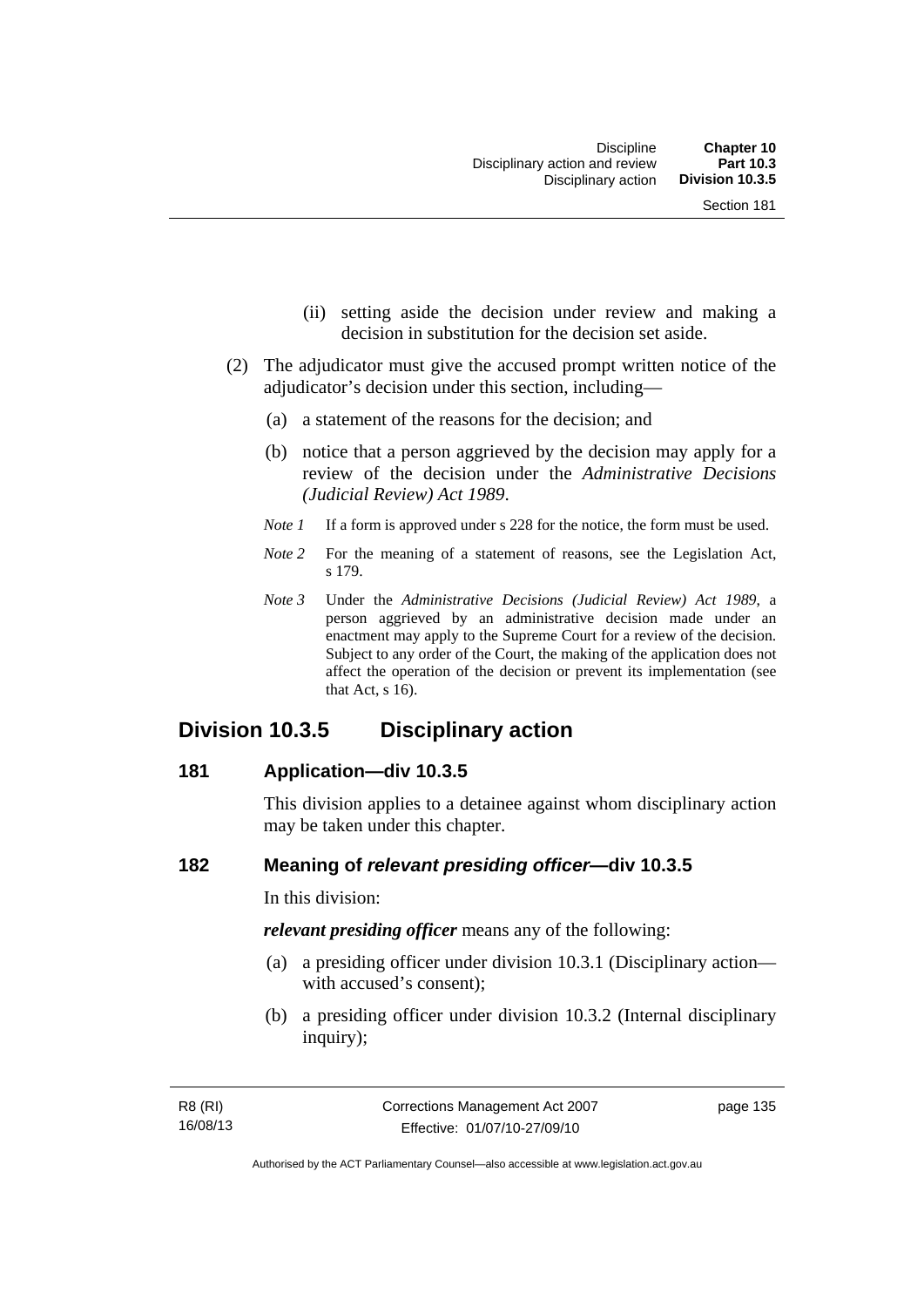(ii) setting aside the decision under review and making a decision in substitution for the decision set aside.

(2) The adjudicator must give the accused prompt written notice of the adjudicator's decision under this section, including—

(a) a statement of the reasons for the decision; and

(b) notice that a person aggrieved by the decision may apply for a review of the decision under the *Administrative Decisions (Judicial Review) Act 1989*.

*Note 1* If a form is approved under s 228 for the notice, the form must be used.

*Note 2* For the meaning of a statement of reasons, see the Legislation Act, s 179.

*Note 3* Under the *Administrative Decisions (Judicial Review) Act 1989*, a person aggrieved by an administrative decision made under an enactment may apply to the Supreme Court for a review of the decision. Subject to any order of the Court, the making of the application does not affect the operation of the decision or prevent its implementation (see that Act, s 16).

## Division 10.3.5 Disciplinary action

### 181 Application—div 10.3.5

This division applies to a detainee against whom disciplinary action may be taken under this chapter.

### 182 Meaning of *relevant presiding officer*—div 10.3.5

In this division:

***relevant presiding officer*** means any of the following:

(a) a presiding officer under division 10.3.1 (Disciplinary action—with accused's consent);

(b) a presiding officer under division 10.3.2 (Internal disciplinary inquiry);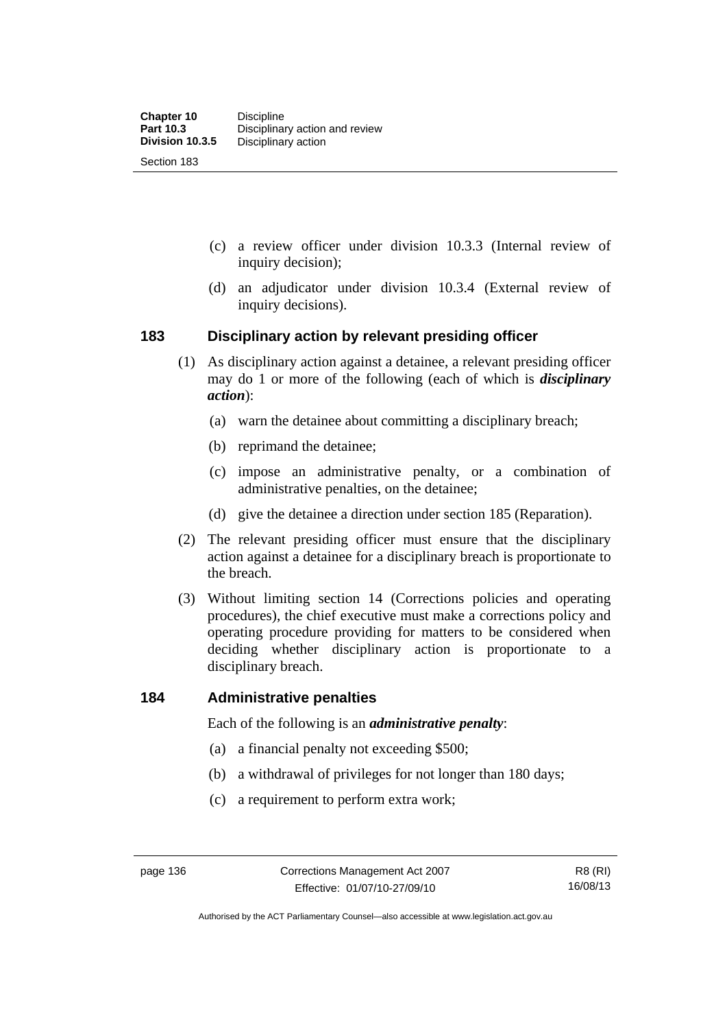(c) a review officer under division 10.3.3 (Internal review of inquiry decision);

(d) an adjudicator under division 10.3.4 (External review of inquiry decisions).

### 183 Disciplinary action by relevant presiding officer

(1) As disciplinary action against a detainee, a relevant presiding officer may do 1 or more of the following (each of which is ***disciplinary action***):

(a) warn the detainee about committing a disciplinary breach;

(b) reprimand the detainee;

(c) impose an administrative penalty, or a combination of administrative penalties, on the detainee;

(d) give the detainee a direction under section 185 (Reparation).

(2) The relevant presiding officer must ensure that the disciplinary action against a detainee for a disciplinary breach is proportionate to the breach.

(3) Without limiting section 14 (Corrections policies and operating procedures), the chief executive must make a corrections policy and operating procedure providing for matters to be considered when deciding whether disciplinary action is proportionate to a disciplinary breach.

### 184 Administrative penalties

Each of the following is an ***administrative penalty***:

(a) a financial penalty not exceeding $500;

(b) a withdrawal of privileges for not longer than 180 days;

(c) a requirement to perform extra work;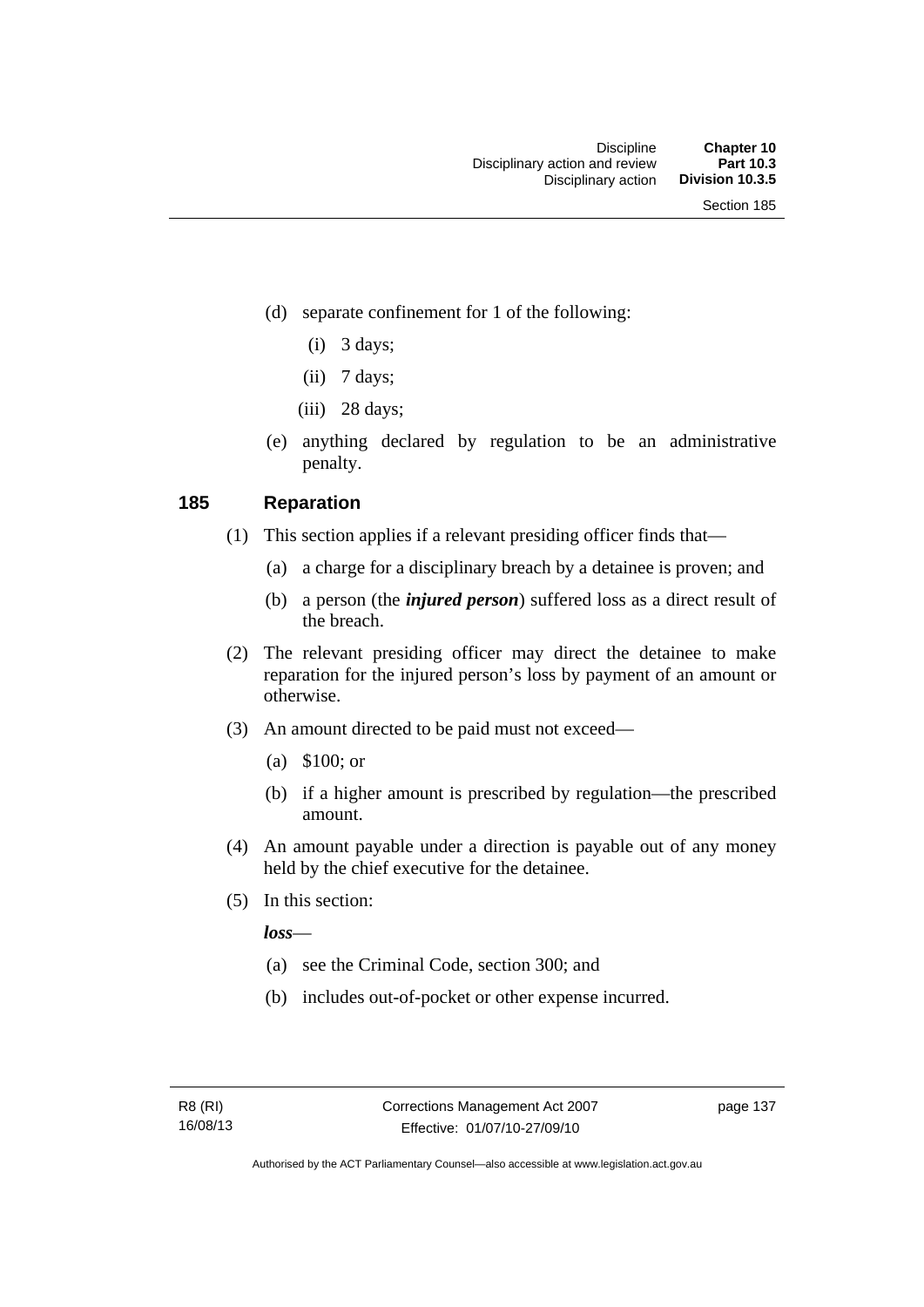(d) separate confinement for 1 of the following:

(i) 3 days;

(ii) 7 days;

(iii) 28 days;

(e) anything declared by regulation to be an administrative penalty.

## 185 Reparation

(1) This section applies if a relevant presiding officer finds that—

(a) a charge for a disciplinary breach by a detainee is proven; and

(b) a person (the ***injured person***) suffered loss as a direct result of the breach.

(2) The relevant presiding officer may direct the detainee to make reparation for the injured person's loss by payment of an amount or otherwise.

(3) An amount directed to be paid must not exceed—

(a) $100; or

(b) if a higher amount is prescribed by regulation—the prescribed amount.

(4) An amount payable under a direction is payable out of any money held by the chief executive for the detainee.

(5) In this section:

***loss***—

(a) see the Criminal Code, section 300; and

(b) includes out-of-pocket or other expense incurred.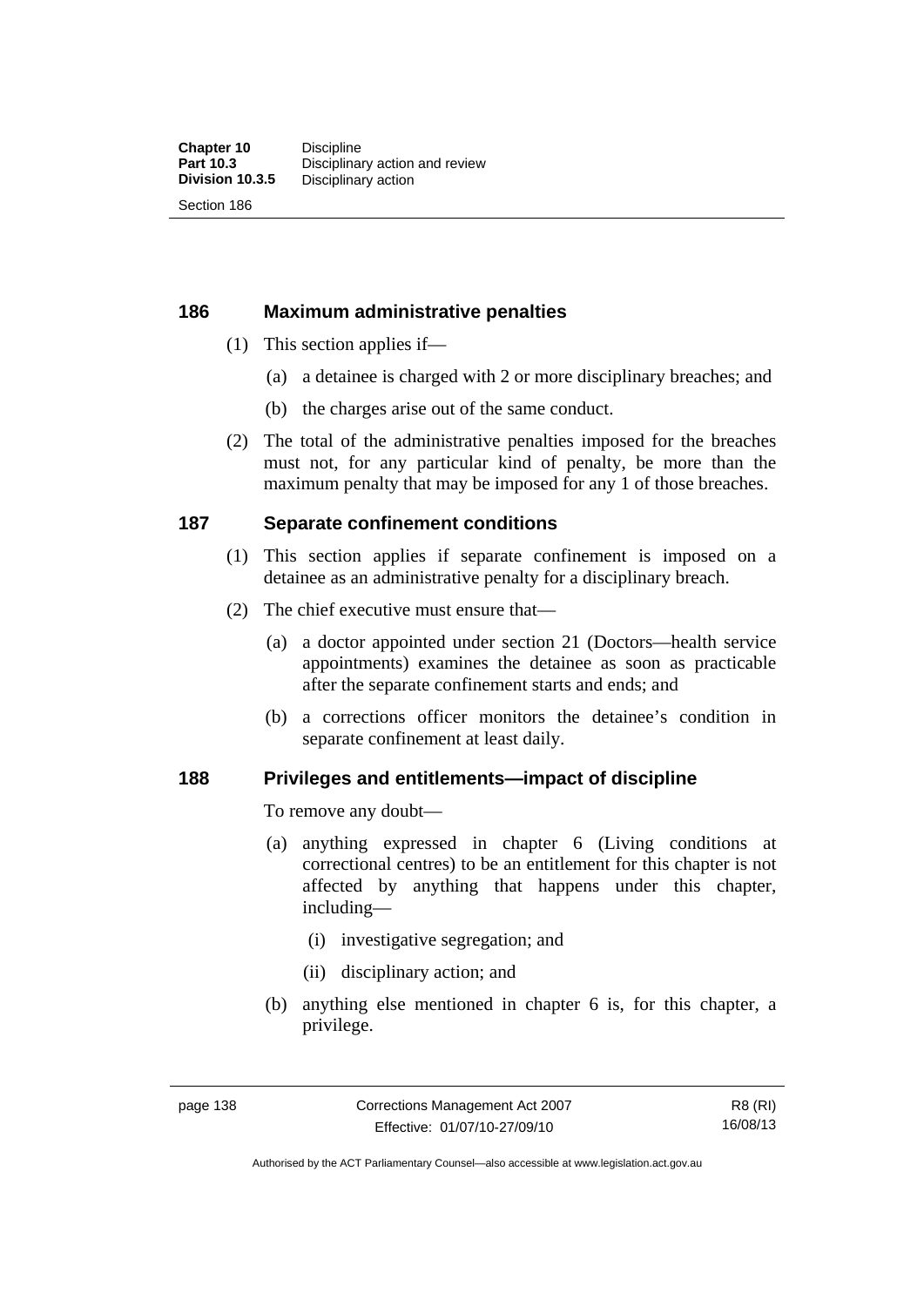## 186 Maximum administrative penalties

(1) This section applies if—

(a) a detainee is charged with 2 or more disciplinary breaches; and

(b) the charges arise out of the same conduct.

(2) The total of the administrative penalties imposed for the breaches must not, for any particular kind of penalty, be more than the maximum penalty that may be imposed for any 1 of those breaches.

## 187 Separate confinement conditions

(1) This section applies if separate confinement is imposed on a detainee as an administrative penalty for a disciplinary breach.

(2) The chief executive must ensure that—

(a) a doctor appointed under section 21 (Doctors—health service appointments) examines the detainee as soon as practicable after the separate confinement starts and ends; and

(b) a corrections officer monitors the detainee's condition in separate confinement at least daily.

## 188 Privileges and entitlements—impact of discipline

To remove any doubt—

(a) anything expressed in chapter 6 (Living conditions at correctional centres) to be an entitlement for this chapter is not affected by anything that happens under this chapter, including—

(i) investigative segregation; and

(ii) disciplinary action; and

(b) anything else mentioned in chapter 6 is, for this chapter, a privilege.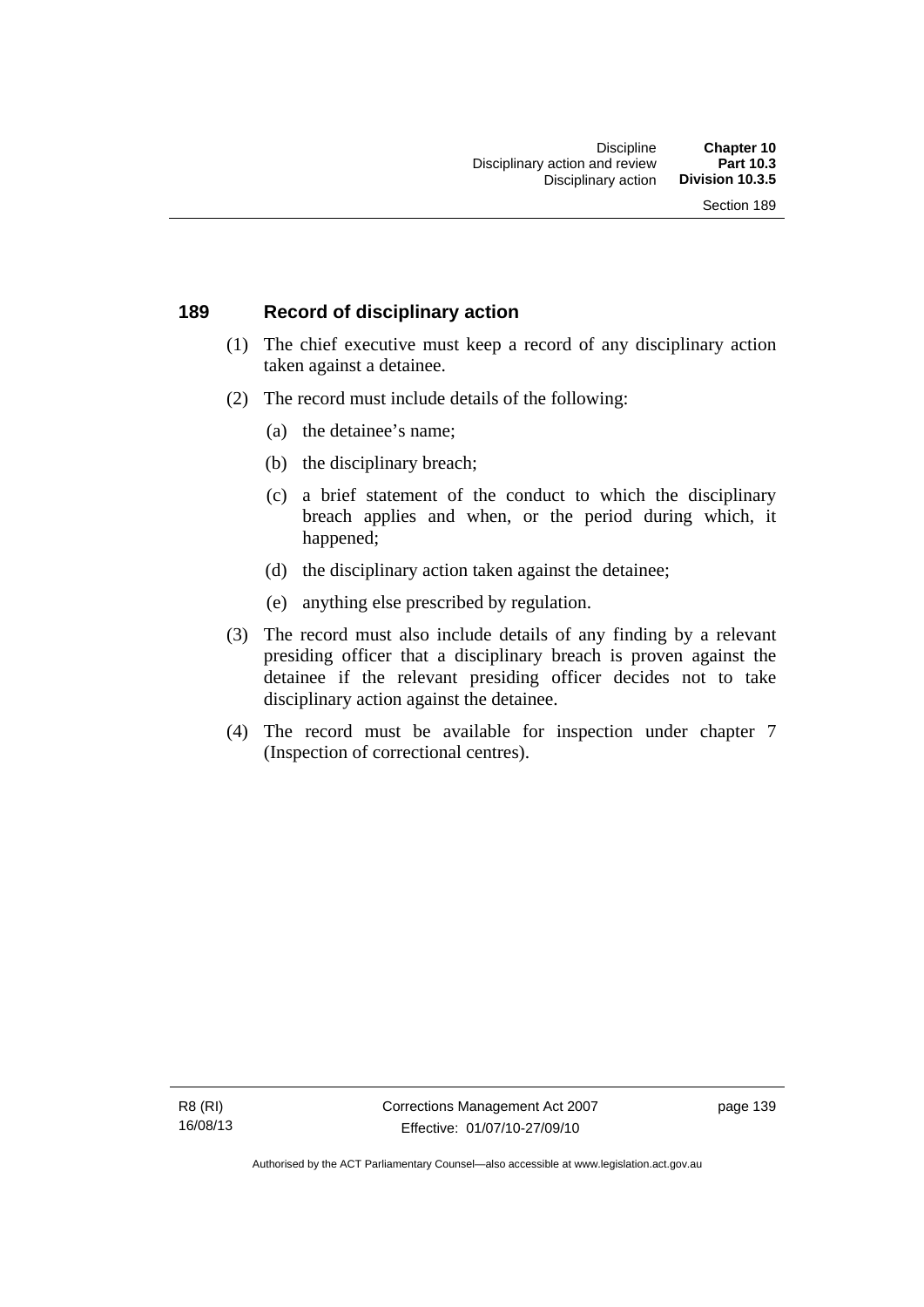### 189 Record of disciplinary action

(1) The chief executive must keep a record of any disciplinary action taken against a detainee.

(2) The record must include details of the following:

- (a) the detainee's name;
- (b) the disciplinary breach;
- (c) a brief statement of the conduct to which the disciplinary breach applies and when, or the period during which, it happened;
- (d) the disciplinary action taken against the detainee;
- (e) anything else prescribed by regulation.

(3) The record must also include details of any finding by a relevant presiding officer that a disciplinary breach is proven against the detainee if the relevant presiding officer decides not to take disciplinary action against the detainee.

(4) The record must be available for inspection under chapter 7 (Inspection of correctional centres).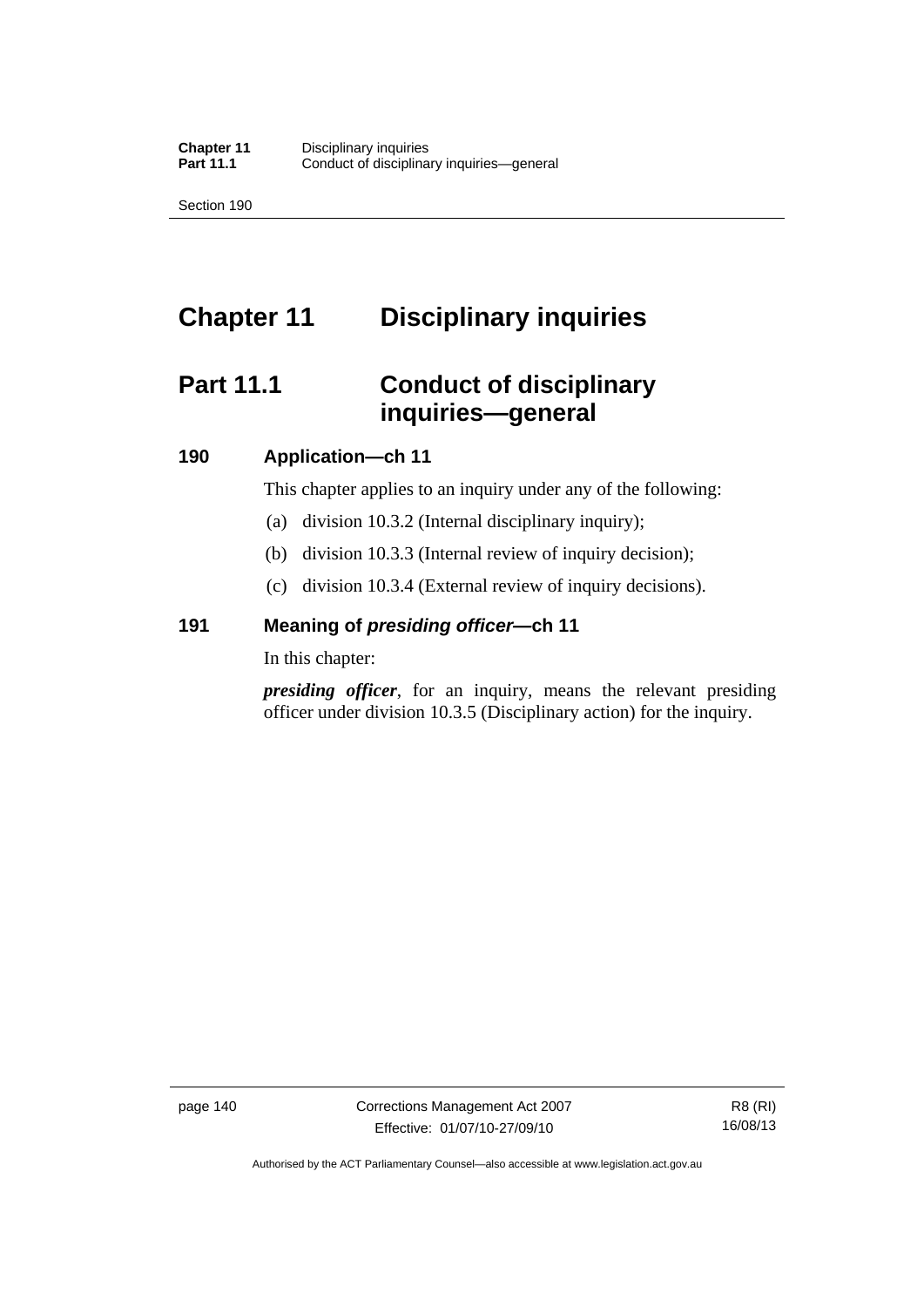# Chapter 11 Disciplinary inquiries

## Part 11.1 Conduct of disciplinary inquiries—general

### 190 Application—ch 11

This chapter applies to an inquiry under any of the following:

(a) division 10.3.2 (Internal disciplinary inquiry);

(b) division 10.3.3 (Internal review of inquiry decision);

(c) division 10.3.4 (External review of inquiry decisions).

### 191 Meaning of *presiding officer*—ch 11

In this chapter:

***presiding officer***, for an inquiry, means the relevant presiding officer under division 10.3.5 (Disciplinary action) for the inquiry.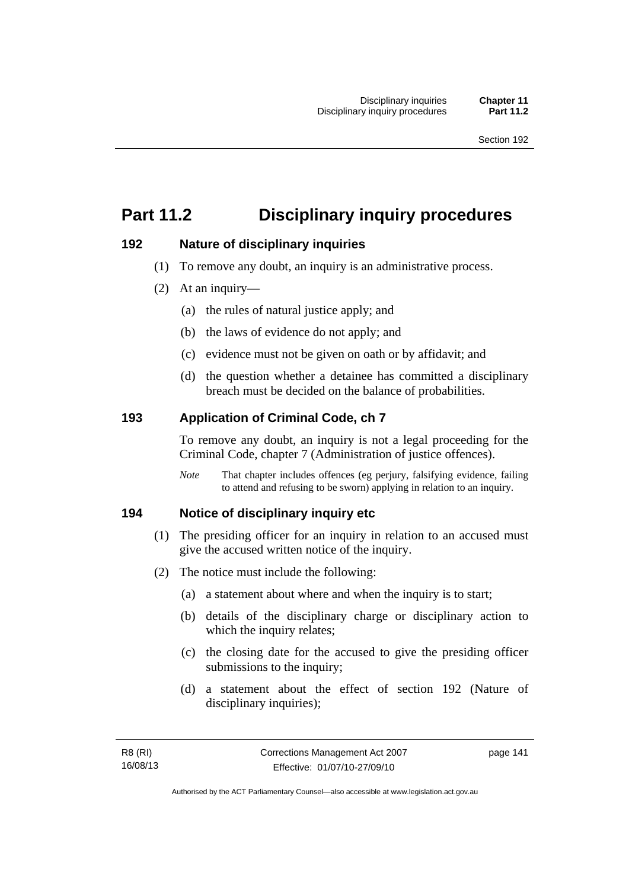# Part 11.2 Disciplinary inquiry procedures

### 192 Nature of disciplinary inquiries

(1) To remove any doubt, an inquiry is an administrative process.

(2) At an inquiry—

(a) the rules of natural justice apply; and

(b) the laws of evidence do not apply; and

(c) evidence must not be given on oath or by affidavit; and

(d) the question whether a detainee has committed a disciplinary breach must be decided on the balance of probabilities.

### 193 Application of Criminal Code, ch 7

To remove any doubt, an inquiry is not a legal proceeding for the Criminal Code, chapter 7 (Administration of justice offences).

*Note* That chapter includes offences (eg perjury, falsifying evidence, failing to attend and refusing to be sworn) applying in relation to an inquiry.

### 194 Notice of disciplinary inquiry etc

(1) The presiding officer for an inquiry in relation to an accused must give the accused written notice of the inquiry.

(2) The notice must include the following:

(a) a statement about where and when the inquiry is to start;

(b) details of the disciplinary charge or disciplinary action to which the inquiry relates;

(c) the closing date for the accused to give the presiding officer submissions to the inquiry;

(d) a statement about the effect of section 192 (Nature of disciplinary inquiries);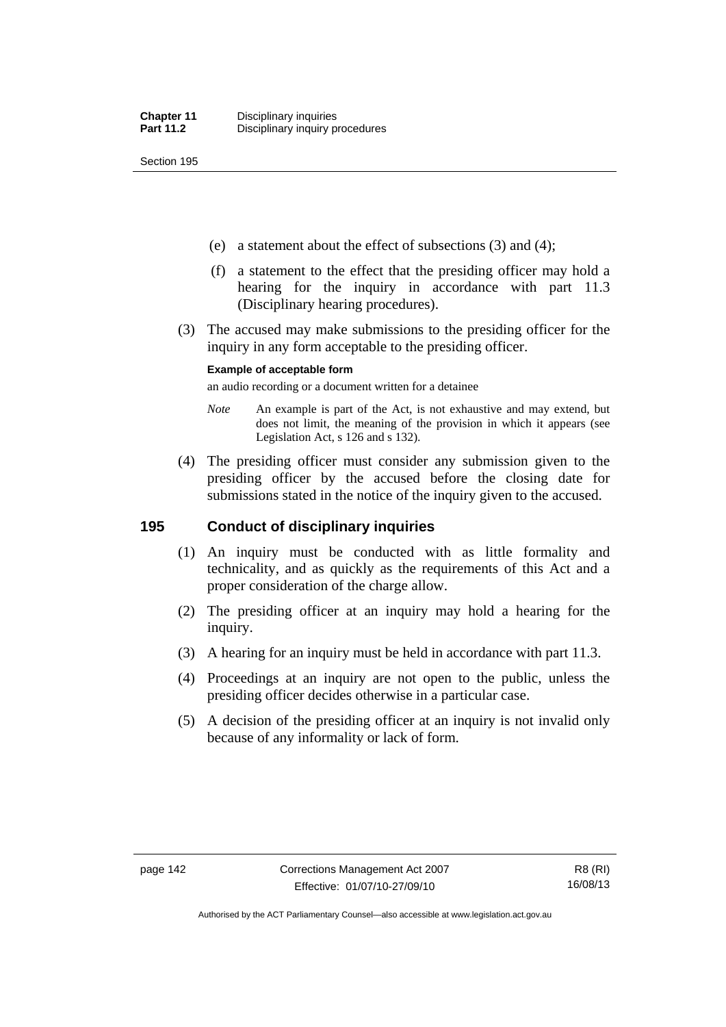(e) a statement about the effect of subsections (3) and (4);

(f) a statement to the effect that the presiding officer may hold a hearing for the inquiry in accordance with part 11.3 (Disciplinary hearing procedures).

(3) The accused may make submissions to the presiding officer for the inquiry in any form acceptable to the presiding officer.

**Example of acceptable form**

an audio recording or a document written for a detainee

*Note* An example is part of the Act, is not exhaustive and may extend, but does not limit, the meaning of the provision in which it appears (see Legislation Act, s 126 and s 132).

(4) The presiding officer must consider any submission given to the presiding officer by the accused before the closing date for submissions stated in the notice of the inquiry given to the accused.

## 195 Conduct of disciplinary inquiries

(1) An inquiry must be conducted with as little formality and technicality, and as quickly as the requirements of this Act and a proper consideration of the charge allow.

(2) The presiding officer at an inquiry may hold a hearing for the inquiry.

(3) A hearing for an inquiry must be held in accordance with part 11.3.

(4) Proceedings at an inquiry are not open to the public, unless the presiding officer decides otherwise in a particular case.

(5) A decision of the presiding officer at an inquiry is not invalid only because of any informality or lack of form.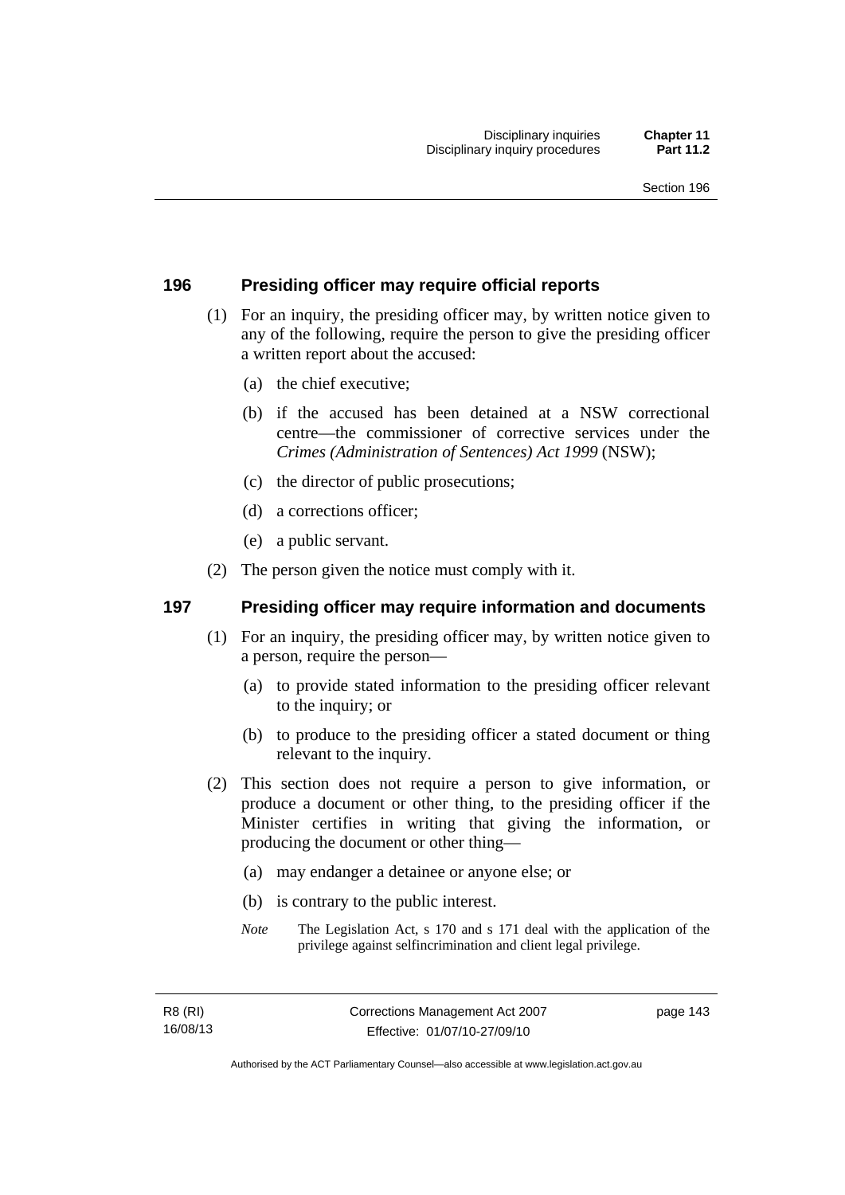## 196 Presiding officer may require official reports

(1) For an inquiry, the presiding officer may, by written notice given to any of the following, require the person to give the presiding officer a written report about the accused:

(a) the chief executive;

(b) if the accused has been detained at a NSW correctional centre—the commissioner of corrective services under the *Crimes (Administration of Sentences) Act 1999* (NSW);

(c) the director of public prosecutions;

(d) a corrections officer;

(e) a public servant.

(2) The person given the notice must comply with it.

## 197 Presiding officer may require information and documents

(1) For an inquiry, the presiding officer may, by written notice given to a person, require the person—

(a) to provide stated information to the presiding officer relevant to the inquiry; or

(b) to produce to the presiding officer a stated document or thing relevant to the inquiry.

(2) This section does not require a person to give information, or produce a document or other thing, to the presiding officer if the Minister certifies in writing that giving the information, or producing the document or other thing—

(a) may endanger a detainee or anyone else; or

(b) is contrary to the public interest.

*Note* The Legislation Act, s 170 and s 171 deal with the application of the privilege against selfincrimination and client legal privilege.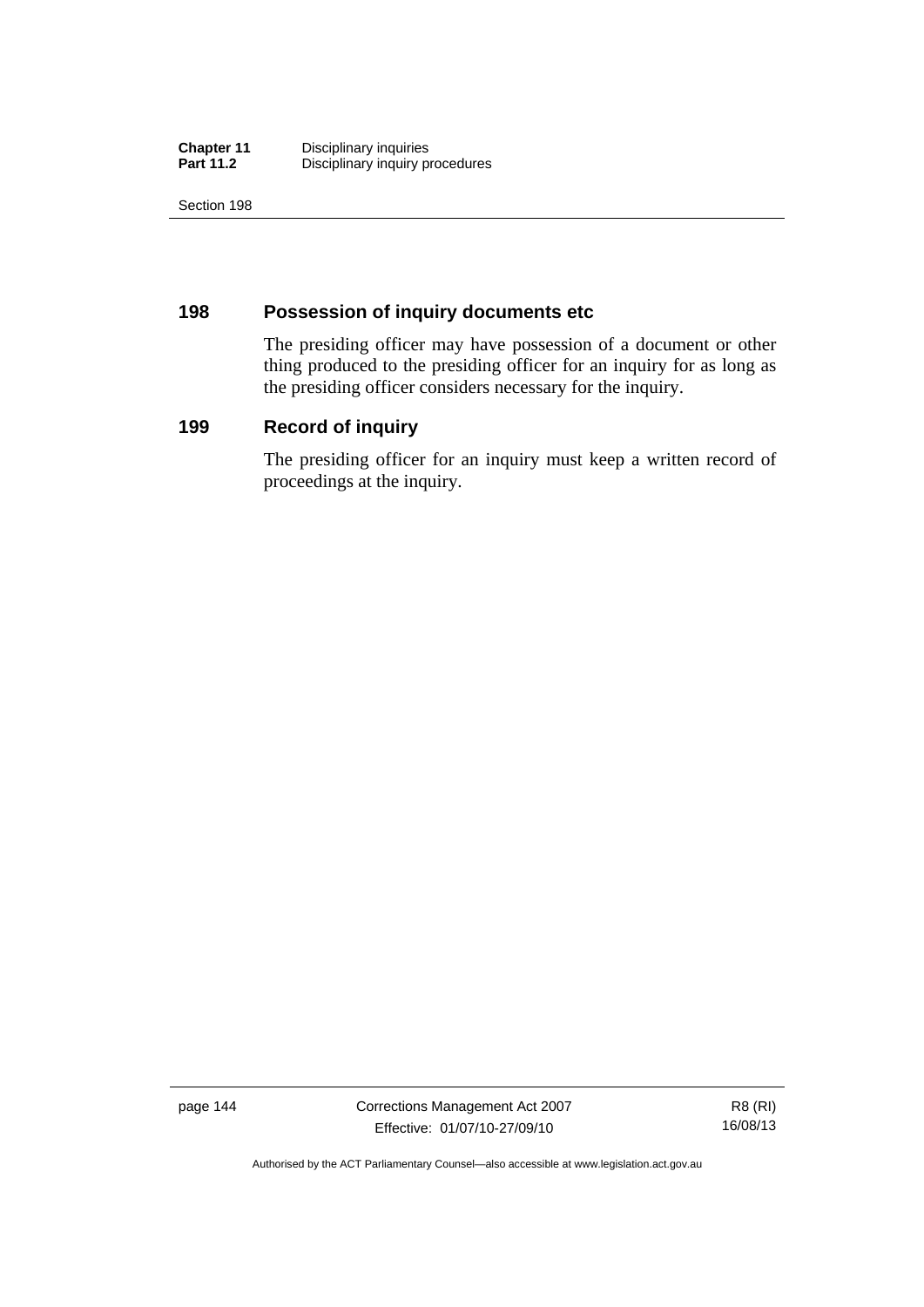## 198 Possession of inquiry documents etc

The presiding officer may have possession of a document or other thing produced to the presiding officer for an inquiry for as long as the presiding officer considers necessary for the inquiry.

## 199 Record of inquiry

The presiding officer for an inquiry must keep a written record of proceedings at the inquiry.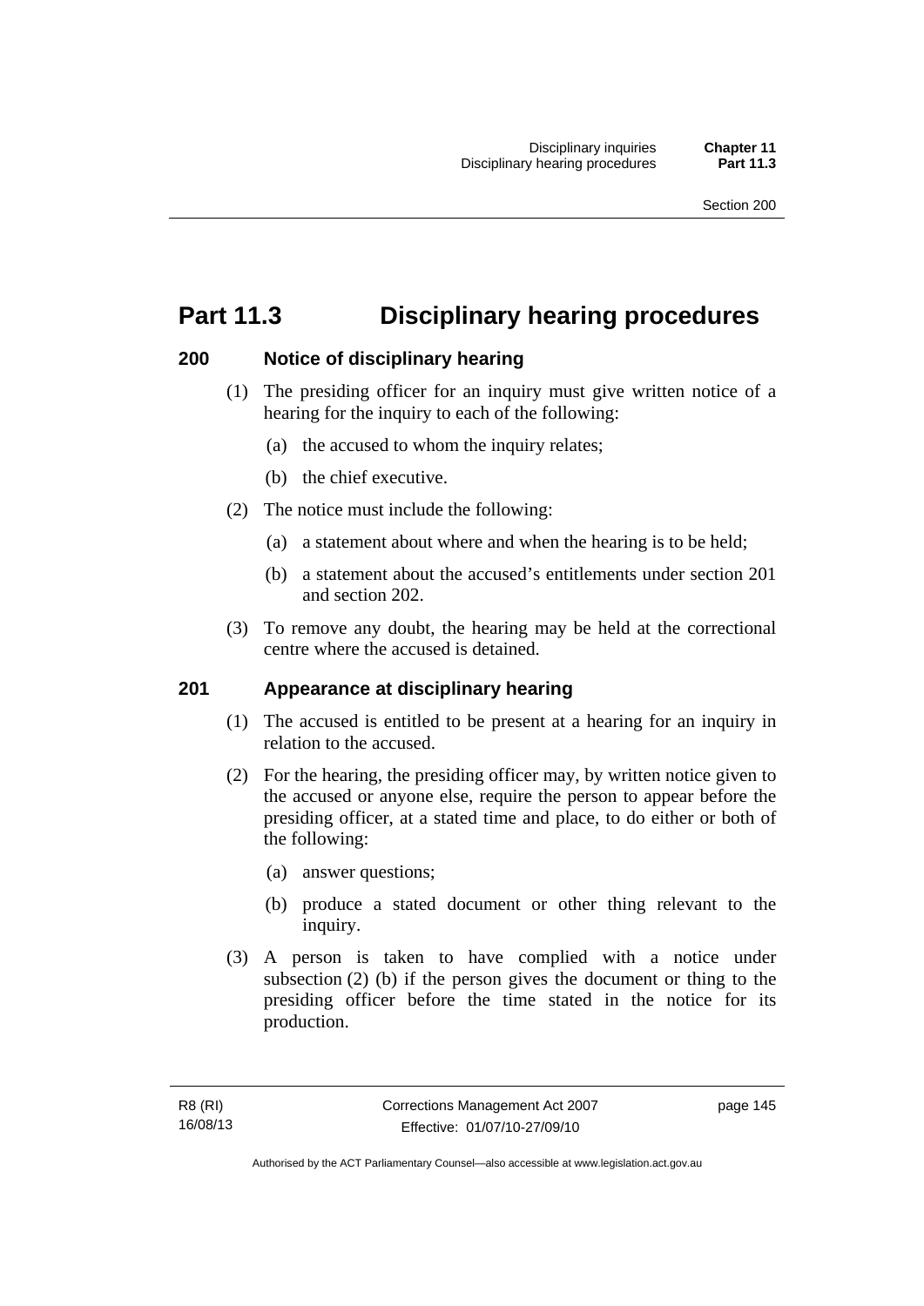# Part 11.3 Disciplinary hearing procedures

## 200 Notice of disciplinary hearing

(1) The presiding officer for an inquiry must give written notice of a hearing for the inquiry to each of the following:

(a) the accused to whom the inquiry relates;

(b) the chief executive.

(2) The notice must include the following:

(a) a statement about where and when the hearing is to be held;

(b) a statement about the accused's entitlements under section 201 and section 202.

(3) To remove any doubt, the hearing may be held at the correctional centre where the accused is detained.

## 201 Appearance at disciplinary hearing

(1) The accused is entitled to be present at a hearing for an inquiry in relation to the accused.

(2) For the hearing, the presiding officer may, by written notice given to the accused or anyone else, require the person to appear before the presiding officer, at a stated time and place, to do either or both of the following:

(a) answer questions;

(b) produce a stated document or other thing relevant to the inquiry.

(3) A person is taken to have complied with a notice under subsection (2) (b) if the person gives the document or thing to the presiding officer before the time stated in the notice for its production.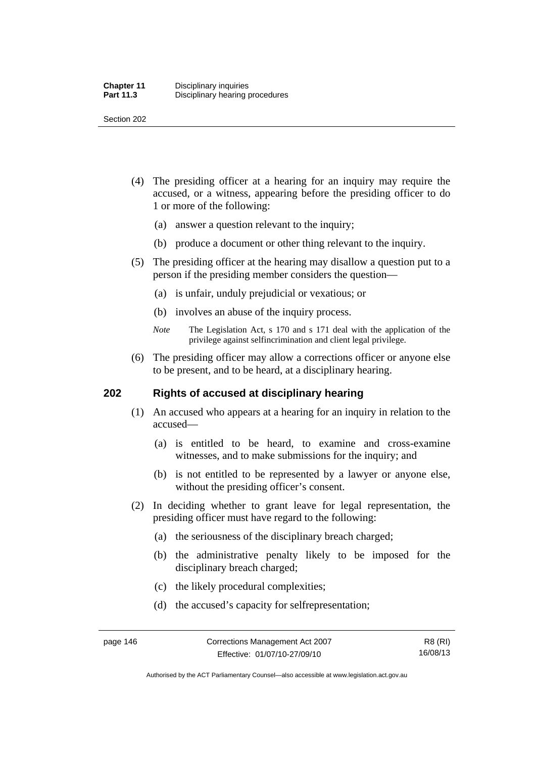(4) The presiding officer at a hearing for an inquiry may require the accused, or a witness, appearing before the presiding officer to do 1 or more of the following:

(a) answer a question relevant to the inquiry;

(b) produce a document or other thing relevant to the inquiry.

(5) The presiding officer at the hearing may disallow a question put to a person if the presiding member considers the question—

(a) is unfair, unduly prejudicial or vexatious; or

(b) involves an abuse of the inquiry process.

*Note* The Legislation Act, s 170 and s 171 deal with the application of the privilege against selfincrimination and client legal privilege.

(6) The presiding officer may allow a corrections officer or anyone else to be present, and to be heard, at a disciplinary hearing.

## 202 Rights of accused at disciplinary hearing

(1) An accused who appears at a hearing for an inquiry in relation to the accused—

(a) is entitled to be heard, to examine and cross-examine witnesses, and to make submissions for the inquiry; and

(b) is not entitled to be represented by a lawyer or anyone else, without the presiding officer's consent.

(2) In deciding whether to grant leave for legal representation, the presiding officer must have regard to the following:

(a) the seriousness of the disciplinary breach charged;

(b) the administrative penalty likely to be imposed for the disciplinary breach charged;

(c) the likely procedural complexities;

(d) the accused's capacity for selfrepresentation;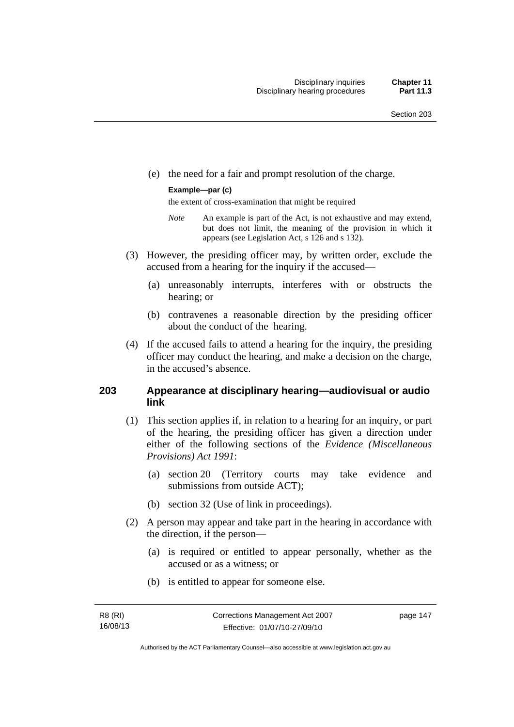(e) the need for a fair and prompt resolution of the charge.

**Example—par (c)**

the extent of cross-examination that might be required

*Note* An example is part of the Act, is not exhaustive and may extend, but does not limit, the meaning of the provision in which it appears (see Legislation Act, s 126 and s 132).

(3) However, the presiding officer may, by written order, exclude the accused from a hearing for the inquiry if the accused—

(a) unreasonably interrupts, interferes with or obstructs the hearing; or

(b) contravenes a reasonable direction by the presiding officer about the conduct of the hearing.

(4) If the accused fails to attend a hearing for the inquiry, the presiding officer may conduct the hearing, and make a decision on the charge, in the accused's absence.

## 203 Appearance at disciplinary hearing—audiovisual or audio link

(1) This section applies if, in relation to a hearing for an inquiry, or part of the hearing, the presiding officer has given a direction under either of the following sections of the *Evidence (Miscellaneous Provisions) Act 1991*:

(a) section 20 (Territory courts may take evidence and submissions from outside ACT);

(b) section 32 (Use of link in proceedings).

(2) A person may appear and take part in the hearing in accordance with the direction, if the person—

(a) is required or entitled to appear personally, whether as the accused or as a witness; or

(b) is entitled to appear for someone else.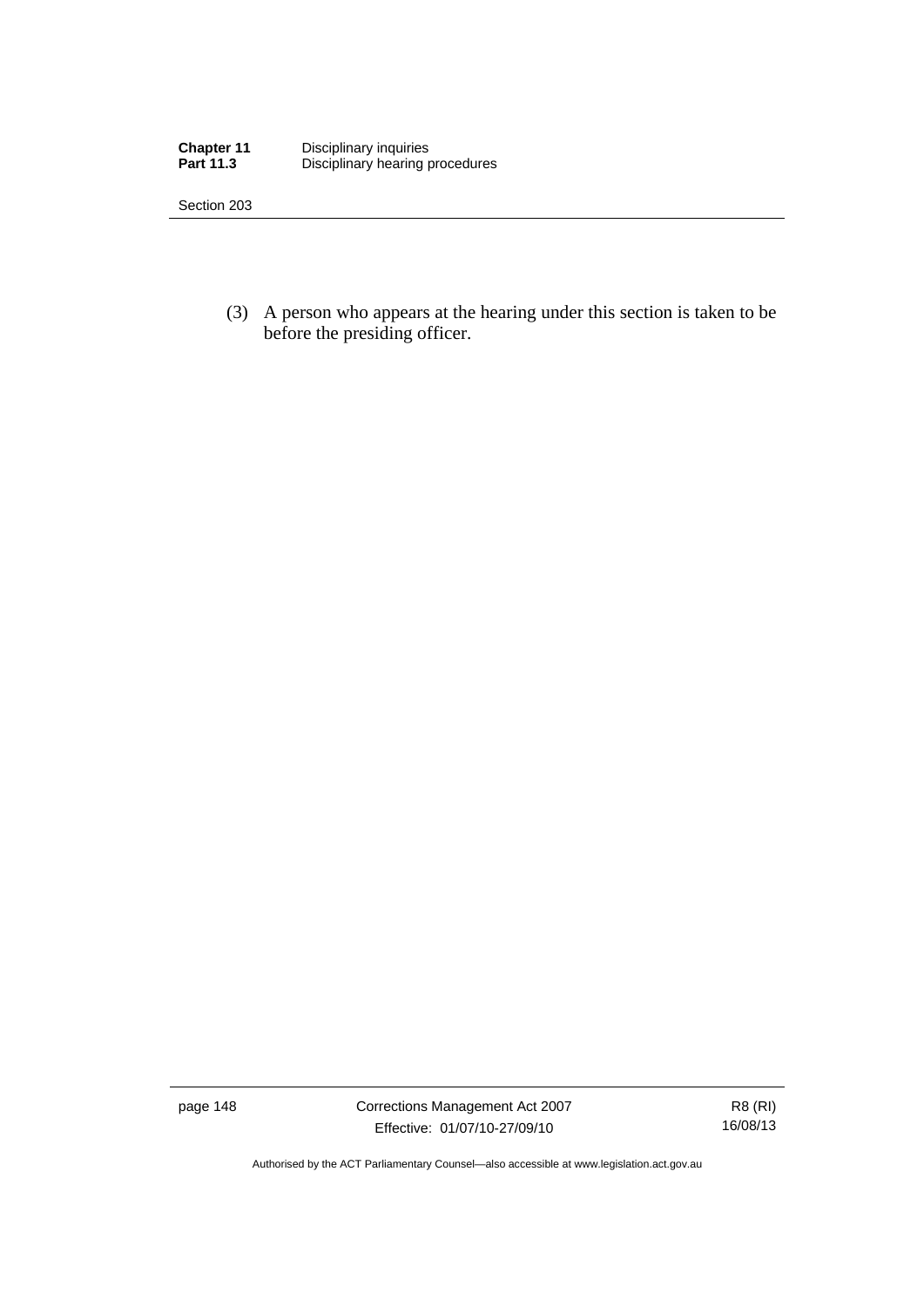(3) A person who appears at the hearing under this section is taken to be before the presiding officer.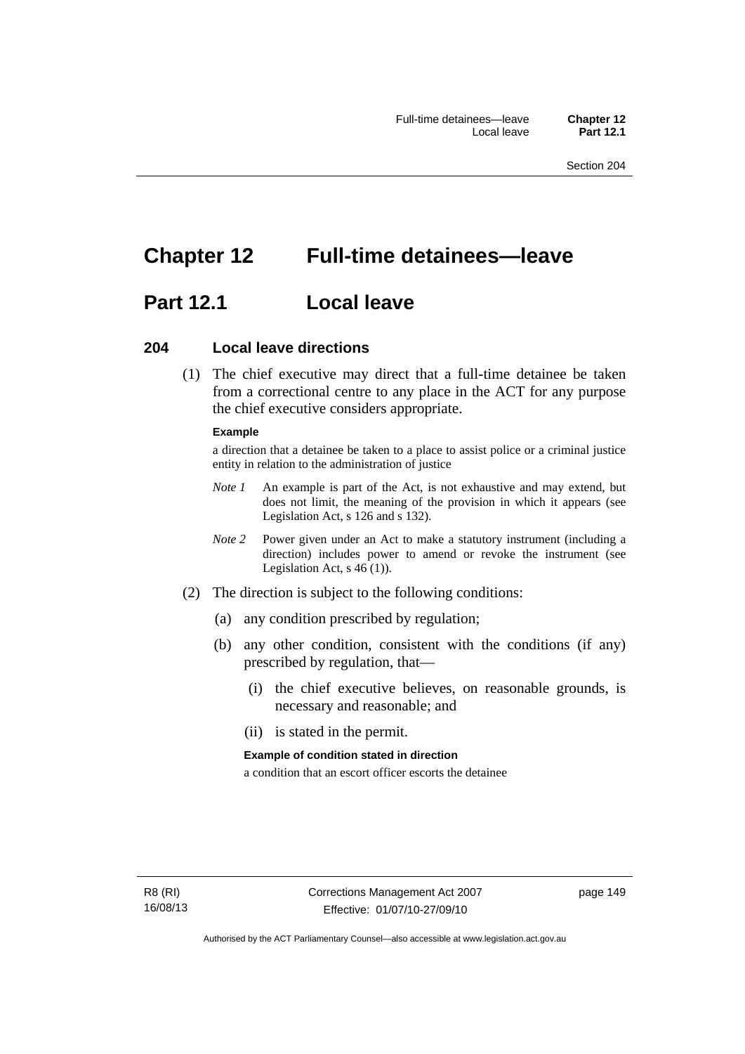# Chapter 12 Full-time detainees—leave

## Part 12.1 Local leave

### 204 Local leave directions

(1) The chief executive may direct that a full-time detainee be taken from a correctional centre to any place in the ACT for any purpose the chief executive considers appropriate.

**Example**

a direction that a detainee be taken to a place to assist police or a criminal justice entity in relation to the administration of justice

*Note 1* An example is part of the Act, is not exhaustive and may extend, but does not limit, the meaning of the provision in which it appears (see Legislation Act, s 126 and s 132).

*Note 2* Power given under an Act to make a statutory instrument (including a direction) includes power to amend or revoke the instrument (see Legislation Act, s 46 (1)).

(2) The direction is subject to the following conditions:

(a) any condition prescribed by regulation;

(b) any other condition, consistent with the conditions (if any) prescribed by regulation, that—

(i) the chief executive believes, on reasonable grounds, is necessary and reasonable; and

(ii) is stated in the permit.

**Example of condition stated in direction**

a condition that an escort officer escorts the detainee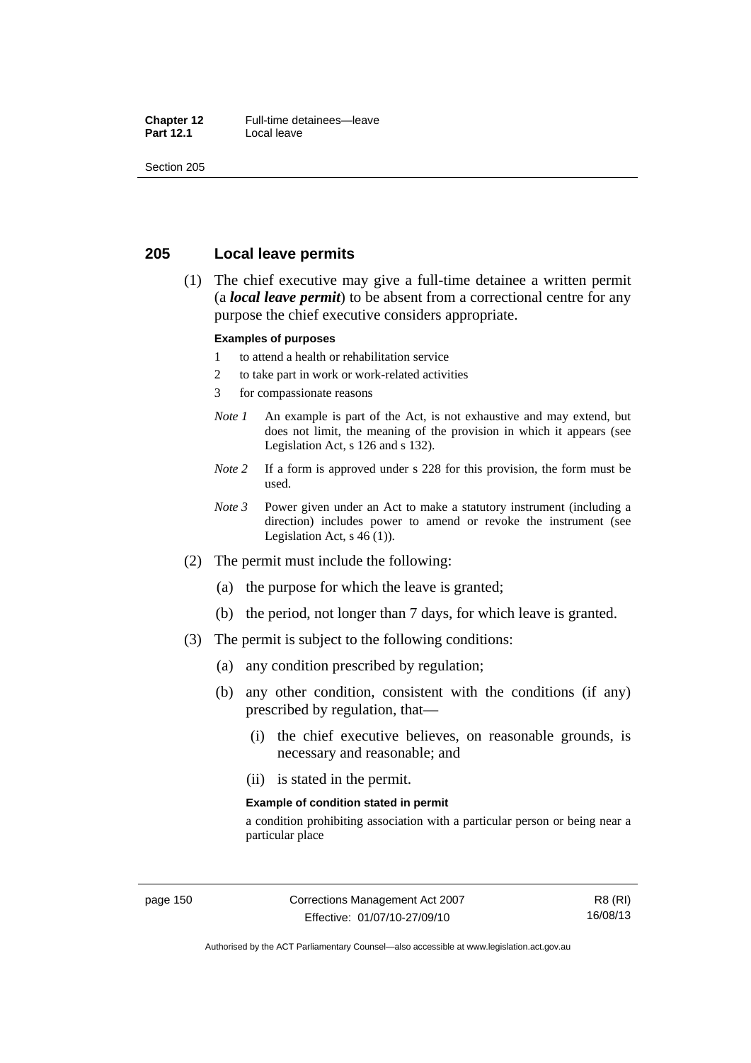## 205 Local leave permits

(1) The chief executive may give a full-time detainee a written permit (a ***local leave permit***) to be absent from a correctional centre for any purpose the chief executive considers appropriate.

**Examples of purposes**

1 to attend a health or rehabilitation service

2 to take part in work or work-related activities

3 for compassionate reasons

*Note 1* An example is part of the Act, is not exhaustive and may extend, but does not limit, the meaning of the provision in which it appears (see Legislation Act, s 126 and s 132).

*Note 2* If a form is approved under s 228 for this provision, the form must be used.

*Note 3* Power given under an Act to make a statutory instrument (including a direction) includes power to amend or revoke the instrument (see Legislation Act, s 46 (1)).

(2) The permit must include the following:

(a) the purpose for which the leave is granted;

(b) the period, not longer than 7 days, for which leave is granted.

(3) The permit is subject to the following conditions:

(a) any condition prescribed by regulation;

(b) any other condition, consistent with the conditions (if any) prescribed by regulation, that—

(i) the chief executive believes, on reasonable grounds, is necessary and reasonable; and

(ii) is stated in the permit.

**Example of condition stated in permit**

a condition prohibiting association with a particular person or being near a particular place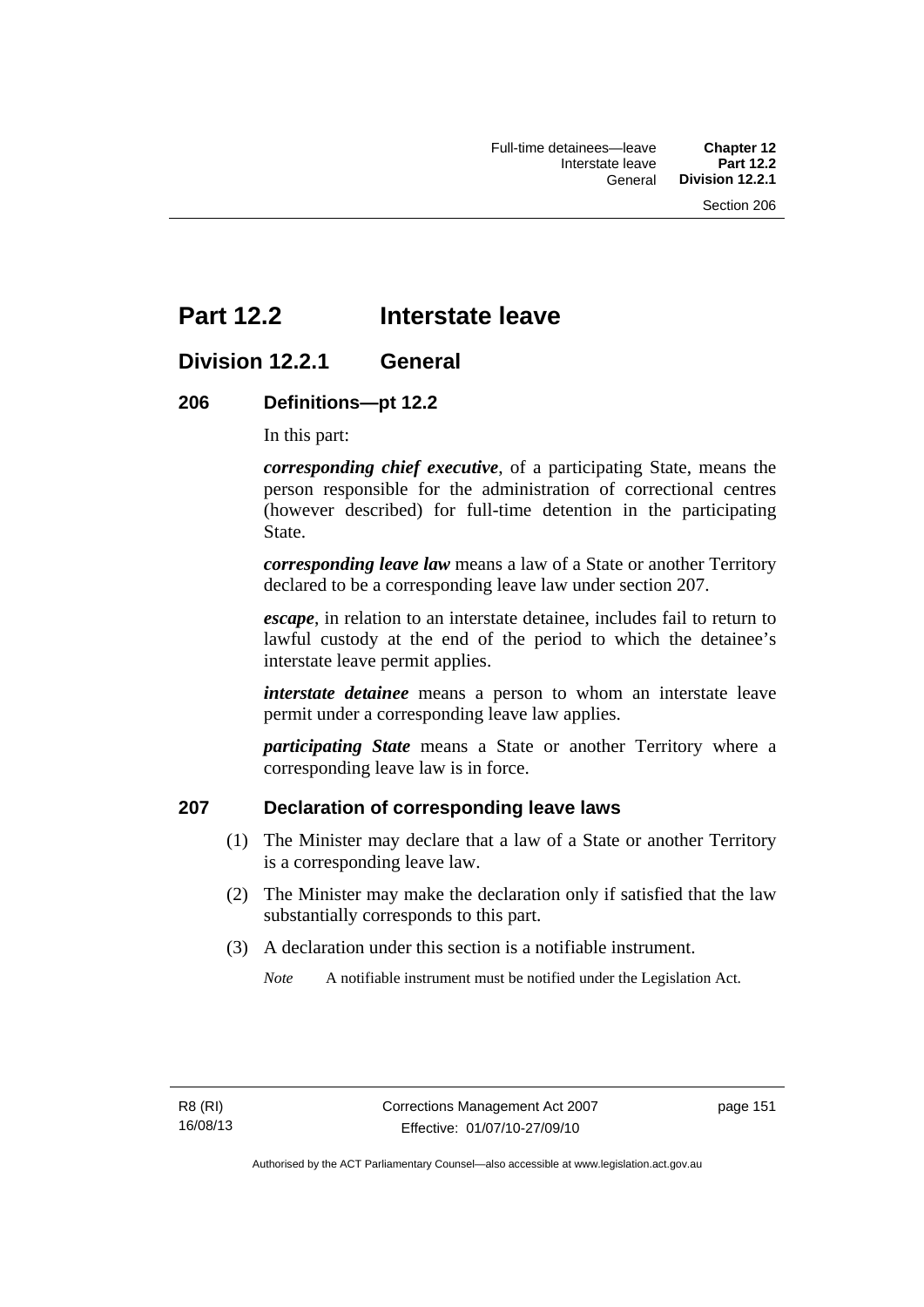# Part 12.2 Interstate leave

## Division 12.2.1 General

### 206 Definitions—pt 12.2

In this part:

***corresponding chief executive***, of a participating State, means the person responsible for the administration of correctional centres (however described) for full-time detention in the participating State.

***corresponding leave law*** means a law of a State or another Territory declared to be a corresponding leave law under section 207.

***escape***, in relation to an interstate detainee, includes fail to return to lawful custody at the end of the period to which the detainee's interstate leave permit applies.

***interstate detainee*** means a person to whom an interstate leave permit under a corresponding leave law applies.

***participating State*** means a State or another Territory where a corresponding leave law is in force.

### 207 Declaration of corresponding leave laws

(1) The Minister may declare that a law of a State or another Territory is a corresponding leave law.

(2) The Minister may make the declaration only if satisfied that the law substantially corresponds to this part.

(3) A declaration under this section is a notifiable instrument.

*Note* A notifiable instrument must be notified under the Legislation Act.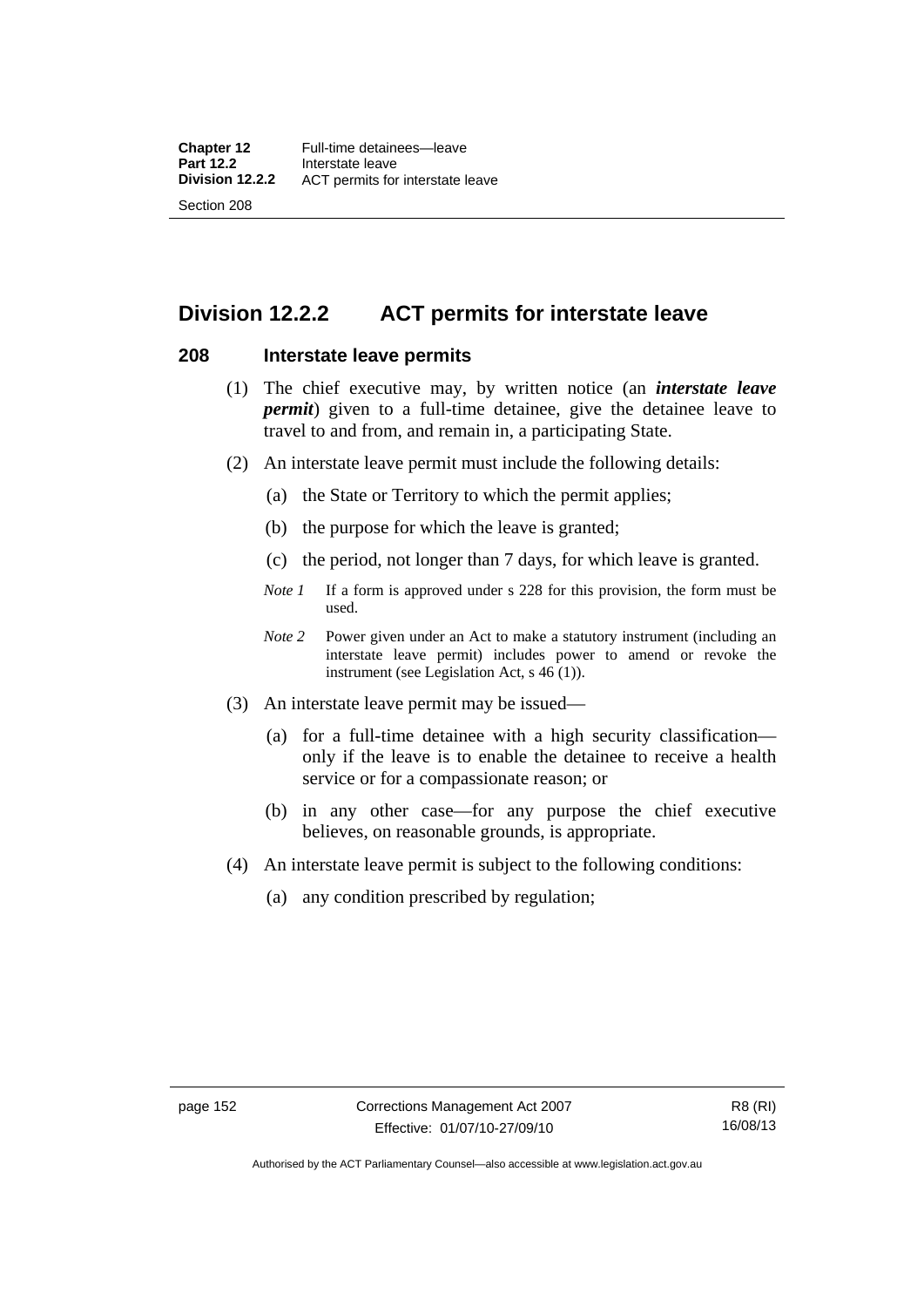## Division 12.2.2 ACT permits for interstate leave

### 208 Interstate leave permits

(1) The chief executive may, by written notice (an ***interstate leave permit***) given to a full-time detainee, give the detainee leave to travel to and from, and remain in, a participating State.

(2) An interstate leave permit must include the following details:

(a) the State or Territory to which the permit applies;

(b) the purpose for which the leave is granted;

(c) the period, not longer than 7 days, for which leave is granted.

*Note 1* If a form is approved under s 228 for this provision, the form must be used.

*Note 2* Power given under an Act to make a statutory instrument (including an interstate leave permit) includes power to amend or revoke the instrument (see Legislation Act, s 46 (1)).

(3) An interstate leave permit may be issued—

(a) for a full-time detainee with a high security classification—only if the leave is to enable the detainee to receive a health service or for a compassionate reason; or

(b) in any other case—for any purpose the chief executive believes, on reasonable grounds, is appropriate.

(4) An interstate leave permit is subject to the following conditions:

(a) any condition prescribed by regulation;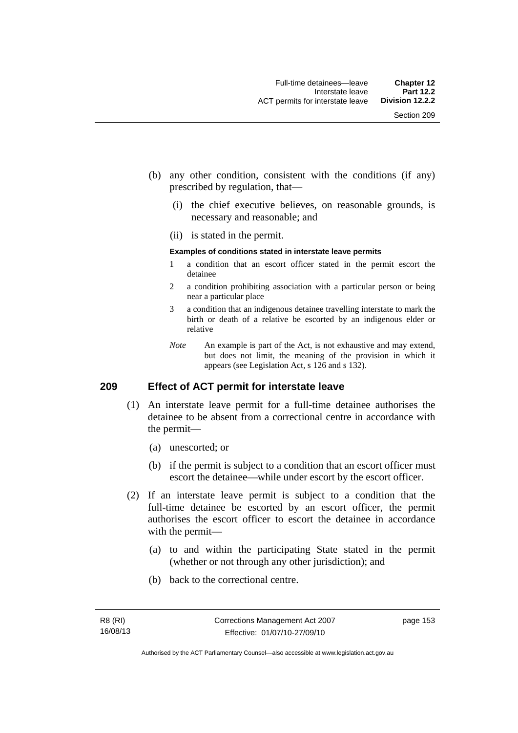(b) any other condition, consistent with the conditions (if any) prescribed by regulation, that—

  (i) the chief executive believes, on reasonable grounds, is necessary and reasonable; and

  (ii) is stated in the permit.

**Examples of conditions stated in interstate leave permits**

1 a condition that an escort officer stated in the permit escort the detainee

2 a condition prohibiting association with a particular person or being near a particular place

3 a condition that an indigenous detainee travelling interstate to mark the birth or death of a relative be escorted by an indigenous elder or relative

*Note* An example is part of the Act, is not exhaustive and may extend, but does not limit, the meaning of the provision in which it appears (see Legislation Act, s 126 and s 132).

## 209 Effect of ACT permit for interstate leave

(1) An interstate leave permit for a full-time detainee authorises the detainee to be absent from a correctional centre in accordance with the permit—

  (a) unescorted; or

  (b) if the permit is subject to a condition that an escort officer must escort the detainee—while under escort by the escort officer.

(2) If an interstate leave permit is subject to a condition that the full-time detainee be escorted by an escort officer, the permit authorises the escort officer to escort the detainee in accordance with the permit—

  (a) to and within the participating State stated in the permit (whether or not through any other jurisdiction); and

  (b) back to the correctional centre.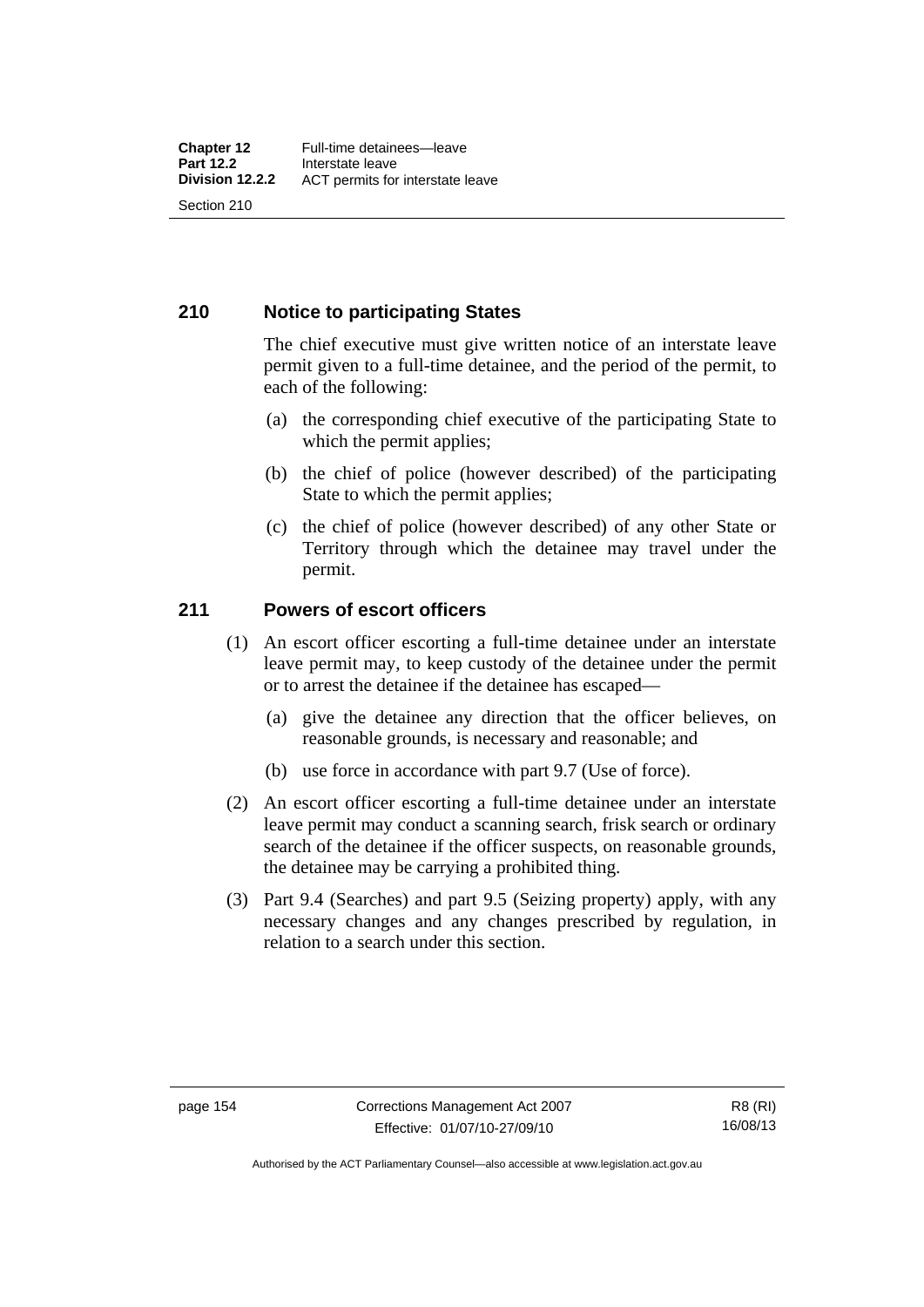## 210 Notice to participating States

The chief executive must give written notice of an interstate leave permit given to a full-time detainee, and the period of the permit, to each of the following:

(a) the corresponding chief executive of the participating State to which the permit applies;

(b) the chief of police (however described) of the participating State to which the permit applies;

(c) the chief of police (however described) of any other State or Territory through which the detainee may travel under the permit.

## 211 Powers of escort officers

(1) An escort officer escorting a full-time detainee under an interstate leave permit may, to keep custody of the detainee under the permit or to arrest the detainee if the detainee has escaped—

(a) give the detainee any direction that the officer believes, on reasonable grounds, is necessary and reasonable; and

(b) use force in accordance with part 9.7 (Use of force).

(2) An escort officer escorting a full-time detainee under an interstate leave permit may conduct a scanning search, frisk search or ordinary search of the detainee if the officer suspects, on reasonable grounds, the detainee may be carrying a prohibited thing.

(3) Part 9.4 (Searches) and part 9.5 (Seizing property) apply, with any necessary changes and any changes prescribed by regulation, in relation to a search under this section.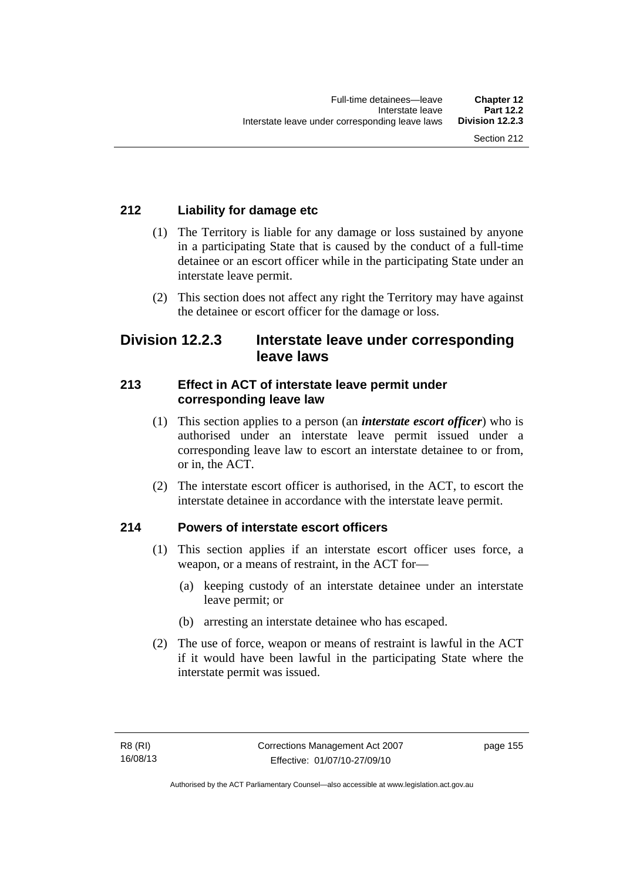### 212 Liability for damage etc

(1) The Territory is liable for any damage or loss sustained by anyone in a participating State that is caused by the conduct of a full-time detainee or an escort officer while in the participating State under an interstate leave permit.

(2) This section does not affect any right the Territory may have against the detainee or escort officer for the damage or loss.

## Division 12.2.3 Interstate leave under corresponding leave laws

### 213 Effect in ACT of interstate leave permit under corresponding leave law

(1) This section applies to a person (an ***interstate escort officer***) who is authorised under an interstate leave permit issued under a corresponding leave law to escort an interstate detainee to or from, or in, the ACT.

(2) The interstate escort officer is authorised, in the ACT, to escort the interstate detainee in accordance with the interstate leave permit.

### 214 Powers of interstate escort officers

(1) This section applies if an interstate escort officer uses force, a weapon, or a means of restraint, in the ACT for—

(a) keeping custody of an interstate detainee under an interstate leave permit; or

(b) arresting an interstate detainee who has escaped.

(2) The use of force, weapon or means of restraint is lawful in the ACT if it would have been lawful in the participating State where the interstate permit was issued.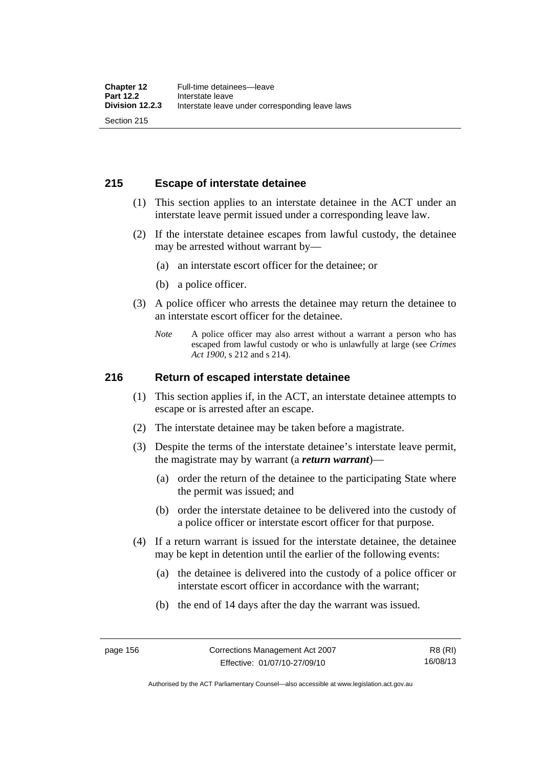## 215 Escape of interstate detainee

(1) This section applies to an interstate detainee in the ACT under an interstate leave permit issued under a corresponding leave law.

(2) If the interstate detainee escapes from lawful custody, the detainee may be arrested without warrant by—

(a) an interstate escort officer for the detainee; or

(b) a police officer.

(3) A police officer who arrests the detainee may return the detainee to an interstate escort officer for the detainee.

*Note* A police officer may also arrest without a warrant a person who has escaped from lawful custody or who is unlawfully at large (see *Crimes Act 1900*, s 212 and s 214).

## 216 Return of escaped interstate detainee

(1) This section applies if, in the ACT, an interstate detainee attempts to escape or is arrested after an escape.

(2) The interstate detainee may be taken before a magistrate.

(3) Despite the terms of the interstate detainee's interstate leave permit, the magistrate may by warrant (a ***return warrant***)—

(a) order the return of the detainee to the participating State where the permit was issued; and

(b) order the interstate detainee to be delivered into the custody of a police officer or interstate escort officer for that purpose.

(4) If a return warrant is issued for the interstate detainee, the detainee may be kept in detention until the earlier of the following events:

(a) the detainee is delivered into the custody of a police officer or interstate escort officer in accordance with the warrant;

(b) the end of 14 days after the day the warrant was issued.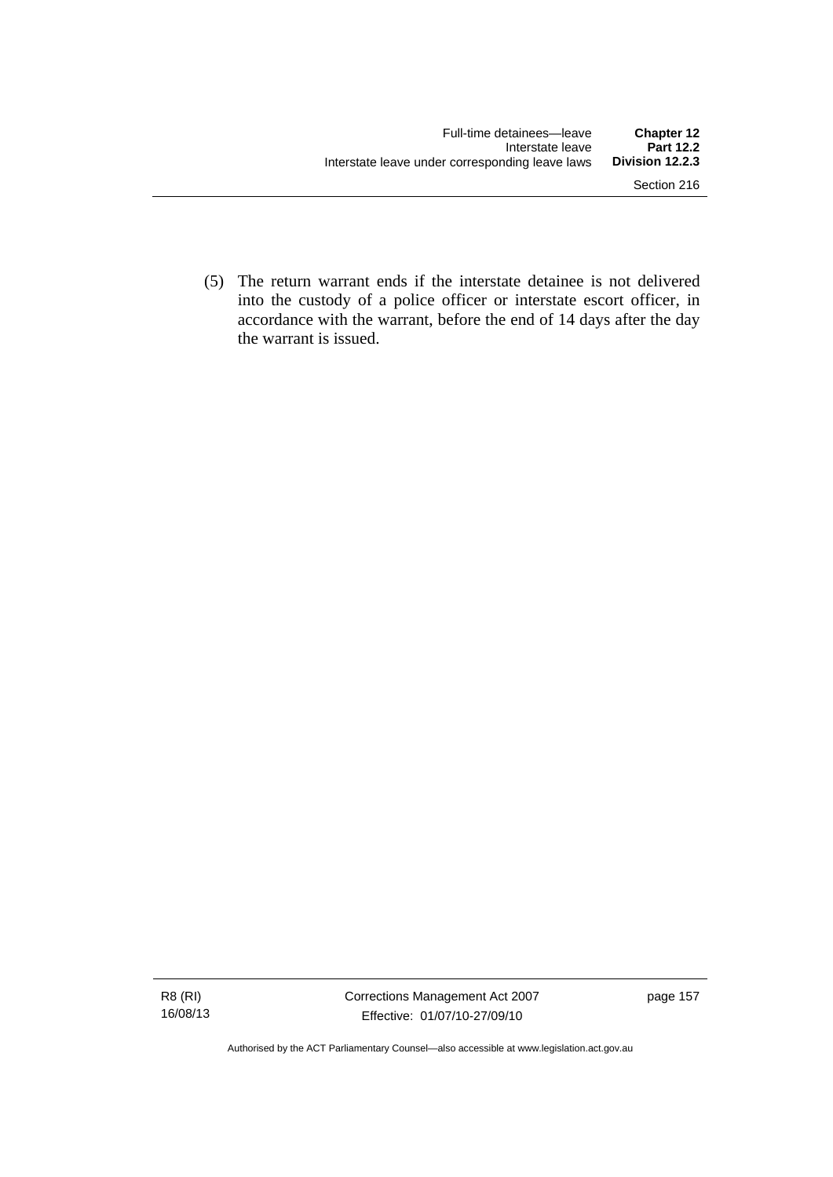(5) The return warrant ends if the interstate detainee is not delivered into the custody of a police officer or interstate escort officer, in accordance with the warrant, before the end of 14 days after the day the warrant is issued.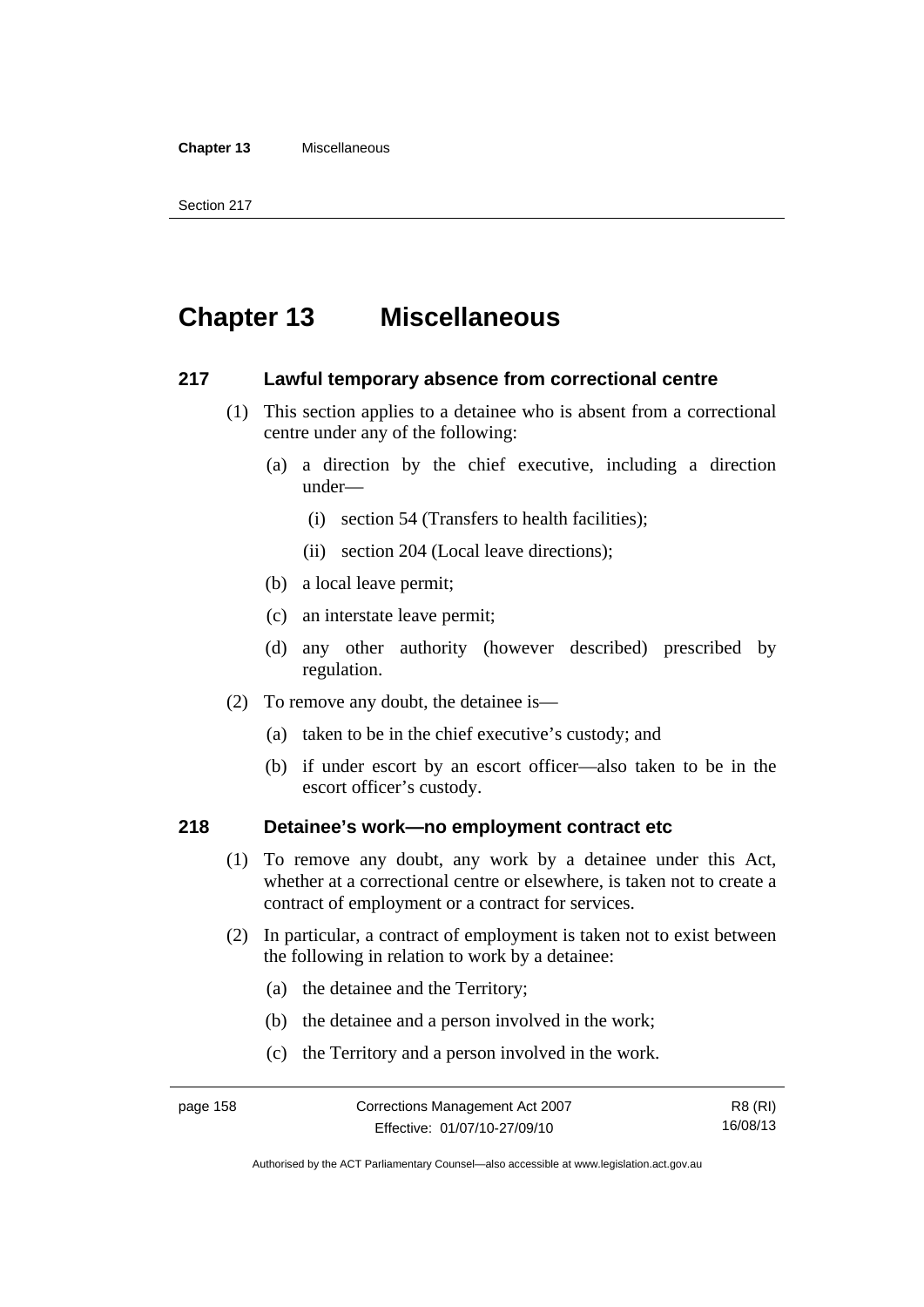# Chapter 13 Miscellaneous

## 217 Lawful temporary absence from correctional centre

(1) This section applies to a detainee who is absent from a correctional centre under any of the following:

- (a) a direction by the chief executive, including a direction under—
  - (i) section 54 (Transfers to health facilities);
  - (ii) section 204 (Local leave directions);
- (b) a local leave permit;
- (c) an interstate leave permit;
- (d) any other authority (however described) prescribed by regulation.

(2) To remove any doubt, the detainee is—

- (a) taken to be in the chief executive's custody; and
- (b) if under escort by an escort officer—also taken to be in the escort officer's custody.

## 218 Detainee's work—no employment contract etc

(1) To remove any doubt, any work by a detainee under this Act, whether at a correctional centre or elsewhere, is taken not to create a contract of employment or a contract for services.

(2) In particular, a contract of employment is taken not to exist between the following in relation to work by a detainee:

- (a) the detainee and the Territory;
- (b) the detainee and a person involved in the work;
- (c) the Territory and a person involved in the work.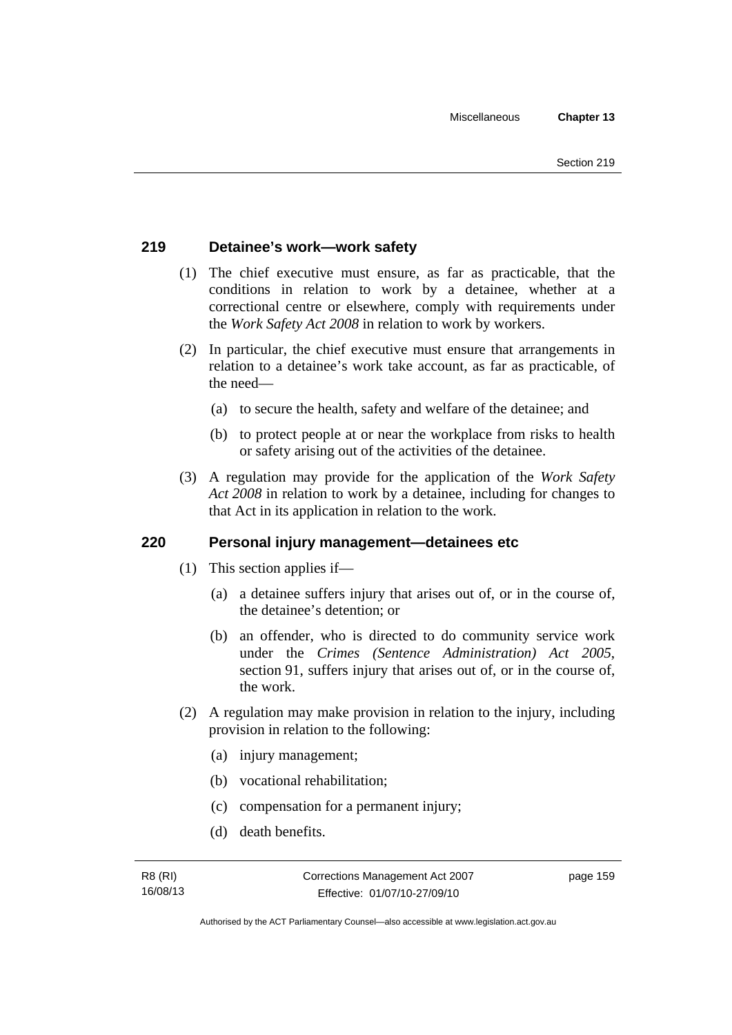## 219 Detainee's work—work safety

(1) The chief executive must ensure, as far as practicable, that the conditions in relation to work by a detainee, whether at a correctional centre or elsewhere, comply with requirements under the *Work Safety Act 2008* in relation to work by workers.

(2) In particular, the chief executive must ensure that arrangements in relation to a detainee's work take account, as far as practicable, of the need—

(a) to secure the health, safety and welfare of the detainee; and

(b) to protect people at or near the workplace from risks to health or safety arising out of the activities of the detainee.

(3) A regulation may provide for the application of the *Work Safety Act 2008* in relation to work by a detainee, including for changes to that Act in its application in relation to the work.

## 220 Personal injury management—detainees etc

(1) This section applies if—

(a) a detainee suffers injury that arises out of, or in the course of, the detainee's detention; or

(b) an offender, who is directed to do community service work under the *Crimes (Sentence Administration) Act 2005*, section 91, suffers injury that arises out of, or in the course of, the work.

(2) A regulation may make provision in relation to the injury, including provision in relation to the following:

(a) injury management;

(b) vocational rehabilitation;

(c) compensation for a permanent injury;

(d) death benefits.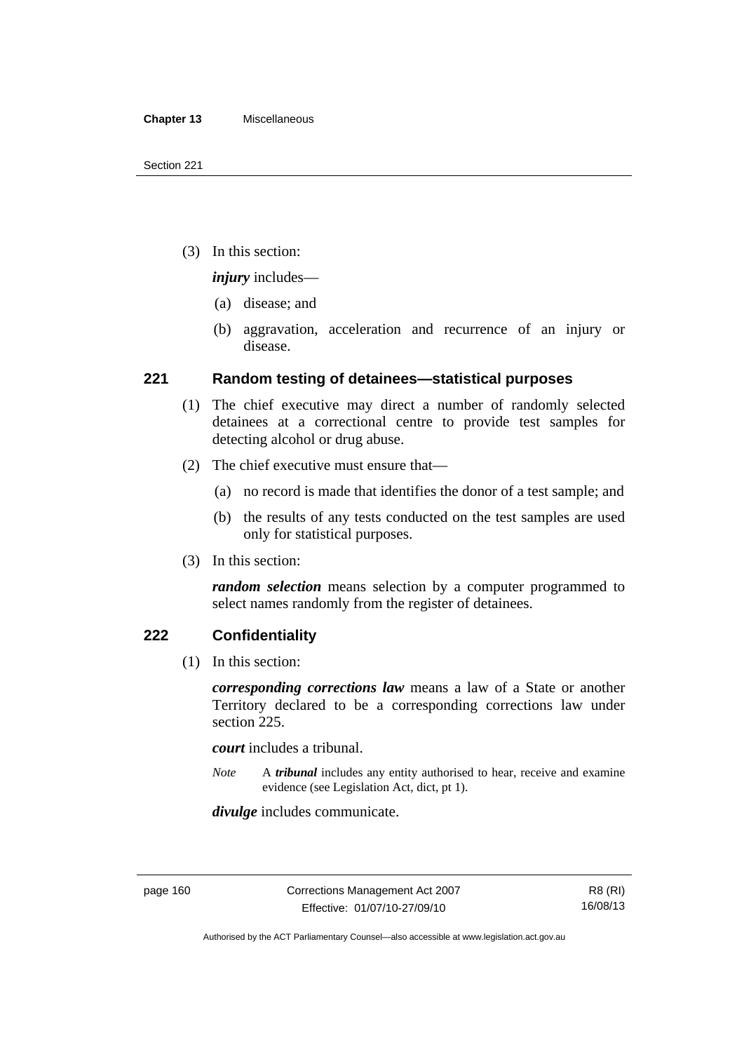(3) In this section:

***injury*** includes—

(a) disease; and

(b) aggravation, acceleration and recurrence of an injury or disease.

## 221 Random testing of detainees—statistical purposes

(1) The chief executive may direct a number of randomly selected detainees at a correctional centre to provide test samples for detecting alcohol or drug abuse.

(2) The chief executive must ensure that—

(a) no record is made that identifies the donor of a test sample; and

(b) the results of any tests conducted on the test samples are used only for statistical purposes.

(3) In this section:

***random selection*** means selection by a computer programmed to select names randomly from the register of detainees.

## 222 Confidentiality

(1) In this section:

***corresponding corrections law*** means a law of a State or another Territory declared to be a corresponding corrections law under section 225.

***court*** includes a tribunal.

*Note* A ***tribunal*** includes any entity authorised to hear, receive and examine evidence (see Legislation Act, dict, pt 1).

***divulge*** includes communicate.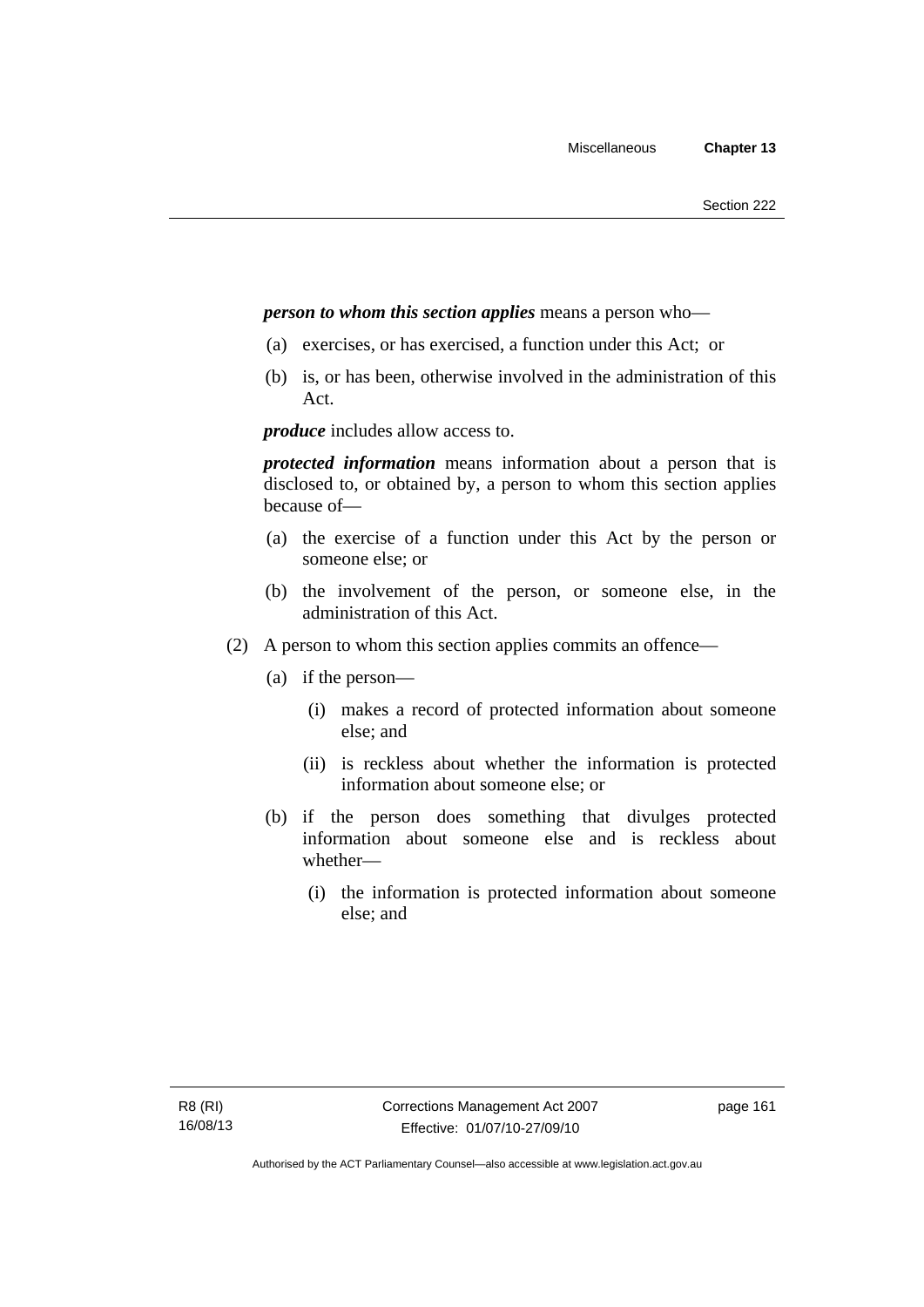***person to whom this section applies*** means a person who—

(a) exercises, or has exercised, a function under this Act; or

(b) is, or has been, otherwise involved in the administration of this Act.

***produce*** includes allow access to.

***protected information*** means information about a person that is disclosed to, or obtained by, a person to whom this section applies because of—

(a) the exercise of a function under this Act by the person or someone else; or

(b) the involvement of the person, or someone else, in the administration of this Act.

(2) A person to whom this section applies commits an offence—

(a) if the person—

(i) makes a record of protected information about someone else; and

(ii) is reckless about whether the information is protected information about someone else; or

(b) if the person does something that divulges protected information about someone else and is reckless about whether—

(i) the information is protected information about someone else; and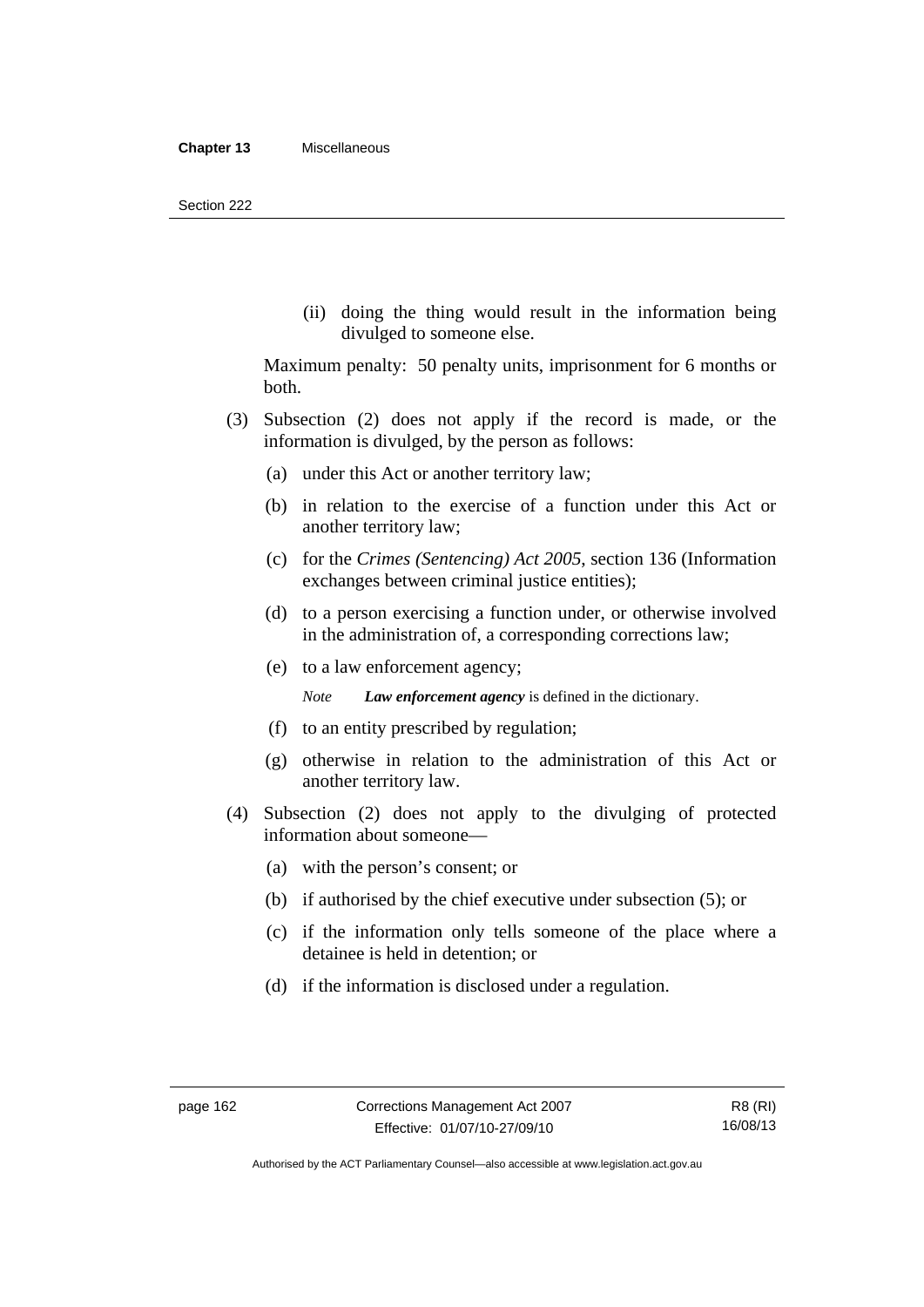(ii) doing the thing would result in the information being divulged to someone else.

Maximum penalty: 50 penalty units, imprisonment for 6 months or both.

(3) Subsection (2) does not apply if the record is made, or the information is divulged, by the person as follows:

(a) under this Act or another territory law;

(b) in relation to the exercise of a function under this Act or another territory law;

(c) for the *Crimes (Sentencing) Act 2005*, section 136 (Information exchanges between criminal justice entities);

(d) to a person exercising a function under, or otherwise involved in the administration of, a corresponding corrections law;

(e) to a law enforcement agency;

*Note* ***Law enforcement agency*** is defined in the dictionary.

(f) to an entity prescribed by regulation;

(g) otherwise in relation to the administration of this Act or another territory law.

(4) Subsection (2) does not apply to the divulging of protected information about someone—

(a) with the person's consent; or

(b) if authorised by the chief executive under subsection (5); or

(c) if the information only tells someone of the place where a detainee is held in detention; or

(d) if the information is disclosed under a regulation.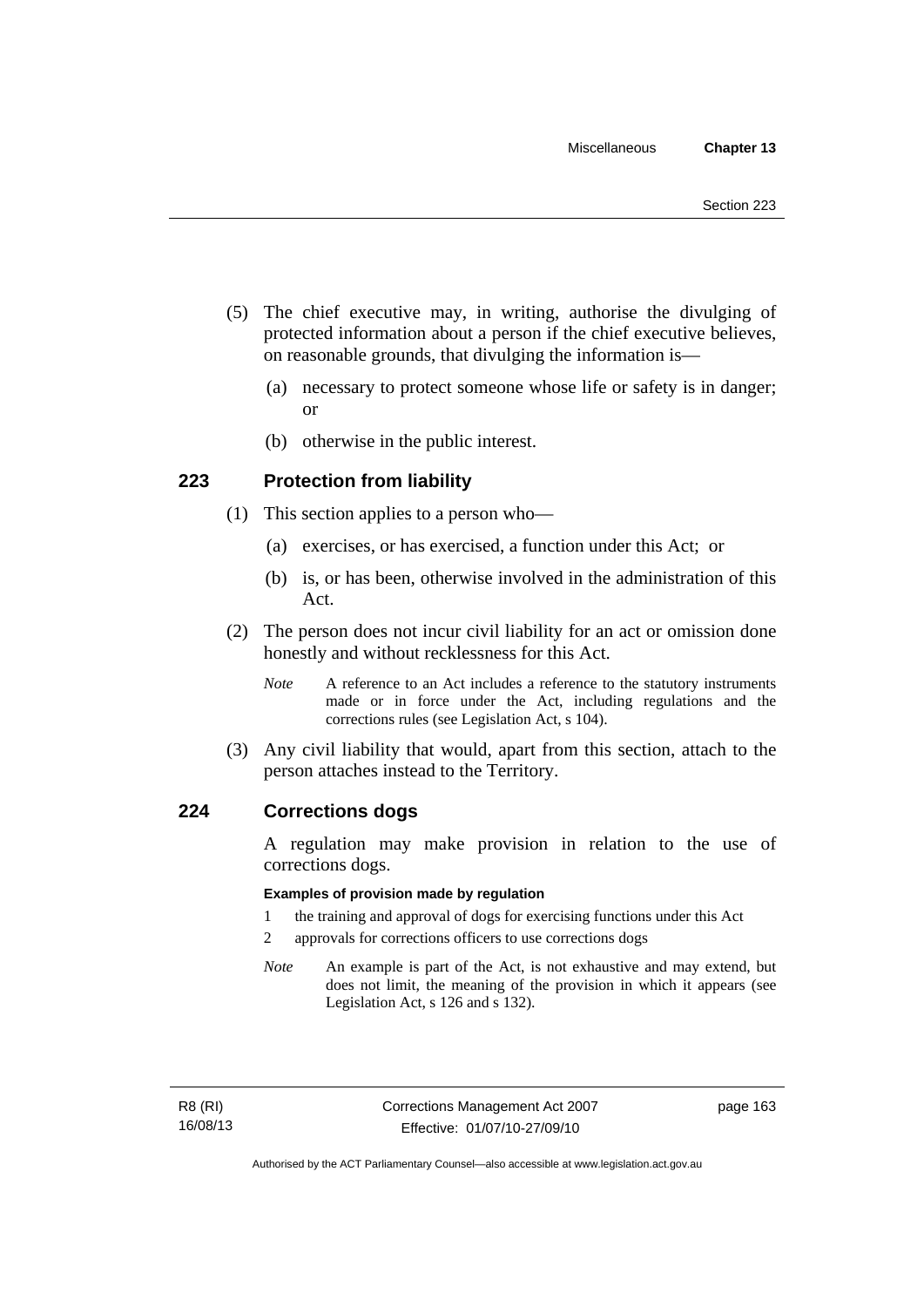(5) The chief executive may, in writing, authorise the divulging of protected information about a person if the chief executive believes, on reasonable grounds, that divulging the information is—

(a) necessary to protect someone whose life or safety is in danger; or

(b) otherwise in the public interest.

## 223 Protection from liability

(1) This section applies to a person who—

(a) exercises, or has exercised, a function under this Act; or

(b) is, or has been, otherwise involved in the administration of this Act.

(2) The person does not incur civil liability for an act or omission done honestly and without recklessness for this Act.

*Note* A reference to an Act includes a reference to the statutory instruments made or in force under the Act, including regulations and the corrections rules (see Legislation Act, s 104).

(3) Any civil liability that would, apart from this section, attach to the person attaches instead to the Territory.

## 224 Corrections dogs

A regulation may make provision in relation to the use of corrections dogs.

**Examples of provision made by regulation**

1 the training and approval of dogs for exercising functions under this Act

2 approvals for corrections officers to use corrections dogs

*Note* An example is part of the Act, is not exhaustive and may extend, but does not limit, the meaning of the provision in which it appears (see Legislation Act, s 126 and s 132).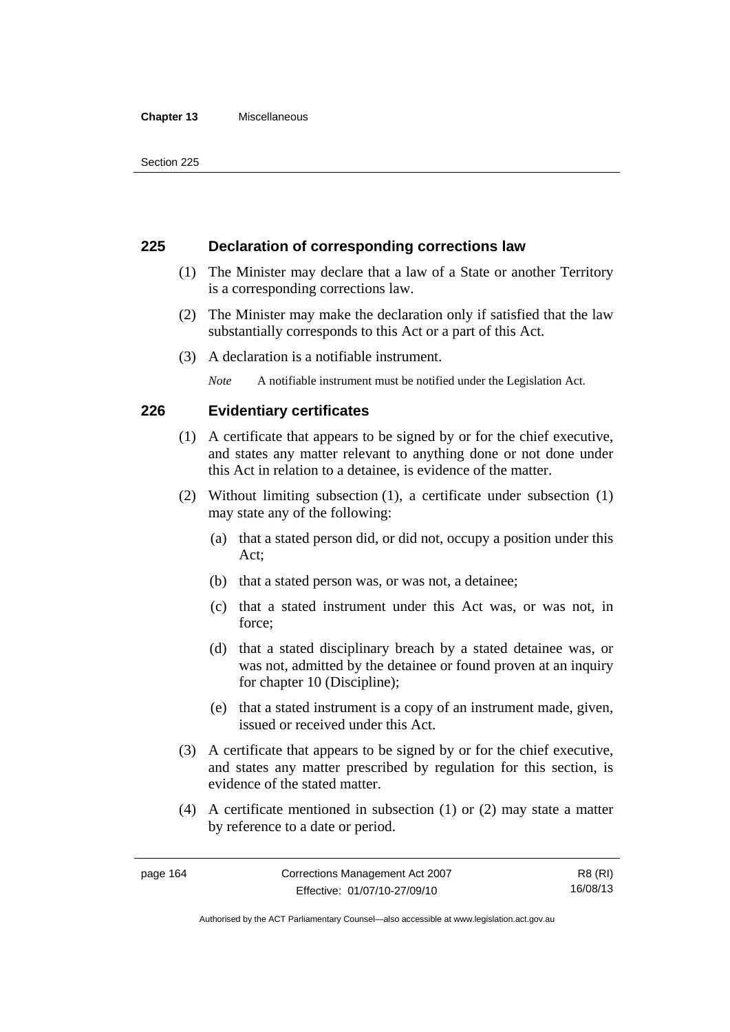## 225 Declaration of corresponding corrections law

(1) The Minister may declare that a law of a State or another Territory is a corresponding corrections law.

(2) The Minister may make the declaration only if satisfied that the law substantially corresponds to this Act or a part of this Act.

(3) A declaration is a notifiable instrument.

*Note* A notifiable instrument must be notified under the Legislation Act.

## 226 Evidentiary certificates

(1) A certificate that appears to be signed by or for the chief executive, and states any matter relevant to anything done or not done under this Act in relation to a detainee, is evidence of the matter.

(2) Without limiting subsection (1), a certificate under subsection (1) may state any of the following:

(a) that a stated person did, or did not, occupy a position under this Act;

(b) that a stated person was, or was not, a detainee;

(c) that a stated instrument under this Act was, or was not, in force;

(d) that a stated disciplinary breach by a stated detainee was, or was not, admitted by the detainee or found proven at an inquiry for chapter 10 (Discipline);

(e) that a stated instrument is a copy of an instrument made, given, issued or received under this Act.

(3) A certificate that appears to be signed by or for the chief executive, and states any matter prescribed by regulation for this section, is evidence of the stated matter.

(4) A certificate mentioned in subsection (1) or (2) may state a matter by reference to a date or period.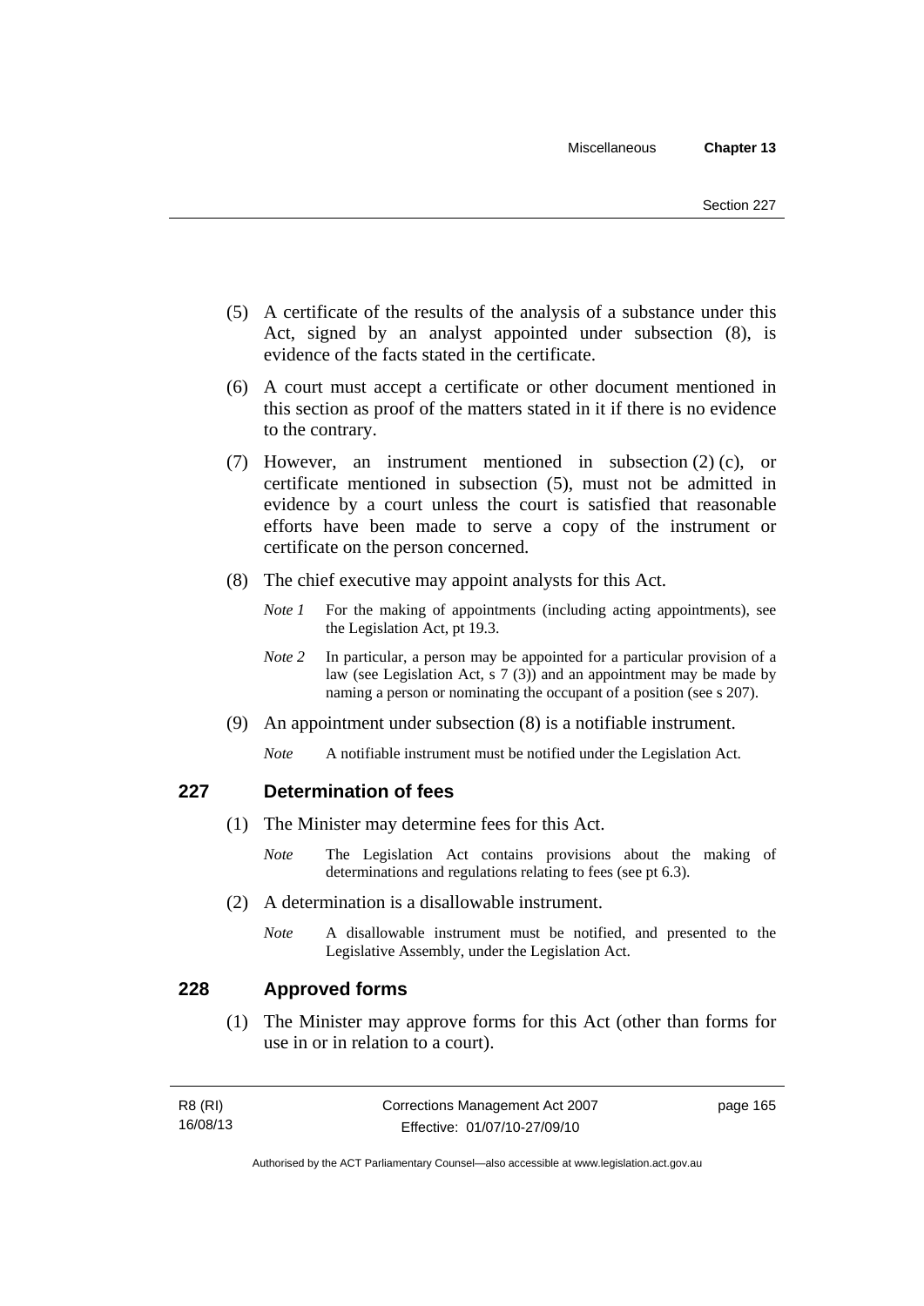(5) A certificate of the results of the analysis of a substance under this Act, signed by an analyst appointed under subsection (8), is evidence of the facts stated in the certificate.

(6) A court must accept a certificate or other document mentioned in this section as proof of the matters stated in it if there is no evidence to the contrary.

(7) However, an instrument mentioned in subsection (2) (c), or certificate mentioned in subsection (5), must not be admitted in evidence by a court unless the court is satisfied that reasonable efforts have been made to serve a copy of the instrument or certificate on the person concerned.

(8) The chief executive may appoint analysts for this Act.

*Note 1* For the making of appointments (including acting appointments), see the Legislation Act, pt 19.3.

*Note 2* In particular, a person may be appointed for a particular provision of a law (see Legislation Act, s 7 (3)) and an appointment may be made by naming a person or nominating the occupant of a position (see s 207).

(9) An appointment under subsection (8) is a notifiable instrument.

*Note* A notifiable instrument must be notified under the Legislation Act.

## 227 Determination of fees

(1) The Minister may determine fees for this Act.

*Note* The Legislation Act contains provisions about the making of determinations and regulations relating to fees (see pt 6.3).

(2) A determination is a disallowable instrument.

*Note* A disallowable instrument must be notified, and presented to the Legislative Assembly, under the Legislation Act.

## 228 Approved forms

(1) The Minister may approve forms for this Act (other than forms for use in or in relation to a court).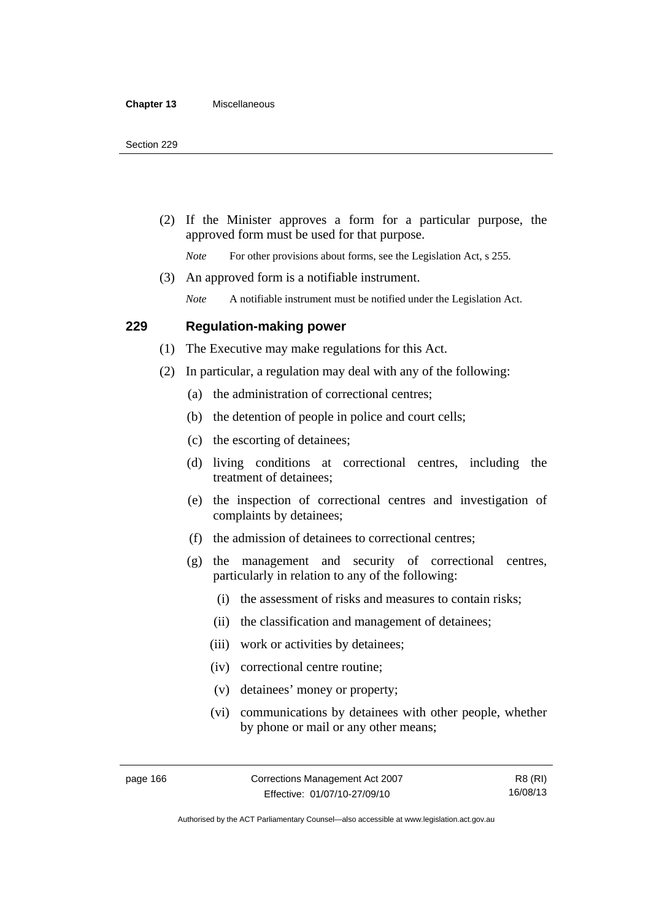(2) If the Minister approves a form for a particular purpose, the approved form must be used for that purpose.

*Note* For other provisions about forms, see the Legislation Act, s 255.

(3) An approved form is a notifiable instrument.

*Note* A notifiable instrument must be notified under the Legislation Act.

### 229 Regulation-making power

(1) The Executive may make regulations for this Act.

(2) In particular, a regulation may deal with any of the following:

(a) the administration of correctional centres;

(b) the detention of people in police and court cells;

(c) the escorting of detainees;

(d) living conditions at correctional centres, including the treatment of detainees;

(e) the inspection of correctional centres and investigation of complaints by detainees;

(f) the admission of detainees to correctional centres;

(g) the management and security of correctional centres, particularly in relation to any of the following:

(i) the assessment of risks and measures to contain risks;

(ii) the classification and management of detainees;

(iii) work or activities by detainees;

(iv) correctional centre routine;

(v) detainees' money or property;

(vi) communications by detainees with other people, whether by phone or mail or any other means;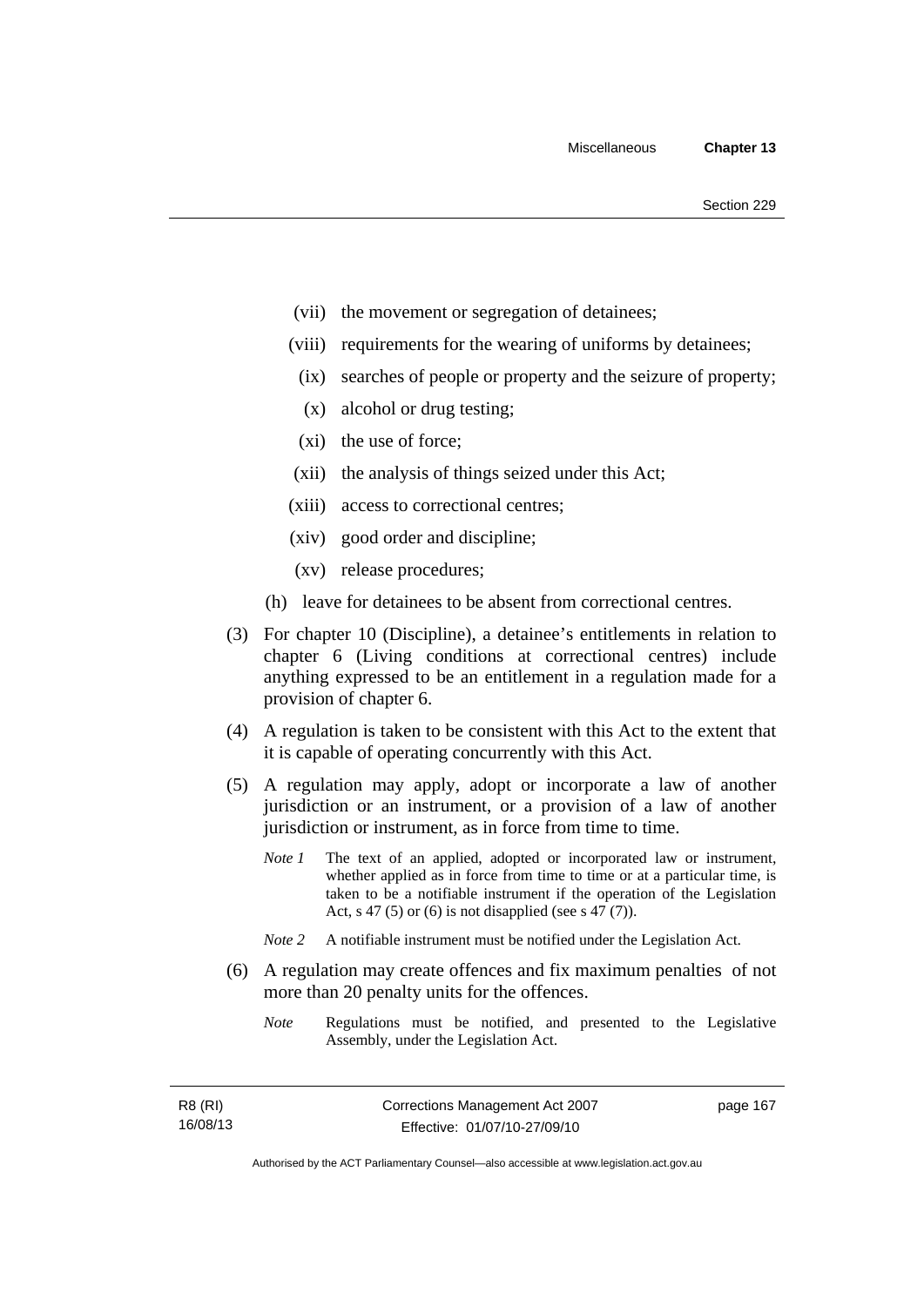(vii) the movement or segregation of detainees;

(viii) requirements for the wearing of uniforms by detainees;

(ix) searches of people or property and the seizure of property;

(x) alcohol or drug testing;

(xi) the use of force;

(xii) the analysis of things seized under this Act;

(xiii) access to correctional centres;

(xiv) good order and discipline;

(xv) release procedures;

(h) leave for detainees to be absent from correctional centres.

(3) For chapter 10 (Discipline), a detainee's entitlements in relation to chapter 6 (Living conditions at correctional centres) include anything expressed to be an entitlement in a regulation made for a provision of chapter 6.

(4) A regulation is taken to be consistent with this Act to the extent that it is capable of operating concurrently with this Act.

(5) A regulation may apply, adopt or incorporate a law of another jurisdiction or an instrument, or a provision of a law of another jurisdiction or instrument, as in force from time to time.

*Note 1* The text of an applied, adopted or incorporated law or instrument, whether applied as in force from time to time or at a particular time, is taken to be a notifiable instrument if the operation of the Legislation Act, s 47 (5) or (6) is not disapplied (see s 47 (7)).

*Note 2* A notifiable instrument must be notified under the Legislation Act.

(6) A regulation may create offences and fix maximum penalties of not more than 20 penalty units for the offences.

*Note* Regulations must be notified, and presented to the Legislative Assembly, under the Legislation Act.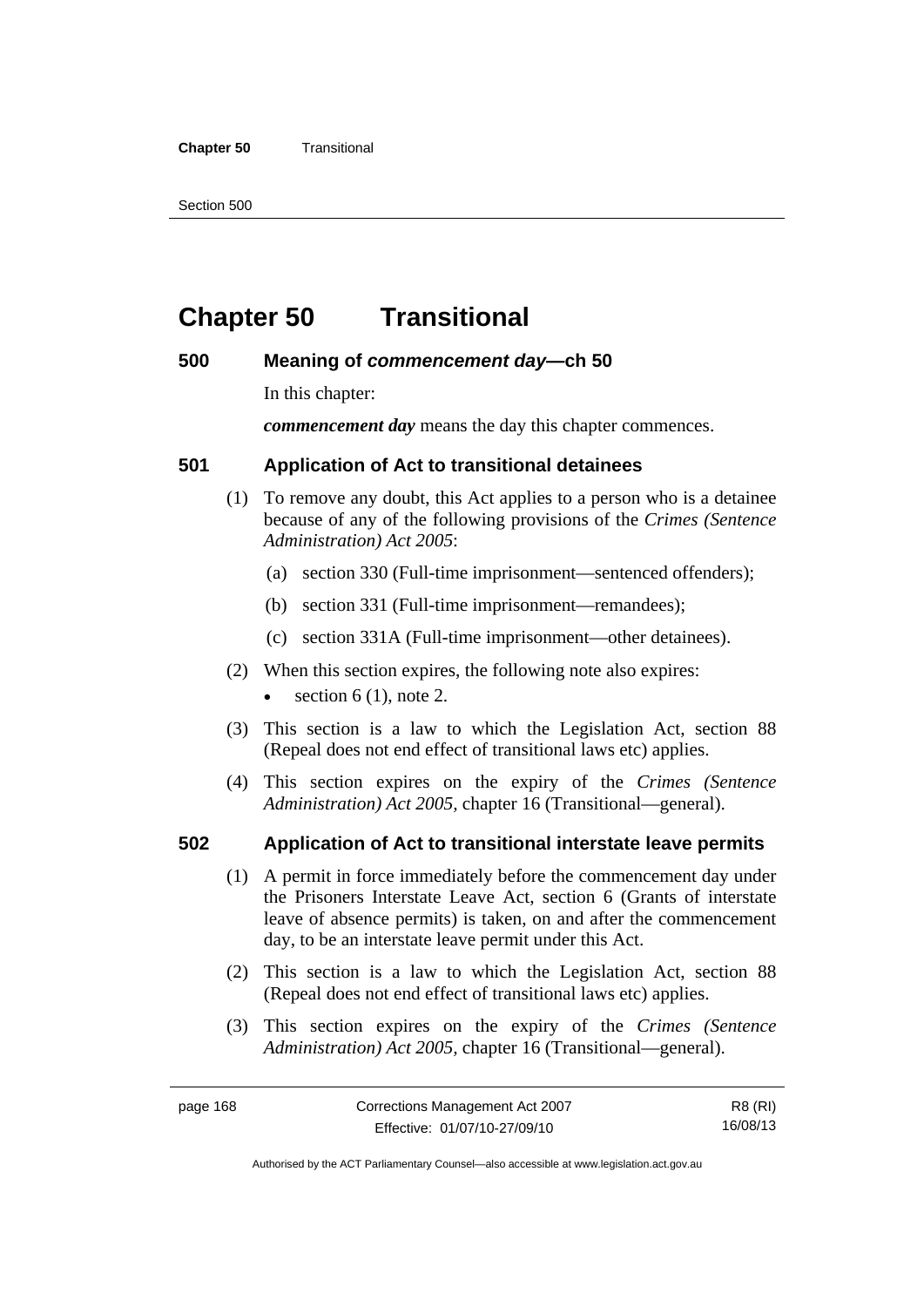# Chapter 50 Transitional

## 500 Meaning of *commencement day*—ch 50

In this chapter:

***commencement day*** means the day this chapter commences.

## 501 Application of Act to transitional detainees

(1) To remove any doubt, this Act applies to a person who is a detainee because of any of the following provisions of the *Crimes (Sentence Administration) Act 2005*:

(a) section 330 (Full-time imprisonment—sentenced offenders);

(b) section 331 (Full-time imprisonment—remandees);

(c) section 331A (Full-time imprisonment—other detainees).

(2) When this section expires, the following note also expires:

- section 6 (1), note 2.

(3) This section is a law to which the Legislation Act, section 88 (Repeal does not end effect of transitional laws etc) applies.

(4) This section expires on the expiry of the *Crimes (Sentence Administration) Act 2005,* chapter 16 (Transitional—general).

## 502 Application of Act to transitional interstate leave permits

(1) A permit in force immediately before the commencement day under the Prisoners Interstate Leave Act, section 6 (Grants of interstate leave of absence permits) is taken, on and after the commencement day, to be an interstate leave permit under this Act.

(2) This section is a law to which the Legislation Act, section 88 (Repeal does not end effect of transitional laws etc) applies.

(3) This section expires on the expiry of the *Crimes (Sentence Administration) Act 2005,* chapter 16 (Transitional—general).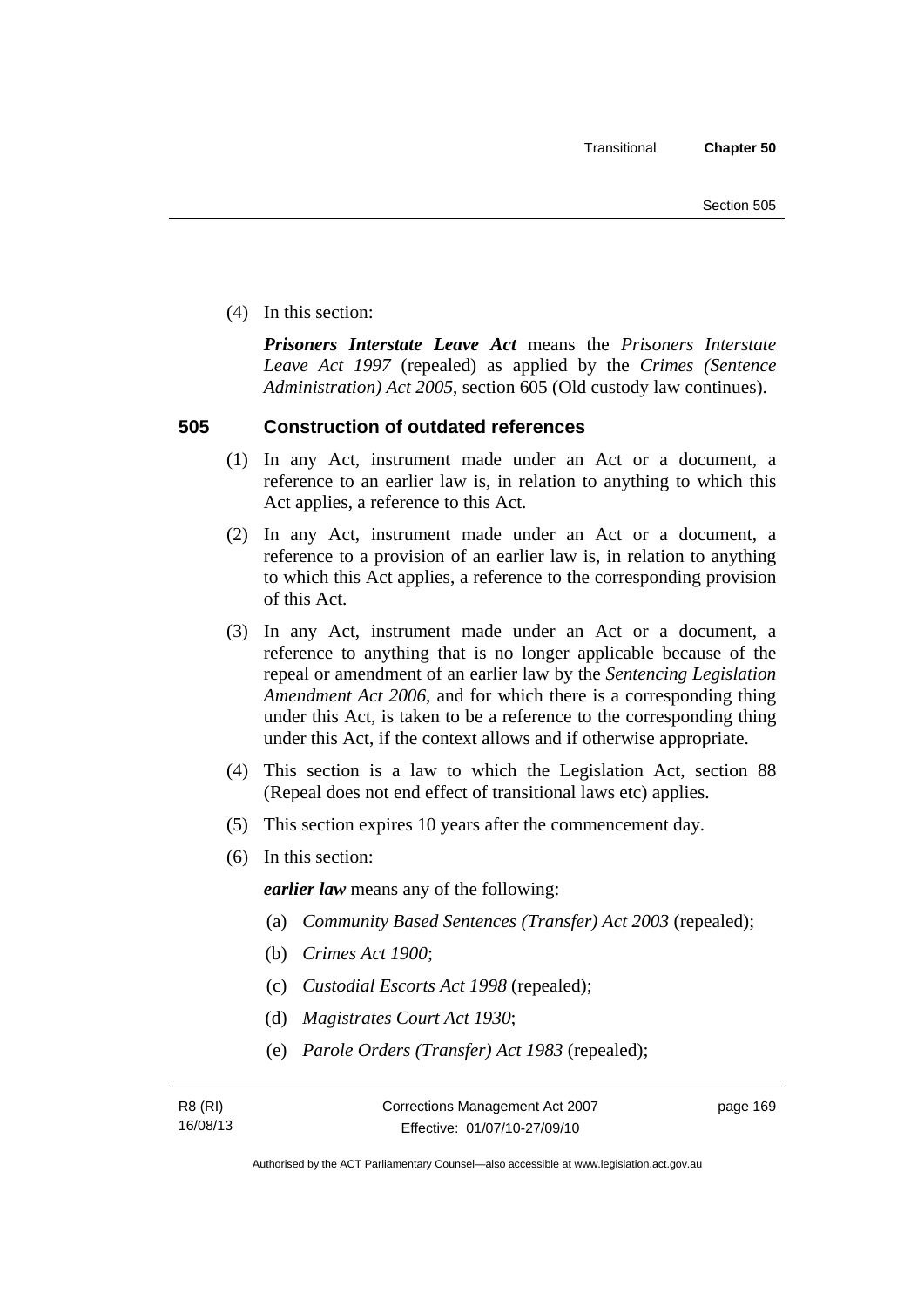(4) In this section:

***Prisoners Interstate Leave Act*** means the *Prisoners Interstate Leave Act 1997* (repealed) as applied by the *Crimes (Sentence Administration) Act 2005*, section 605 (Old custody law continues).

## 505 Construction of outdated references

(1) In any Act, instrument made under an Act or a document, a reference to an earlier law is, in relation to anything to which this Act applies, a reference to this Act.

(2) In any Act, instrument made under an Act or a document, a reference to a provision of an earlier law is, in relation to anything to which this Act applies, a reference to the corresponding provision of this Act.

(3) In any Act, instrument made under an Act or a document, a reference to anything that is no longer applicable because of the repeal or amendment of an earlier law by the *Sentencing Legislation Amendment Act 2006*, and for which there is a corresponding thing under this Act, is taken to be a reference to the corresponding thing under this Act, if the context allows and if otherwise appropriate.

(4) This section is a law to which the Legislation Act, section 88 (Repeal does not end effect of transitional laws etc) applies.

(5) This section expires 10 years after the commencement day.

(6) In this section:

***earlier law*** means any of the following:

(a) *Community Based Sentences (Transfer) Act 2003* (repealed);

(b) *Crimes Act 1900*;

(c) *Custodial Escorts Act 1998* (repealed);

(d) *Magistrates Court Act 1930*;

(e) *Parole Orders (Transfer) Act 1983* (repealed);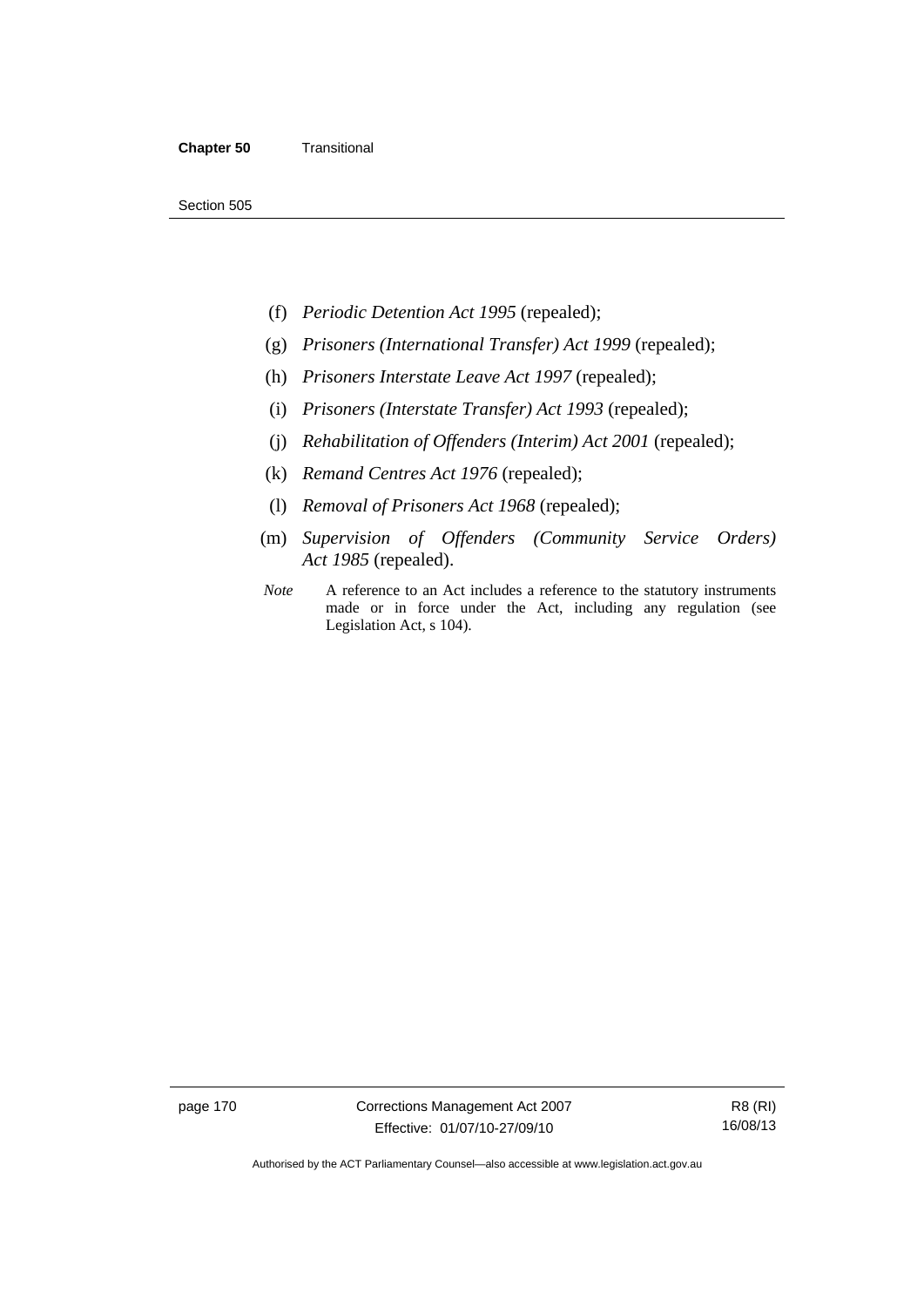(f) *Periodic Detention Act 1995* (repealed);

(g) *Prisoners (International Transfer) Act 1999* (repealed);

(h) *Prisoners Interstate Leave Act 1997* (repealed);

(i) *Prisoners (Interstate Transfer) Act 1993* (repealed);

(j) *Rehabilitation of Offenders (Interim) Act 2001* (repealed);

(k) *Remand Centres Act 1976* (repealed);

(l) *Removal of Prisoners Act 1968* (repealed);

(m) *Supervision of Offenders (Community Service Orders) Act 1985* (repealed).

*Note* A reference to an Act includes a reference to the statutory instruments made or in force under the Act, including any regulation (see Legislation Act, s 104).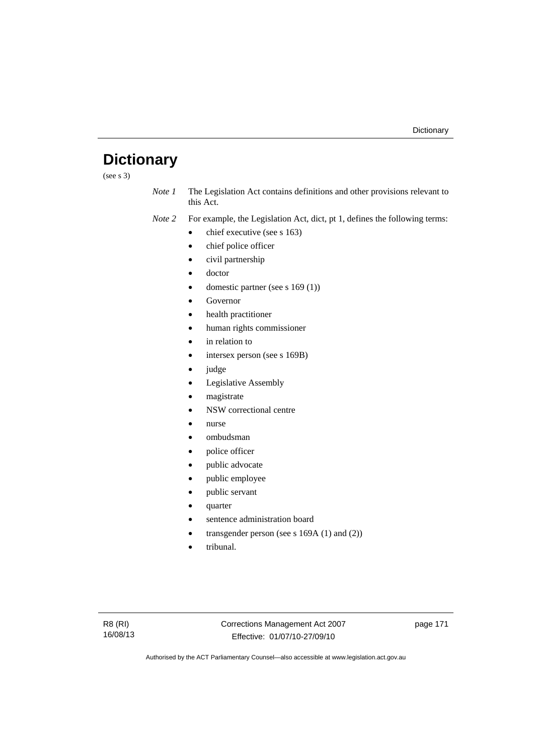# Dictionary

(see s 3)

*Note 1* The Legislation Act contains definitions and other provisions relevant to this Act.

*Note 2* For example, the Legislation Act, dict, pt 1, defines the following terms:

- chief executive (see s 163)
- chief police officer
- civil partnership
- doctor
- domestic partner (see s 169 (1))
- Governor
- health practitioner
- human rights commissioner
- in relation to
- intersex person (see s 169B)
- judge
- Legislative Assembly
- magistrate
- NSW correctional centre
- nurse
- ombudsman
- police officer
- public advocate
- public employee
- public servant
- quarter
- sentence administration board
- transgender person (see s 169A (1) and (2))
- tribunal.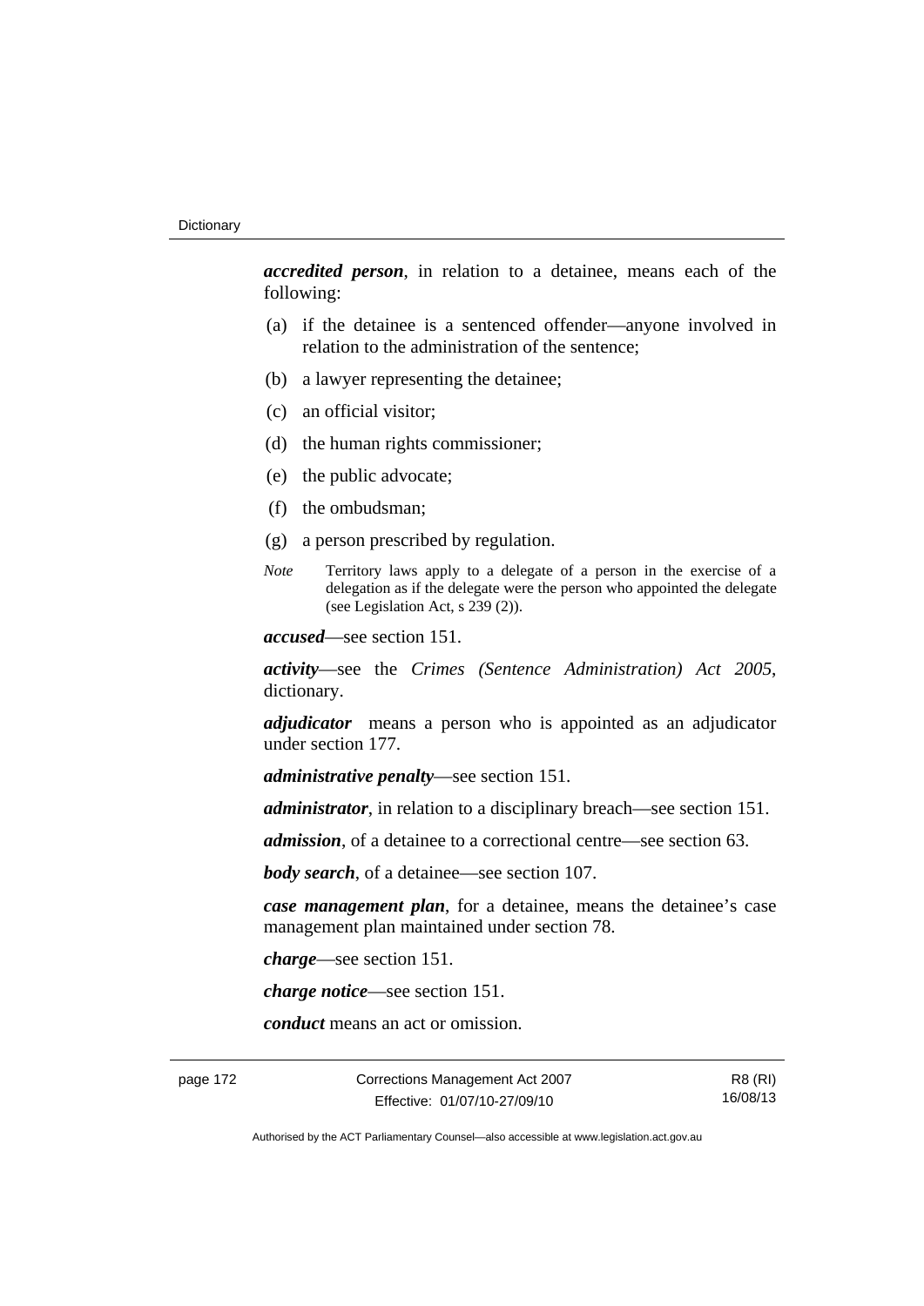***accredited person***, in relation to a detainee, means each of the following:

(a) if the detainee is a sentenced offender—anyone involved in relation to the administration of the sentence;

(b) a lawyer representing the detainee;

(c) an official visitor;

(d) the human rights commissioner;

(e) the public advocate;

(f) the ombudsman;

(g) a person prescribed by regulation.

*Note* Territory laws apply to a delegate of a person in the exercise of a delegation as if the delegate were the person who appointed the delegate (see Legislation Act, s 239 (2)).

***accused***—see section 151.

***activity***—see the *Crimes (Sentence Administration) Act 2005*, dictionary.

***adjudicator*** means a person who is appointed as an adjudicator under section 177.

***administrative penalty***—see section 151.

***administrator***, in relation to a disciplinary breach—see section 151.

***admission***, of a detainee to a correctional centre—see section 63.

***body search***, of a detainee—see section 107.

***case management plan***, for a detainee, means the detainee's case management plan maintained under section 78.

***charge***—see section 151.

***charge notice***—see section 151.

***conduct*** means an act or omission.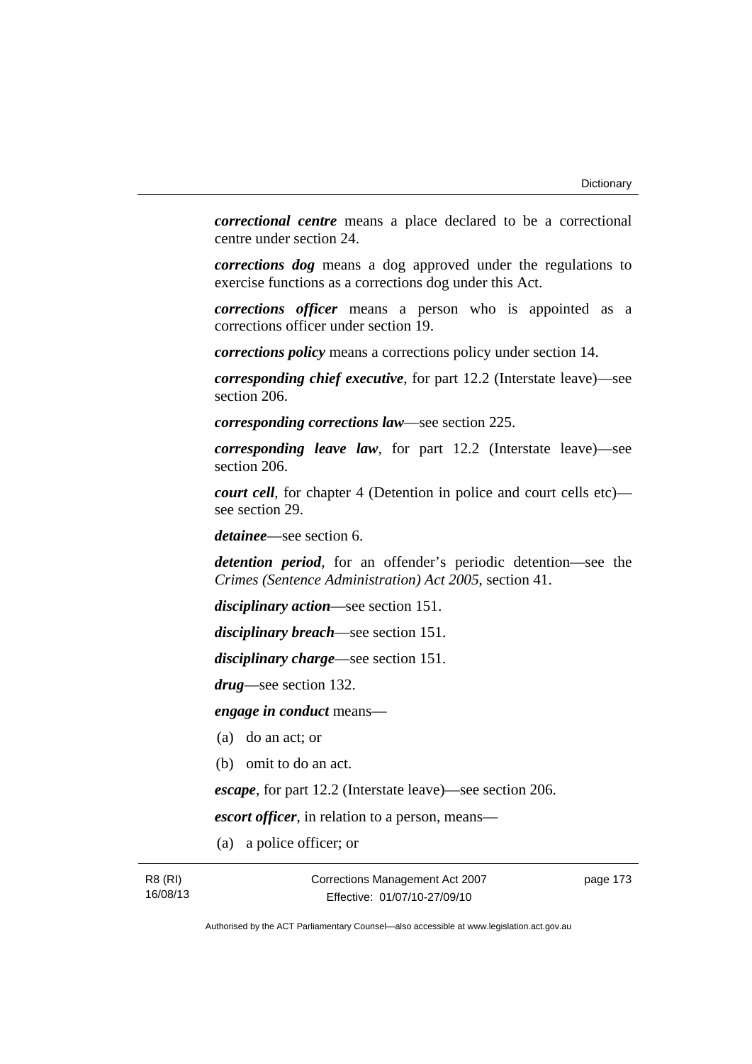***correctional centre*** means a place declared to be a correctional centre under section 24.

***corrections dog*** means a dog approved under the regulations to exercise functions as a corrections dog under this Act.

***corrections officer*** means a person who is appointed as a corrections officer under section 19.

***corrections policy*** means a corrections policy under section 14.

***corresponding chief executive***, for part 12.2 (Interstate leave)—see section 206.

***corresponding corrections law***—see section 225.

***corresponding leave law***, for part 12.2 (Interstate leave)—see section 206.

***court cell***, for chapter 4 (Detention in police and court cells etc)—see section 29.

***detainee***—see section 6.

***detention period***, for an offender's periodic detention—see the *Crimes (Sentence Administration) Act 2005*, section 41.

***disciplinary action***—see section 151.

***disciplinary breach***—see section 151.

***disciplinary charge***—see section 151.

***drug***—see section 132.

***engage in conduct*** means—

(a) do an act; or

(b) omit to do an act.

***escape***, for part 12.2 (Interstate leave)—see section 206.

***escort officer***, in relation to a person, means—

(a) a police officer; or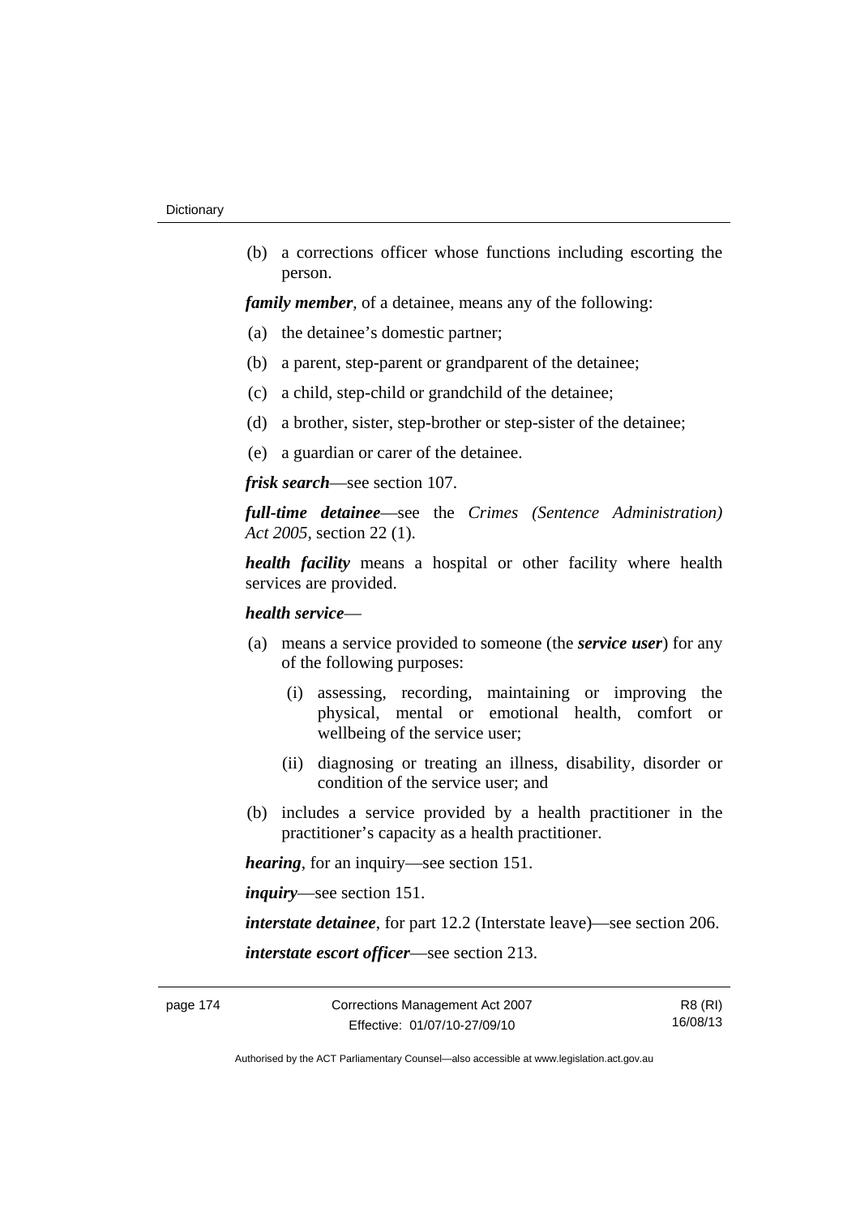(b) a corrections officer whose functions including escorting the person.

***family member***, of a detainee, means any of the following:

(a) the detainee's domestic partner;

(b) a parent, step-parent or grandparent of the detainee;

(c) a child, step-child or grandchild of the detainee;

(d) a brother, sister, step-brother or step-sister of the detainee;

(e) a guardian or carer of the detainee.

***frisk search***—see section 107.

***full-time detainee***—see the *Crimes (Sentence Administration) Act 2005*, section 22 (1).

***health facility*** means a hospital or other facility where health services are provided.

***health service***—

(a) means a service provided to someone (the ***service user***) for any of the following purposes:

  (i) assessing, recording, maintaining or improving the physical, mental or emotional health, comfort or wellbeing of the service user;

  (ii) diagnosing or treating an illness, disability, disorder or condition of the service user; and

(b) includes a service provided by a health practitioner in the practitioner's capacity as a health practitioner.

***hearing***, for an inquiry—see section 151.

***inquiry***—see section 151.

***interstate detainee***, for part 12.2 (Interstate leave)—see section 206.

***interstate escort officer***—see section 213.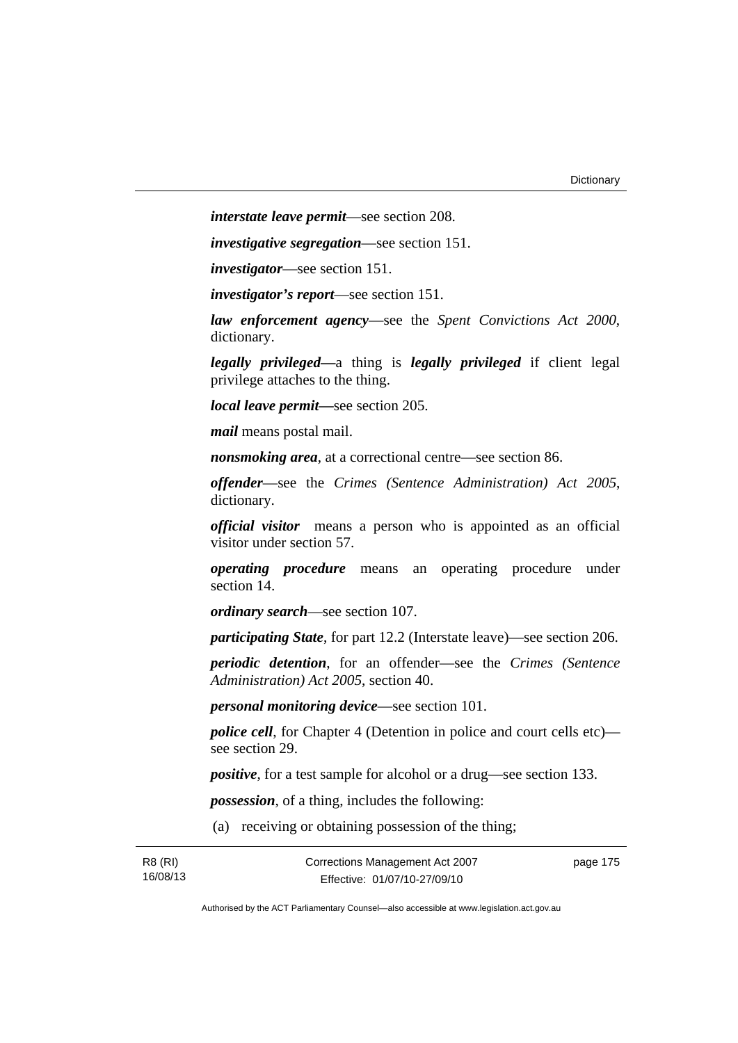***interstate leave permit***—see section 208.

***investigative segregation***—see section 151.

***investigator***—see section 151.

***investigator's report***—see section 151.

***law enforcement agency***—see the *Spent Convictions Act 2000*, dictionary.

***legally privileged—***a thing is ***legally privileged*** if client legal privilege attaches to the thing.

***local leave permit—***see section 205.

***mail*** means postal mail.

***nonsmoking area***, at a correctional centre—see section 86.

***offender***—see the *Crimes (Sentence Administration) Act 2005*, dictionary.

***official visitor*** means a person who is appointed as an official visitor under section 57.

***operating procedure*** means an operating procedure under section 14.

***ordinary search***—see section 107.

***participating State***, for part 12.2 (Interstate leave)—see section 206.

***periodic detention***, for an offender—see the *Crimes (Sentence Administration) Act 2005*, section 40.

***personal monitoring device***—see section 101.

***police cell***, for Chapter 4 (Detention in police and court cells etc)—see section 29.

***positive***, for a test sample for alcohol or a drug—see section 133.

***possession***, of a thing, includes the following:

(a) receiving or obtaining possession of the thing;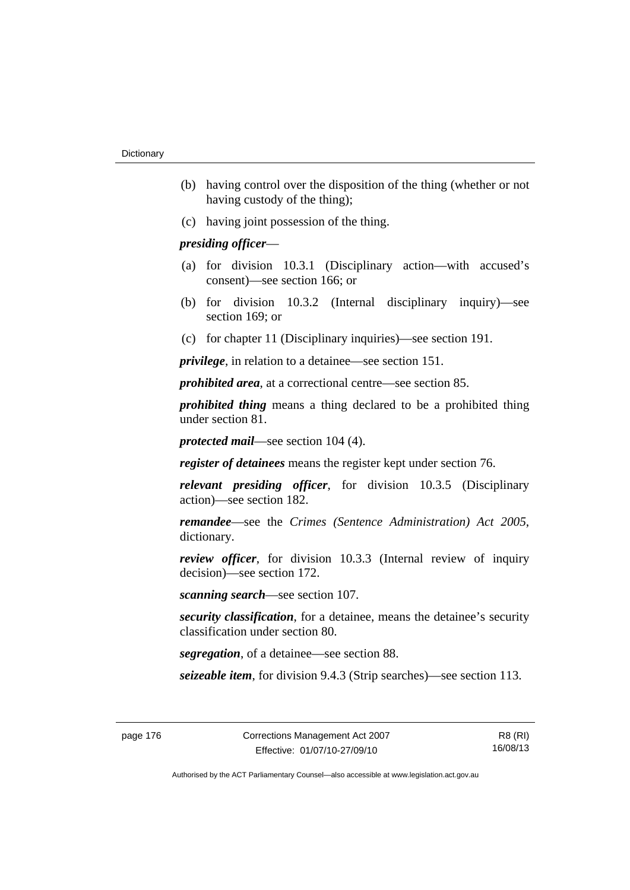(b) having control over the disposition of the thing (whether or not having custody of the thing);

(c) having joint possession of the thing.

***presiding officer***—

(a) for division 10.3.1 (Disciplinary action—with accused's consent)—see section 166; or

(b) for division 10.3.2 (Internal disciplinary inquiry)—see section 169; or

(c) for chapter 11 (Disciplinary inquiries)—see section 191.

***privilege***, in relation to a detainee—see section 151.

***prohibited area***, at a correctional centre—see section 85.

***prohibited thing*** means a thing declared to be a prohibited thing under section 81.

***protected mail***—see section 104 (4).

***register of detainees*** means the register kept under section 76.

***relevant presiding officer***, for division 10.3.5 (Disciplinary action)—see section 182.

***remandee***—see the *Crimes (Sentence Administration) Act 2005*, dictionary.

***review officer***, for division 10.3.3 (Internal review of inquiry decision)—see section 172.

***scanning search***—see section 107.

***security classification***, for a detainee, means the detainee's security classification under section 80.

***segregation***, of a detainee—see section 88.

***seizeable item***, for division 9.4.3 (Strip searches)—see section 113.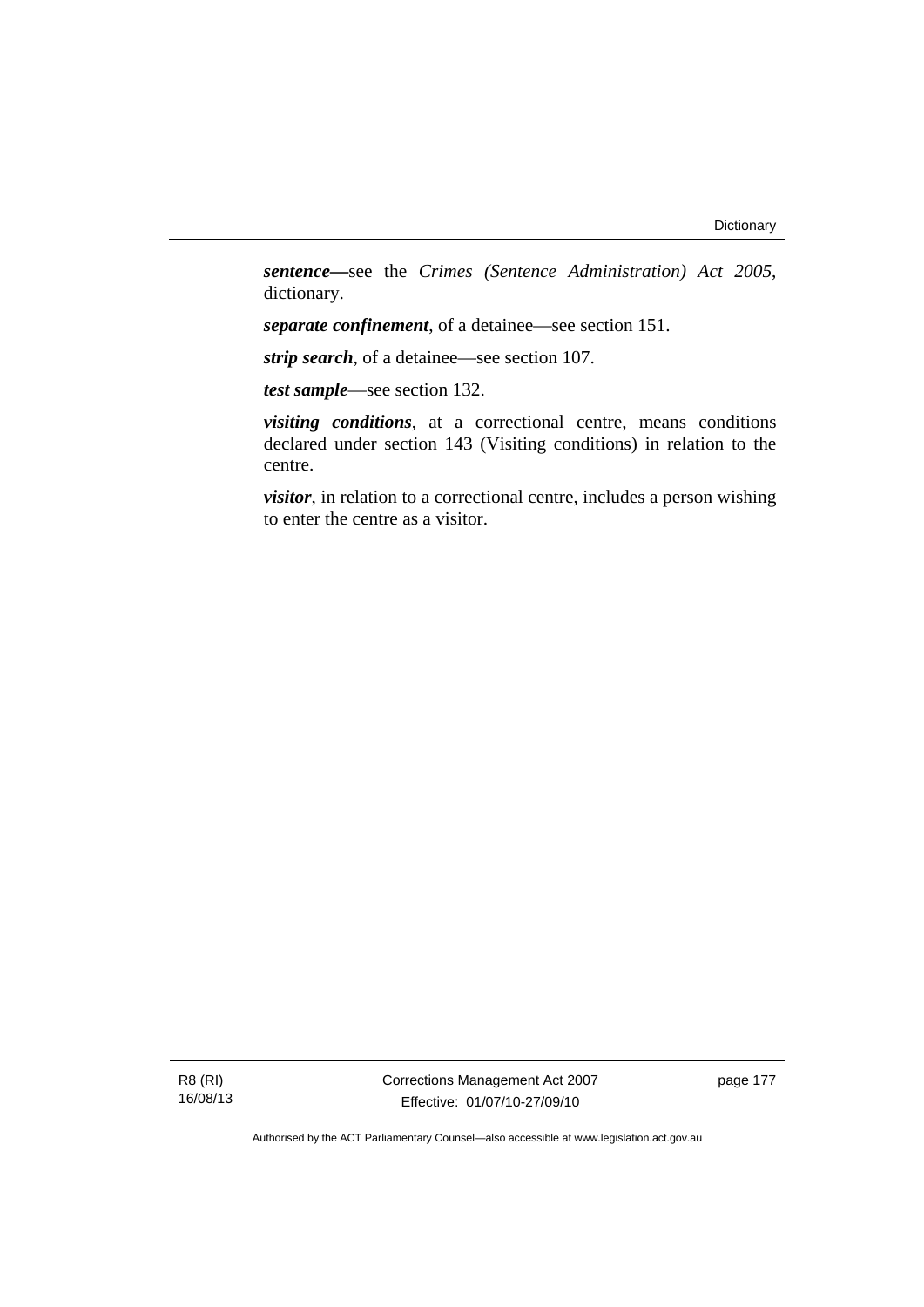***sentence***—see the *Crimes (Sentence Administration) Act 2005*, dictionary.

***separate confinement***, of a detainee—see section 151.

***strip search***, of a detainee—see section 107.

***test sample***—see section 132.

***visiting conditions***, at a correctional centre, means conditions declared under section 143 (Visiting conditions) in relation to the centre.

***visitor***, in relation to a correctional centre, includes a person wishing to enter the centre as a visitor.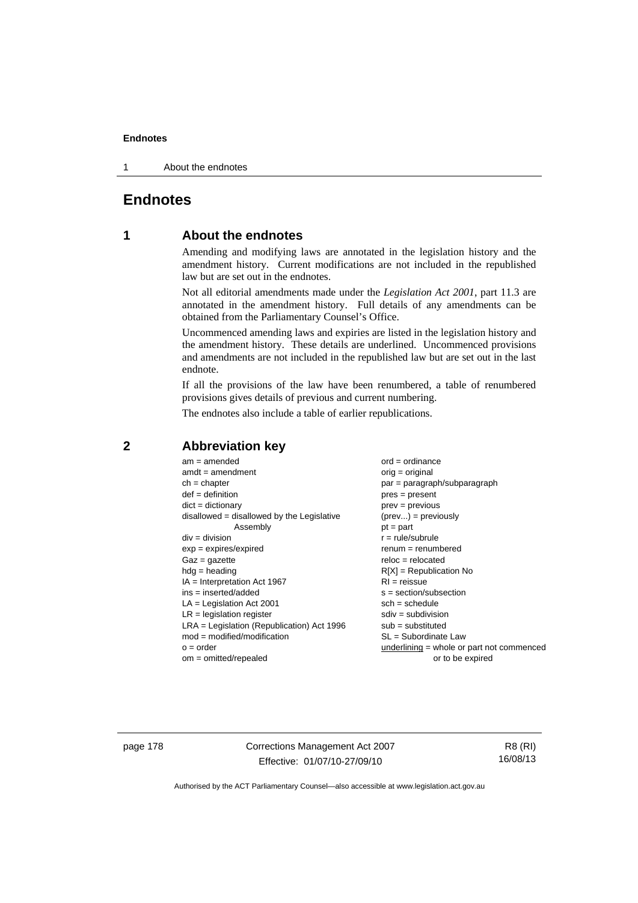# Endnotes

## 1 About the endnotes

Amending and modifying laws are annotated in the legislation history and the amendment history. Current modifications are not included in the republished law but are set out in the endnotes.

Not all editorial amendments made under the *Legislation Act 2001*, part 11.3 are annotated in the amendment history. Full details of any amendments can be obtained from the Parliamentary Counsel's Office.

Uncommenced amending laws and expiries are listed in the legislation history and the amendment history. These details are underlined. Uncommenced provisions and amendments are not included in the republished law but are set out in the last endnote.

If all the provisions of the law have been renumbered, a table of renumbered provisions gives details of previous and current numbering.

The endnotes also include a table of earlier republications.

## 2 Abbreviation key

am = amended
amdt = amendment
ch = chapter
def = definition
dict = dictionary
disallowed = disallowed by the Legislative Assembly
div = division
exp = expires/expired
Gaz = gazette
hdg = heading
IA = Interpretation Act 1967
ins = inserted/added
LA = Legislation Act 2001
LR = legislation register
LRA = Legislation (Republication) Act 1996
mod = modified/modification
o = order
om = omitted/repealed
ord = ordinance
orig = original
par = paragraph/subparagraph
pres = present
prev = previous
(prev...) = previously
pt = part
r = rule/subrule
renum = renumbered
reloc = relocated
R[X] = Republication No
RI = reissue
s = section/subsection
sch = schedule
sdiv = subdivision
sub = substituted
SL = Subordinate Law
<u>underlining</u> = whole or part not commenced or to be expired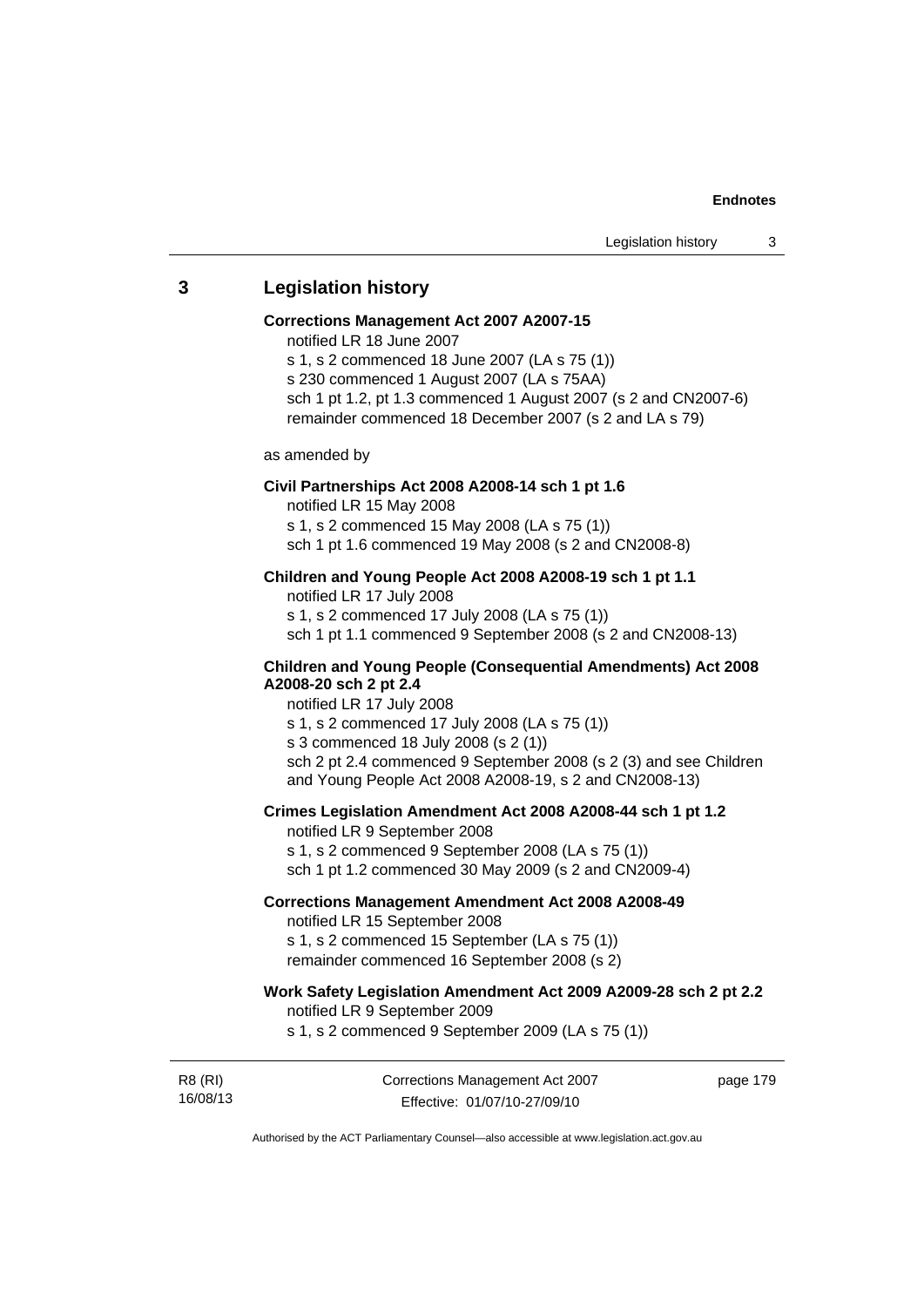## 3 Legislation history

**Corrections Management Act 2007 A2007-15**

notified LR 18 June 2007
s 1, s 2 commenced 18 June 2007 (LA s 75 (1))
s 230 commenced 1 August 2007 (LA s 75AA)
sch 1 pt 1.2, pt 1.3 commenced 1 August 2007 (s 2 and CN2007-6)
remainder commenced 18 December 2007 (s 2 and LA s 79)

as amended by

**Civil Partnerships Act 2008 A2008-14 sch 1 pt 1.6**

notified LR 15 May 2008
s 1, s 2 commenced 15 May 2008 (LA s 75 (1))
sch 1 pt 1.6 commenced 19 May 2008 (s 2 and CN2008-8)

**Children and Young People Act 2008 A2008-19 sch 1 pt 1.1**

notified LR 17 July 2008
s 1, s 2 commenced 17 July 2008 (LA s 75 (1))
sch 1 pt 1.1 commenced 9 September 2008 (s 2 and CN2008-13)

**Children and Young People (Consequential Amendments) Act 2008 A2008-20 sch 2 pt 2.4**

notified LR 17 July 2008
s 1, s 2 commenced 17 July 2008 (LA s 75 (1))
s 3 commenced 18 July 2008 (s 2 (1))
sch 2 pt 2.4 commenced 9 September 2008 (s 2 (3) and see Children and Young People Act 2008 A2008-19, s 2 and CN2008-13)

**Crimes Legislation Amendment Act 2008 A2008-44 sch 1 pt 1.2**

notified LR 9 September 2008
s 1, s 2 commenced 9 September 2008 (LA s 75 (1))
sch 1 pt 1.2 commenced 30 May 2009 (s 2 and CN2009-4)

**Corrections Management Amendment Act 2008 A2008-49**

notified LR 15 September 2008
s 1, s 2 commenced 15 September (LA s 75 (1))
remainder commenced 16 September 2008 (s 2)

**Work Safety Legislation Amendment Act 2009 A2009-28 sch 2 pt 2.2**

notified LR 9 September 2009
s 1, s 2 commenced 9 September 2009 (LA s 75 (1))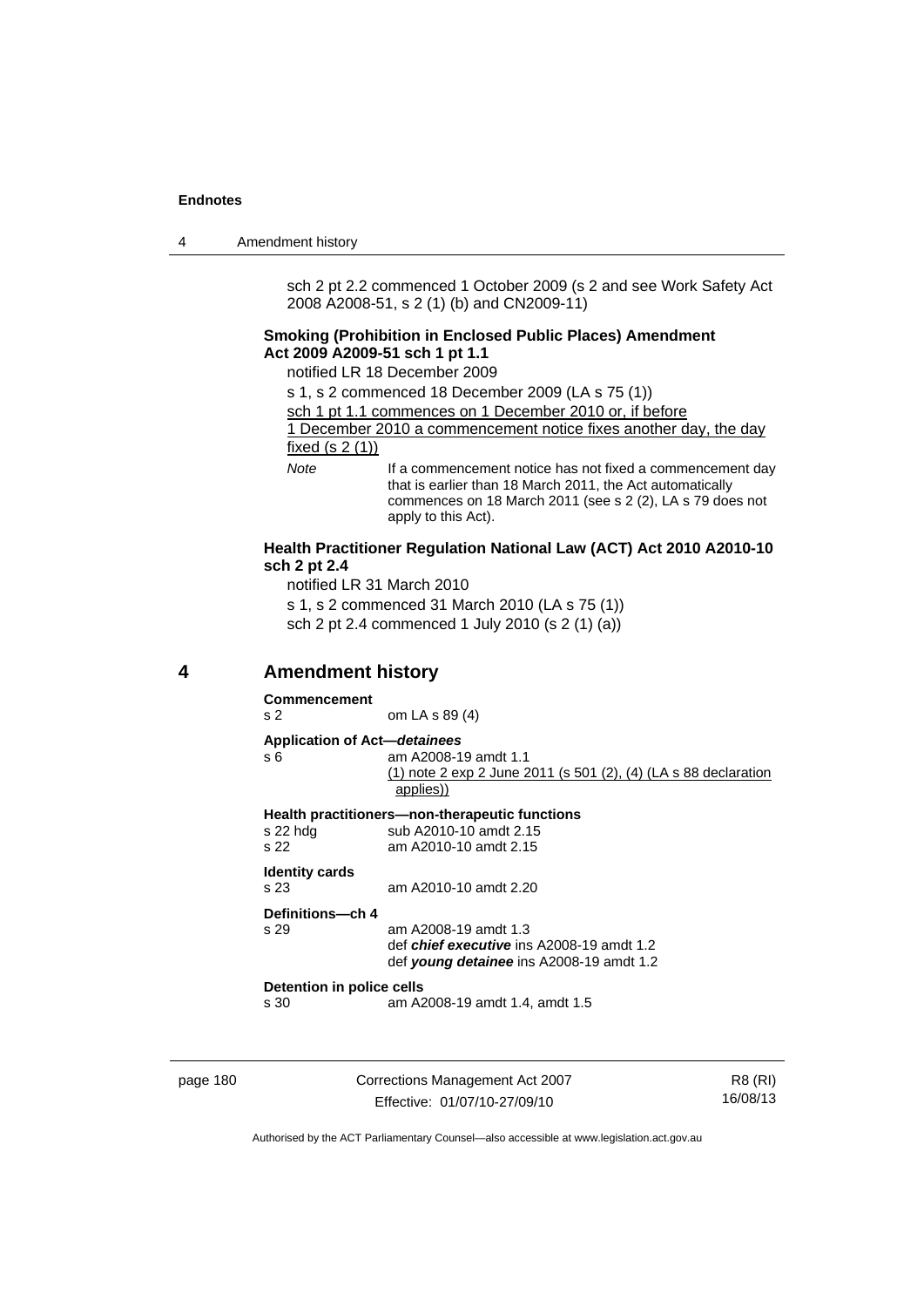sch 2 pt 2.2 commenced 1 October 2009 (s 2 and see Work Safety Act 2008 A2008-51, s 2 (1) (b) and CN2009-11)

**Smoking (Prohibition in Enclosed Public Places) Amendment Act 2009 A2009-51 sch 1 pt 1.1**

notified LR 18 December 2009

s 1, s 2 commenced 18 December 2009 (LA s 75 (1))

sch 1 pt 1.1 commences on 1 December 2010 or, if before 1 December 2010 a commencement notice fixes another day, the day fixed (s 2 (1))

*Note* If a commencement notice has not fixed a commencement day that is earlier than 18 March 2011, the Act automatically commences on 18 March 2011 (see s 2 (2), LA s 79 does not apply to this Act).

**Health Practitioner Regulation National Law (ACT) Act 2010 A2010-10 sch 2 pt 2.4**

notified LR 31 March 2010

s 1, s 2 commenced 31 March 2010 (LA s 75 (1))

sch 2 pt 2.4 commenced 1 July 2010 (s 2 (1) (a))

# 4 Amendment history

**Commencement**

s 2 om LA s 89 (4)

**Application of Act—*detainees***

s 6 am A2008-19 amdt 1.1
(1) note 2 exp 2 June 2011 (s 501 (2), (4) (LA s 88 declaration applies))

**Health practitioners—non-therapeutic functions**

s 22 hdg sub A2010-10 amdt 2.15
s 22 am A2010-10 amdt 2.15

**Identity cards**

s 23 am A2010-10 amdt 2.20

**Definitions—ch 4**

s 29 am A2008-19 amdt 1.3
def ***chief executive*** ins A2008-19 amdt 1.2
def ***young detainee*** ins A2008-19 amdt 1.2

**Detention in police cells**

s 30 am A2008-19 amdt 1.4, amdt 1.5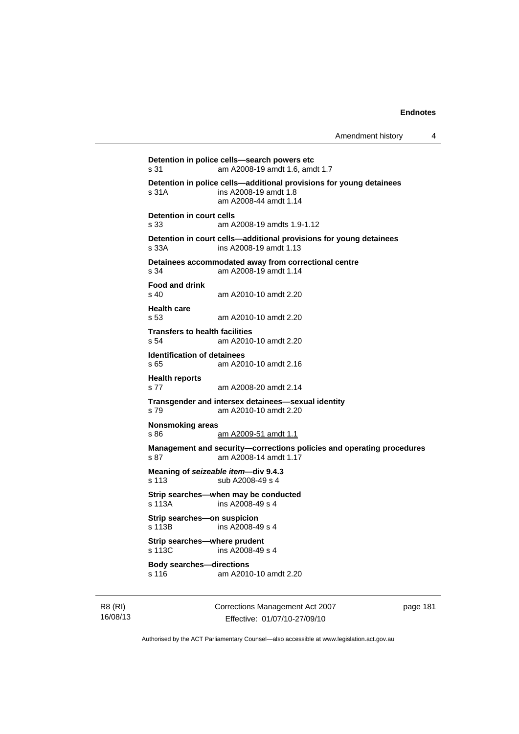**Detention in police cells—search powers etc**
s 31 am A2008-19 amdt 1.6, amdt 1.7

**Detention in police cells—additional provisions for young detainees**
s 31A ins A2008-19 amdt 1.8
am A2008-44 amdt 1.14

**Detention in court cells**
s 33 am A2008-19 amdts 1.9-1.12

**Detention in court cells—additional provisions for young detainees**
s 33A ins A2008-19 amdt 1.13

**Detainees accommodated away from correctional centre**
s 34 am A2008-19 amdt 1.14

**Food and drink**
s 40 am A2010-10 amdt 2.20

**Health care**
s 53 am A2010-10 amdt 2.20

**Transfers to health facilities**
s 54 am A2010-10 amdt 2.20

**Identification of detainees**
s 65 am A2010-10 amdt 2.16

**Health reports**
s 77 am A2008-20 amdt 2.14

**Transgender and intersex detainees—sexual identity**
s 79 am A2010-10 amdt 2.20

**Nonsmoking areas**
s 86 am A2009-51 amdt 1.1

**Management and security—corrections policies and operating procedures**
s 87 am A2008-14 amdt 1.17

**Meaning of *seizeable item*—div 9.4.3**
s 113 sub A2008-49 s 4

**Strip searches—when may be conducted**
s 113A ins A2008-49 s 4

**Strip searches—on suspicion**
s 113B ins A2008-49 s 4

**Strip searches—where prudent**
s 113C ins A2008-49 s 4

**Body searches—directions**
s 116 am A2010-10 amdt 2.20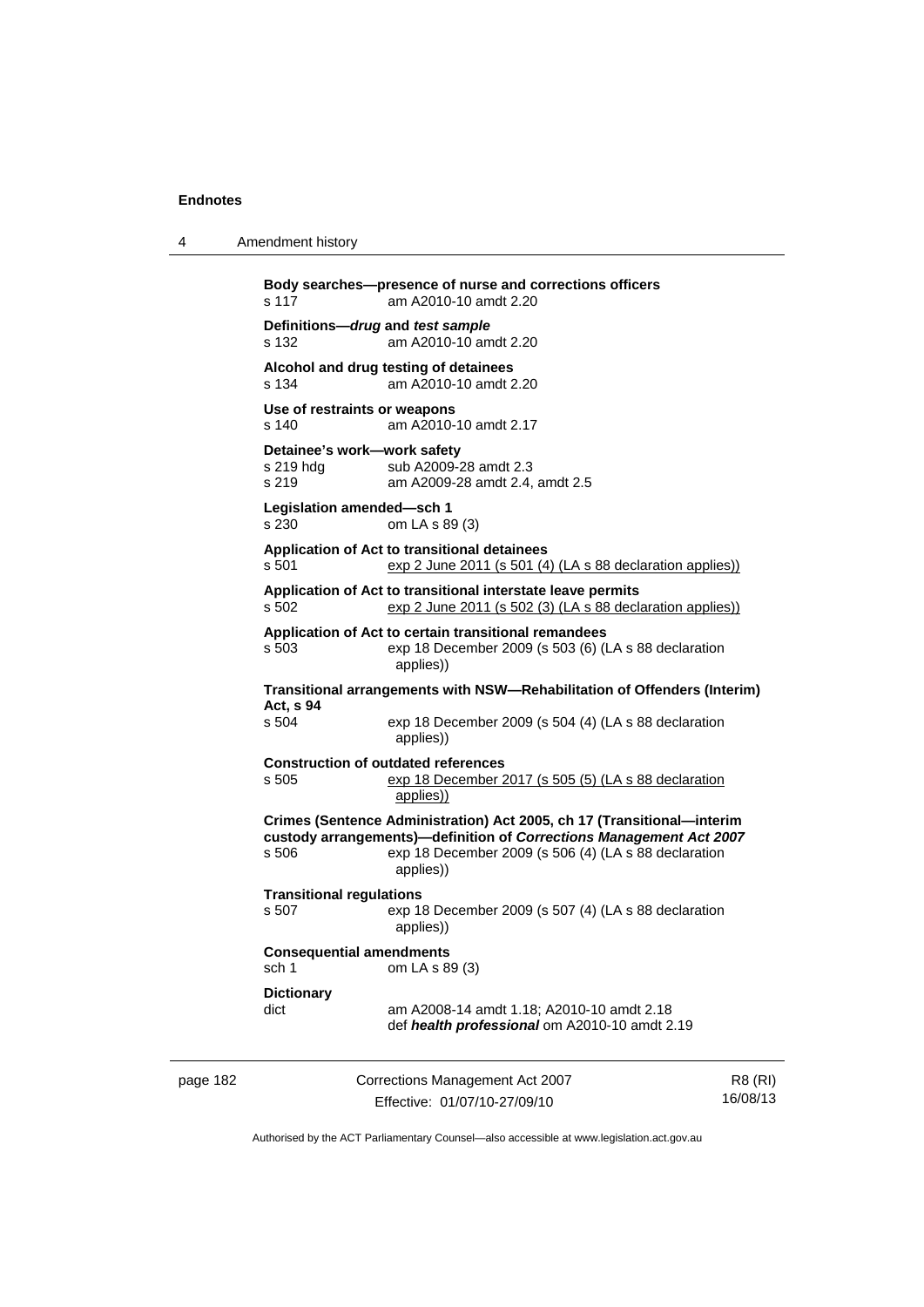**Body searches—presence of nurse and corrections officers**
s 117 am A2010-10 amdt 2.20

**Definitions—*drug* and *test sample***
s 132 am A2010-10 amdt 2.20

**Alcohol and drug testing of detainees**
s 134 am A2010-10 amdt 2.20

**Use of restraints or weapons**
s 140 am A2010-10 amdt 2.17

**Detainee's work—work safety**
s 219 hdg sub A2009-28 amdt 2.3
s 219 am A2009-28 amdt 2.4, amdt 2.5

**Legislation amended—sch 1**
s 230 om LA s 89 (3)

**Application of Act to transitional detainees**
s 501 exp 2 June 2011 (s 501 (4) (LA s 88 declaration applies))

**Application of Act to transitional interstate leave permits**
s 502 exp 2 June 2011 (s 502 (3) (LA s 88 declaration applies))

**Application of Act to certain transitional remandees**
s 503 exp 18 December 2009 (s 503 (6) (LA s 88 declaration applies))

**Transitional arrangements with NSW—Rehabilitation of Offenders (Interim) Act, s 94**
s 504 exp 18 December 2009 (s 504 (4) (LA s 88 declaration applies))

**Construction of outdated references**
s 505 exp 18 December 2017 (s 505 (5) (LA s 88 declaration applies))

**Crimes (Sentence Administration) Act 2005, ch 17 (Transitional—interim custody arrangements)—definition of *Corrections Management Act 2007***
s 506 exp 18 December 2009 (s 506 (4) (LA s 88 declaration applies))

**Transitional regulations**
s 507 exp 18 December 2009 (s 507 (4) (LA s 88 declaration applies))

**Consequential amendments**
sch 1 om LA s 89 (3)

**Dictionary**
dict am A2008-14 amdt 1.18; A2010-10 amdt 2.18
def ***health professional*** om A2010-10 amdt 2.19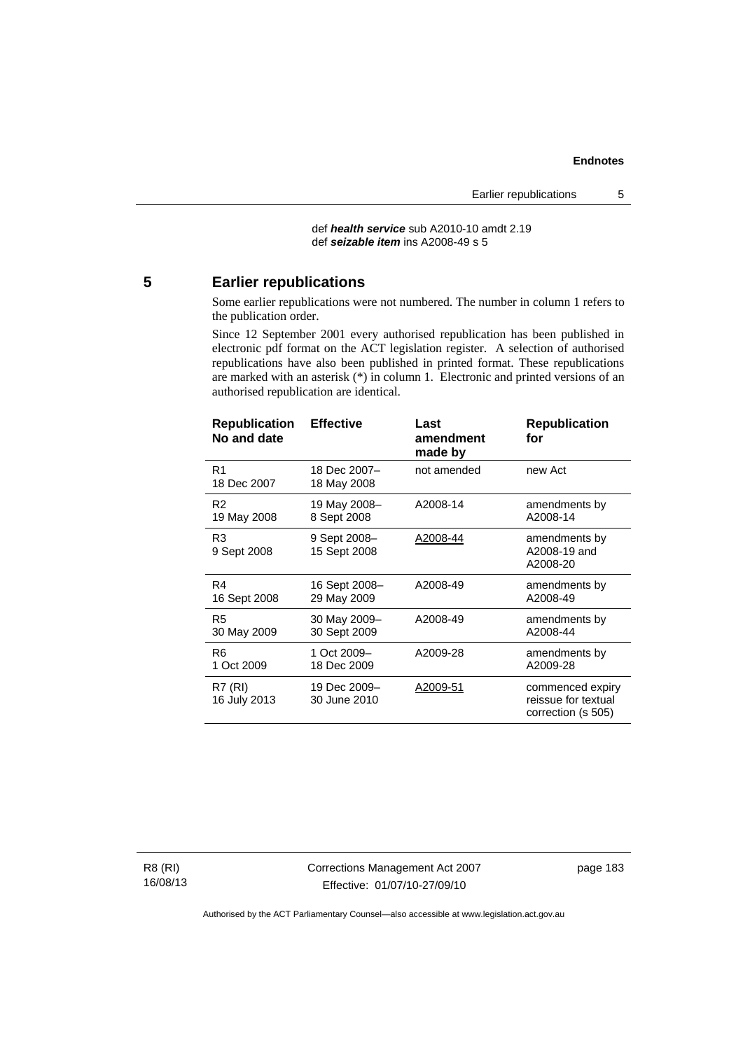def ***health service*** sub A2010-10 amdt 2.19
def ***seizable item*** ins A2008-49 s 5

## 5 Earlier republications

Some earlier republications were not numbered. The number in column 1 refers to the publication order.

Since 12 September 2001 every authorised republication has been published in electronic pdf format on the ACT legislation register. A selection of authorised republications have also been published in printed format. These republications are marked with an asterisk (*) in column 1. Electronic and printed versions of an authorised republication are identical.

| Republication No and date | Effective | Last amendment made by | Republication for |
|---|---|---|---|
| R1 18 Dec 2007 | 18 Dec 2007– 18 May 2008 | not amended | new Act |
| R2 19 May 2008 | 19 May 2008– 8 Sept 2008 | A2008-14 | amendments by A2008-14 |
| R3 9 Sept 2008 | 9 Sept 2008– 15 Sept 2008 | A2008-44 | amendments by A2008-19 and A2008-20 |
| R4 16 Sept 2008 | 16 Sept 2008– 29 May 2009 | A2008-49 | amendments by A2008-49 |
| R5 30 May 2009 | 30 May 2009– 30 Sept 2009 | A2008-49 | amendments by A2008-44 |
| R6 1 Oct 2009 | 1 Oct 2009– 18 Dec 2009 | A2009-28 | amendments by A2009-28 |
| R7 (RI) 16 July 2013 | 19 Dec 2009– 30 June 2010 | A2009-51 | commenced expiry reissue for textual correction (s 505) |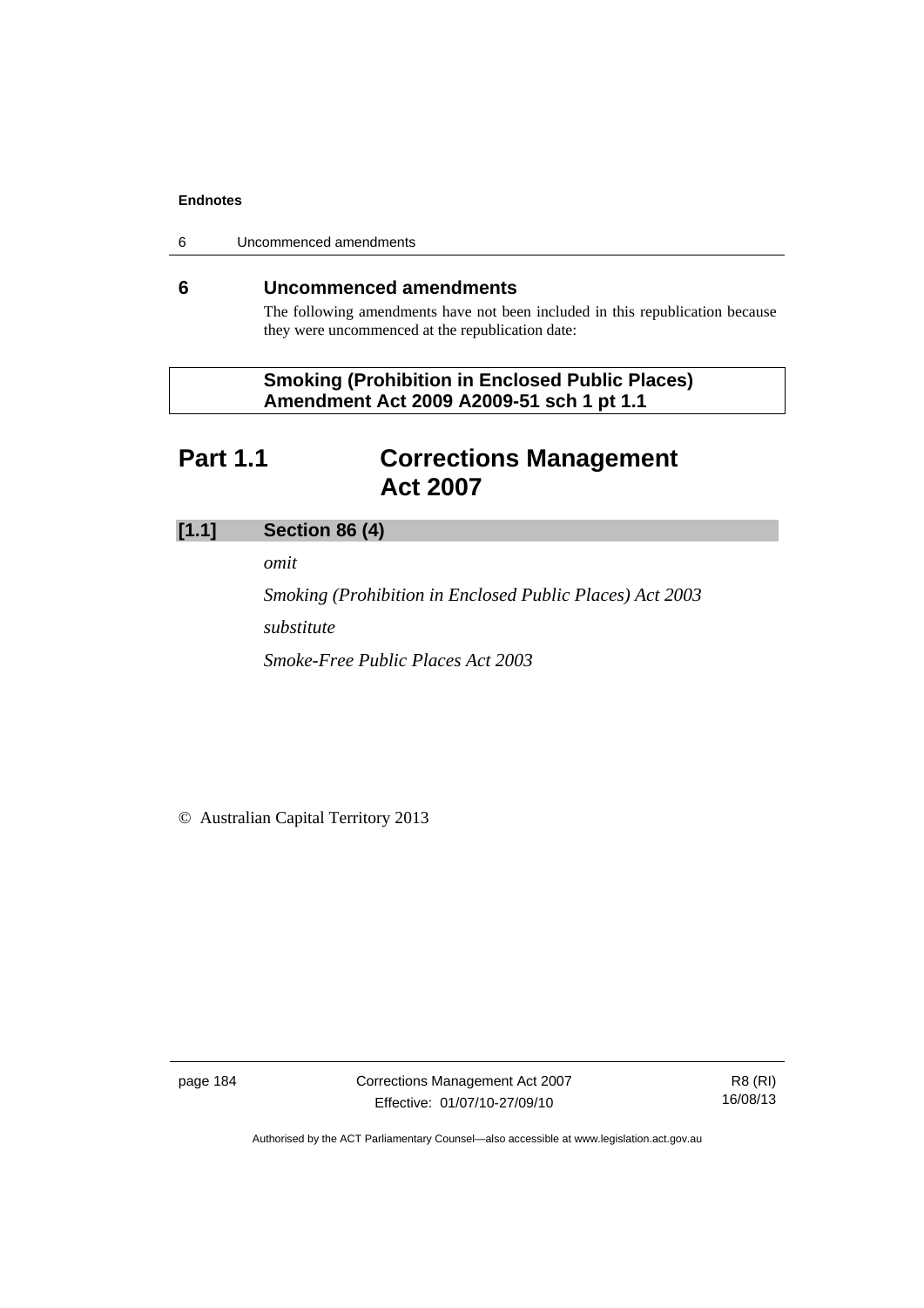## 6 Uncommenced amendments

The following amendments have not been included in this republication because they were uncommenced at the republication date:

**Smoking (Prohibition in Enclosed Public Places) Amendment Act 2009 A2009-51 sch 1 pt 1.1**

# Part 1.1 Corrections Management Act 2007

### [1.1] Section 86 (4)

*omit*

*Smoking (Prohibition in Enclosed Public Places) Act 2003*

*substitute*

*Smoke-Free Public Places Act 2003*

© Australian Capital Territory 2013